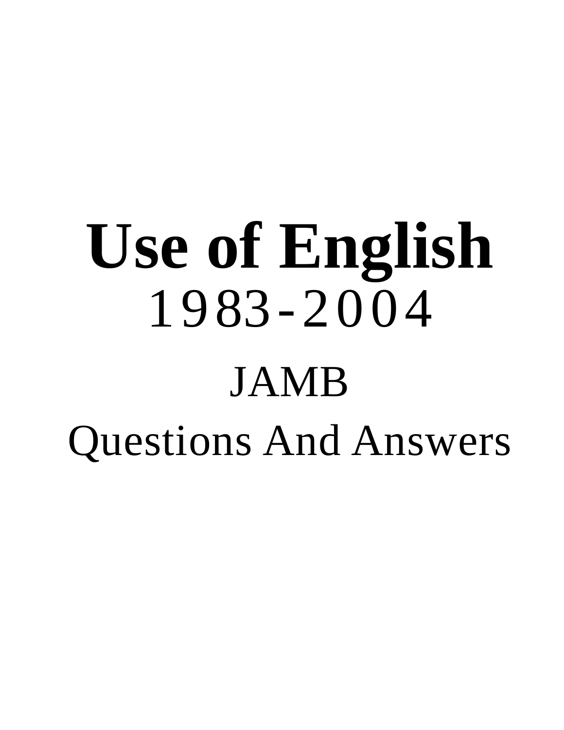# Use of English

1983-2004

JAMB

Questions And Answers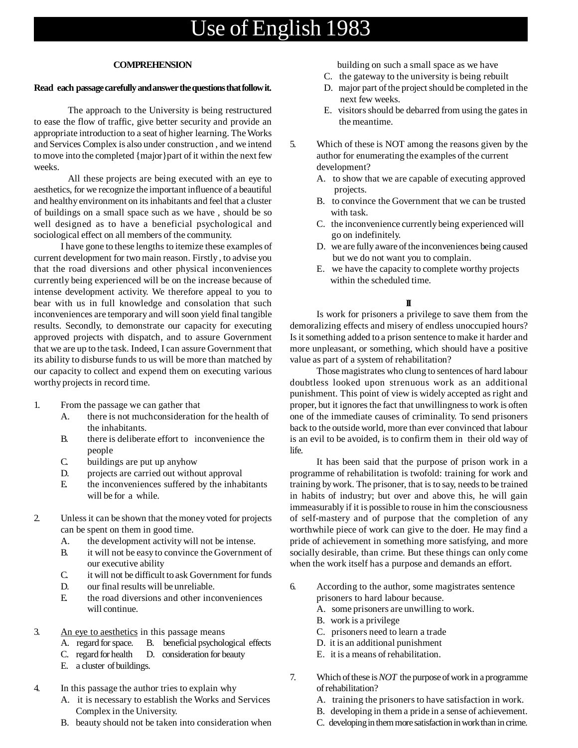# Use of English 1983

## COMPREHENSION

**Read each passage carefully and answer the questions that follow it.**

The approach to the University is being restructured to ease the flow of traffic, give better security and provide an appropriate introduction to a seat of higher learning. The Works and Services Complex is also under construction , and we intend to move into the completed {major}part of it within the next few weeks.

All these projects are being executed with an eye to aesthetics, for we recognize the important influence of a beautiful and healthy environment on its inhabitants and feel that a cluster of buildings on a small space such as we have , should be so well designed as to have a beneficial psychological and sociological effect on all members of the community.

I have gone to these lengths to itemize these examples of current development for two main reason. Firstly , to advise you that the road diversions and other physical inconveniences currently being experienced will be on the increase because of intense development activity. We therefore appeal to you to bear with us in full knowledge and consolation that such inconveniences are temporary and will soon yield final tangible results. Secondly, to demonstrate our capacity for executing approved projects with dispatch, and to assure Government that we are up to the task. Indeed, I can assure Government that its ability to disburse funds to us will be more than matched by our capacity to collect and expend them on executing various worthy projects in record time.

1. From the passage we can gather that
   - A. there is not muchconsideration for the health of the inhabitants.
   - B. there is deliberate effort to inconvenience the people
   - C. buildings are put up anyhow
   - D. projects are carried out without approval
   - E. the inconveniences suffered by the inhabitants will be for a while.

2. Unless it can be shown that the money voted for projects can be spent on them in good time.
   - A. the development activity will not be intense.
   - B. it will not be easy to convince the Government of our executive ability
   - C. it will not be difficult to ask Government for funds
   - D. our final results will be unreliable.
   - E. the road diversions and other inconveniences will continue.

3. <u>An eye to aesthetics</u> in this passage means
   - A. regard for space.
   - B. beneficial psychological effects
   - C. regard for health
   - D. consideration for beauty
   - E. a cluster of buildings.

4. In this passage the author tries to explain why
   - A. it is necessary to establish the Works and Services Complex in the University.
   - B. beauty should not be taken into consideration when building on such a small space as we have
   - C. the gateway to the university is being rebuilt
   - D. major part of the project should be completed in the next few weeks.
   - E. visitors should be debarred from using the gates in the meantime.

5. Which of these is NOT among the reasons given by the author for enumerating the examples of the current development?
   - A. to show that we are capable of executing approved projects.
   - B. to convince the Government that we can be trusted with task.
   - C. the inconvenience currently being experienced will go on indefinitely.
   - D. we are fully aware of the inconveniences being caused but we do not want you to complain.
   - E. we have the capacity to complete worthy projects within the scheduled time.

## II

Is work for prisoners a privilege to save them from the demoralizing effects and misery of endless unoccupied hours? Is it something added to a prison sentence to make it harder and more unpleasant, or something, which should have a positive value as part of a system of rehabilitation?

Those magistrates who clung to sentences of hard labour doubtless looked upon strenuous work as an additional punishment. This point of view is widely accepted as right and proper, but it ignores the fact that unwillingness to work is often one of the immediate causes of criminality. To send prisoners back to the outside world, more than ever convinced that labour is an evil to be avoided, is to confirm them in their old way of life.

It has been said that the purpose of prison work in a programme of rehabilitation is twofold: training for work and training by work. The prisoner, that is to say, needs to be trained in habits of industry; but over and above this, he will gain immeasurably if it is possible to rouse in him the consciousness of self-mastery and of purpose that the completion of any worthwhile piece of work can give to the doer. He may find a pride of achievement in something more satisfying, and more socially desirable, than crime. But these things can only come when the work itself has a purpose and demands an effort.

6. According to the author, some magistrates sentence prisoners to hard labour because.
   - A. some prisoners are unwilling to work.
   - B. work is a privilege
   - C. prisoners need to learn a trade
   - D. it is an additional punishment
   - E. it is a means of rehabilitation.

7. Which of these is *NOT* the purpose of work in a programme of rehabilitation?
   - A. training the prisoners to have satisfaction in work.
   - B. developing in them a pride in a sense of achievement.
   - C. developing in them more satisfaction in work than in crime.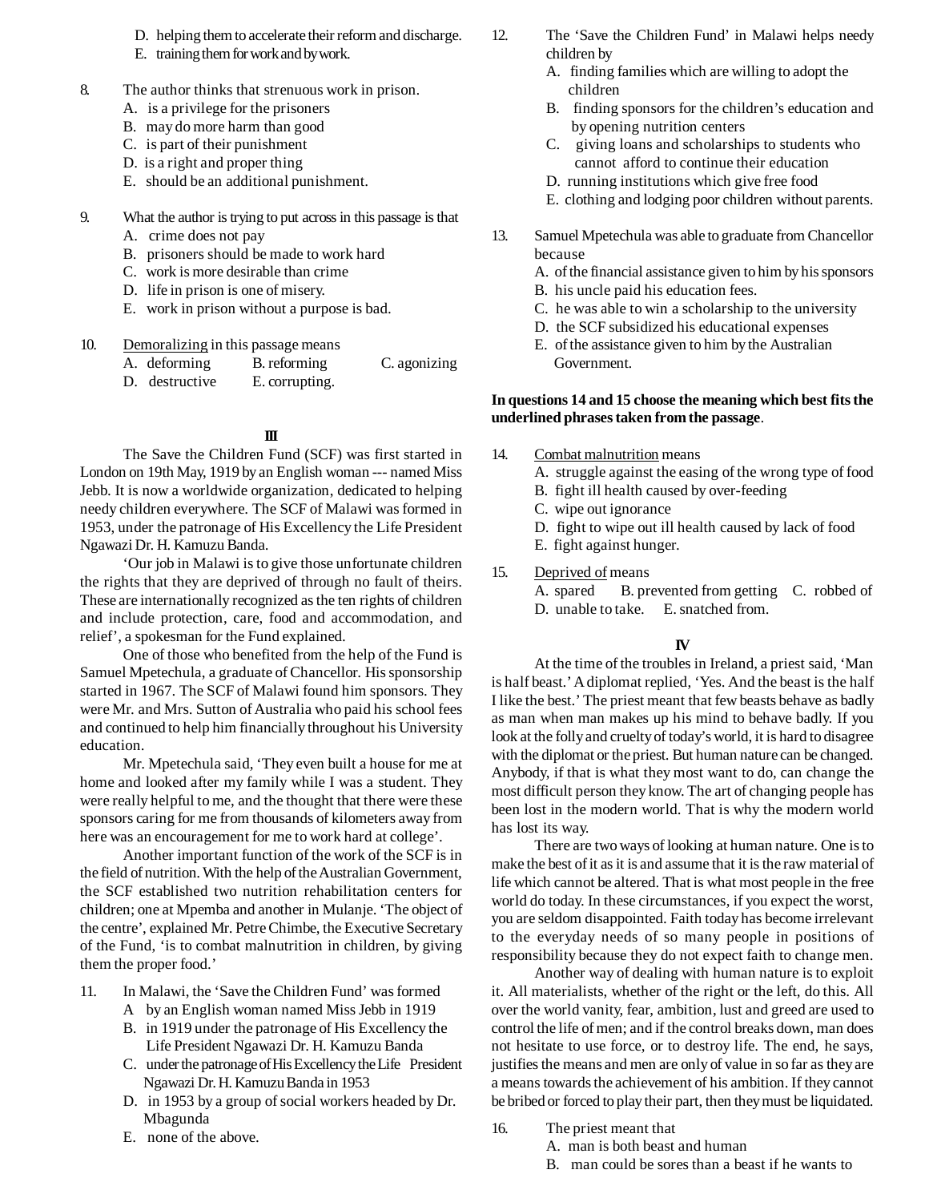D. helping them to accelerate their reform and discharge.
E. training them for work and by work.

8. The author thinks that strenuous work in prison.
   A. is a privilege for the prisoners
   B. may do more harm than good
   C. is part of their punishment
   D. is a right and proper thing
   E. should be an additional punishment.

9. What the author is trying to put across in this passage is that
   A. crime does not pay
   B. prisoners should be made to work hard
   C. work is more desirable than crime
   D. life in prison is one of misery.
   E. work in prison without a purpose is bad.

10. Demoralizing in this passage means
    A. deforming   B. reforming   C. agonizing
    D. destructive   E. corrupting.

### III

The Save the Children Fund (SCF) was first started in London on 19th May, 1919 by an English woman --- named Miss Jebb. It is now a worldwide organization, dedicated to helping needy children everywhere. The SCF of Malawi was formed in 1953, under the patronage of His Excellency the Life President Ngawazi Dr. H. Kamuzu Banda.

'Our job in Malawi is to give those unfortunate children the rights that they are deprived of through no fault of theirs. These are internationally recognized as the ten rights of children and include protection, care, food and accommodation, and relief', a spokesman for the Fund explained.

One of those who benefited from the help of the Fund is Samuel Mpetechula, a graduate of Chancellor. His sponsorship started in 1967. The SCF of Malawi found him sponsors. They were Mr. and Mrs. Sutton of Australia who paid his school fees and continued to help him financially throughout his University education.

Mr. Mpetechula said, 'They even built a house for me at home and looked after my family while I was a student. They were really helpful to me, and the thought that there were these sponsors caring for me from thousands of kilometers away from here was an encouragement for me to work hard at college'.

Another important function of the work of the SCF is in the field of nutrition. With the help of the Australian Government, the SCF established two nutrition rehabilitation centers for children; one at Mpemba and another in Mulanje. 'The object of the centre', explained Mr. Petre Chimbe, the Executive Secretary of the Fund, 'is to combat malnutrition in children, by giving them the proper food.'

11. In Malawi, the 'Save the Children Fund' was formed
    A by an English woman named Miss Jebb in 1919
    B. in 1919 under the patronage of His Excellency the Life President Ngawazi Dr. H. Kamuzu Banda
    C. under the patronage of His Excellency the Life President Ngawazi Dr. H. Kamuzu Banda in 1953
    D. in 1953 by a group of social workers headed by Dr. Mbagunda
    E. none of the above.

12. The 'Save the Children Fund' in Malawi helps needy children by
    A. finding families which are willing to adopt the children
    B. finding sponsors for the children's education and by opening nutrition centers
    C. giving loans and scholarships to students who cannot afford to continue their education
    D. running institutions which give free food
    E. clothing and lodging poor children without parents.

13. Samuel Mpetechula was able to graduate from Chancellor because
    A. of the financial assistance given to him by his sponsors
    B. his uncle paid his education fees.
    C. he was able to win a scholarship to the university
    D. the SCF subsidized his educational expenses
    E. of the assistance given to him by the Australian Government.

**In questions 14 and 15 choose the meaning which best fits the underlined phrases taken from the passage.**

14. Combat malnutrition means
    A. struggle against the easing of the wrong type of food
    B. fight ill health caused by over-feeding
    C. wipe out ignorance
    D. fight to wipe out ill health caused by lack of food
    E. fight against hunger.

15. Deprived of means
    A. spared   B. prevented from getting   C. robbed of
    D. unable to take.   E. snatched from.

### IV

At the time of the troubles in Ireland, a priest said, 'Man is half beast.' A diplomat replied, 'Yes. And the beast is the half I like the best.' The priest meant that few beasts behave as badly as man when man makes up his mind to behave badly. If you look at the folly and cruelty of today's world, it is hard to disagree with the diplomat or the priest. But human nature can be changed. Anybody, if that is what they most want to do, can change the most difficult person they know. The art of changing people has been lost in the modern world. That is why the modern world has lost its way.

There are two ways of looking at human nature. One is to make the best of it as it is and assume that it is the raw material of life which cannot be altered. That is what most people in the free world do today. In these circumstances, if you expect the worst, you are seldom disappointed. Faith today has become irrelevant to the everyday needs of so many people in positions of responsibility because they do not expect faith to change men.

Another way of dealing with human nature is to exploit it. All materialists, whether of the right or the left, do this. All over the world vanity, fear, ambition, lust and greed are used to control the life of men; and if the control breaks down, man does not hesitate to use force, or to destroy life. The end, he says, justifies the means and men are only of value in so far as they are a means towards the achievement of his ambition. If they cannot be bribed or forced to play their part, then they must be liquidated.

16. The priest meant that
    A. man is both beast and human
    B. man could be sores than a beast if he wants to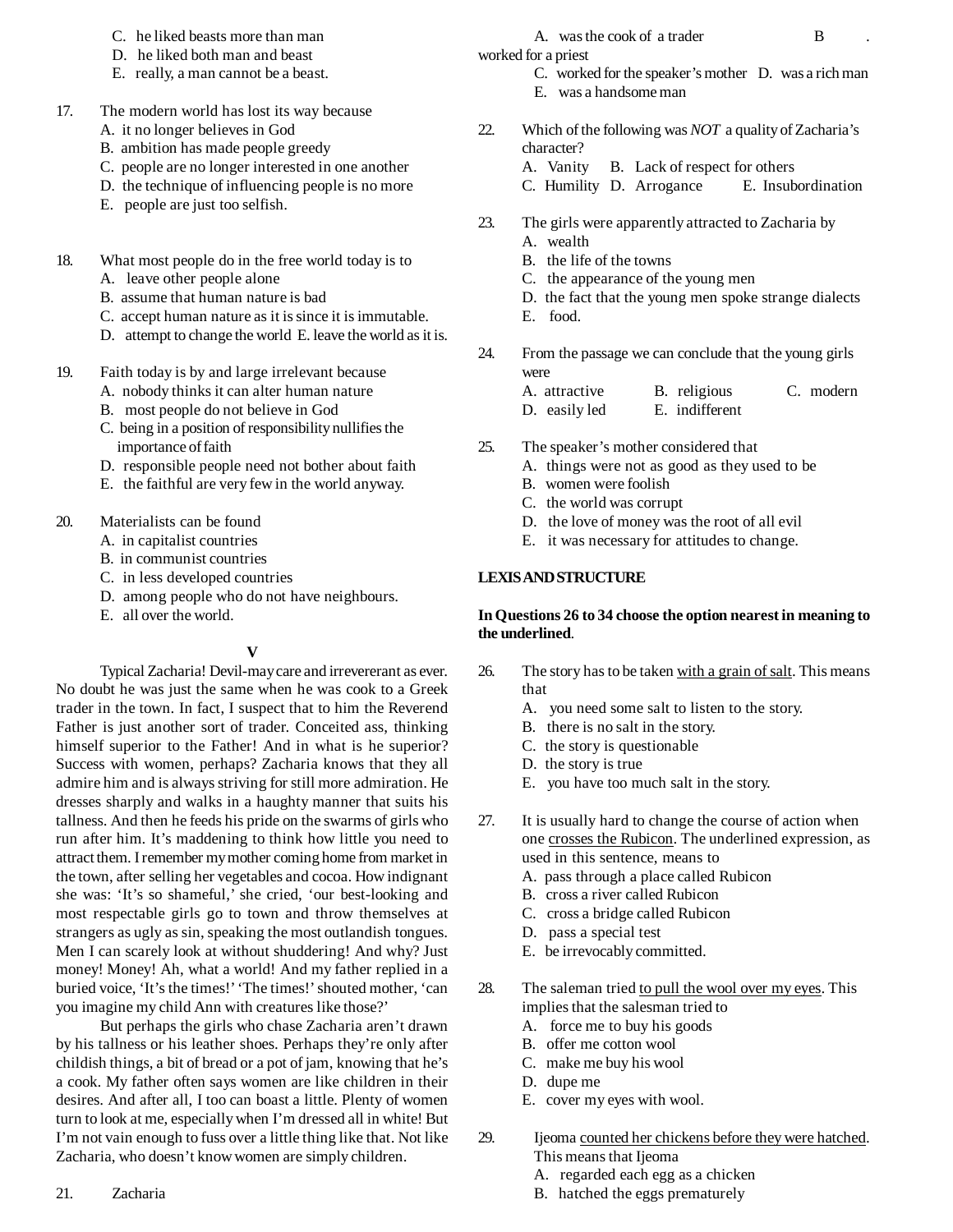C. he liked beasts more than man
D. he liked both man and beast
E. really, a man cannot be a beast.

17. The modern world has lost its way because
A. it no longer believes in God
B. ambition has made people greedy
C. people are no longer interested in one another
D. the technique of influencing people is no more
E. people are just too selfish.

18. What most people do in the free world today is to
A. leave other people alone
B. assume that human nature is bad
C. accept human nature as it is since it is immutable.
D. attempt to change the world E. leave the world as it is.

19. Faith today is by and large irrelevant because
A. nobody thinks it can alter human nature
B. most people do not believe in God
C. being in a position of responsibility nullifies the importance of faith
D. responsible people need not bother about faith
E. the faithful are very few in the world anyway.

20. Materialists can be found
A. in capitalist countries
B. in communist countries
C. in less developed countries
D. among people who do not have neighbours.
E. all over the world.

## V

Typical Zacharia! Devil-may care and irrevererant as ever. No doubt he was just the same when he was cook to a Greek trader in the town. In fact, I suspect that to him the Reverend Father is just another sort of trader. Conceited ass, thinking himself superior to the Father! And in what is he superior? Success with women, perhaps? Zacharia knows that they all admire him and is always striving for still more admiration. He dresses sharply and walks in a haughty manner that suits his tallness. And then he feeds his pride on the swarms of girls who run after him. It's maddening to think how little you need to attract them. I remember my mother coming home from market in the town, after selling her vegetables and cocoa. How indignant she was: 'It's so shameful,' she cried, 'our best-looking and most respectable girls go to town and throw themselves at strangers as ugly as sin, speaking the most outlandish tongues. Men I can scarely look at without shuddering! And why? Just money! Money! Ah, what a world! And my father replied in a buried voice, 'It's the times!' 'The times!' shouted mother, 'can you imagine my child Ann with creatures like those?'

But perhaps the girls who chase Zacharia aren't drawn by his tallness or his leather shoes. Perhaps they're only after childish things, a bit of bread or a pot of jam, knowing that he's a cook. My father often says women are like children in their desires. And after all, I too can boast a little. Plenty of women turn to look at me, especially when I'm dressed all in white! But I'm not vain enough to fuss over a little thing like that. Not like Zacharia, who doesn't know women are simply children.

21. Zacharia
A. was the cook of a trader B. worked for a priest
C. worked for the speaker's mother D. was a rich man
E. was a handsome man

22. Which of the following was *NOT* a quality of Zacharia's character?
A. Vanity B. Lack of respect for others
C. Humility D. Arrogance E. Insubordination

23. The girls were apparently attracted to Zacharia by
A. wealth
B. the life of the towns
C. the appearance of the young men
D. the fact that the young men spoke strange dialects
E. food.

24. From the passage we can conclude that the young girls were
A. attractive B. religious C. modern
D. easily led E. indifferent

25. The speaker's mother considered that
A. things were not as good as they used to be
B. women were foolish
C. the world was corrupt
D. the love of money was the root of all evil
E. it was necessary for attitudes to change.

## LEXIS AND STRUCTURE

**In Questions 26 to 34 choose the option nearest in meaning to the underlined.**

26. The story has to be taken with a grain of salt. This means that
A. you need some salt to listen to the story.
B. there is no salt in the story.
C. the story is questionable
D. the story is true
E. you have too much salt in the story.

27. It is usually hard to change the course of action when one crosses the Rubicon. The underlined expression, as used in this sentence, means to
A. pass through a place called Rubicon
B. cross a river called Rubicon
C. cross a bridge called Rubicon
D. pass a special test
E. be irrevocably committed.

28. The saleman tried to pull the wool over my eyes. This implies that the salesman tried to
A. force me to buy his goods
B. offer me cotton wool
C. make me buy his wool
D. dupe me
E. cover my eyes with wool.

29. Ijeoma counted her chickens before they were hatched. This means that Ijeoma
A. regarded each egg as a chicken
B. hatched the eggs prematurely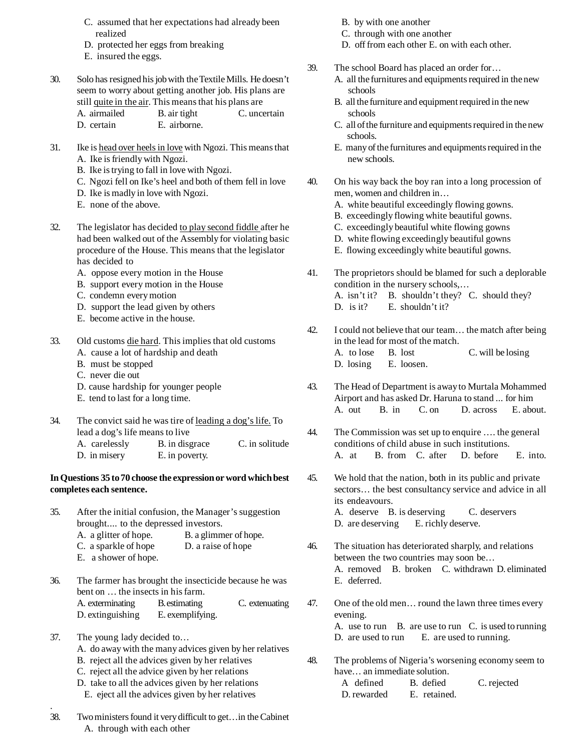C. assumed that her expectations had already been realized
D. protected her eggs from breaking
E. insured the eggs.

30. Solo has resigned his job with the Textile Mills. He doesn't seem to worry about getting another job. His plans are still quite in the air. This means that his plans are
A. airmailed B. air tight C. uncertain
D. certain E. airborne.

31. Ike is head over heels in love with Ngozi. This means that
A. Ike is friendly with Ngozi.
B. Ike is trying to fall in love with Ngozi.
C. Ngozi fell on Ike's heel and both of them fell in love
D. Ike is madly in love with Ngozi.
E. none of the above.

32. The legislator has decided to play second fiddle after he had been walked out of the Assembly for violating basic procedure of the House. This means that the legislator has decided to
A. oppose every motion in the House
B. support every motion in the House
C. condemn every motion
D. support the lead given by others
E. become active in the house.

33. Old customs die hard. This implies that old customs
A. cause a lot of hardship and death
B. must be stopped
C. never die out
D. cause hardship for younger people
E. tend to last for a long time.

34. The convict said he was tire of leading a dog's life. To lead a dog's life means to live
A. carelessly B. in disgrace C. in solitude
D. in misery E. in poverty.

**In Questions 35 to 70 choose the expression or word which best completes each sentence.**

35. After the initial confusion, the Manager's suggestion brought.... to the depressed investors.
A. a glitter of hope. B. a glimmer of hope.
C. a sparkle of hope D. a raise of hope
E. a shower of hope.

36. The farmer has brought the insecticide because he was bent on … the insects in his farm.
A. exterminating B. estimating C. extenuating
D. extinguishing E. exemplifying.

37. The young lady decided to…
A. do away with the many advices given by her relatives
B. reject all the advices given by her relatives
C. reject all the advice given by her relations
D. take to all the advices given by her relations
E. eject all the advices given by her relatives

38. Two ministers found it very difficult to get…in the Cabinet
A. through with each other
B. by with one another
C. through with one another
D. off from each other E. on with each other.

39. The school Board has placed an order for…
A. all the furnitures and equipments required in the new schools
B. all the furniture and equipment required in the new schools
C. all of the furniture and equipments required in the new schools.
E. many of the furnitures and equipments required in the new schools.

40. On his way back the boy ran into a long procession of men, women and children in…
A. white beautiful exceedingly flowing gowns.
B. exceedingly flowing white beautiful gowns.
C. exceedingly beautiful white flowing gowns
D. white flowing exceedingly beautiful gowns
E. flowing exceedingly white beautiful gowns.

41. The proprietors should be blamed for such a deplorable condition in the nursery schools,…
A. isn't it? B. shouldn't they? C. should they?
D. is it? E. shouldn't it?

42. I could not believe that our team… the match after being in the lead for most of the match.
A. to lose B. lost C. will be losing
D. losing E. loosen.

43. The Head of Department is away to Murtala Mohammed Airport and has asked Dr. Haruna to stand ... for him
A. out B. in C. on D. across E. about.

44. The Commission was set up to enquire …. the general conditions of child abuse in such institutions.
A. at B. from C. after D. before E. into.

45. We hold that the nation, both in its public and private sectors… the best consultancy service and advice in all its endeavours.
A. deserve B. is deserving C. deservers
D. are deserving E. richly deserve.

46. The situation has deteriorated sharply, and relations between the two countries may soon be…
A. removed B. broken C. withdrawn D. eliminated
E. deferred.

47. One of the old men… round the lawn three times every evening.
A. use to run B. are use to run C. is used to running
D. are used to run E. are used to running.

48. The problems of Nigeria's worsening economy seem to have… an immediate solution.
A defined B. defied C. rejected
D. rewarded E. retained.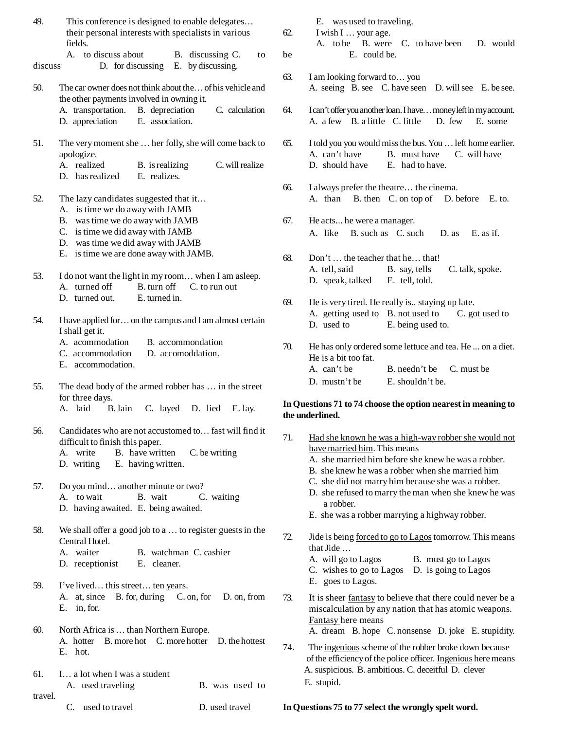49. This conference is designed to enable delegates… their personal interests with specialists in various fields.
A. to discuss about B. discussing C. to discuss D. for discussing E. by discussing.

50. The car owner does not think about the… of his vehicle and the other payments involved in owning it.
A. transportation. B. depreciation C. calculation D. appreciation E. association.

51. The very moment she … her folly, she will come back to apologize.
A. realized B. is realizing C. will realize D. has realized E. realizes.

52. The lazy candidates suggested that it…
A. is time we do away with JAMB
B. was time we do away with JAMB
C. is time we did away with JAMB
D. was time we did away with JAMB
E. is time we are done away with JAMB.

53. I do not want the light in my room… when I am asleep.
A. turned off B. turn off C. to run out D. turned out. E. turned in.

54. I have applied for… on the campus and I am almost certain I shall get it.
A. acommodation B. accommondation C. accommodation D. accomoddation. E. accommodation.

55. The dead body of the armed robber has … in the street for three days.
A. laid B. lain C. layed D. lied E. lay.

56. Candidates who are not accustomed to… fast will find it difficult to finish this paper.
A. write B. have written C. be writing D. writing E. having written.

57. Do you mind… another minute or two?
A. to wait B. wait C. waiting D. having awaited. E. being awaited.

58. We shall offer a good job to a … to register guests in the Central Hotel.
A. waiter B. watchman C. cashier D. receptionist E. cleaner.

59. I've lived… this street… ten years.
A. at, since B. for, during C. on, for D. on, from E. in, for.

60. North Africa is … than Northern Europe.
A. hotter B. more hot C. more hotter D. the hottest E. hot.

61. I… a lot when I was a student
A. used traveling B. was used to travel. C. used to travel D. used travel E. was used to traveling.

62. I wish I … your age.
A. to be B. were C. to have been D. would be E. could be.

63. I am looking forward to… you
A. seeing B. see C. have seen D. will see E. be see.

64. I can't offer you another loan. I have… money left in my account.
A. a few B. a little C. little D. few E. some

65. I told you you would miss the bus. You … left home earlier.
A. can't have B. must have C. will have D. should have E. had to have.

66. I always prefer the theatre… the cinema.
A. than B. then C. on top of D. before E. to.

67. He acts... he were a manager.
A. like B. such as C. such D. as E. as if.

68. Don't … the teacher that he… that!
A. tell, said B. say, tells C. talk, spoke. D. speak, talked E. tell, told.

69. He is very tired. He really is.. staying up late.
A. getting used to B. not used to C. got used to D. used to E. being used to.

70. He has only ordered some lettuce and tea. He ... on a diet. He is a bit too fat.
A. can't be B. needn't be C. must be D. mustn't be E. shouldn't be.

**In Questions 71 to 74 choose the option nearest in meaning to the underlined.**

71. <u>Had she known he was a high-way robber she would not have married him</u>. This means
A. she married him before she knew he was a robber.
B. she knew he was a robber when she married him
C. she did not marry him because she was a robber.
D. she refused to marry the man when she knew he was a robber.
E. she was a robber marrying a highway robber.

72. Jide is being <u>forced to go to Lagos</u> tomorrow. This means that Jide …
A. will go to Lagos B. must go to Lagos C. wishes to go to Lagos D. is going to Lagos E. goes to Lagos.

73. It is sheer <u>fantasy</u> to believe that there could never be a miscalculation by any nation that has atomic weapons. <u>Fantasy</u> here means
A. dream B. hope C. nonsense D. joke E. stupidity.

74. The <u>ingenious</u> scheme of the robber broke down because of the efficiency of the police officer. <u>Ingenious</u> here means
A. suspicious. B. ambitious. C. deceitful D. clever E. stupid.

**In Questions 75 to 77 select the wrongly spelt word.**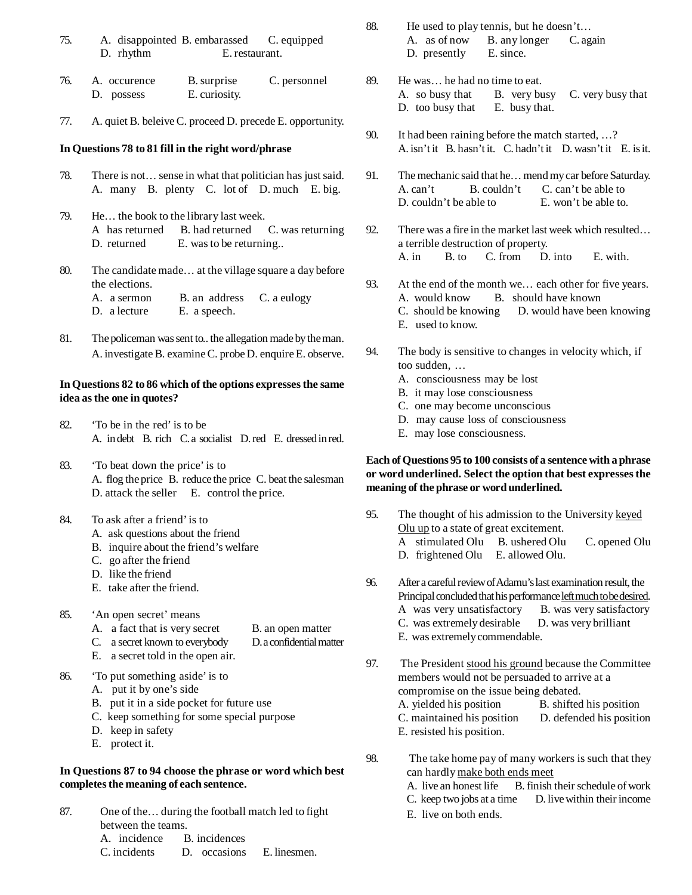75. A. disappointed B. embarassed C. equipped D. rhythm E. restaurant.

76. A. occurence B. surprise C. personnel D. possess E. curiosity.

77. A. quiet B. beleive C. proceed D. precede E. opportunity.

**In Questions 78 to 81 fill in the right word/phrase**

78. There is not… sense in what that politician has just said.
A. many B. plenty C. lot of D. much E. big.

79. He… the book to the library last week.
A has returned B. had returned C. was returning D. returned E. was to be returning..

80. The candidate made… at the village square a day before the elections.
A. a sermon B. an address C. a eulogy D. a lecture E. a speech.

81. The policeman was sent to.. the allegation made by the man.
A. investigate B. examine C. probe D. enquire E. observe.

**In Questions 82 to 86 which of the options expresses the same idea as the one in quotes?**

82. 'To be in the red' is to be
A. in debt B. rich C. a socialist D. red E. dressed in red.

83. 'To beat down the price' is to
A. flog the price B. reduce the price C. beat the salesman D. attack the seller E. control the price.

84. To ask after a friend' is to
A. ask questions about the friend
B. inquire about the friend's welfare
C. go after the friend
D. like the friend
E. take after the friend.

85. 'An open secret' means
A. a fact that is very secret
B. an open matter
C. a secret known to everybody
D. a confidential matter
E. a secret told in the open air.

86. 'To put something aside' is to
A. put it by one's side
B. put it in a side pocket for future use
C. keep something for some special purpose
D. keep in safety
E. protect it.

**In Questions 87 to 94 choose the phrase or word which best completes the meaning of each sentence.**

87. One of the… during the football match led to fight between the teams.
A. incidence B. incidences C. incidents D. occasions E. linesmen.

88. He used to play tennis, but he doesn't…
A. as of now B. any longer C. again D. presently E. since.

89. He was… he had no time to eat.
A. so busy that B. very busy C. very busy that D. too busy that E. busy that.

90. It had been raining before the match started, …?
A. isn't it B. hasn't it. C. hadn't it D. wasn't it E. is it.

91. The mechanic said that he… mend my car before Saturday.
A. can't B. couldn't C. can't be able to D. couldn't be able to E. won't be able to.

92. There was a fire in the market last week which resulted… a terrible destruction of property.
A. in B. to C. from D. into E. with.

93. At the end of the month we… each other for five years.
A. would know B. should have known C. should be knowing D. would have been knowing E. used to know.

94. The body is sensitive to changes in velocity which, if too sudden, …
A. consciousness may be lost
B. it may lose consciousness
C. one may become unconscious
D. may cause loss of consciousness
E. may lose consciousness.

**Each of Questions 95 to 100 consists of a sentence with a phrase or word underlined. Select the option that best expresses the meaning of the phrase or word underlined.**

95. The thought of his admission to the University <u>keyed Olu up</u> to a state of great excitement.
A stimulated Olu B. ushered Olu C. opened Olu D. frightened Olu E. allowed Olu.

96. After a careful review of Adamu's last examination result, the Principal concluded that his performance <u>left much to be desired</u>.
A was very unsatisfactory B. was very satisfactory C. was extremely desirable D. was very brilliant E. was extremely commendable.

97. The President <u>stood his ground</u> because the Committee members would not be persuaded to arrive at a compromise on the issue being debated.
A. yielded his position B. shifted his position C. maintained his position D. defended his position E. resisted his position.

98. The take home pay of many workers is such that they can hardly <u>make both ends meet</u>
A. live an honest life B. finish their schedule of work C. keep two jobs at a time D. live within their income E. live on both ends.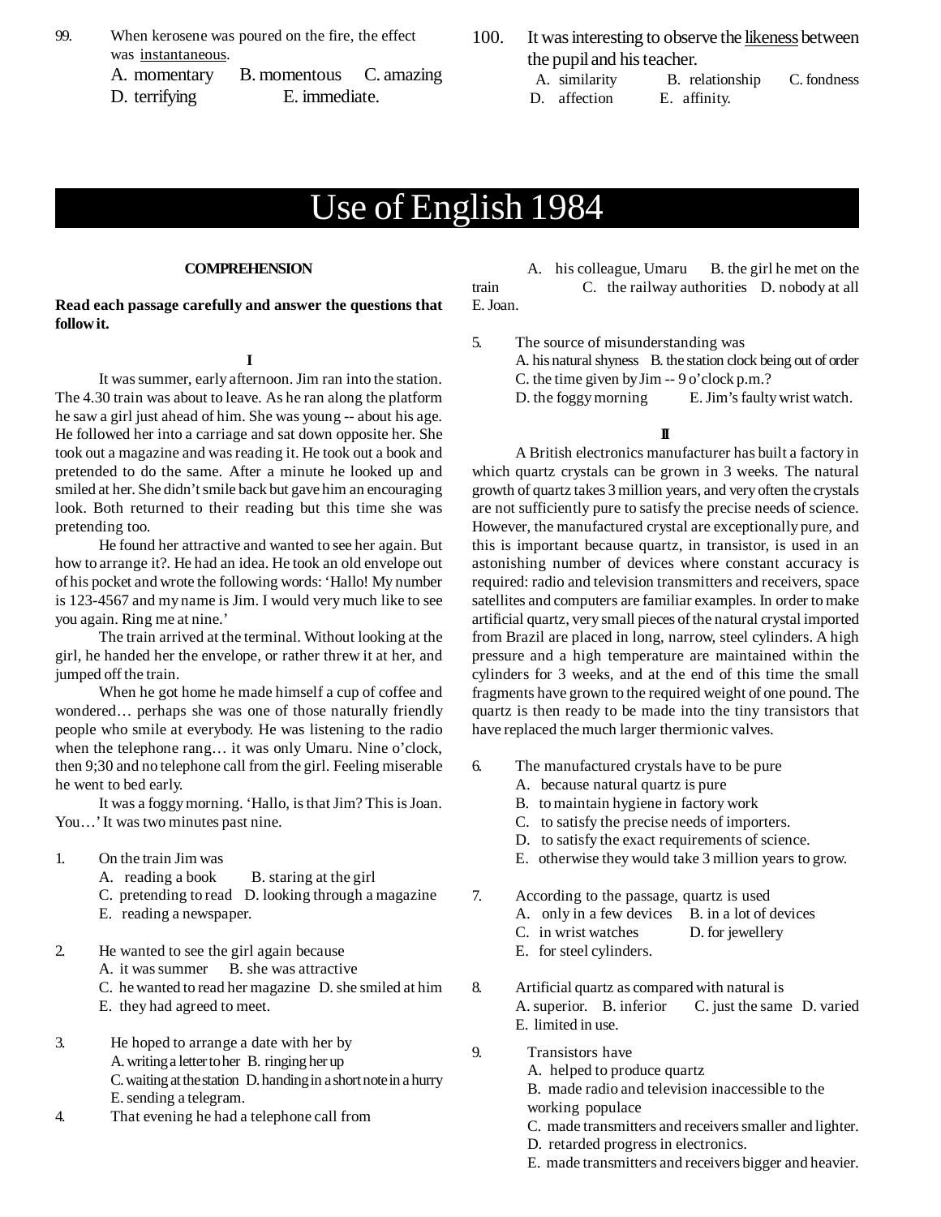99. When kerosene was poured on the fire, the effect was <u>instantaneous</u>.
A. momentary B. momentous C. amazing
D. terrifying E. immediate.

100. It was interesting to observe the <u>likeness</u> between the pupil and his teacher.
A. similarity B. relationship C. fondness
D. affection E. affinity.

# Use of English 1984

## COMPREHENSION

**Read each passage carefully and answer the questions that follow it.**

### I

It was summer, early afternoon. Jim ran into the station. The 4.30 train was about to leave. As he ran along the platform he saw a girl just ahead of him. She was young -- about his age. He followed her into a carriage and sat down opposite her. She took out a magazine and was reading it. He took out a book and pretended to do the same. After a minute he looked up and smiled at her. She didn't smile back but gave him an encouraging look. Both returned to their reading but this time she was pretending too.

He found her attractive and wanted to see her again. But how to arrange it?. He had an idea. He took an old envelope out of his pocket and wrote the following words: 'Hallo! My number is 123-4567 and my name is Jim. I would very much like to see you again. Ring me at nine.'

The train arrived at the terminal. Without looking at the girl, he handed her the envelope, or rather threw it at her, and jumped off the train.

When he got home he made himself a cup of coffee and wondered… perhaps she was one of those naturally friendly people who smile at everybody. He was listening to the radio when the telephone rang… it was only Umaru. Nine o'clock, then 9;30 and no telephone call from the girl. Feeling miserable he went to bed early.

It was a foggy morning. 'Hallo, is that Jim? This is Joan. You…' It was two minutes past nine.

1. On the train Jim was
A. reading a book B. staring at the girl
C. pretending to read D. looking through a magazine
E. reading a newspaper.

2. He wanted to see the girl again because
A. it was summer B. she was attractive
C. he wanted to read her magazine D. she smiled at him
E. they had agreed to meet.

3. He hoped to arrange a date with her by
A. writing a letter to her B. ringing her up
C. waiting at the station D. handing in a short note in a hurry
E. sending a telegram.

4. That evening he had a telephone call from
A. his colleague, Umaru B. the girl he met on the train C. the railway authorities D. nobody at all
E. Joan.

5. The source of misunderstanding was
A. his natural shyness B. the station clock being out of order
C. the time given by Jim -- 9 o'clock p.m.?
D. the foggy morning E. Jim's faulty wrist watch.

### II

A British electronics manufacturer has built a factory in which quartz crystals can be grown in 3 weeks. The natural growth of quartz takes 3 million years, and very often the crystals are not sufficiently pure to satisfy the precise needs of science. However, the manufactured crystal are exceptionally pure, and this is important because quartz, in transistor, is used in an astonishing number of devices where constant accuracy is required: radio and television transmitters and receivers, space satellites and computers are familiar examples. In order to make artificial quartz, very small pieces of the natural crystal imported from Brazil are placed in long, narrow, steel cylinders. A high pressure and a high temperature are maintained within the cylinders for 3 weeks, and at the end of this time the small fragments have grown to the required weight of one pound. The quartz is then ready to be made into the tiny transistors that have replaced the much larger thermionic valves.

6. The manufactured crystals have to be pure
A. because natural quartz is pure
B. to maintain hygiene in factory work
C. to satisfy the precise needs of importers.
D. to satisfy the exact requirements of science.
E. otherwise they would take 3 million years to grow.

7. According to the passage, quartz is used
A. only in a few devices B. in a lot of devices
C. in wrist watches D. for jewellery
E. for steel cylinders.

8. Artificial quartz as compared with natural is
A. superior. B. inferior C. just the same D. varied
E. limited in use.

9. Transistors have
A. helped to produce quartz
B. made radio and television inaccessible to the working populace
C. made transmitters and receivers smaller and lighter.
D. retarded progress in electronics.
E. made transmitters and receivers bigger and heavier.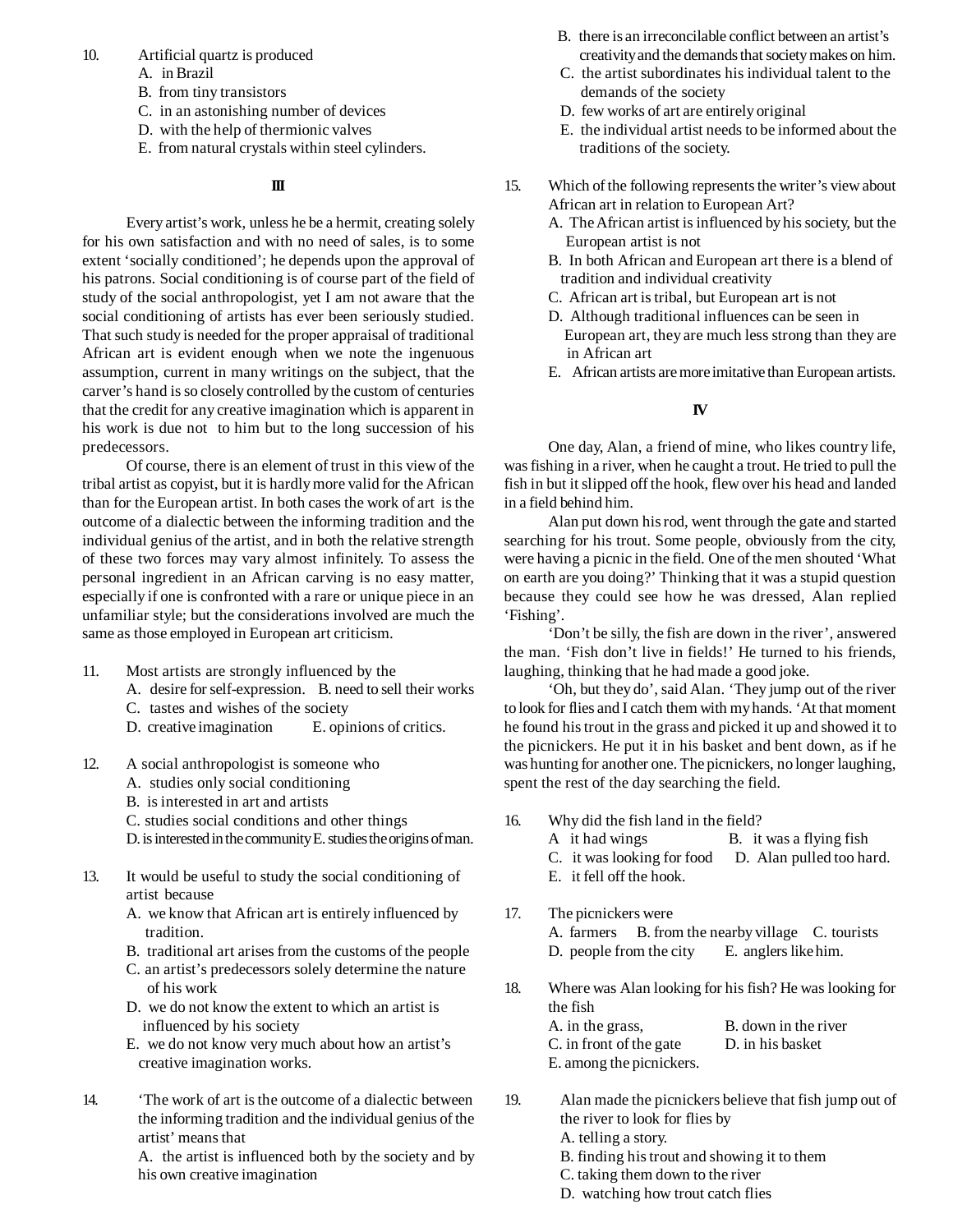10. Artificial quartz is produced
    A. in Brazil
    B. from tiny transistors
    C. in an astonishing number of devices
    D. with the help of thermionic valves
    E. from natural crystals within steel cylinders.

### III

Every artist's work, unless he be a hermit, creating solely for his own satisfaction and with no need of sales, is to some extent 'socially conditioned'; he depends upon the approval of his patrons. Social conditioning is of course part of the field of study of the social anthropologist, yet I am not aware that the social conditioning of artists has ever been seriously studied. That such study is needed for the proper appraisal of traditional African art is evident enough when we note the ingenuous assumption, current in many writings on the subject, that the carver's hand is so closely controlled by the custom of centuries that the credit for any creative imagination which is apparent in his work is due not to him but to the long succession of his predecessors.

Of course, there is an element of trust in this view of the tribal artist as copyist, but it is hardly more valid for the African than for the European artist. In both cases the work of art is the outcome of a dialectic between the informing tradition and the individual genius of the artist, and in both the relative strength of these two forces may vary almost infinitely. To assess the personal ingredient in an African carving is no easy matter, especially if one is confronted with a rare or unique piece in an unfamiliar style; but the considerations involved are much the same as those employed in European art criticism.

11. Most artists are strongly influenced by the
    A. desire for self-expression. B. need to sell their works
    C. tastes and wishes of the society
    D. creative imagination E. opinions of critics.

12. A social anthropologist is someone who
    A. studies only social conditioning
    B. is interested in art and artists
    C. studies social conditions and other things
    D. is interested in the community E. studies the origins of man.

13. It would be useful to study the social conditioning of artist because
    A. we know that African art is entirely influenced by tradition.
    B. traditional art arises from the customs of the people
    C. an artist's predecessors solely determine the nature of his work
    D. we do not know the extent to which an artist is influenced by his society
    E. we do not know very much about how an artist's creative imagination works.

14. 'The work of art is the outcome of a dialectic between the informing tradition and the individual genius of the artist' means that
    A. the artist is influenced both by the society and by his own creative imagination
    B. there is an irreconcilable conflict between an artist's creativity and the demands that society makes on him.
    C. the artist subordinates his individual talent to the demands of the society
    D. few works of art are entirely original
    E. the individual artist needs to be informed about the traditions of the society.

15. Which of the following represents the writer's view about African art in relation to European Art?
    A. The African artist is influenced by his society, but the European artist is not
    B. In both African and European art there is a blend of tradition and individual creativity
    C. African art is tribal, but European art is not
    D. Although traditional influences can be seen in European art, they are much less strong than they are in African art
    E. African artists are more imitative than European artists.

### IV

One day, Alan, a friend of mine, who likes country life, was fishing in a river, when he caught a trout. He tried to pull the fish in but it slipped off the hook, flew over his head and landed in a field behind him.

Alan put down his rod, went through the gate and started searching for his trout. Some people, obviously from the city, were having a picnic in the field. One of the men shouted 'What on earth are you doing?' Thinking that it was a stupid question because they could see how he was dressed, Alan replied 'Fishing'.

'Don't be silly, the fish are down in the river', answered the man. 'Fish don't live in fields!' He turned to his friends, laughing, thinking that he had made a good joke.

'Oh, but they do', said Alan. 'They jump out of the river to look for flies and I catch them with my hands. 'At that moment he found his trout in the grass and picked it up and showed it to the picnickers. He put it in his basket and bent down, as if he was hunting for another one. The picnickers, no longer laughing, spent the rest of the day searching the field.

16. Why did the fish land in the field?
    A it had wings B. it was a flying fish
    C. it was looking for food D. Alan pulled too hard.
    E. it fell off the hook.

17. The picnickers were
    A. farmers B. from the nearby village C. tourists
    D. people from the city E. anglers like him.

18. Where was Alan looking for his fish? He was looking for the fish
    A. in the grass, B. down in the river
    C. in front of the gate D. in his basket
    E. among the picnickers.

19. Alan made the picnickers believe that fish jump out of the river to look for flies by
    A. telling a story.
    B. finding his trout and showing it to them
    C. taking them down to the river
    D. watching how trout catch flies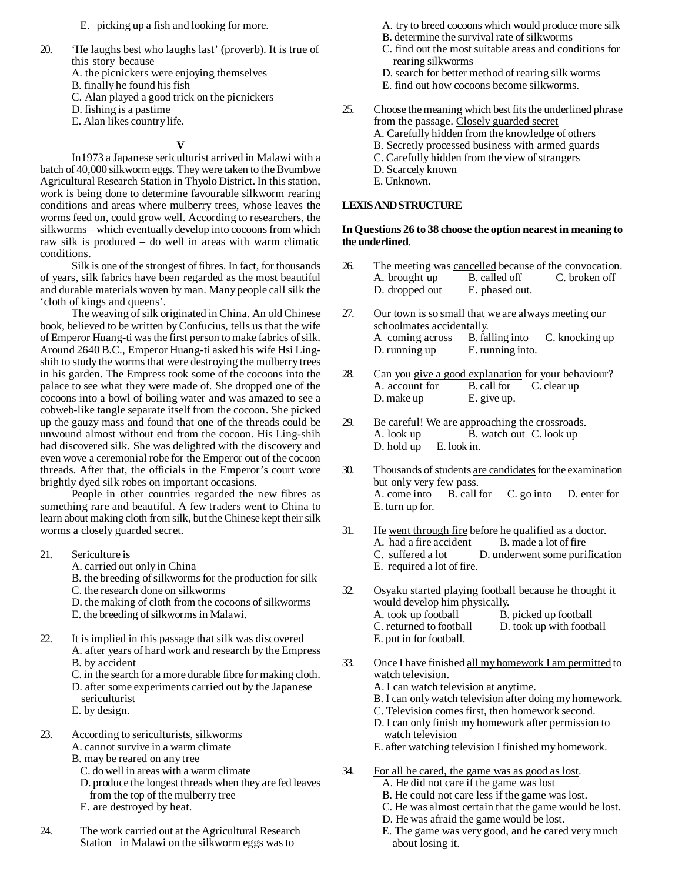E. picking up a fish and looking for more.

20. 'He laughs best who laughs last' (proverb). It is true of this story because
 A. the picnickers were enjoying themselves
 B. finally he found his fish
 C. Alan played a good trick on the picnickers
 D. fishing is a pastime
 E. Alan likes country life.

**V**

In1973 a Japanese sericulturist arrived in Malawi with a batch of 40,000 silkworm eggs. They were taken to the Bvumbwe Agricultural Research Station in Thyolo District. In this station, work is being done to determine favourable silkworm rearing conditions and areas where mulberry trees, whose leaves the worms feed on, could grow well. According to researchers, the silkworms – which eventually develop into cocoons from which raw silk is produced – do well in areas with warm climatic conditions.

Silk is one of the strongest of fibres. In fact, for thousands of years, silk fabrics have been regarded as the most beautiful and durable materials woven by man. Many people call silk the 'cloth of kings and queens'.

The weaving of silk originated in China. An old Chinese book, believed to be written by Confucius, tells us that the wife of Emperor Huang-ti was the first person to make fabrics of silk. Around 2640 B.C., Emperor Huang-ti asked his wife Hsi Ling-shih to study the worms that were destroying the mulberry trees in his garden. The Empress took some of the cocoons into the palace to see what they were made of. She dropped one of the cocoons into a bowl of boiling water and was amazed to see a cobweb-like tangle separate itself from the cocoon. She picked up the gauzy mass and found that one of the threads could be unwound almost without end from the cocoon. His Ling-shih had discovered silk. She was delighted with the discovery and even wove a ceremonial robe for the Emperor out of the cocoon threads. After that, the officials in the Emperor's court wore brightly dyed silk robes on important occasions.

People in other countries regarded the new fibres as something rare and beautiful. A few traders went to China to learn about making cloth from silk, but the Chinese kept their silk worms a closely guarded secret.

21. Sericulture is
 A. carried out only in China
 B. the breeding of silkworms for the production for silk
 C. the research done on silkworms
 D. the making of cloth from the cocoons of silkworms
 E. the breeding of silkworms in Malawi.

22. It is implied in this passage that silk was discovered
 A. after years of hard work and research by the Empress
 B. by accident
 C. in the search for a more durable fibre for making cloth.
 D. after some experiments carried out by the Japanese sericulturist
 E. by design.

23. According to sericulturists, silkworms
 A. cannot survive in a warm climate
 B. may be reared on any tree
 C. do well in areas with a warm climate
 D. produce the longest threads when they are fed leaves from the top of the mulberry tree
 E. are destroyed by heat.

24. The work carried out at the Agricultural Research Station in Malawi on the silkworm eggs was to
 A. try to breed cocoons which would produce more silk
 B. determine the survival rate of silkworms
 C. find out the most suitable areas and conditions for rearing silkworms
 D. search for better method of rearing silk worms
 E. find out how cocoons become silkworms.

25. Choose the meaning which best fits the underlined phrase from the passage. <u>Closely guarded secret</u>
 A. Carefully hidden from the knowledge of others
 B. Secretly processed business with armed guards
 C. Carefully hidden from the view of strangers
 D. Scarcely known
 E. Unknown.

**LEXIS AND STRUCTURE**

**In Questions 26 to 38 choose the option nearest in meaning to the underlined.**

26. The meeting was <u>cancelled</u> because of the convocation.
 A. brought up B. called off C. broken off
 D. dropped out E. phased out.

27. Our town is so small that we are always meeting our schoolmates accidentally.
 A coming across B. falling into C. knocking up
 D. running up E. running into.

28. Can you <u>give a good explanation</u> for your behaviour?
 A. account for B. call for C. clear up
 D. make up E. give up.

29. <u>Be careful!</u> We are approaching the crossroads.
 A. look up B. watch out C. look up
 D. hold up E. look in.

30. Thousands of students <u>are candidates</u> for the examination but only very few pass.
 A. come into B. call for C. go into D. enter for
 E. turn up for.

31. He <u>went through fire</u> before he qualified as a doctor.
 A. had a fire accident B. made a lot of fire
 C. suffered a lot D. underwent some purification
 E. required a lot of fire.

32. Osyaku <u>started playing</u> football because he thought it would develop him physically.
 A. took up football B. picked up football
 C. returned to football D. took up with football
 E. put in for football.

33. Once I have finished <u>all my homework I am permitted</u> to watch television.
 A. I can watch television at anytime.
 B. I can only watch television after doing my homework.
 C. Television comes first, then homework second.
 D. I can only finish my homework after permission to watch television
 E. after watching television I finished my homework.

34. <u>For all he cared, the game was as good as lost</u>.
 A. He did not care if the game was lost
 B. He could not care less if the game was lost.
 C. He was almost certain that the game would be lost.
 D. He was afraid the game would be lost.
 E. The game was very good, and he cared very much about losing it.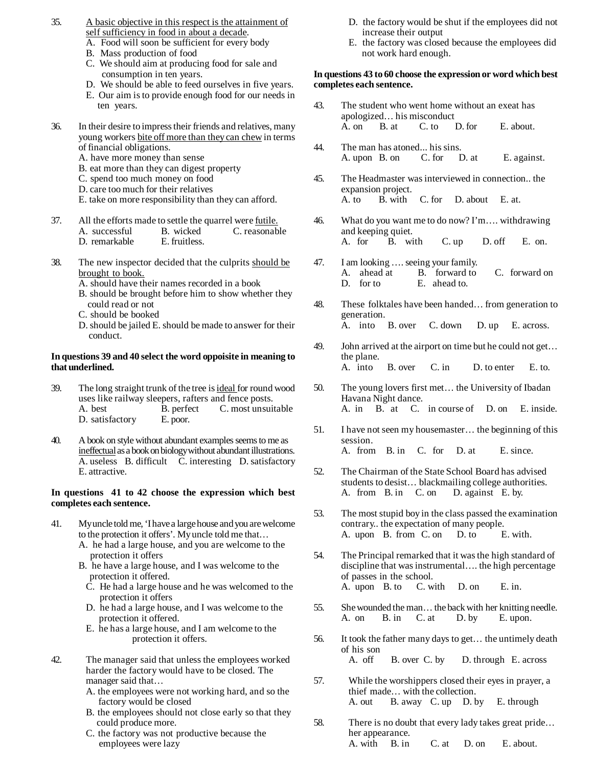35. A basic objective in this respect is the attainment of self sufficiency in food in about a decade.
   A. Food will soon be sufficient for every body
   B. Mass production of food
   C. We should aim at producing food for sale and consumption in ten years.
   D. We should be able to feed ourselves in five years.
   E. Our aim is to provide enough food for our needs in ten years.

36. In their desire to impress their friends and relatives, many young workers bite off more than they can chew in terms of financial obligations.
   A. have more money than sense
   B. eat more than they can digest property
   C. spend too much money on food
   D. care too much for their relatives
   E. take on more responsibility than they can afford.

37. All the efforts made to settle the quarrel were futile.
   A. successful B. wicked C. reasonable
   D. remarkable E. fruitless.

38. The new inspector decided that the culprits should be brought to book.
   A. should have their names recorded in a book
   B. should be brought before him to show whether they could read or not
   C. should be booked
   D. should be jailed E. should be made to answer for their conduct.

**In questions 39 and 40 select the word oppoisite in meaning to that underlined.**

39. The long straight trunk of the tree is ideal for round wood uses like railway sleepers, rafters and fence posts.
   A. best B. perfect C. most unsuitable
   D. satisfactory E. poor.

40. A book on style without abundant examples seems to me as ineffectual as a book on biology without abundant illustrations.
   A. useless B. difficult C. interesting D. satisfactory
   E. attractive.

**In questions 41 to 42 choose the expression which best completes each sentence.**

41. My uncle told me, 'I have a large house and you are welcome to the protection it offers'. My uncle told me that…
   A. he had a large house, and you are welcome to the protection it offers
   B. he have a large house, and I was welcome to the protection it offered.
   C. He had a large house and he was welcomed to the protection it offers
   D. he had a large house, and I was welcome to the protection it offered.
   E. he has a large house, and I am welcome to the protection it offers.

42. The manager said that unless the employees worked harder the factory would have to be closed. The manager said that…
   A. the employees were not working hard, and so the factory would be closed
   B. the employees should not close early so that they could produce more.
   C. the factory was not productive because the employees were lazy
   D. the factory would be shut if the employees did not increase their output
   E. the factory was closed because the employees did not work hard enough.

**In questions 43 to 60 choose the expression or word which best completes each sentence.**

43. The student who went home without an exeat has apologized… his misconduct
   A. on B. at C. to D. for E. about.

44. The man has atoned... his sins.
   A. upon B. on C. for D. at E. against.

45. The Headmaster was interviewed in connection.. the expansion project.
   A. to B. with C. for D. about E. at.

46. What do you want me to do now? I'm…. withdrawing and keeping quiet.
   A. for B. with C. up D. off E. on.

47. I am looking …. seeing your family.
   A. ahead at B. forward to C. forward on
   D. for to E. ahead to.

48. These folktales have been handed… from generation to generation.
   A. into B. over C. down D. up E. across.

49. John arrived at the airport on time but he could not get… the plane.
   A. into B. over C. in D. to enter E. to.

50. The young lovers first met… the University of Ibadan Havana Night dance.
   A. in B. at C. in course of D. on E. inside.

51. I have not seen my housemaster… the beginning of this session.
   A. from B. in C. for D. at E. since.

52. The Chairman of the State School Board has advised students to desist… blackmailing college authorities.
   A. from B. in C. on D. against E. by.

53. The most stupid boy in the class passed the examination contrary.. the expectation of many people.
   A. upon B. from C. on D. to E. with.

54. The Principal remarked that it was the high standard of discipline that was instrumental…. the high percentage of passes in the school.
   A. upon B. to C. with D. on E. in.

55. She wounded the man… the back with her knitting needle.
   A. on B. in C. at D. by E. upon.

56. It took the father many days to get… the untimely death of his son
   A. off B. over C. by D. through E. across

57. While the worshippers closed their eyes in prayer, a thief made… with the collection.
   A. out B. away C. up D. by E. through

58. There is no doubt that every lady takes great pride… her appearance.
   A. with B. in C. at D. on E. about.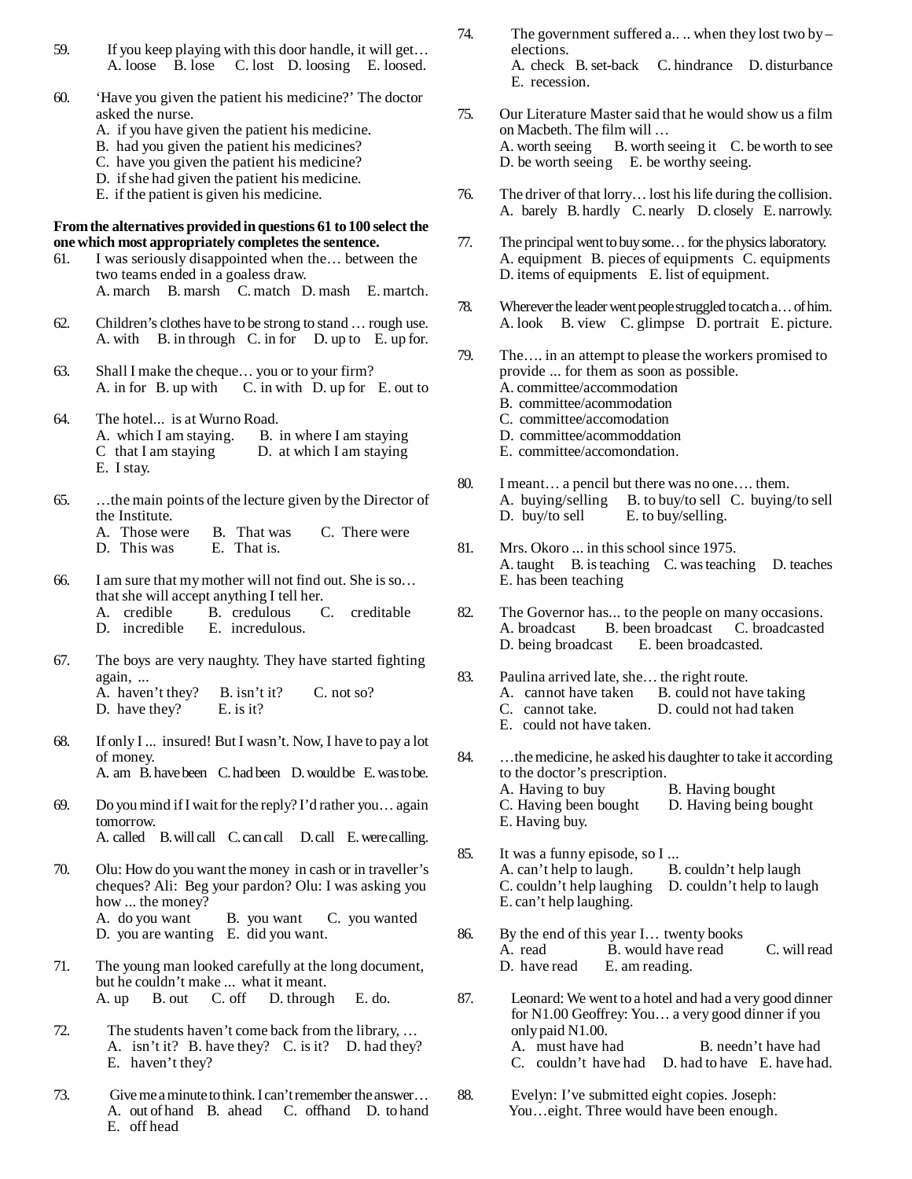59. If you keep playing with this door handle, it will get…
A. loose B. lose C. lost D. loosing E. loosed.

60. 'Have you given the patient his medicine?' The doctor asked the nurse.
A. if you have given the patient his medicine.
B. had you given the patient his medicines?
C. have you given the patient his medicine?
D. if she had given the patient his medicine.
E. if the patient is given his medicine.

**From the alternatives provided in questions 61 to 100 select the one which most appropriately completes the sentence.**

61. I was seriously disappointed when the… between the two teams ended in a goaless draw.
A. march B. marsh C. match D. mash E. martch.

62. Children's clothes have to be strong to stand … rough use.
A. with B. in through C. in for D. up to E. up for.

63. Shall I make the cheque… you or to your firm?
A. in for B. up with C. in with D. up for E. out to

64. The hotel... is at Wurno Road.
A. which I am staying. B. in where I am staying
C that I am staying D. at which I am staying
E. I stay.

65. …the main points of the lecture given by the Director of the Institute.
A. Those were B. That was C. There were
D. This was E. That is.

66. I am sure that my mother will not find out. She is so… that she will accept anything I tell her.
A. credible B. credulous C. creditable
D. incredible E. incredulous.

67. The boys are very naughty. They have started fighting again, ...
A. haven't they? B. isn't it? C. not so?
D. have they? E. is it?

68. If only I ... insured! But I wasn't. Now, I have to pay a lot of money.
A. am B. have been C. had been D. would be E. was to be.

69. Do you mind if I wait for the reply? I'd rather you… again tomorrow.
A. called B. will call C. can call D. call E. were calling.

70. Olu: How do you want the money in cash or in traveller's cheques? Ali: Beg your pardon? Olu: I was asking you how ... the money?
A. do you want B. you want C. you wanted
D. you are wanting E. did you want.

71. The young man looked carefully at the long document, but he couldn't make ... what it meant.
A. up B. out C. off D. through E. do.

72. The students haven't come back from the library, …
A. isn't it? B. have they? C. is it? D. had they?
E. haven't they?

73. Give me a minute to think. I can't remember the answer…
A. out of hand B. ahead C. offhand D. to hand
E. off head

74. The government suffered a.. .. when they lost two by – elections.
A. check B. set-back C. hindrance D. disturbance
E. recession.

75. Our Literature Master said that he would show us a film on Macbeth. The film will …
A. worth seeing B. worth seeing it C. be worth to see
D. be worth seeing E. be worthy seeing.

76. The driver of that lorry… lost his life during the collision.
A. barely B. hardly C. nearly D. closely E. narrowly.

77. The principal went to buy some… for the physics laboratory.
A. equipment B. pieces of equipments C. equipments
D. items of equipments E. list of equipment.

78. Wherever the leader went people struggled to catch a… of him.
A. look B. view C. glimpse D. portrait E. picture.

79. The…. in an attempt to please the workers promised to provide ... for them as soon as possible.
A. committee/accommodation
B. committee/acommodation
C. committee/accomodation
D. committee/acommoddation
E. committee/accomondation.

80. I meant… a pencil but there was no one…. them.
A. buying/selling B. to buy/to sell C. buying/to sell
D. buy/to sell E. to buy/selling.

81. Mrs. Okoro ... in this school since 1975.
A. taught B. is teaching C. was teaching D. teaches
E. has been teaching

82. The Governor has... to the people on many occasions.
A. broadcast B. been broadcast C. broadcasted
D. being broadcast E. been broadcasted.

83. Paulina arrived late, she… the right route.
A. cannot have taken B. could not have taking
C. cannot take. D. could not had taken
E. could not have taken.

84. …the medicine, he asked his daughter to take it according to the doctor's prescription.
A. Having to buy B. Having bought
C. Having been bought D. Having being bought
E. Having buy.

85. It was a funny episode, so I ...
A. can't help to laugh. B. couldn't help laugh
C. couldn't help laughing D. couldn't help to laugh
E. can't help laughing.

86. By the end of this year I… twenty books
A. read B. would have read C. will read
D. have read E. am reading.

87. Leonard: We went to a hotel and had a very good dinner for N1.00 Geoffrey: You… a very good dinner if you only paid N1.00.
A. must have had B. needn't have had
C. couldn't have had D. had to have E. have had.

88. Evelyn: I've submitted eight copies. Joseph: You…eight. Three would have been enough.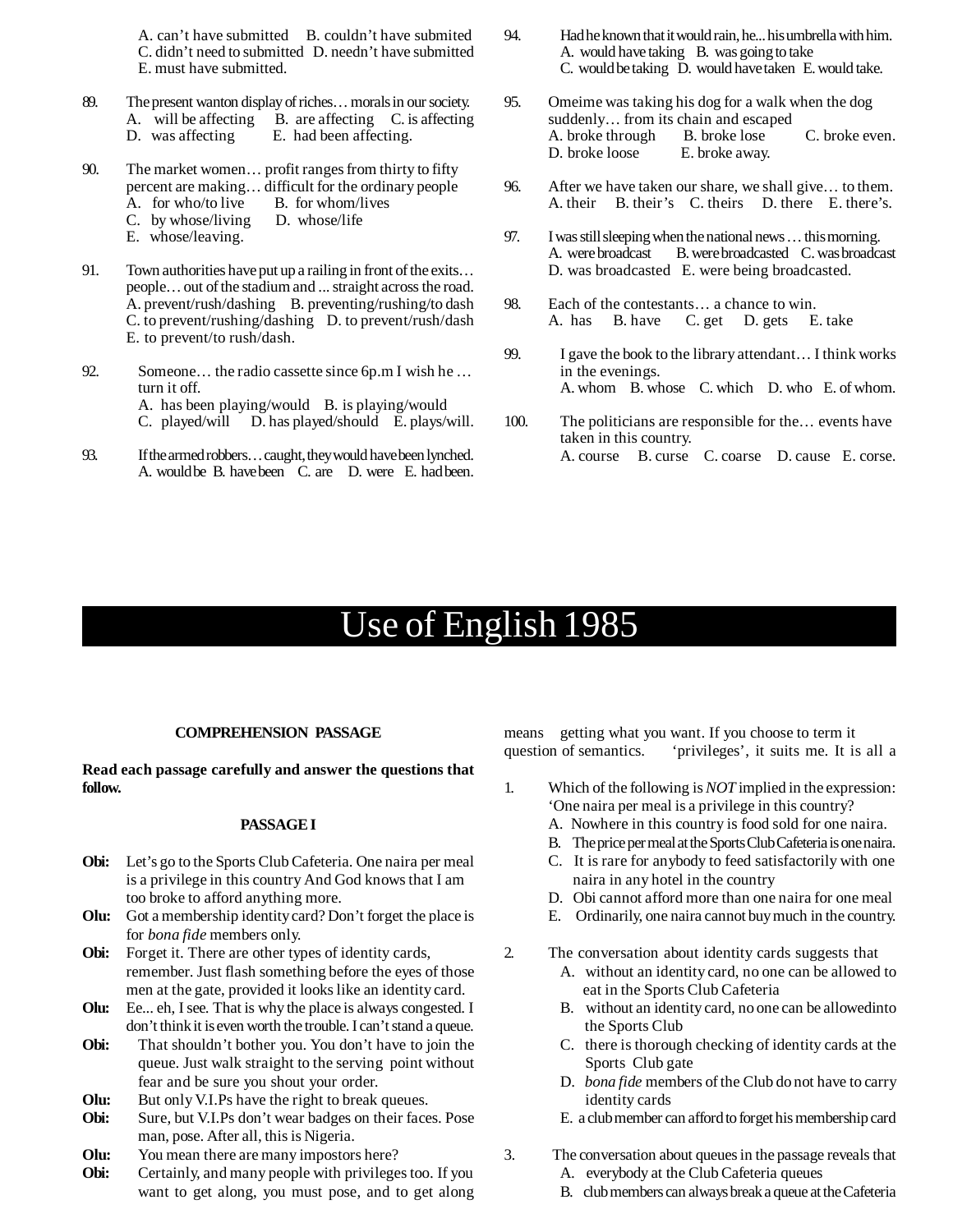A. can't have submitted  B. couldn't have submited  C. didn't need to submitted  D. needn't have submitted  E. must have submitted.

89. The present wanton display of riches… morals in our society.
A. will be affecting  B. are affecting  C. is affecting
D. was affecting  E. had been affecting.

90. The market women… profit ranges from thirty to fifty percent are making… difficult for the ordinary people
A. for who/to live  B. for whom/lives
C. by whose/living  D. whose/life
E. whose/leaving.

91. Town authorities have put up a railing in front of the exits… people… out of the stadium and ... straight across the road.
A. prevent/rush/dashing  B. preventing/rushing/to dash
C. to prevent/rushing/dashing  D. to prevent/rush/dash
E. to prevent/to rush/dash.

92. Someone… the radio cassette since 6p.m I wish he … turn it off.
A. has been playing/would  B. is playing/would
C. played/will  D. has played/should  E. plays/will.

93. If the armed robbers… caught, they would have been lynched.
A. would be  B. have been  C. are  D. were  E. had been.

94. Had he known that it would rain, he... his umbrella with him.
A. would have taking  B. was going to take
C. would be taking  D. would have taken  E. would take.

95. Omeime was taking his dog for a walk when the dog suddenly… from its chain and escaped
A. broke through  B. broke lose  C. broke even.
D. broke loose  E. broke away.

96. After we have taken our share, we shall give… to them.
A. their  B. their's  C. theirs  D. there  E. there's.

97. I was still sleeping when the national news … this morning.
A. were broadcast  B. were broadcasted  C. was broadcast
D. was broadcasted  E. were being broadcasted.

98. Each of the contestants… a chance to win.
A. has  B. have  C. get  D. gets  E. take

99. I gave the book to the library attendant… I think works in the evenings.
A. whom  B. whose  C. which  D. who  E. of whom.

100. The politicians are responsible for the… events have taken in this country.
A. course  B. curse  C. coarse  D. cause  E. corse.

# Use of English 1985

### COMPREHENSION PASSAGE

**Read each passage carefully and answer the questions that follow.**

### PASSAGE I

**Obi:** Let's go to the Sports Club Cafeteria. One naira per meal is a privilege in this country And God knows that I am too broke to afford anything more.

**Olu:** Got a membership identity card? Don't forget the place is for *bona fide* members only.

**Obi:** Forget it. There are other types of identity cards, remember. Just flash something before the eyes of those men at the gate, provided it looks like an identity card.

**Olu:** Ee... eh, I see. That is why the place is always congested. I don't think it is even worth the trouble. I can't stand a queue.

**Obi:** That shouldn't bother you. You don't have to join the queue. Just walk straight to the serving point without fear and be sure you shout your order.

**Olu:** But only V.I.Ps have the right to break queues.

**Obi:** Sure, but V.I.Ps don't wear badges on their faces. Pose man, pose. After all, this is Nigeria.

**Olu:** You mean there are many impostors here?

**Obi:** Certainly, and many people with privileges too. If you want to get along, you must pose, and to get along means getting what you want. If you choose to term it 'privileges', it suits me. It is all a question of semantics.

1. Which of the following is *NOT* implied in the expression: 'One naira per meal is a privilege in this country?
A. Nowhere in this country is food sold for one naira.
B. The price per meal at the Sports Club Cafeteria is one naira.
C. It is rare for anybody to feed satisfactorily with one naira in any hotel in the country
D. Obi cannot afford more than one naira for one meal
E. Ordinarily, one naira cannot buy much in the country.

2. The conversation about identity cards suggests that
A. without an identity card, no one can be allowed to eat in the Sports Club Cafeteria
B. without an identity card, no one can be allowedinto the Sports Club
C. there is thorough checking of identity cards at the Sports Club gate
D. *bona fide* members of the Club do not have to carry identity cards
E. a club member can afford to forget his membership card

3. The conversation about queues in the passage reveals that
A. everybody at the Club Cafeteria queues
B. club members can always break a queue at the Cafeteria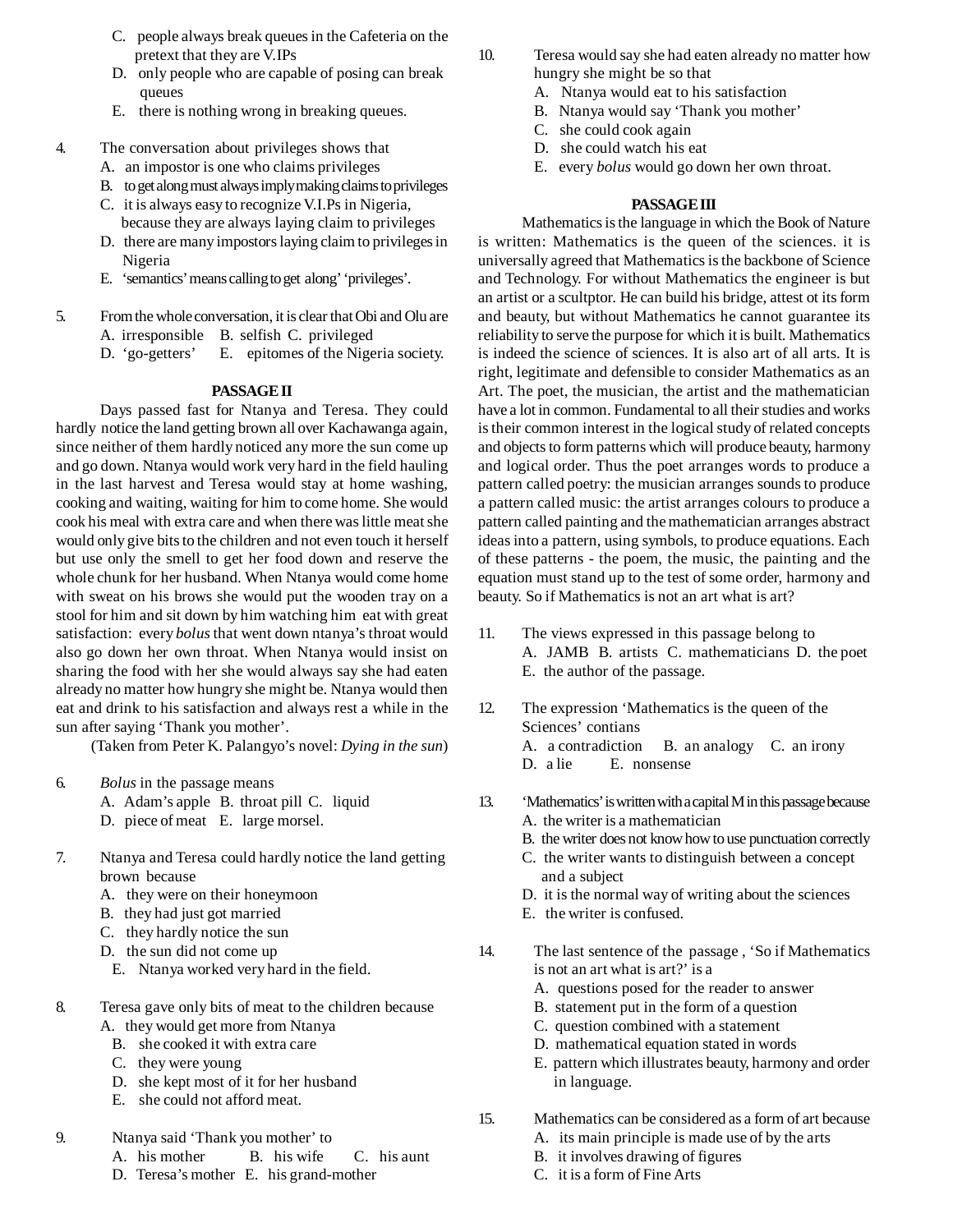C. people always break queues in the Cafeteria on the pretext that they are V.IPs
D. only people who are capable of posing can break queues
E. there is nothing wrong in breaking queues.

4. The conversation about privileges shows that
A. an impostor is one who claims privileges
B. to get along must always imply making claims to privileges
C. it is always easy to recognize V.I.Ps in Nigeria, because they are always laying claim to privileges
D. there are many impostors laying claim to privileges in Nigeria
E. 'semantics' means calling to get along' 'privileges'.

5. From the whole conversation, it is clear that Obi and Olu are
A. irresponsible B. selfish C. privileged
D. 'go-getters' E. epitomes of the Nigeria society.

**PASSAGE II**

Days passed fast for Ntanya and Teresa. They could hardly notice the land getting brown all over Kachawanga again, since neither of them hardly noticed any more the sun come up and go down. Ntanya would work very hard in the field hauling in the last harvest and Teresa would stay at home washing, cooking and waiting, waiting for him to come home. She would cook his meal with extra care and when there was little meat she would only give bits to the children and not even touch it herself but use only the smell to get her food down and reserve the whole chunk for her husband. When Ntanya would come home with sweat on his brows she would put the wooden tray on a stool for him and sit down by him watching him eat with great satisfaction: every *bolus* that went down ntanya's throat would also go down her own throat. When Ntanya would insist on sharing the food with her she would always say she had eaten already no matter how hungry she might be. Ntanya would then eat and drink to his satisfaction and always rest a while in the sun after saying 'Thank you mother'.

(Taken from Peter K. Palangyo's novel: *Dying in the sun*)

6. *Bolus* in the passage means
A. Adam's apple B. throat pill C. liquid
D. piece of meat E. large morsel.

7. Ntanya and Teresa could hardly notice the land getting brown because
A. they were on their honeymoon
B. they had just got married
C. they hardly notice the sun
D. the sun did not come up
E. Ntanya worked very hard in the field.

8. Teresa gave only bits of meat to the children because
A. they would get more from Ntanya
B. she cooked it with extra care
C. they were young
D. she kept most of it for her husband
E. she could not afford meat.

9. Ntanya said 'Thank you mother' to
A. his mother B. his wife C. his aunt
D. Teresa's mother E. his grand-mother

10. Teresa would say she had eaten already no matter how hungry she might be so that
A. Ntanya would eat to his satisfaction
B. Ntanya would say 'Thank you mother'
C. she could cook again
D. she could watch his eat
E. every *bolus* would go down her own throat.

**PASSAGE III**

Mathematics is the language in which the Book of Nature is written: Mathematics is the queen of the sciences. it is universally agreed that Mathematics is the backbone of Science and Technology. For without Mathematics the engineer is but an artist or a scultptor. He can build his bridge, attest ot its form and beauty, but without Mathematics he cannot guarantee its reliability to serve the purpose for which it is built. Mathematics is indeed the science of sciences. It is also art of all arts. It is right, legitimate and defensible to consider Mathematics as an Art. The poet, the musician, the artist and the mathematician have a lot in common. Fundamental to all their studies and works is their common interest in the logical study of related concepts and objects to form patterns which will produce beauty, harmony and logical order. Thus the poet arranges words to produce a pattern called poetry: the musician arranges sounds to produce a pattern called music: the artist arranges colours to produce a pattern called painting and the mathematician arranges abstract ideas into a pattern, using symbols, to produce equations. Each of these patterns - the poem, the music, the painting and the equation must stand up to the test of some order, harmony and beauty. So if Mathematics is not an art what is art?

11. The views expressed in this passage belong to
A. JAMB B. artists C. mathematicians D. the poet
E. the author of the passage.

12. The expression 'Mathematics is the queen of the Sciences' contians
A. a contradiction B. an analogy C. an irony
D. a lie E. nonsense

13. 'Mathematics' is written with a capital M in this passage because
A. the writer is a mathematician
B. the writer does not know how to use punctuation correctly
C. the writer wants to distinguish between a concept and a subject
D. it is the normal way of writing about the sciences
E. the writer is confused.

14. The last sentence of the passage , 'So if Mathematics is not an art what is art?' is a
A. questions posed for the reader to answer
B. statement put in the form of a question
C. question combined with a statement
D. mathematical equation stated in words
E. pattern which illustrates beauty, harmony and order in language.

15. Mathematics can be considered as a form of art because
A. its main principle is made use of by the arts
B. it involves drawing of figures
C. it is a form of Fine Arts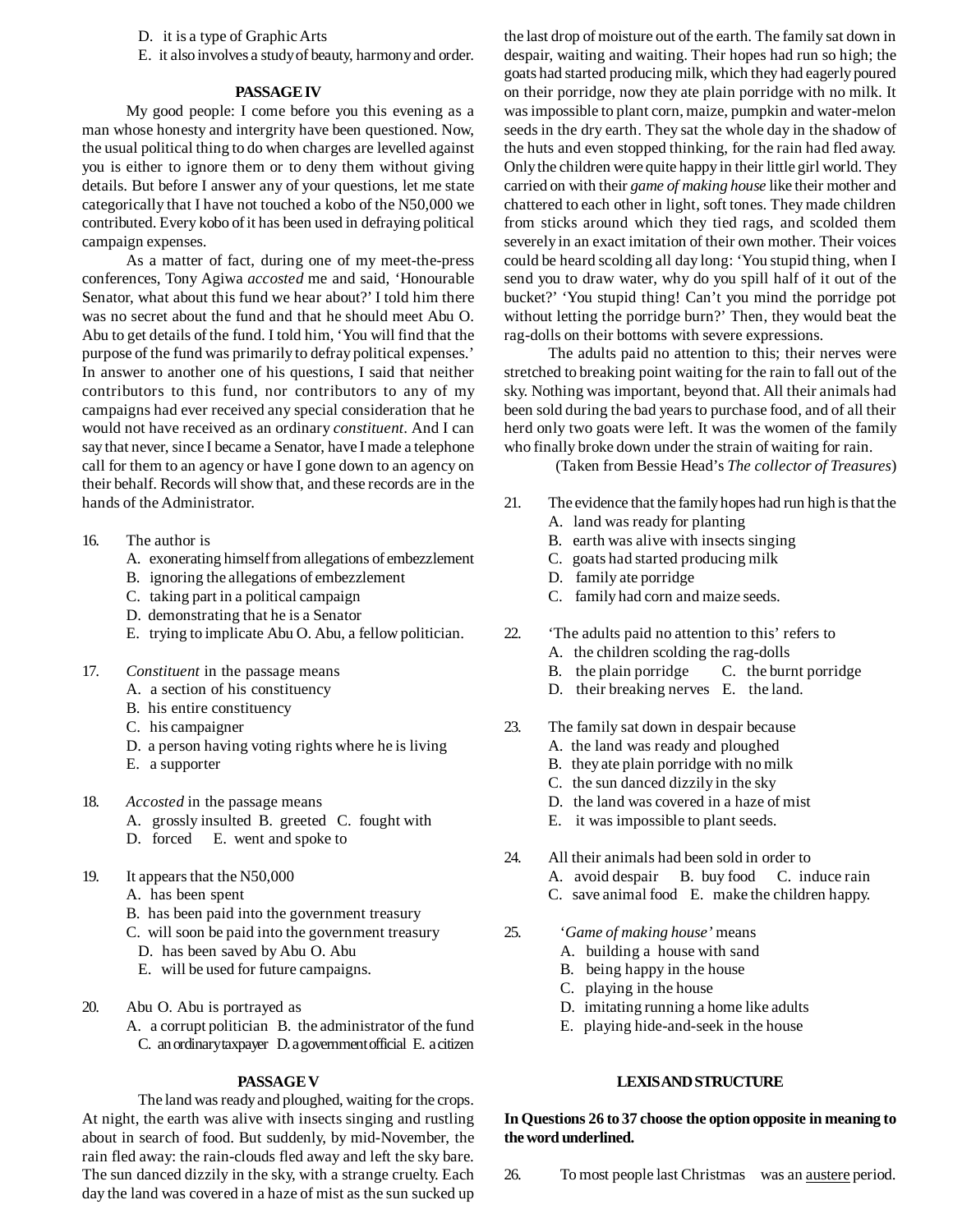D. it is a type of Graphic Arts
E. it also involves a study of beauty, harmony and order.

**PASSAGE IV**

My good people: I come before you this evening as a man whose honesty and intergrity have been questioned. Now, the usual political thing to do when charges are levelled against you is either to ignore them or to deny them without giving details. But before I answer any of your questions, let me state categorically that I have not touched a kobo of the N50,000 we contributed. Every kobo of it has been used in defraying political campaign expenses.

As a matter of fact, during one of my meet-the-press conferences, Tony Agiwa *accosted* me and said, 'Honourable Senator, what about this fund we hear about?' I told him there was no secret about the fund and that he should meet Abu O. Abu to get details of the fund. I told him, 'You will find that the purpose of the fund was primarily to defray political expenses.' In answer to another one of his questions, I said that neither contributors to this fund, nor contributors to any of my campaigns had ever received any special consideration that he would not have received as an ordinary *constituent*. And I can say that never, since I became a Senator, have I made a telephone call for them to an agency or have I gone down to an agency on their behalf. Records will show that, and these records are in the hands of the Administrator.

16. The author is
    A. exonerating himself from allegations of embezzlement
    B. ignoring the allegations of embezzlement
    C. taking part in a political campaign
    D. demonstrating that he is a Senator
    E. trying to implicate Abu O. Abu, a fellow politician.

17. *Constituent* in the passage means
    A. a section of his constituency
    B. his entire constituency
    C. his campaigner
    D. a person having voting rights where he is living
    E. a supporter

18. *Accosted* in the passage means
    A. grossly insulted B. greeted C. fought with
    D. forced E. went and spoke to

19. It appears that the N50,000
    A. has been spent
    B. has been paid into the government treasury
    C. will soon be paid into the government treasury
    D. has been saved by Abu O. Abu
    E. will be used for future campaigns.

20. Abu O. Abu is portrayed as
    A. a corrupt politician B. the administrator of the fund
    C. an ordinary taxpayer D. a government official E. a citizen

**PASSAGE V**

The land was ready and ploughed, waiting for the crops. At night, the earth was alive with insects singing and rustling about in search of food. But suddenly, by mid-November, the rain fled away: the rain-clouds fled away and left the sky bare. The sun danced dizzily in the sky, with a strange cruelty. Each day the land was covered in a haze of mist as the sun sucked up the last drop of moisture out of the earth. The family sat down in despair, waiting and waiting. Their hopes had run so high; the goats had started producing milk, which they had eagerly poured on their porridge, now they ate plain porridge with no milk. It was impossible to plant corn, maize, pumpkin and water-melon seeds in the dry earth. They sat the whole day in the shadow of the huts and even stopped thinking, for the rain had fled away. Only the children were quite happy in their little girl world. They carried on with their *game of making house* like their mother and chattered to each other in light, soft tones. They made children from sticks around which they tied rags, and scolded them severely in an exact imitation of their own mother. Their voices could be heard scolding all day long: 'You stupid thing, when I send you to draw water, why do you spill half of it out of the bucket?' 'You stupid thing! Can't you mind the porridge pot without letting the porridge burn?' Then, they would beat the rag-dolls on their bottoms with severe expressions.

The adults paid no attention to this; their nerves were stretched to breaking point waiting for the rain to fall out of the sky. Nothing was important, beyond that. All their animals had been sold during the bad years to purchase food, and of all their herd only two goats were left. It was the women of the family who finally broke down under the strain of waiting for rain.

(Taken from Bessie Head's *The collector of Treasures*)

21. The evidence that the family hopes had run high is that the
    A. land was ready for planting
    B. earth was alive with insects singing
    C. goats had started producing milk
    D. family ate porridge
    C. family had corn and maize seeds.

22. 'The adults paid no attention to this' refers to
    A. the children scolding the rag-dolls
    B. the plain porridge C. the burnt porridge
    D. their breaking nerves E. the land.

23. The family sat down in despair because
    A. the land was ready and ploughed
    B. they ate plain porridge with no milk
    C. the sun danced dizzily in the sky
    D. the land was covered in a haze of mist
    E. it was impossible to plant seeds.

24. All their animals had been sold in order to
    A. avoid despair B. buy food C. induce rain
    C. save animal food E. make the children happy.

25. '*Game of making house'* means
    A. building a house with sand
    B. being happy in the house
    C. playing in the house
    D. imitating running a home like adults
    E. playing hide-and-seek in the house

**LEXIS AND STRUCTURE**

**In Questions 26 to 37 choose the option opposite in meaning to the word underlined.**

26. To most people last Christmas was an <u>austere</u> period.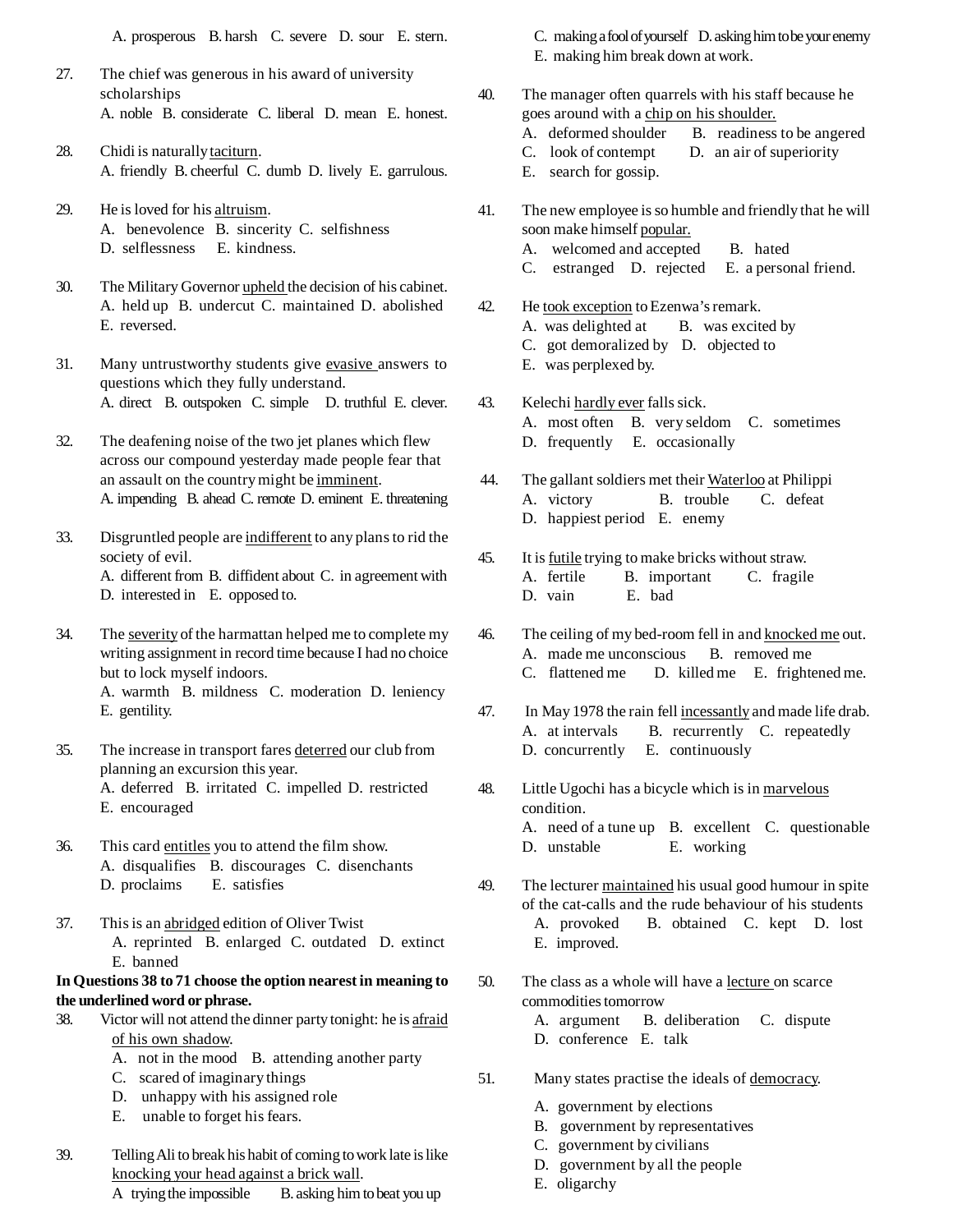A. prosperous B. harsh C. severe D. sour E. stern.

27. The chief was generous in his award of university scholarships
A. noble B. considerate C. liberal D. mean E. honest.

28. Chidi is naturally taciturn.
A. friendly B. cheerful C. dumb D. lively E. garrulous.

29. He is loved for his altruism.
A. benevolence B. sincerity C. selfishness
D. selflessness E. kindness.

30. The Military Governor upheld the decision of his cabinet.
A. held up B. undercut C. maintained D. abolished
E. reversed.

31. Many untrustworthy students give evasive answers to questions which they fully understand.
A. direct B. outspoken C. simple D. truthful E. clever.

32. The deafening noise of the two jet planes which flew across our compound yesterday made people fear that an assault on the country might be imminent.
A. impending B. ahead C. remote D. eminent E. threatening

33. Disgruntled people are indifferent to any plans to rid the society of evil.
A. different from B. diffident about C. in agreement with
D. interested in E. opposed to.

34. The severity of the harmattan helped me to complete my writing assignment in record time because I had no choice but to lock myself indoors.
A. warmth B. mildness C. moderation D. leniency
E. gentility.

35. The increase in transport fares deterred our club from planning an excursion this year.
A. deferred B. irritated C. impelled D. restricted
E. encouraged

36. This card entitles you to attend the film show.
A. disqualifies B. discourages C. disenchants
D. proclaims E. satisfies

37. This is an abridged edition of Oliver Twist
A. reprinted B. enlarged C. outdated D. extinct
E. banned

**In Questions 38 to 71 choose the option nearest in meaning to the underlined word or phrase.**

38. Victor will not attend the dinner party tonight: he is afraid of his own shadow.
A. not in the mood B. attending another party
C. scared of imaginary things
D. unhappy with his assigned role
E. unable to forget his fears.

39. Telling Ali to break his habit of coming to work late is like knocking your head against a brick wall.
A trying the impossible B. asking him to beat you up
C. making a fool of yourself D. asking him to be your enemy
E. making him break down at work.

40. The manager often quarrels with his staff because he goes around with a chip on his shoulder.
A. deformed shoulder B. readiness to be angered
C. look of contempt D. an air of superiority
E. search for gossip.

41. The new employee is so humble and friendly that he will soon make himself popular.
A. welcomed and accepted B. hated
C. estranged D. rejected E. a personal friend.

42. He took exception to Ezenwa's remark.
A. was delighted at B. was excited by
C. got demoralized by D. objected to
E. was perplexed by.

43. Kelechi hardly ever falls sick.
A. most often B. very seldom C. sometimes
D. frequently E. occasionally

44. The gallant soldiers met their Waterloo at Philippi
A. victory B. trouble C. defeat
D. happiest period E. enemy

45. It is futile trying to make bricks without straw.
A. fertile B. important C. fragile
D. vain E. bad

46. The ceiling of my bed-room fell in and knocked me out.
A. made me unconscious B. removed me
C. flattened me D. killed me E. frightened me.

47. In May 1978 the rain fell incessantly and made life drab.
A. at intervals B. recurrently C. repeatedly
D. concurrently E. continuously

48. Little Ugochi has a bicycle which is in marvelous condition.
A. need of a tune up B. excellent C. questionable
D. unstable E. working

49. The lecturer maintained his usual good humour in spite of the cat-calls and the rude behaviour of his students
A. provoked B. obtained C. kept D. lost
E. improved.

50. The class as a whole will have a lecture on scarce commodities tomorrow
A. argument B. deliberation C. dispute
D. conference E. talk

51. Many states practise the ideals of democracy.
A. government by elections
B. government by representatives
C. government by civilians
D. government by all the people
E. oligarchy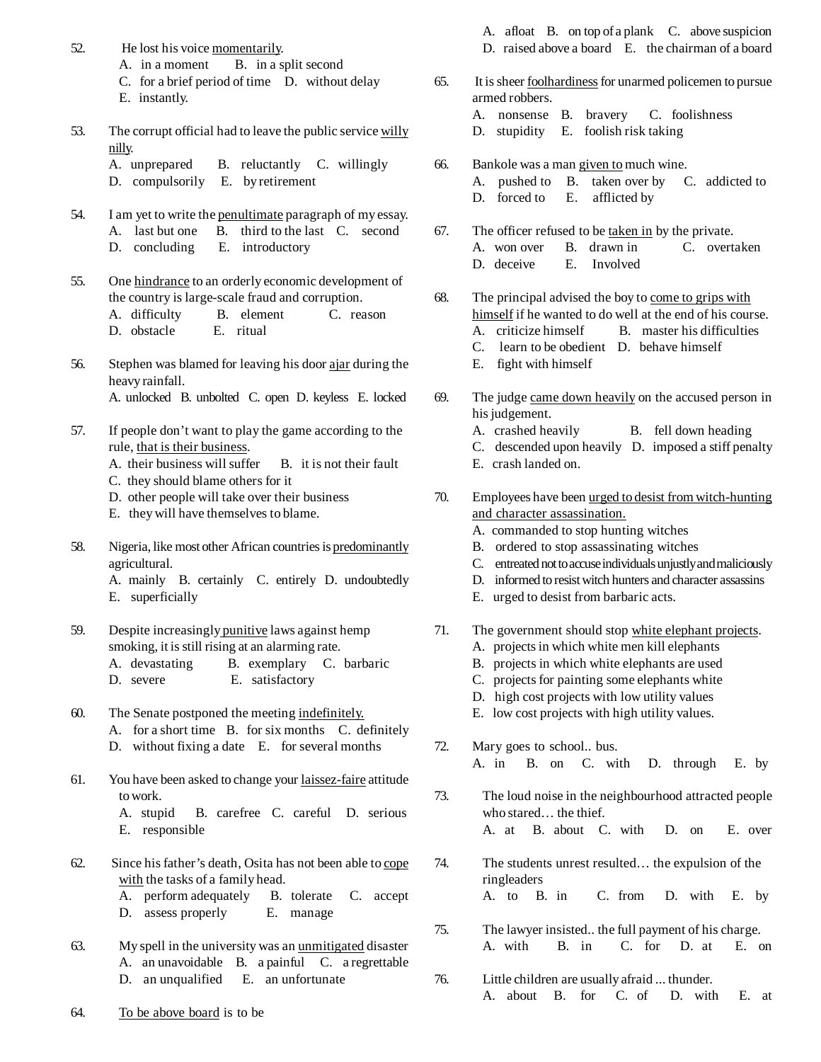52. He lost his voice <u>momentarily</u>.
A. in a moment B. in a split second
C. for a brief period of time D. without delay
E. instantly.

53. The corrupt official had to leave the public service <u>willy nilly</u>.
A. unprepared B. reluctantly C. willingly
D. compulsorily E. by retirement

54. I am yet to write the <u>penultimate</u> paragraph of my essay.
A. last but one B. third to the last C. second
D. concluding E. introductory

55. One <u>hindrance</u> to an orderly economic development of the country is large-scale fraud and corruption.
A. difficulty B. element C. reason
D. obstacle E. ritual

56. Stephen was blamed for leaving his door <u>ajar</u> during the heavy rainfall.
A. unlocked B. unbolted C. open D. keyless E. locked

57. If people don't want to play the game according to the rule, <u>that is their business</u>.
A. their business will suffer B. it is not their fault
C. they should blame others for it
D. other people will take over their business
E. they will have themselves to blame.

58. Nigeria, like most other African countries is <u>predominantly</u> agricultural.
A. mainly B. certainly C. entirely D. undoubtedly
E. superficially

59. Despite increasingly <u>punitive</u> laws against hemp smoking, it is still rising at an alarming rate.
A. devastating B. exemplary C. barbaric
D. severe E. satisfactory

60. The Senate postponed the meeting <u>indefinitely.</u>
A. for a short time B. for six months C. definitely
D. without fixing a date E. for several months

61. You have been asked to change your <u>laissez-faire</u> attitude to work.
A. stupid B. carefree C. careful D. serious
E. responsible

62. Since his father's death, Osita has not been able to <u>cope with</u> the tasks of a family head.
A. perform adequately B. tolerate C. accept
D. assess properly E. manage

63. My spell in the university was an <u>unmitigated</u> disaster
A. an unavoidable B. a painful C. a regrettable
D. an unqualified E. an unfortunate

64. <u>To be above board</u> is to be
A. afloat B. on top of a plank C. above suspicion
D. raised above a board E. the chairman of a board

65. It is sheer <u>foolhardiness</u> for unarmed policemen to pursue armed robbers.
A. nonsense B. bravery C. foolishness
D. stupidity E. foolish risk taking

66. Bankole was a man <u>given to</u> much wine.
A. pushed to B. taken over by C. addicted to
D. forced to E. afflicted by

67. The officer refused to be <u>taken in</u> by the private.
A. won over B. drawn in C. overtaken
D. deceive E. Involved

68. The principal advised the boy to <u>come to grips with himself</u> if he wanted to do well at the end of his course.
A. criticize himself B. master his difficulties
C. learn to be obedient D. behave himself
E. fight with himself

69. The judge <u>came down heavily</u> on the accused person in his judgement.
A. crashed heavily B. fell down heading
C. descended upon heavily D. imposed a stiff penalty
E. crash landed on.

70. Employees have been <u>urged to desist from witch-hunting and character assassination.</u>
A. commanded to stop hunting witches
B. ordered to stop assassinating witches
C. entreated not to accuse individuals unjustly and maliciously
D. informed to resist witch hunters and character assassins
E. urged to desist from barbaric acts.

71. The government should stop <u>white elephant projects</u>.
A. projects in which white men kill elephants
B. projects in which white elephants are used
C. projects for painting some elephants white
D. high cost projects with low utility values
E. low cost projects with high utility values.

72. Mary goes to school.. bus.
A. in B. on C. with D. through E. by

73. The loud noise in the neighbourhood attracted people who stared… the thief.
A. at B. about C. with D. on E. over

74. The students unrest resulted… the expulsion of the ringleaders
A. to B. in C. from D. with E. by

75. The lawyer insisted.. the full payment of his charge.
A. with B. in C. for D. at E. on

76. Little children are usually afraid ... thunder.
A. about B. for C. of D. with E. at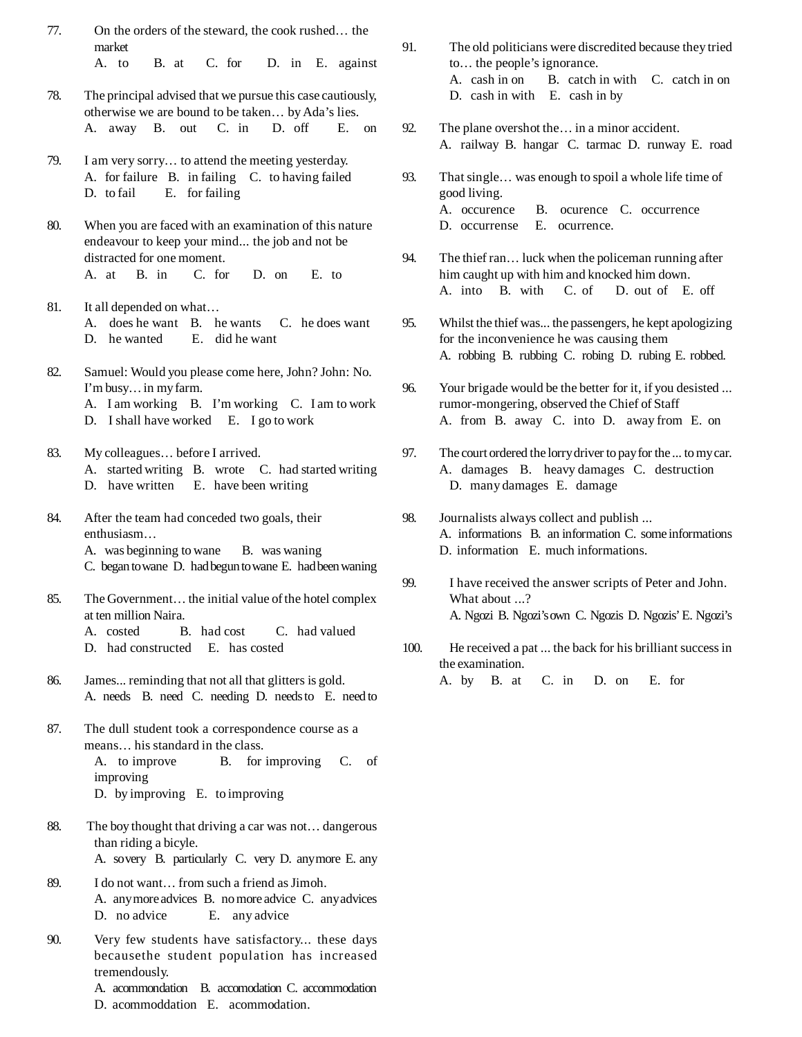77. On the orders of the steward, the cook rushed… the market
A. to B. at C. for D. in E. against

78. The principal advised that we pursue this case cautiously, otherwise we are bound to be taken… by Ada's lies.
A. away B. out C. in D. off E. on

79. I am very sorry… to attend the meeting yesterday.
A. for failure B. in failing C. to having failed
D. to fail E. for failing

80. When you are faced with an examination of this nature endeavour to keep your mind... the job and not be distracted for one moment.
A. at B. in C. for D. on E. to

81. It all depended on what…
A. does he want B. he wants C. he does want
D. he wanted E. did he want

82. Samuel: Would you please come here, John? John: No. I'm busy… in my farm.
A. I am working B. I'm working C. I am to work
D. I shall have worked E. I go to work

83. My colleagues… before I arrived.
A. started writing B. wrote C. had started writing
D. have written E. have been writing

84. After the team had conceded two goals, their enthusiasm…
A. was beginning to wane B. was waning
C. began to wane D. had begun to wane E. had been waning

85. The Government… the initial value of the hotel complex at ten million Naira.
A. costed B. had cost C. had valued
D. had constructed E. has costed

86. James... reminding that not all that glitters is gold.
A. needs B. need C. needing D. needs to E. need to

87. The dull student took a correspondence course as a means… his standard in the class.
A. to improve B. for improving C. of improving
D. by improving E. to improving

88. The boy thought that driving a car was not… dangerous than riding a bicyle.
A. so very B. particularly C. very D. any more E. any

89. I do not want… from such a friend as Jimoh.
A. any more advices B. no more advice C. any advices
D. no advice E. any advice

90. Very few students have satisfactory... these days becausethe student population has increased tremendously.
A. acommondation B. accomodation C. accommodation
D. acommoddation E. acommodation.

91. The old politicians were discredited because they tried to… the people's ignorance.
A. cash in on B. catch in with C. catch in on
D. cash in with E. cash in by

92. The plane overshot the… in a minor accident.
A. railway B. hangar C. tarmac D. runway E. road

93. That single… was enough to spoil a whole life time of good living.
A. occurence B. ocurence C. occurrence
D. occurrense E. ocurrence.

94. The thief ran… luck when the policeman running after him caught up with him and knocked him down.
A. into B. with C. of D. out of E. off

95. Whilst the thief was... the passengers, he kept apologizing for the inconvenience he was causing them
A. robbing B. rubbing C. robing D. rubing E. robbed.

96. Your brigade would be the better for it, if you desisted ... rumor-mongering, observed the Chief of Staff
A. from B. away C. into D. away from E. on

97. The court ordered the lorry driver to pay for the ... to my car.
A. damages B. heavy damages C. destruction
D. many damages E. damage

98. Journalists always collect and publish ...
A. informations B. an information C. some informations
D. information E. much informations.

99. I have received the answer scripts of Peter and John. What about ...?
A. Ngozi B. Ngozi's own C. Ngozis D. Ngozis' E. Ngozi's

100. He received a pat ... the back for his brilliant success in the examination.
A. by B. at C. in D. on E. for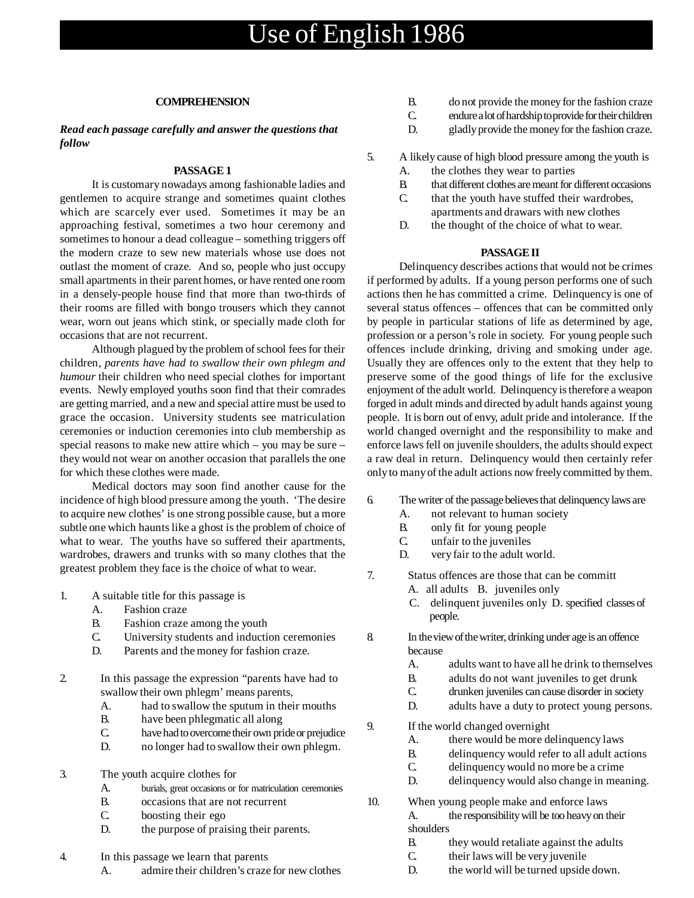# Use of English 1986

### COMPREHENSION

***Read each passage carefully and answer the questions that follow***

#### PASSAGE 1

It is customary nowadays among fashionable ladies and gentlemen to acquire strange and sometimes quaint clothes which are scarcely ever used. Sometimes it may be an approaching festival, sometimes a two hour ceremony and sometimes to honour a dead colleague – something triggers off the modern craze to sew new materials whose use does not outlast the moment of craze. And so, people who just occupy small apartments in their parent homes, or have rented one room in a densely-people house find that more than two-thirds of their rooms are filled with bongo trousers which they cannot wear, worn out jeans which stink, or specially made cloth for occasions that are not recurrent.

Although plagued by the problem of school fees for their children, *parents have had to swallow their own phlegm and humour* their children who need special clothes for important events. Newly employed youths soon find that their comrades are getting married, and a new and special attire must be used to grace the occasion. University students see matriculation ceremonies or induction ceremonies into club membership as special reasons to make new attire which – you may be sure – they would not wear on another occasion that parallels the one for which these clothes were made.

Medical doctors may soon find another cause for the incidence of high blood pressure among the youth. 'The desire to acquire new clothes' is one strong possible cause, but a more subtle one which haunts like a ghost is the problem of choice of what to wear. The youths have so suffered their apartments, wardrobes, drawers and trunks with so many clothes that the greatest problem they face is the choice of what to wear.

1. A suitable title for this passage is
   A. Fashion craze
   B. Fashion craze among the youth
   C. University students and induction ceremonies
   D. Parents and the money for fashion craze.

2. In this passage the expression "parents have had to swallow their own phlegm' means parents,
   A. had to swallow the sputum in their mouths
   B. have been phlegmatic all along
   C. have had to overcome their own pride or prejudice
   D. no longer had to swallow their own phlegm.

3. The youth acquire clothes for
   A. burials, great occasions or for matriculation ceremonies
   B. occasions that are not recurrent
   C. boosting their ego
   D. the purpose of praising their parents.

4. In this passage we learn that parents
   A. admire their children's craze for new clothes
   B. do not provide the money for the fashion craze
   C. endure a lot of hardship to provide for their children
   D. gladly provide the money for the fashion craze.

5. A likely cause of high blood pressure among the youth is
   A. the clothes they wear to parties
   B. that different clothes are meant for different occasions
   C. that the youth have stuffed their wardrobes, apartments and drawars with new clothes
   D. the thought of the choice of what to wear.

#### PASSAGE II

Delinquency describes actions that would not be crimes if performed by adults. If a young person performs one of such actions then he has committed a crime. Delinquency is one of several status offences – offences that can be committed only by people in particular stations of life as determined by age, profession or a person's role in society. For young people such offences include drinking, driving and smoking under age. Usually they are offences only to the extent that they help to preserve some of the good things of life for the exclusive enjoyment of the adult world. Delinquency is therefore a weapon forged in adult minds and directed by adult hands against young people. It is born out of envy, adult pride and intolerance. If the world changed overnight and the responsibility to make and enforce laws fell on juvenile shoulders, the adults should expect a raw deal in return. Delinquency would then certainly refer only to many of the adult actions now freely committed by them.

6. The writer of the passage believes that delinquency laws are
   A. not relevant to human society
   B. only fit for young people
   C. unfair to the juveniles
   D. very fair to the adult world.

7. Status offences are those that can be committ
   A. all adults B. juveniles only
   C. delinquent juveniles only D. specified classes of people.

8. In the view of the writer, drinking under age is an offence because
   A. adults want to have all he drink to themselves
   B. adults do not want juveniles to get drunk
   C. drunken juveniles can cause disorder in society
   D. adults have a duty to protect young persons.

9. If the world changed overnight
   A. there would be more delinquency laws
   B. delinquency would refer to all adult actions
   C. delinquency would no more be a crime
   D. delinquency would also change in meaning.

10. When young people make and enforce laws
    A. the responsibility will be too heavy on their shoulders
    B. they would retaliate against the adults
    C. their laws will be very juvenile
    D. the world will be turned upside down.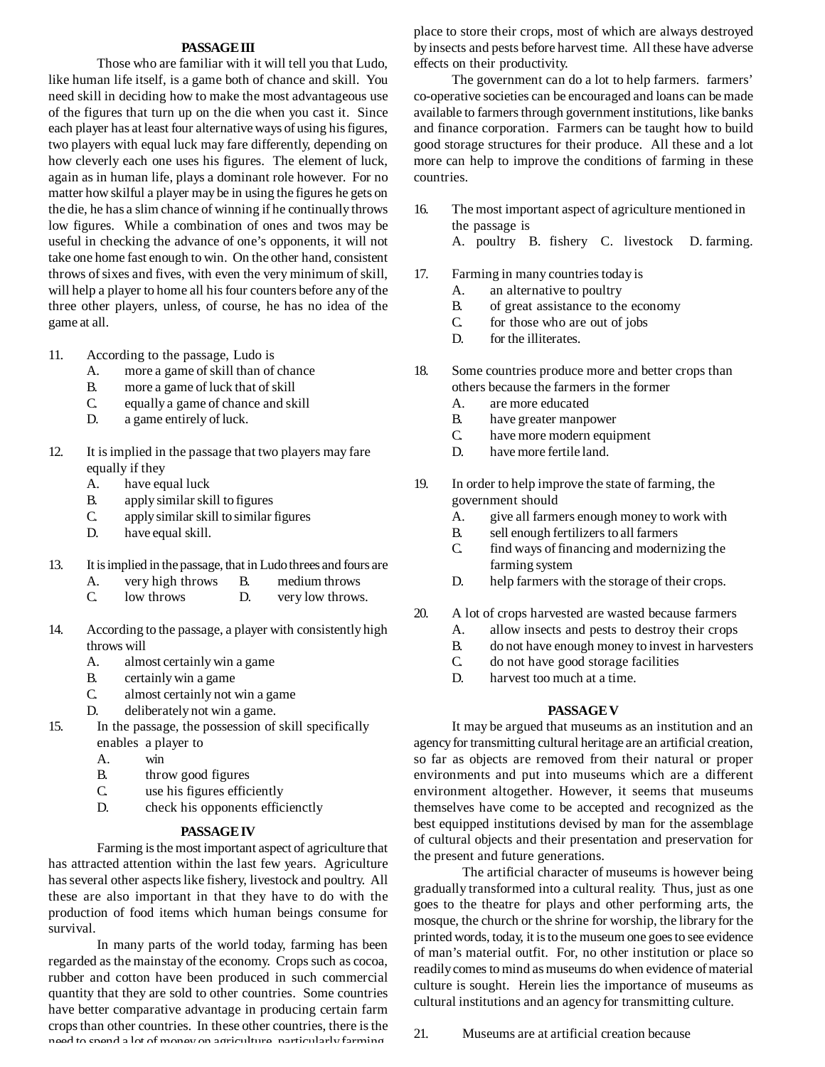## PASSAGE III

Those who are familiar with it will tell you that Ludo, like human life itself, is a game both of chance and skill. You need skill in deciding how to make the most advantageous use of the figures that turn up on the die when you cast it. Since each player has at least four alternative ways of using his figures, two players with equal luck may fare differently, depending on how cleverly each one uses his figures. The element of luck, again as in human life, plays a dominant role however. For no matter how skilful a player may be in using the figures he gets on the die, he has a slim chance of winning if he continually throws low figures. While a combination of ones and twos may be useful in checking the advance of one's opponents, it will not take one home fast enough to win. On the other hand, consistent throws of sixes and fives, with even the very minimum of skill, will help a player to home all his four counters before any of the three other players, unless, of course, he has no idea of the game at all.

11. According to the passage, Ludo is
    - A. more a game of skill than of chance
    - B. more a game of luck that of skill
    - C. equally a game of chance and skill
    - D. a game entirely of luck.

12. It is implied in the passage that two players may fare equally if they
    - A. have equal luck
    - B. apply similar skill to figures
    - C. apply similar skill to similar figures
    - D. have equal skill.

13. It is implied in the passage, that in Ludo threes and fours are
    - A. very high throws
    - B. medium throws
    - C. low throws
    - D. very low throws.

14. According to the passage, a player with consistently high throws will
    - A. almost certainly win a game
    - B. certainly win a game
    - C. almost certainly not win a game
    - D. deliberately not win a game.

15. In the passage, the possession of skill specifically enables a player to
    - A. win
    - B. throw good figures
    - C. use his figures efficiently
    - D. check his opponents efficienctly

## PASSAGE IV

Farming is the most important aspect of agriculture that has attracted attention within the last few years. Agriculture has several other aspects like fishery, livestock and poultry. All these are also important in that they have to do with the production of food items which human beings consume for survival.

In many parts of the world today, farming has been regarded as the mainstay of the economy. Crops such as cocoa, rubber and cotton have been produced in such commercial quantity that they are sold to other countries. Some countries have better comparative advantage in producing certain farm crops than other countries. In these other countries, there is the need to spend a lot of money on agriculture, particularly farming, place to store their crops, most of which are always destroyed by insects and pests before harvest time. All these have adverse effects on their productivity.

The government can do a lot to help farmers. farmers' co-operative societies can be encouraged and loans can be made available to farmers through government institutions, like banks and finance corporation. Farmers can be taught how to build good storage structures for their produce. All these and a lot more can help to improve the conditions of farming in these countries.

16. The most important aspect of agriculture mentioned in the passage is
    - A. poultry
    - B. fishery
    - C. livestock
    - D. farming.

17. Farming in many countries today is
    - A. an alternative to poultry
    - B. of great assistance to the economy
    - C. for those who are out of jobs
    - D. for the illiterates.

18. Some countries produce more and better crops than others because the farmers in the former
    - A. are more educated
    - B. have greater manpower
    - C. have more modern equipment
    - D. have more fertile land.

19. In order to help improve the state of farming, the government should
    - A. give all farmers enough money to work with
    - B. sell enough fertilizers to all farmers
    - C. find ways of financing and modernizing the farming system
    - D. help farmers with the storage of their crops.

20. A lot of crops harvested are wasted because farmers
    - A. allow insects and pests to destroy their crops
    - B. do not have enough money to invest in harvesters
    - C. do not have good storage facilities
    - D. harvest too much at a time.

## PASSAGE V

It may be argued that museums as an institution and an agency for transmitting cultural heritage are an artificial creation, so far as objects are removed from their natural or proper environments and put into museums which are a different environment altogether. However, it seems that museums themselves have come to be accepted and recognized as the best equipped institutions devised by man for the assemblage of cultural objects and their presentation and preservation for the present and future generations.

The artificial character of museums is however being gradually transformed into a cultural reality. Thus, just as one goes to the theatre for plays and other performing arts, the mosque, the church or the shrine for worship, the library for the printed words, today, it is to the museum one goes to see evidence of man's material outfit. For, no other institution or place so readily comes to mind as museums do when evidence of material culture is sought. Herein lies the importance of museums as cultural institutions and an agency for transmitting culture.

21. Museums are at artificial creation because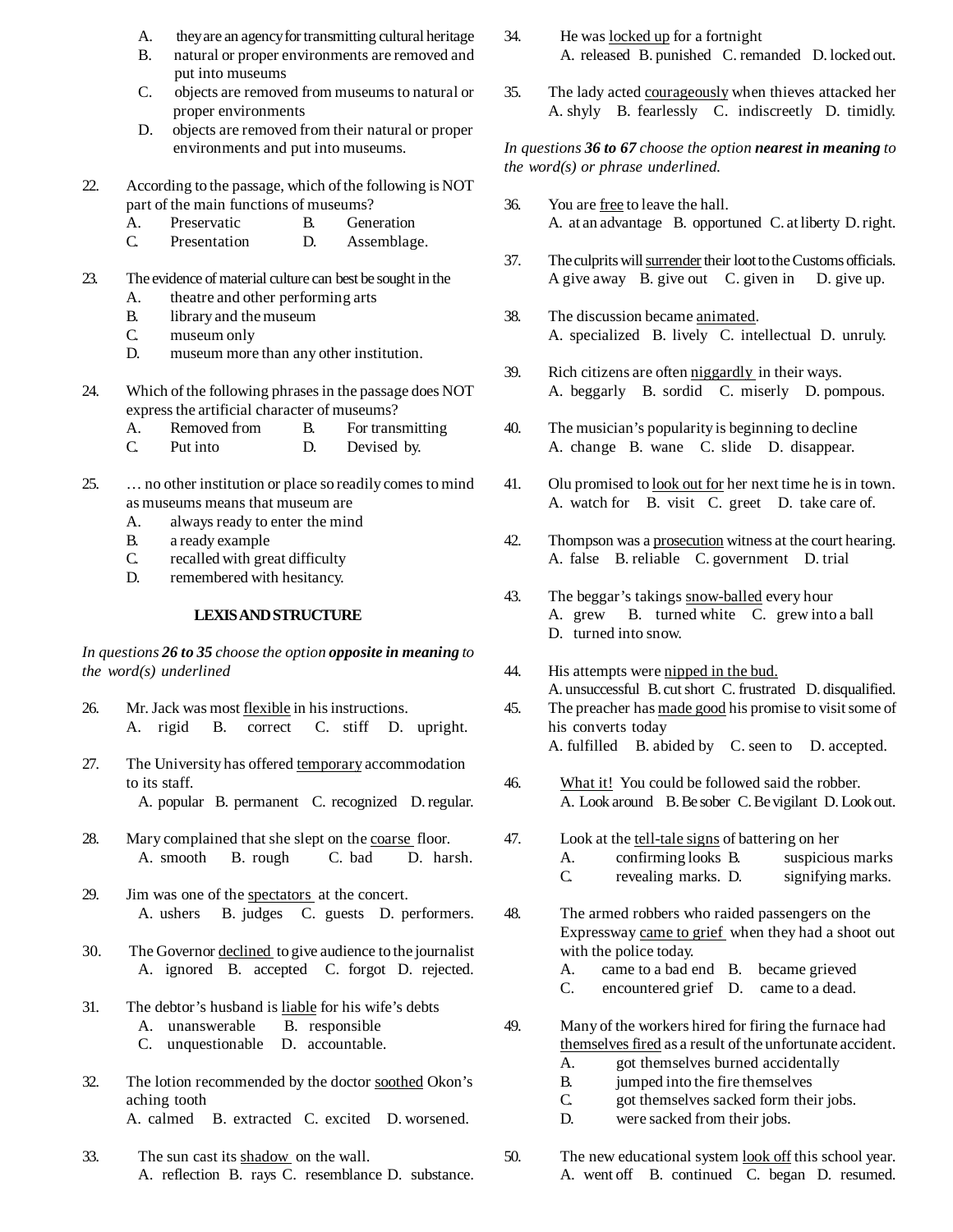A. they are an agency for transmitting cultural heritage
B. natural or proper environments are removed and put into museums
C. objects are removed from museums to natural or proper environments
D. objects are removed from their natural or proper environments and put into museums.

22. According to the passage, which of the following is NOT part of the main functions of museums?
A. Preservatic B. Generation
C. Presentation D. Assemblage.

23. The evidence of material culture can best be sought in the
A. theatre and other performing arts
B. library and the museum
C. museum only
D. museum more than any other institution.

24. Which of the following phrases in the passage does NOT express the artificial character of museums?
A. Removed from B. For transmitting
C. Put into D. Devised by.

25. … no other institution or place so readily comes to mind as museums means that museum are
A. always ready to enter the mind
B. a ready example
C. recalled with great difficulty
D. remembered with hesitancy.

## LEXIS AND STRUCTURE

*In questions **26 to 35** choose the option **opposite in meaning** to the word(s) underlined*

26. Mr. Jack was most flexible in his instructions.
A. rigid B. correct C. stiff D. upright.

27. The University has offered temporary accommodation to its staff.
A. popular B. permanent C. recognized D. regular.

28. Mary complained that she slept on the coarse floor.
A. smooth B. rough C. bad D. harsh.

29. Jim was one of the spectators at the concert.
A. ushers B. judges C. guests D. performers.

30. The Governor declined to give audience to the journalist
A. ignored B. accepted C. forgot D. rejected.

31. The debtor's husband is liable for his wife's debts
A. unanswerable B. responsible
C. unquestionable D. accountable.

32. The lotion recommended by the doctor soothed Okon's aching tooth
A. calmed B. extracted C. excited D. worsened.

33. The sun cast its shadow on the wall.
A. reflection B. rays C. resemblance D. substance.

34. He was locked up for a fortnight
A. released B. punished C. remanded D. locked out.

35. The lady acted courageously when thieves attacked her
A. shyly B. fearlessly C. indiscreetly D. timidly.

*In questions **36 to 67** choose the option **nearest in meaning** to the word(s) or phrase underlined.*

36. You are free to leave the hall.
A. at an advantage B. opportuned C. at liberty D. right.

37. The culprits will surrender their loot to the Customs officials.
A give away B. give out C. given in D. give up.

38. The discussion became animated.
A. specialized B. lively C. intellectual D. unruly.

39. Rich citizens are often niggardly in their ways.
A. beggarly B. sordid C. miserly D. pompous.

40. The musician's popularity is beginning to decline
A. change B. wane C. slide D. disappear.

41. Olu promised to look out for her next time he is in town.
A. watch for B. visit C. greet D. take care of.

42. Thompson was a prosecution witness at the court hearing.
A. false B. reliable C. government D. trial

43. The beggar's takings snow-balled every hour
A. grew B. turned white C. grew into a ball
D. turned into snow.

44. His attempts were nipped in the bud.
A. unsuccessful B. cut short C. frustrated D. disqualified.

45. The preacher has made good his promise to visit some of his converts today
A. fulfilled B. abided by C. seen to D. accepted.

46. What it! You could be followed said the robber.
A. Look around B. Be sober C. Be vigilant D. Look out.

47. Look at the tell-tale signs of battering on her
A. confirming looks B. suspicious marks
C. revealing marks. D. signifying marks.

48. The armed robbers who raided passengers on the Expressway came to grief when they had a shoot out with the police today.
A. came to a bad end B. became grieved
C. encountered grief D. came to a dead.

49. Many of the workers hired for firing the furnace had themselves fired as a result of the unfortunate accident.
A. got themselves burned accidentally
B. jumped into the fire themselves
C. got themselves sacked form their jobs.
D. were sacked from their jobs.

50. The new educational system look off this school year.
A. went off B. continued C. began D. resumed.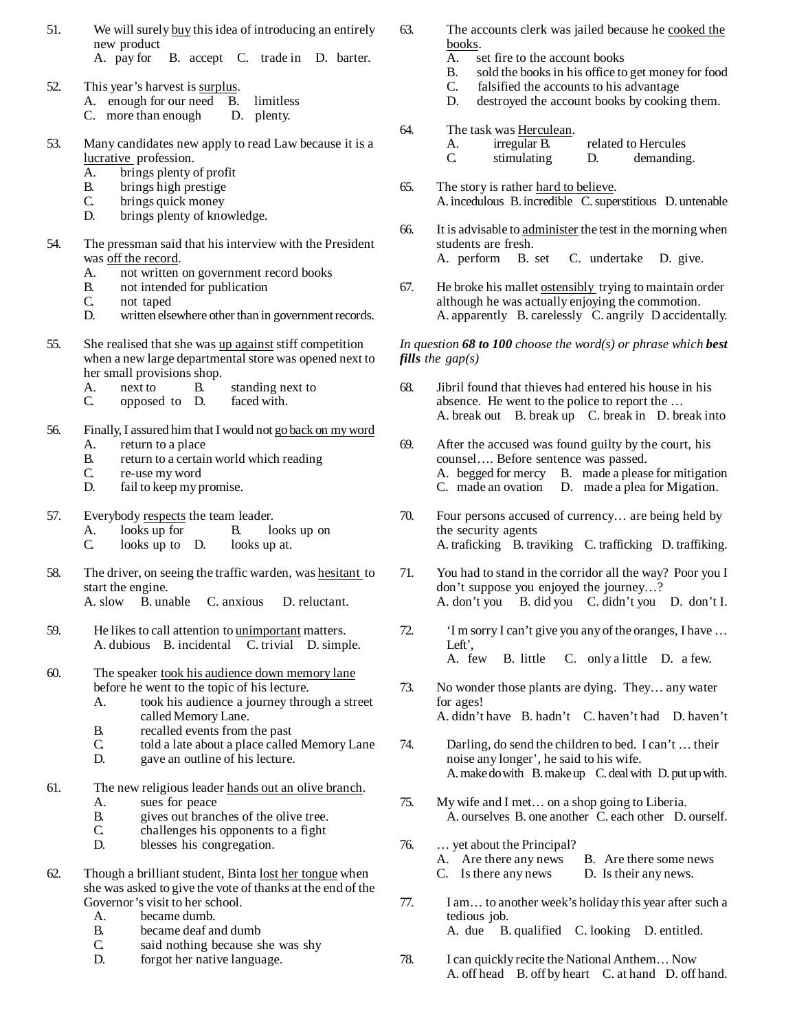51. We will surely <u>buy</u> this idea of introducing an entirely new product
A. pay for B. accept C. trade in D. barter.

52. This year's harvest is <u>surplus</u>.
A. enough for our need B. limitless
C. more than enough D. plenty.

53. Many candidates new apply to read Law because it is a <u>lucrative</u> profession.
A. brings plenty of profit
B. brings high prestige
C. brings quick money
D. brings plenty of knowledge.

54. The pressman said that his interview with the President was <u>off the record</u>.
A. not written on government record books
B. not intended for publication
C. not taped
D. written elsewhere other than in government records.

55. She realised that she was <u>up against</u> stiff competition when a new large departmental store was opened next to her small provisions shop.
A. next to B. standing next to
C. opposed to D. faced with.

56. Finally, I assured him that I would not <u>go back on my word</u>
A. return to a place
B. return to a certain world which reading
C. re-use my word
D. fail to keep my promise.

57. Everybody <u>respects</u> the team leader.
A. looks up for B. looks up on
C. looks up to D. looks up at.

58. The driver, on seeing the traffic warden, was <u>hesitant</u> to start the engine.
A. slow B. unable C. anxious D. reluctant.

59. He likes to call attention to <u>unimportant</u> matters.
A. dubious B. incidental C. trivial D. simple.

60. The speaker <u>took his audience down memory lane</u> before he went to the topic of his lecture.
A. took his audience a journey through a street called Memory Lane.
B. recalled events from the past
C. told a late about a place called Memory Lane
D. gave an outline of his lecture.

61. The new religious leader <u>hands out an olive branch</u>.
A. sues for peace
B. gives out branches of the olive tree.
C. challenges his opponents to a fight
D. blesses his congregation.

62. Though a brilliant student, Binta <u>lost her tongue</u> when she was asked to give the vote of thanks at the end of the Governor's visit to her school.
A. became dumb.
B. became deaf and dumb
C. said nothing because she was shy
D. forgot her native language.

63. The accounts clerk was jailed because he <u>cooked the books</u>.
A. set fire to the account books
B. sold the books in his office to get money for food
C. falsified the accounts to his advantage
D. destroyed the account books by cooking them.

64. The task was <u>Herculean</u>.
A. irregular B. related to Hercules
C. stimulating D. demanding.

65. The story is rather <u>hard to believe</u>.
A. incedulous B. incredible C. superstitious D. untenable

66. It is advisable to <u>administer</u> the test in the morning when students are fresh.
A. perform B. set C. undertake D. give.

67. He broke his mallet <u>ostensibly</u> trying to maintain order although he was actually enjoying the commotion.
A. apparently B. carelessly C. angrily D accidentally.

*In question **68 to 100** choose the word(s) or phrase which **best fills** the gap(s)*

68. Jibril found that thieves had entered his house in his absence. He went to the police to report the …
A. break out B. break up C. break in D. break into

69. After the accused was found guilty by the court, his counsel…. Before sentence was passed.
A. begged for mercy B. made a please for mitigation
C. made an ovation D. made a plea for Migation.

70. Four persons accused of currency… are being held by the security agents
A. traficking B. traviking C. trafficking D. traffiking.

71. You had to stand in the corridor all the way? Poor you I don't suppose you enjoyed the journey…?
A. don't you B. did you C. didn't you D. don't I.

72. 'I m sorry I can't give you any of the oranges, I have … Left',
A. few B. little C. only a little D. a few.

73. No wonder those plants are dying. They… any water for ages!
A. didn't have B. hadn't C. haven't had D. haven't

74. Darling, do send the children to bed. I can't … their noise any longer', he said to his wife.
A. make do with B. make up C. deal with D. put up with.

75. My wife and I met… on a shop going to Liberia.
A. ourselves B. one another C. each other D. ourself.

76. … yet about the Principal?
A. Are there any news B. Are there some news
C. Is there any news D. Is their any news.

77. I am… to another week's holiday this year after such a tedious job.
A. due B. qualified C. looking D. entitled.

78. I can quickly recite the National Anthem… Now
A. off head B. off by heart C. at hand D. off hand.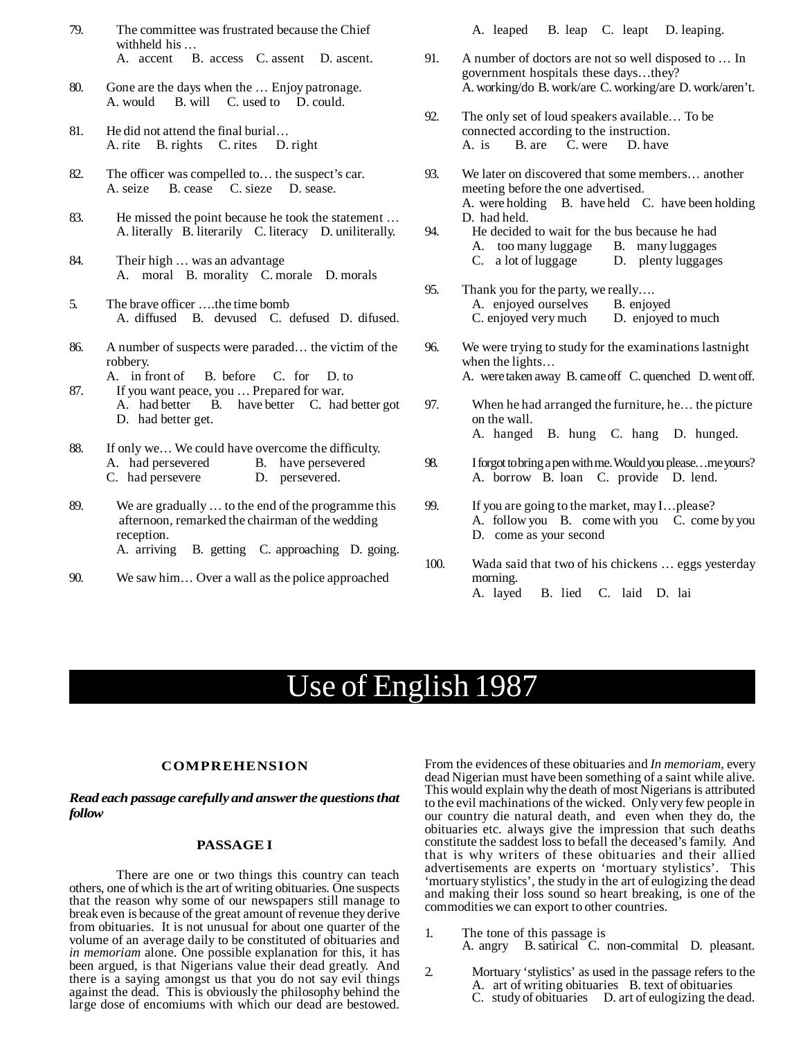79. The committee was frustrated because the Chief withheld his …
A. accent B. access C. assent D. ascent.

80. Gone are the days when the … Enjoy patronage.
A. would B. will C. used to D. could.

81. He did not attend the final burial…
A. rite B. rights C. rites D. right

82. The officer was compelled to… the suspect's car.
A. seize B. cease C. sieze D. sease.

83. He missed the point because he took the statement …
A. literally B. literarily C. literacy D. uniliterally.

84. Their high … was an advantage
A. moral B. morality C. morale D. morals

5. The brave officer ….the time bomb
A. diffused B. devused C. defused D. difused.

86. A number of suspects were paraded… the victim of the robbery.
A. in front of B. before C. for D. to

87. If you want peace, you … Prepared for war.
A. had better B. have better C. had better got D. had better get.

88. If only we… We could have overcome the difficulty.
A. had persevered B. have persevered
C. had persevere D. persevered.

89. We are gradually … to the end of the programme this afternoon, remarked the chairman of the wedding reception.
A. arriving B. getting C. approaching D. going.

90. We saw him… Over a wall as the police approached
A. leaped B. leap C. leapt D. leaping.

91. A number of doctors are not so well disposed to … In government hospitals these days…they?
A. working/do B. work/are C. working/are D. work/aren't.

92. The only set of loud speakers available… To be connected according to the instruction.
A. is B. are C. were D. have

93. We later on discovered that some members… another meeting before the one advertised.
A. were holding B. have held C. have been holding D. had held.

94. He decided to wait for the bus because he had
A. too many luggage B. many luggages
C. a lot of luggage D. plenty luggages

95. Thank you for the party, we really….
A. enjoyed ourselves B. enjoyed
C. enjoyed very much D. enjoyed to much

96. We were trying to study for the examinations lastnight when the lights…
A. were taken away B. came off C. quenched D. went off.

97. When he had arranged the furniture, he… the picture on the wall.
A. hanged B. hung C. hang D. hunged.

98. I forgot to bring a pen with me. Would you please…me yours?
A. borrow B. loan C. provide D. lend.

99. If you are going to the market, may I…please?
A. follow you B. come with you C. come by you D. come as your second

100. Wada said that two of his chickens … eggs yesterday morning.
A. layed B. lied C. laid D. lai

# Use of English 1987

## COMPREHENSION

***Read each passage carefully and answer the questions that follow***

### PASSAGE I

There are one or two things this country can teach others, one of which is the art of writing obituaries. One suspects that the reason why some of our newspapers still manage to break even is because of the great amount of revenue they derive from obituaries. It is not unusual for about one quarter of the volume of an average daily to be constituted of obituaries and *in memoriam* alone. One possible explanation for this, it has been argued, is that Nigerians value their dead greatly. And there is a saying amongst us that you do not say evil things against the dead. This is obviously the philosophy behind the large dose of encomiums with which our dead are bestowed. From the evidences of these obituaries and *In memoriam*, every dead Nigerian must have been something of a saint while alive. This would explain why the death of most Nigerians is attributed to the evil machinations of the wicked. Only very few people in our country die natural death, and even when they do, the obituaries etc. always give the impression that such deaths constitute the saddest loss to befall the deceased's family. And that is why writers of these obituaries and their allied advertisements are experts on 'mortuary stylistics'. This 'mortuary stylistics', the study in the art of eulogizing the dead and making their loss sound so heart breaking, is one of the commodities we can export to other countries.

1. The tone of this passage is
A. angry B. satirical C. non-commital D. pleasant.

2. Mortuary 'stylistics' as used in the passage refers to the
A. art of writing obituaries B. text of obituaries
C. study of obituaries D. art of eulogizing the dead.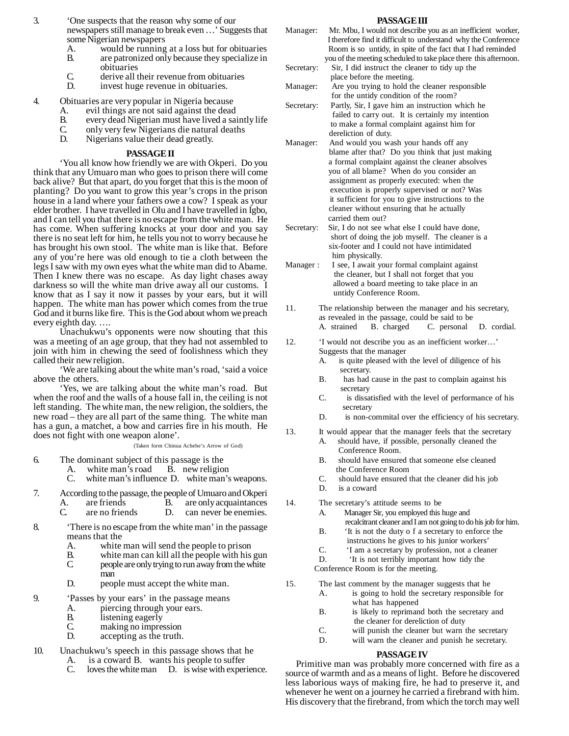3. 'One suspects that the reason why some of our newspapers still manage to break even …' Suggests that some Nigerian newspapers
   - A. would be running at a loss but for obituaries
   - B. are patronized only because they specialize in obituaries
   - C. derive all their revenue from obituaries
   - D. invest huge revenue in obituaries.

4. Obituaries are very popular in Nigeria because
   - A. evil things are not said against the dead
   - B. every dead Nigerian must have lived a saintly life
   - C. only very few Nigerians die natural deaths
   - D. Nigerians value their dead greatly.

### PASSAGE II

'You all know how friendly we are with Okperi. Do you think that any Umuaro man who goes to prison there will come back alive? But that apart, do you forget that this is the moon of planting? Do you want to grow this year's crops in the prison house in a land where your fathers owe a cow? I speak as your elder brother. I have travelled in Olu and I have travelled in Igbo, and I can tell you that there is no escape from the white man. He has come. When suffering knocks at your door and you say there is no seat left for him, he tells you not to worry because he has brought his own stool. The white man is like that. Before any of you're here was old enough to tie a cloth between the legs I saw with my own eyes what the white man did to Abame. Then I knew there was no escape. As day light chases away darkness so will the white man drive away all our customs. I know that as I say it now it passes by your ears, but it will happen. The white man has power which comes from the true God and it burns like fire. This is the God about whom we preach every eighth day. ….

Unachukwu's opponents were now shouting that this was a meeting of an age group, that they had not assembled to join with him in chewing the seed of foolishness which they called their new religion.

'We are talking about the white man's road, 'said a voice above the others.

'Yes, we are talking about the white man's road. But when the roof and the walls of a house fall in, the ceiling is not left standing. The white man, the new religion, the soldiers, the new road – they are all part of the same thing. The white man has a gun, a matchet, a bow and carries fire in his mouth. He does not fight with one weapon alone'.

(Taken form Chinua Achebe's Arrow of God)

6. The dominant subject of this passage is the
   - A. white man's road
   - B. new religion
   - C. white man's influence
   - D. white man's weapons.

7. According to the passage, the people of Umuaro and Okperi
   - A. are friends
   - B. are only acquaintances
   - C. are no friends
   - D. can never be enemies.

8. 'There is no escape from the white man' in the passage means that the
   - A. white man will send the people to prison
   - B. white man can kill all the people with his gun
   - C. people are only trying to run away from the white man
   - D. people must accept the white man.

9. 'Passes by your ears' in the passage means
   - A. piercing through your ears.
   - B. listening eagerly
   - C. making no impression
   - D. accepting as the truth.

10. Unachukwu's speech in this passage shows that he
    - A. is a coward
    - B. wants his people to suffer
    - C. loves the white man
    - D. is wise with experience.

### PASSAGE III

Manager: Mr. Mbu, I would not describe you as an inefficient worker, I therefore find it difficult to understand why the Conference Room is so untidy, in spite of the fact that I had reminded you of the meeting scheduled to take place there this afternoon.

Secretary: Sir, I did instruct the cleaner to tidy up the place before the meeting.

Manager: Are you trying to hold the cleaner responsible for the untidy condition of the room?

Secretary: Partly, Sir, I gave him an instruction which he failed to carry out. It is certainly my intention to make a formal complaint against him for dereliction of duty.

Manager: And would you wash your hands off any blame after that? Do you think that just making a formal complaint against the cleaner absolves you of all blame? When do you consider an assignment as properly executed: when the execution is properly supervised or not? Was it sufficient for you to give instructions to the cleaner without ensuring that he actually carried them out?

Secretary: Sir, I do not see what else I could have done, short of doing the job myself. The cleaner is a six-footer and I could not have intimidated him physically.

Manager : I see, I await your formal complaint against the cleaner, but I shall not forget that you allowed a board meeting to take place in an untidy Conference Room.

11. The relationship between the manager and his secretary, as revealed in the passage, could be said to be
    - A. strained
    - B. charged
    - C. personal
    - D. cordial.

12. 'I would not describe you as an inefficient worker…' Suggests that the manager
    - A. is quite pleased with the level of diligence of his secretary.
    - B. has had cause in the past to complain against his secretary
    - C. is dissatisfied with the level of performance of his secretary
    - D. is non-commital over the efficiency of his secretary.

13. It would appear that the manager feels that the secretary
    - A. should have, if possible, personally cleaned the Conference Room.
    - B. should have ensured that someone else cleaned the Conference Room
    - C. should have ensured that the cleaner did his job
    - D. is a coward

14. The secretary's attitude seems to be
    - A. Manager Sir, you employed this huge and recalcitrant cleaner and I am not going to do his job for him.
    - B. 'It is not the duty o f a secretary to enforce the instructions he gives to his junior workers'
    - C. 'I am a secretary by profession, not a cleaner
    - D. 'It is not terribly important how tidy the Conference Room is for the meeting.

15. The last comment by the manager suggests that he
    - A. is going to hold the secretary responsible for what has happened
    - B. is likely to reprimand both the secretary and the cleaner for dereliction of duty
    - C. will punish the cleaner but warn the secretary
    - D. will warn the cleaner and punish he secretary.

### PASSAGE IV

Primitive man was probably more concerned with fire as a source of warmth and as a means of light. Before he discovered less laborious ways of making fire, he had to preserve it, and whenever he went on a journey he carried a firebrand with him. His discovery that the firebrand, from which the torch may well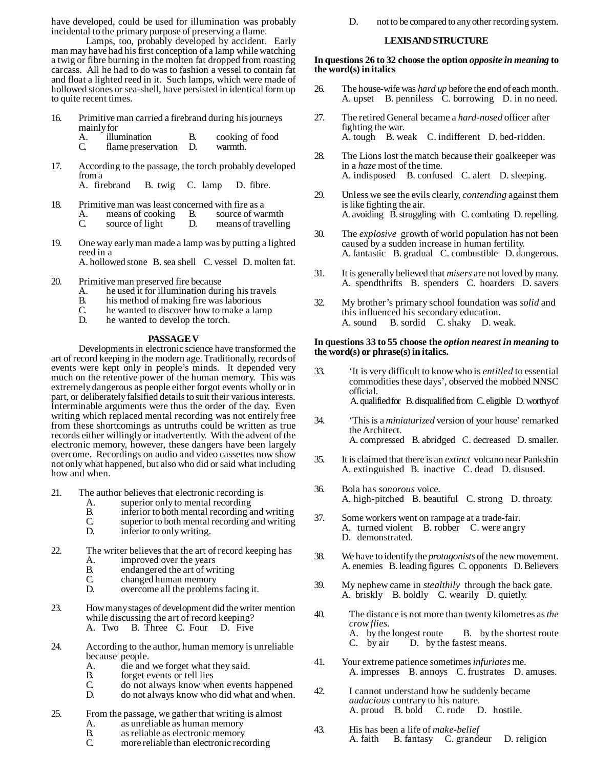have developed, could be used for illumination was probably incidental to the primary purpose of preserving a flame.

Lamps, too, probably developed by accident. Early man may have had his first conception of a lamp while watching a twig or fibre burning in the molten fat dropped from roasting carcass. All he had to do was to fashion a vessel to contain fat and float a lighted reed in it. Such lamps, which were made of hollowed stones or sea-shell, have persisted in identical form up to quite recent times.

16. Primitive man carried a firebrand during his journeys mainly for
    A. illumination  B. cooking of food
    C. flame preservation  D. warmth.

17. According to the passage, the torch probably developed from a
    A. firebrand  B. twig  C. lamp  D. fibre.

18. Primitive man was least concerned with fire as a
    A. means of cooking  B. source of warmth
    C. source of light  D. means of travelling

19. One way early man made a lamp was by putting a lighted reed in a
    A. hollowed stone  B. sea shell  C. vessel  D. molten fat.

20. Primitive man preserved fire because
    A. he used it for illumination during his travels
    B. his method of making fire was laborious
    C. he wanted to discover how to make a lamp
    D. he wanted to develop the torch.

**PASSAGE V**

Developments in electronic science have transformed the art of record keeping in the modern age. Traditionally, records of events were kept only in people's minds. It depended very much on the retentive power of the human memory. This was extremely dangerous as people either forgot events wholly or in part, or deliberately falsified details to suit their various interests. Interminable arguments were thus the order of the day. Even writing which replaced mental recording was not entirely free from these shortcomings as untruths could be written as true records either willingly or inadvertently. With the advent of the electronic memory, however, these dangers have been largely overcome. Recordings on audio and video cassettes now show not only what happened, but also who did or said what including how and when.

21. The author believes that electronic recording is
    A. superior only to mental recording
    B. inferior to both mental recording and writing
    C. superior to both mental recording and writing
    D. inferior to only writing.

22. The writer believes that the art of record keeping has
    A. improved over the years
    B. endangered the art of writing
    C. changed human memory
    D. overcome all the problems facing it.

23. How many stages of development did the writer mention while discussing the art of record keeping?
    A. Two  B. Three  C. Four  D. Five

24. According to the author, human memory is unreliable because people.
    A. die and we forget what they said.
    B. forget events or tell lies
    C. do not always know when events happened
    D. do not always know who did what and when.

25. From the passage, we gather that writing is almost
    A. as unreliable as human memory
    B. as reliable as electronic memory
    C. more reliable than electronic recording
    D. not to be compared to any other recording system.

**LEXIS AND STRUCTURE**

**In questions 26 to 32 choose the option *opposite in meaning* to the word(s) in italics**

26. The house-wife was *hard up* before the end of each month.
    A. upset  B. penniless  C. borrowing  D. in no need.

27. The retired General became a *hard-nosed* officer after fighting the war.
    A. tough  B. weak  C. indifferent  D. bed-ridden.

28. The Lions lost the match because their goalkeeper was in a *haze* most of the time.
    A. indisposed  B. confused  C. alert  D. sleeping.

29. Unless we see the evils clearly, *contending* against them is like fighting the air.
    A. avoiding  B. struggling with  C. combating  D. repelling.

30. The *explosive* growth of world population has not been caused by a sudden increase in human fertility.
    A. fantastic  B. gradual  C. combustible  D. dangerous.

31. It is generally believed that *misers* are not loved by many.
    A. spendthrifts  B. spenders  C. hoarders  D. savers

32. My brother's primary school foundation was *solid* and this influenced his secondary education.
    A. sound  B. sordid  C. shaky  D. weak.

**In questions 33 to 55 choose the *option nearest in meaning* to the word(s) or phrase(s) in italics.**

33. 'It is very difficult to know who is *entitled* to essential commodities these days', observed the mobbed NNSC official.
    A. qualified for  B. disqualified from  C. eligible  D. worthy of

34. 'This is a *miniaturized* version of your house' remarked the Architect.
    A. compressed  B. abridged  C. decreased  D. smaller.

35. It is claimed that there is an *extinct* volcano near Pankshin
    A. extinguished  B. inactive  C. dead  D. disused.

36. Bola has *sonorous* voice.
    A. high-pitched  B. beautiful  C. strong  D. throaty.

37. Some workers went on rampage at a trade-fair.
    A. turned violent  B. robber  C. were angry
    D. demonstrated.

38. We have to identify the *protagonists* of the new movement.
    A. enemies  B. leading figures  C. opponents  D. Believers

39. My nephew came in *stealthily* through the back gate.
    A. briskly  B. boldly  C. wearily  D. quietly.

40. The distance is not more than twenty kilometres as *the crow flies*.
    A. by the longest route  B. by the shortest route
    C. by air  D. by the fastest means.

41. Your extreme patience sometimes *infuriates* me.
    A. impresses  B. annoys  C. frustrates  D. amuses.

42. I cannot understand how he suddenly became *audacious* contrary to his nature.
    A. proud  B. bold  C. rude  D. hostile.

43. His has been a life of *make-belief*
    A. faith  B. fantasy  C. grandeur  D. religion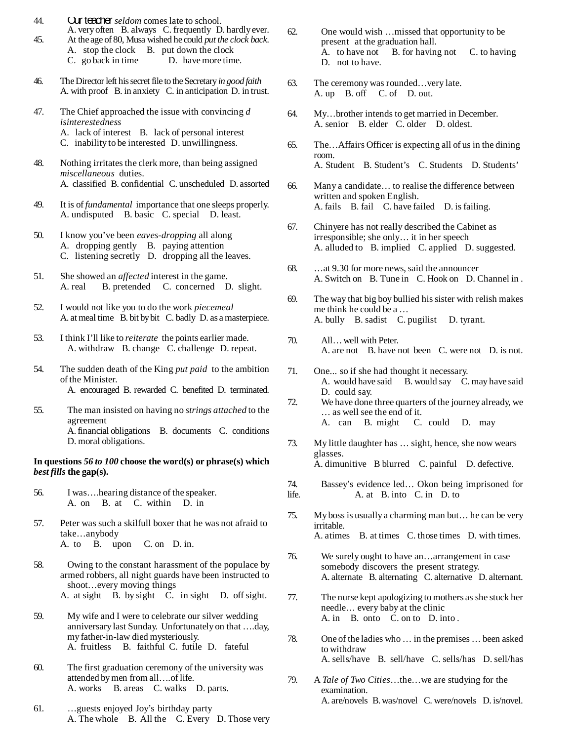44. Our teacher *seldom* comes late to school.
A. very often B. always C. frequently D. hardly ever.

45. At the age of 80, Musa wished he could *put the clock back*.
A. stop the clock B. put down the clock
C. go back in time D. have more time.

46. The Director left his secret file to the Secretary *in good faith*
A. with proof B. in anxiety C. in anticipation D. in trust.

47. The Chief approached the issue with convincing *d isinterestedness*
A. lack of interest B. lack of personal interest
C. inability to be interested D. unwillingness.

48. Nothing irritates the clerk more, than being assigned *miscellaneous* duties.
A. classified B. confidential C. unscheduled D. assorted

49. It is of *fundamental* importance that one sleeps properly.
A. undisputed B. basic C. special D. least.

50. I know you've been *eaves-dropping* all along
A. dropping gently B. paying attention
C. listening secretly D. dropping all the leaves.

51. She showed an *affected* interest in the game.
A. real B. pretended C. concerned D. slight.

52. I would not like you to do the work *piecemeal*
A. at meal time B. bit by bit C. badly D. as a masterpiece.

53. I think I'll like to *reiterate* the points earlier made.
A. withdraw B. change C. challenge D. repeat.

54. The sudden death of the King *put paid* to the ambition of the Minister.
A. encouraged B. rewarded C. benefited D. terminated.

55. The man insisted on having no *strings attached* to the agreement
A. financial obligations B. documents C. conditions
D. moral obligations.

**In questions *56 to 100* choose the word(s) or phrase(s) which *best fills* the gap(s).**

56. I was….hearing distance of the speaker.
A. on B. at C. within D. in

57. Peter was such a skilfull boxer that he was not afraid to take…anybody
A. to B. upon C. on D. in.

58. Owing to the constant harassment of the populace by armed robbers, all night guards have been instructed to shoot…every moving things
A. at sight B. by sight C. in sight D. off sight.

59. My wife and I were to celebrate our silver wedding anniversary last Sunday. Unfortunately on that ….day, my father-in-law died mysteriously.
A. fruitless B. faithful C. futile D. fateful

60. The first graduation ceremony of the university was attended by men from all….of life.
A. works B. areas C. walks D. parts.

61. …guests enjoyed Joy's birthday party
A. The whole B. All the C. Every D. Those very

62. One would wish …missed that opportunity to be present at the graduation hall.
A. to have not B. for having not C. to having
D. not to have.

63. The ceremony was rounded…very late.
A. up B. off C. of D. out.

64. My…brother intends to get married in December.
A. senior B. elder C. older D. oldest.

65. The…Affairs Officer is expecting all of us in the dining room.
A. Student B. Student's C. Students D. Students'

66. Many a candidate… to realise the difference between written and spoken English.
A. fails B. fail C. have failed D. is failing.

67. Chinyere has not really described the Cabinet as irresponsible; she only… it in her speech
A. alluded to B. implied C. applied D. suggested.

68. …at 9.30 for more news, said the announcer
A. Switch on B. Tune in C. Hook on D. Channel in .

69. The way that big boy bullied his sister with relish makes me think he could be a …
A. bully B. sadist C. pugilist D. tyrant.

70. All… well with Peter.
A. are not B. have not been C. were not D. is not.

71. One... so if she had thought it necessary.
A. would have said B. would say C. may have said
D. could say.

72. We have done three quarters of the journey already, we … as well see the end of it.
A. can B. might C. could D. may

73. My little daughter has … sight, hence, she now wears glasses.
A. dimunitive B blurred C. painful D. defective.

74. Bassey's evidence led… Okon being imprisoned for life. A. at B. into C. in D. to

75. My boss is usually a charming man but… he can be very irritable.
A. atimes B. at times C. those times D. with times.

76. We surely ought to have an…arrangement in case somebody discovers the present strategy.
A. alternate B. alternating C. alternative D. alternant.

77. The nurse kept apologizing to mothers as she stuck her needle… every baby at the clinic
A. in B. onto C. on to D. into .

78. One of the ladies who … in the premises … been asked to withdraw
A. sells/have B. sell/have C. sells/has D. sell/has

79. A *Tale of Two Cities*…the…we are studying for the examination.
A. are/novels B. was/novel C. were/novels D. is/novel.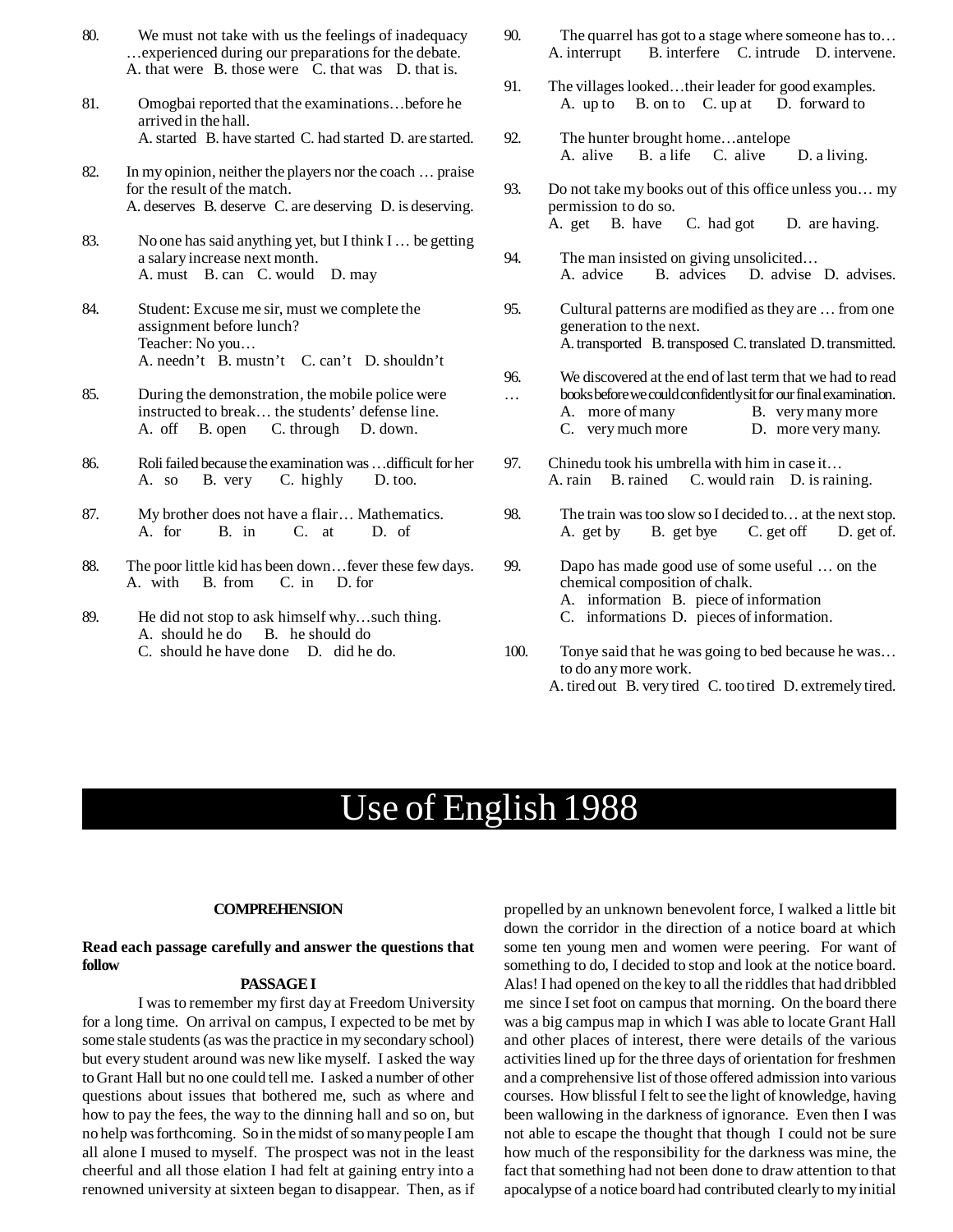80. We must not take with us the feelings of inadequacy …experienced during our preparations for the debate.
A. that were B. those were C. that was D. that is.

81. Omogbai reported that the examinations…before he arrived in the hall.
A. started B. have started C. had started D. are started.

82. In my opinion, neither the players nor the coach … praise for the result of the match.
A. deserves B. deserve C. are deserving D. is deserving.

83. No one has said anything yet, but I think I … be getting a salary increase next month.
A. must B. can C. would D. may

84. Student: Excuse me sir, must we complete the assignment before lunch?
Teacher: No you…
A. needn't B. mustn't C. can't D. shouldn't

85. During the demonstration, the mobile police were instructed to break… the students' defense line.
A. off B. open C. through D. down.

86. Roli failed because the examination was …difficult for her
A. so B. very C. highly D. too.

87. My brother does not have a flair… Mathematics.
A. for B. in C. at D. of

88. The poor little kid has been down…fever these few days.
A. with B. from C. in D. for

89. He did not stop to ask himself why…such thing.
A. should he do B. he should do
C. should he have done D. did he do.

90. The quarrel has got to a stage where someone has to…
A. interrupt B. interfere C. intrude D. intervene.

91. The villages looked…their leader for good examples.
A. up to B. on to C. up at D. forward to

92. The hunter brought home…antelope
A. alive B. a life C. alive D. a living.

93. Do not take my books out of this office unless you… my permission to do so.
A. get B. have C. had got D. are having.

94. The man insisted on giving unsolicited…
A. advice B. advices D. advise D. advises.

95. Cultural patterns are modified as they are … from one generation to the next.
A. transported B. transposed C. translated D. transmitted.

96. We discovered at the end of last term that we had to read … books before we could confidently sit for our final examination.
A. more of many B. very many more
C. very much more D. more very many.

97. Chinedu took his umbrella with him in case it…
A. rain B. rained C. would rain D. is raining.

98. The train was too slow so I decided to… at the next stop.
A. get by B. get bye C. get off D. get of.

99. Dapo has made good use of some useful … on the chemical composition of chalk.
A. information B. piece of information
C. informations D. pieces of information.

100. Tonye said that he was going to bed because he was… to do any more work.
A. tired out B. very tired C. too tired D. extremely tired.

# Use of English 1988

## COMPREHENSION

**Read each passage carefully and answer the questions that follow**

### PASSAGE I

I was to remember my first day at Freedom University for a long time. On arrival on campus, I expected to be met by some stale students (as was the practice in my secondary school) but every student around was new like myself. I asked the way to Grant Hall but no one could tell me. I asked a number of other questions about issues that bothered me, such as where and how to pay the fees, the way to the dinning hall and so on, but no help was forthcoming. So in the midst of so many people I am all alone I mused to myself. The prospect was not in the least cheerful and all those elation I had felt at gaining entry into a renowned university at sixteen began to disappear. Then, as if propelled by an unknown benevolent force, I walked a little bit down the corridor in the direction of a notice board at which some ten young men and women were peering. For want of something to do, I decided to stop and look at the notice board. Alas! I had opened on the key to all the riddles that had dribbled me since I set foot on campus that morning. On the board there was a big campus map in which I was able to locate Grant Hall and other places of interest, there were details of the various activities lined up for the three days of orientation for freshmen and a comprehensive list of those offered admission into various courses. How blissful I felt to see the light of knowledge, having been wallowing in the darkness of ignorance. Even then I was not able to escape the thought that though I could not be sure how much of the responsibility for the darkness was mine, the fact that something had not been done to draw attention to that apocalypse of a notice board had contributed clearly to my initial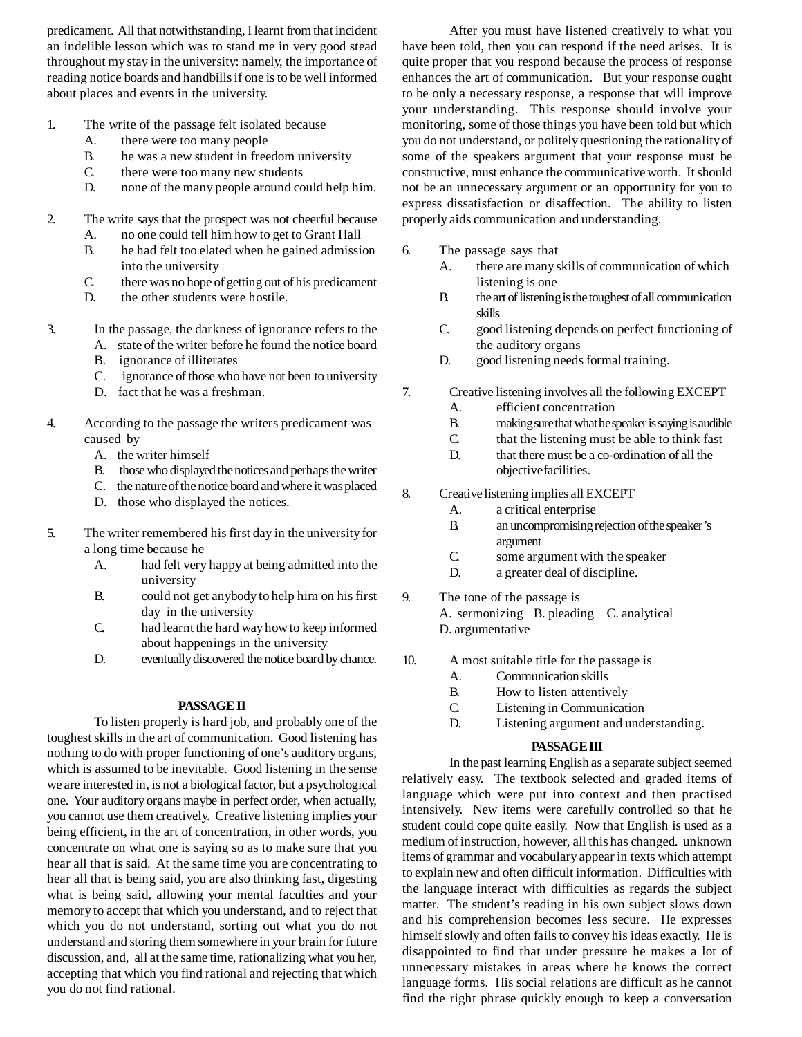predicament. All that notwithstanding, I learnt from that incident an indelible lesson which was to stand me in very good stead throughout my stay in the university: namely, the importance of reading notice boards and handbills if one is to be well informed about places and events in the university.

1. The write of the passage felt isolated because
   A. there were too many people
   B. he was a new student in freedom university
   C. there were too many new students
   D. none of the many people around could help him.

2. The write says that the prospect was not cheerful because
   A. no one could tell him how to get to Grant Hall
   B. he had felt too elated when he gained admission into the university
   C. there was no hope of getting out of his predicament
   D. the other students were hostile.

3. In the passage, the darkness of ignorance refers to the
   A. state of the writer before he found the notice board
   B. ignorance of illiterates
   C. ignorance of those who have not been to university
   D. fact that he was a freshman.

4. According to the passage the writers predicament was caused by
   A. the writer himself
   B. those who displayed the notices and perhaps the writer
   C. the nature of the notice board and where it was placed
   D. those who displayed the notices.

5. The writer remembered his first day in the university for a long time because he
   A. had felt very happy at being admitted into the university
   B. could not get anybody to help him on his first day in the university
   C. had learnt the hard way how to keep informed about happenings in the university
   D. eventually discovered the notice board by chance.

## PASSAGE II

To listen properly is hard job, and probably one of the toughest skills in the art of communication. Good listening has nothing to do with proper functioning of one's auditory organs, which is assumed to be inevitable. Good listening in the sense we are interested in, is not a biological factor, but a psychological one. Your auditory organs maybe in perfect order, when actually, you cannot use them creatively. Creative listening implies your being efficient, in the art of concentration, in other words, you concentrate on what one is saying so as to make sure that you hear all that is said. At the same time you are concentrating to hear all that is being said, you are also thinking fast, digesting what is being said, allowing your mental faculties and your memory to accept that which you understand, and to reject that which you do not understand, sorting out what you do not understand and storing them somewhere in your brain for future discussion, and, all at the same time, rationalizing what you her, accepting that which you find rational and rejecting that which you do not find rational.

After you must have listened creatively to what you have been told, then you can respond if the need arises. It is quite proper that you respond because the process of response enhances the art of communication. But your response ought to be only a necessary response, a response that will improve your understanding. This response should involve your monitoring, some of those things you have been told but which you do not understand, or politely questioning the rationality of some of the speakers argument that your response must be constructive, must enhance the communicative worth. It should not be an unnecessary argument or an opportunity for you to express dissatisfaction or disaffection. The ability to listen properly aids communication and understanding.

6. The passage says that
   A. there are many skills of communication of which listening is one
   B. the art of listening is the toughest of all communication skills
   C. good listening depends on perfect functioning of the auditory organs
   D. good listening needs formal training.

7. Creative listening involves all the following EXCEPT
   A. efficient concentration
   B. making sure that what he speaker is saying is audible
   C. that the listening must be able to think fast
   D. that there must be a co-ordination of all the objective facilities.

8. Creative listening implies all EXCEPT
   A. a critical enterprise
   B. an uncompromising rejection of the speaker's argument
   C. some argument with the speaker
   D. a greater deal of discipline.

9. The tone of the passage is
   A. sermonizing B. pleading C. analytical D. argumentative

10. A most suitable title for the passage is
    A. Communication skills
    B. How to listen attentively
    C. Listening in Communication
    D. Listening argument and understanding.

## PASSAGE III

In the past learning English as a separate subject seemed relatively easy. The textbook selected and graded items of language which were put into context and then practised intensively. New items were carefully controlled so that he student could cope quite easily. Now that English is used as a medium of instruction, however, all this has changed. unknown items of grammar and vocabulary appear in texts which attempt to explain new and often difficult information. Difficulties with the language interact with difficulties as regards the subject matter. The student's reading in his own subject slows down and his comprehension becomes less secure. He expresses himself slowly and often fails to convey his ideas exactly. He is disappointed to find that under pressure he makes a lot of unnecessary mistakes in areas where he knows the correct language forms. His social relations are difficult as he cannot find the right phrase quickly enough to keep a conversation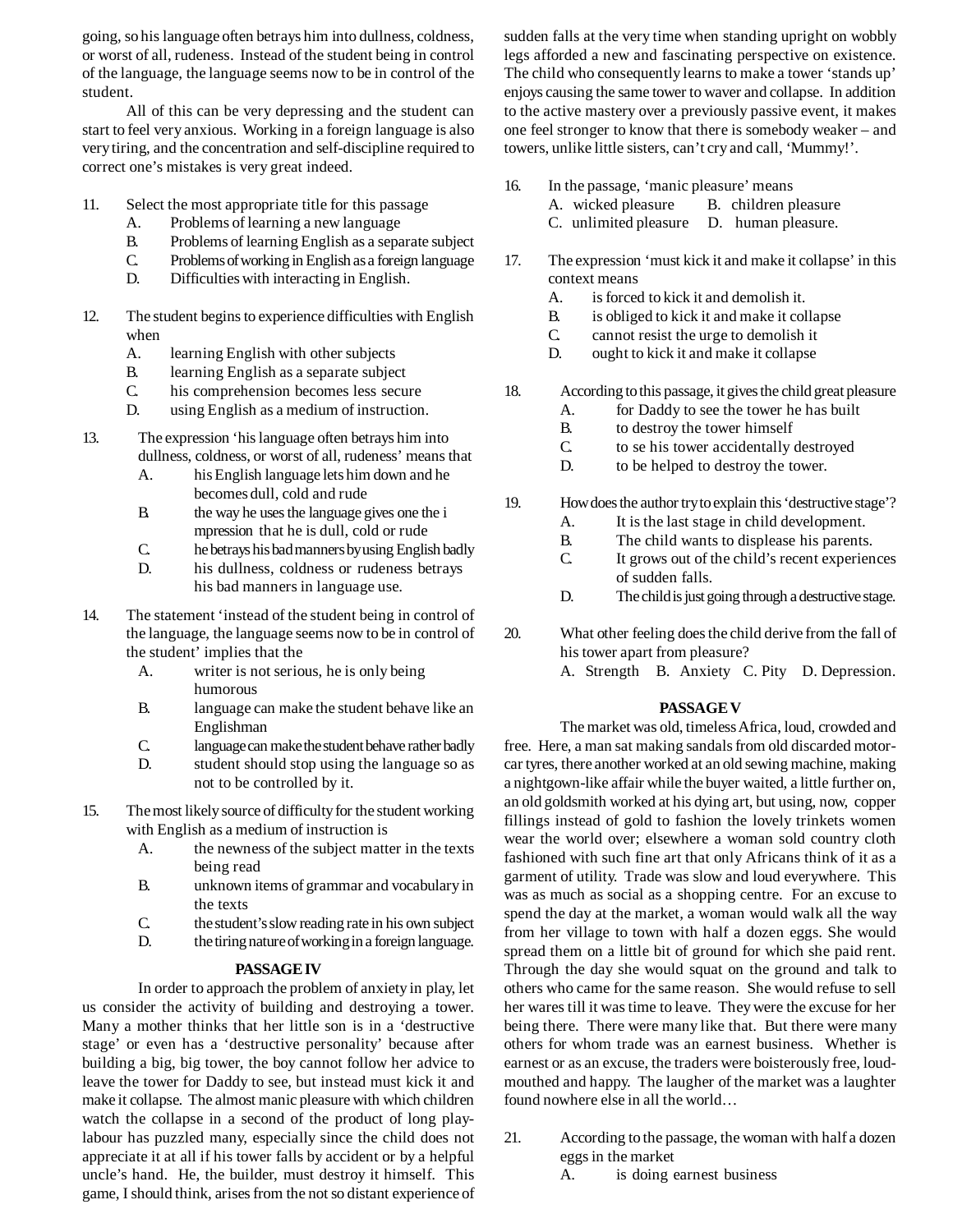going, so his language often betrays him into dullness, coldness, or worst of all, rudeness. Instead of the student being in control of the language, the language seems now to be in control of the student.

All of this can be very depressing and the student can start to feel very anxious. Working in a foreign language is also very tiring, and the concentration and self-discipline required to correct one's mistakes is very great indeed.

11. Select the most appropriate title for this passage
    A. Problems of learning a new language
    B. Problems of learning English as a separate subject
    C. Problems of working in English as a foreign language
    D. Difficulties with interacting in English.

12. The student begins to experience difficulties with English when
    A. learning English with other subjects
    B. learning English as a separate subject
    C. his comprehension becomes less secure
    D. using English as a medium of instruction.

13. The expression 'his language often betrays him into dullness, coldness, or worst of all, rudeness' means that
    A. his English language lets him down and he becomes dull, cold and rude
    B. the way he uses the language gives one the i mpression that he is dull, cold or rude
    C. he betrays his bad manners by using English badly
    D. his dullness, coldness or rudeness betrays his bad manners in language use.

14. The statement 'instead of the student being in control of the language, the language seems now to be in control of the student' implies that the
    A. writer is not serious, he is only being humorous
    B. language can make the student behave like an Englishman
    C. language can make the student behave rather badly
    D. student should stop using the language so as not to be controlled by it.

15. The most likely source of difficulty for the student working with English as a medium of instruction is
    A. the newness of the subject matter in the texts being read
    B. unknown items of grammar and vocabulary in the texts
    C. the student's slow reading rate in his own subject
    D. the tiring nature of working in a foreign language.

**PASSAGE IV**

In order to approach the problem of anxiety in play, let us consider the activity of building and destroying a tower. Many a mother thinks that her little son is in a 'destructive stage' or even has a 'destructive personality' because after building a big, big tower, the boy cannot follow her advice to leave the tower for Daddy to see, but instead must kick it and make it collapse. The almost manic pleasure with which children watch the collapse in a second of the product of long play-labour has puzzled many, especially since the child does not appreciate it at all if his tower falls by accident or by a helpful uncle's hand. He, the builder, must destroy it himself. This game, I should think, arises from the not so distant experience of sudden falls at the very time when standing upright on wobbly legs afforded a new and fascinating perspective on existence. The child who consequently learns to make a tower 'stands up' enjoys causing the same tower to waver and collapse. In addition to the active mastery over a previously passive event, it makes one feel stronger to know that there is somebody weaker – and towers, unlike little sisters, can't cry and call, 'Mummy!'.

16. In the passage, 'manic pleasure' means
    A. wicked pleasure B. children pleasure
    C. unlimited pleasure D. human pleasure.

17. The expression 'must kick it and make it collapse' in this context means
    A. is forced to kick it and demolish it.
    B. is obliged to kick it and make it collapse
    C. cannot resist the urge to demolish it
    D. ought to kick it and make it collapse

18. According to this passage, it gives the child great pleasure
    A. for Daddy to see the tower he has built
    B. to destroy the tower himself
    C. to se his tower accidentally destroyed
    D. to be helped to destroy the tower.

19. How does the author try to explain this 'destructive stage'?
    A. It is the last stage in child development.
    B. The child wants to displease his parents.
    C. It grows out of the child's recent experiences of sudden falls.
    D. The child is just going through a destructive stage.

20. What other feeling does the child derive from the fall of his tower apart from pleasure?
    A. Strength B. Anxiety C. Pity D. Depression.

**PASSAGE V**

The market was old, timeless Africa, loud, crowded and free. Here, a man sat making sandals from old discarded motor-car tyres, there another worked at an old sewing machine, making a nightgown-like affair while the buyer waited, a little further on, an old goldsmith worked at his dying art, but using, now, copper fillings instead of gold to fashion the lovely trinkets women wear the world over; elsewhere a woman sold country cloth fashioned with such fine art that only Africans think of it as a garment of utility. Trade was slow and loud everywhere. This was as much as social as a shopping centre. For an excuse to spend the day at the market, a woman would walk all the way from her village to town with half a dozen eggs. She would spread them on a little bit of ground for which she paid rent. Through the day she would squat on the ground and talk to others who came for the same reason. She would refuse to sell her wares till it was time to leave. They were the excuse for her being there. There were many like that. But there were many others for whom trade was an earnest business. Whether is earnest or as an excuse, the traders were boisterously free, loud-mouthed and happy. The laugher of the market was a laughter found nowhere else in all the world…

21. According to the passage, the woman with half a dozen eggs in the market
    A. is doing earnest business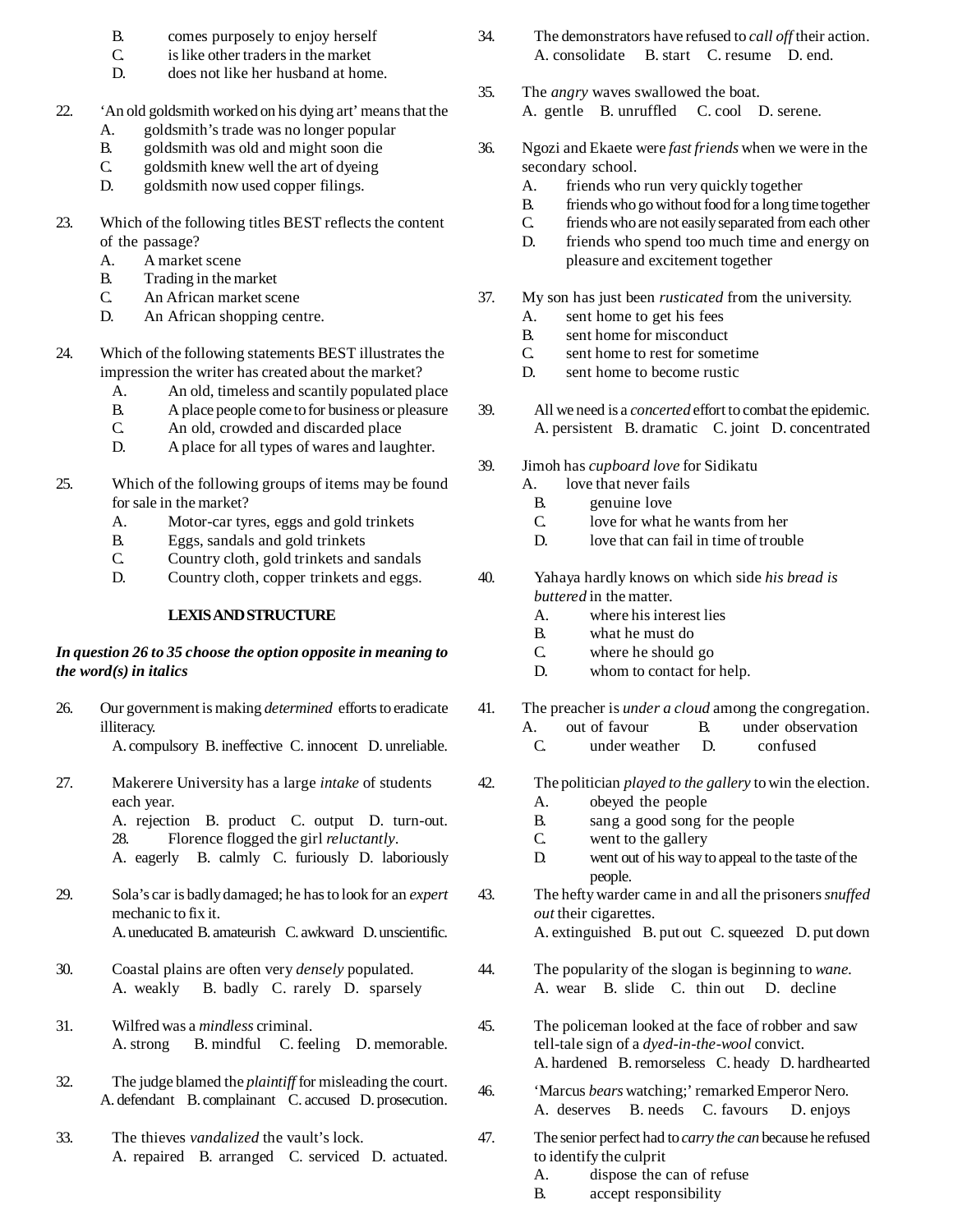B. comes purposely to enjoy herself
C. is like other traders in the market
D. does not like her husband at home.

22. 'An old goldsmith worked on his dying art' means that the
A. goldsmith's trade was no longer popular
B. goldsmith was old and might soon die
C. goldsmith knew well the art of dyeing
D. goldsmith now used copper filings.

23. Which of the following titles BEST reflects the content of the passage?
A. A market scene
B. Trading in the market
C. An African market scene
D. An African shopping centre.

24. Which of the following statements BEST illustrates the impression the writer has created about the market?
A. An old, timeless and scantily populated place
B. A place people come to for business or pleasure
C. An old, crowded and discarded place
D. A place for all types of wares and laughter.

25. Which of the following groups of items may be found for sale in the market?
A. Motor-car tyres, eggs and gold trinkets
B. Eggs, sandals and gold trinkets
C. Country cloth, gold trinkets and sandals
D. Country cloth, copper trinkets and eggs.

**LEXIS AND STRUCTURE**

***In question 26 to 35 choose the option opposite in meaning to the word(s) in italics***

26. Our government is making *determined* efforts to eradicate illiteracy.
A. compulsory B. ineffective C. innocent D. unreliable.

27. Makerere University has a large *intake* of students each year.
A. rejection B. product C. output D. turn-out.

28. Florence flogged the girl *reluctantly*.
A. eagerly B. calmly C. furiously D. laboriously

29. Sola's car is badly damaged; he has to look for an *expert* mechanic to fix it.
A. uneducated B. amateurish C. awkward D. unscientific.

30. Coastal plains are often very *densely* populated.
A. weakly B. badly C. rarely D. sparsely

31. Wilfred was a *mindless* criminal.
A. strong B. mindful C. feeling D. memorable.

32. The judge blamed the *plaintiff* for misleading the court.
A. defendant B. complainant C. accused D. prosecution.

33. The thieves *vandalized* the vault's lock.
A. repaired B. arranged C. serviced D. actuated.

34. The demonstrators have refused to *call off* their action.
A. consolidate B. start C. resume D. end.

35. The *angry* waves swallowed the boat.
A. gentle B. unruffled C. cool D. serene.

36. Ngozi and Ekaete were *fast friends* when we were in the secondary school.
A. friends who run very quickly together
B. friends who go without food for a long time together
C. friends who are not easily separated from each other
D. friends who spend too much time and energy on pleasure and excitement together

37. My son has just been *rusticated* from the university.
A. sent home to get his fees
B. sent home for misconduct
C. sent home to rest for sometime
D. sent home to become rustic

39. All we need is a *concerted* effort to combat the epidemic.
A. persistent B. dramatic C. joint D. concentrated

39. Jimoh has *cupboard love* for Sidikatu
A. love that never fails
B. genuine love
C. love for what he wants from her
D. love that can fail in time of trouble

40. Yahaya hardly knows on which side *his bread is buttered* in the matter.
A. where his interest lies
B. what he must do
C. where he should go
D. whom to contact for help.

41. The preacher is *under a cloud* among the congregation.
A. out of favour B. under observation
C. under weather D. confused

42. The politician *played to the gallery* to win the election.
A. obeyed the people
B. sang a good song for the people
C. went to the gallery
D. went out of his way to appeal to the taste of the people.

43. The hefty warder came in and all the prisoners *snuffed out* their cigarettes.
A. extinguished B. put out C. squeezed D. put down

44. The popularity of the slogan is beginning to *wane.*
A. wear B. slide C. thin out D. decline

45. The policeman looked at the face of robber and saw tell-tale sign of a *dyed-in-the-wool* convict.
A. hardened B. remorseless C. heady D. hardhearted

46. 'Marcus *bears* watching;' remarked Emperor Nero.
A. deserves B. needs C. favours D. enjoys

47. The senior perfect had to *carry the can* because he refused to identify the culprit
A. dispose the can of refuse
B. accept responsibility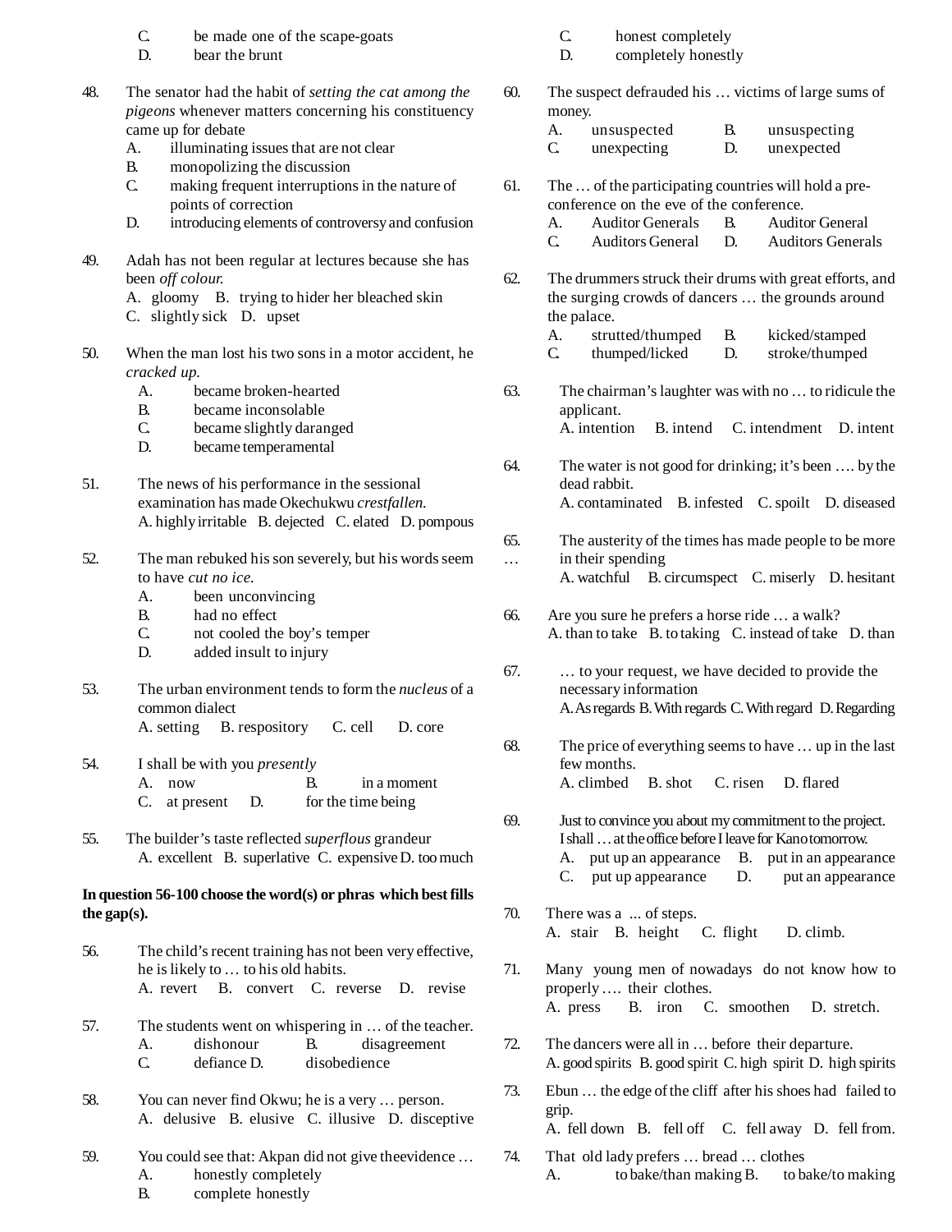C. be made one of the scape-goats
D. bear the brunt

48. The senator had the habit of *setting the cat among the pigeons* whenever matters concerning his constituency came up for debate
A. illuminating issues that are not clear
B. monopolizing the discussion
C. making frequent interruptions in the nature of points of correction
D. introducing elements of controversy and confusion

49. Adah has not been regular at lectures because she has been *off colour.*
A. gloomy B. trying to hider her bleached skin
C. slightly sick D. upset

50. When the man lost his two sons in a motor accident, he *cracked up.*
A. became broken-hearted
B. became inconsolable
C. became slightly daranged
D. became temperamental

51. The news of his performance in the sessional examination has made Okechukwu *crestfallen.*
A. highly irritable B. dejected C. elated D. pompous

52. The man rebuked his son severely, but his words seem to have *cut no ice.*
A. been unconvincing
B. had no effect
C. not cooled the boy's temper
D. added insult to injury

53. The urban environment tends to form the *nucleus* of a common dialect
A. setting B. respository C. cell D. core

54. I shall be with you *presently*
A. now B. in a moment
C. at present D. for the time being

55. The builder's taste reflected *superflous* grandeur
A. excellent B. superlative C. expensive D. too much

**In question 56-100 choose the word(s) or phras which best fills the gap(s).**

56. The child's recent training has not been very effective, he is likely to … to his old habits.
A. revert B. convert C. reverse D. revise

57. The students went on whispering in … of the teacher.
A. dishonour B. disagreement
C. defiance D. disobedience

58. You can never find Okwu; he is a very … person.
A. delusive B. elusive C. illusive D. disceptive

59. You could see that: Akpan did not give theevidence …
A. honestly completely
B. complete honestly
C. honest completely
D. completely honestly

60. The suspect defrauded his … victims of large sums of money.
A. unsuspected B. unsuspecting
C. unexpecting D. unexpected

61. The … of the participating countries will hold a pre-conference on the eve of the conference.
A. Auditor Generals B. Auditor General
C. Auditors General D. Auditors Generals

62. The drummers struck their drums with great efforts, and the surging crowds of dancers … the grounds around the palace.
A. strutted/thumped B. kicked/stamped
C. thumped/licked D. stroke/thumped

63. The chairman's laughter was with no … to ridicule the applicant.
A. intention B. intend C. intendment D. intent

64. The water is not good for drinking; it's been …. by the dead rabbit.
A. contaminated B. infested C. spoilt D. diseased

65. The austerity of the times has made people to be more … in their spending
A. watchful B. circumspect C. miserly D. hesitant

66. Are you sure he prefers a horse ride … a walk?
A. than to take B. to taking C. instead of take D. than

67. … to your request, we have decided to provide the necessary information
A. As regards B. With regards C. With regard D. Regarding

68. The price of everything seems to have … up in the last few months.
A. climbed B. shot C. risen D. flared

69. Just to convince you about my commitment to the project. I shall … at the office before I leave for Kano tomorrow.
A. put up an appearance B. put in an appearance
C. put up appearance D. put an appearance

70. There was a ... of steps.
A. stair B. height C. flight D. climb.

71. Many young men of nowadays do not know how to properly …. their clothes.
A. press B. iron C. smoothen D. stretch.

72. The dancers were all in … before their departure.
A. good spirits B. good spirit C. high spirit D. high spirits

73. Ebun … the edge of the cliff after his shoes had failed to grip.
A. fell down B. fell off C. fell away D. fell from.

74. That old lady prefers … bread … clothes
A. to bake/than making B. to bake/to making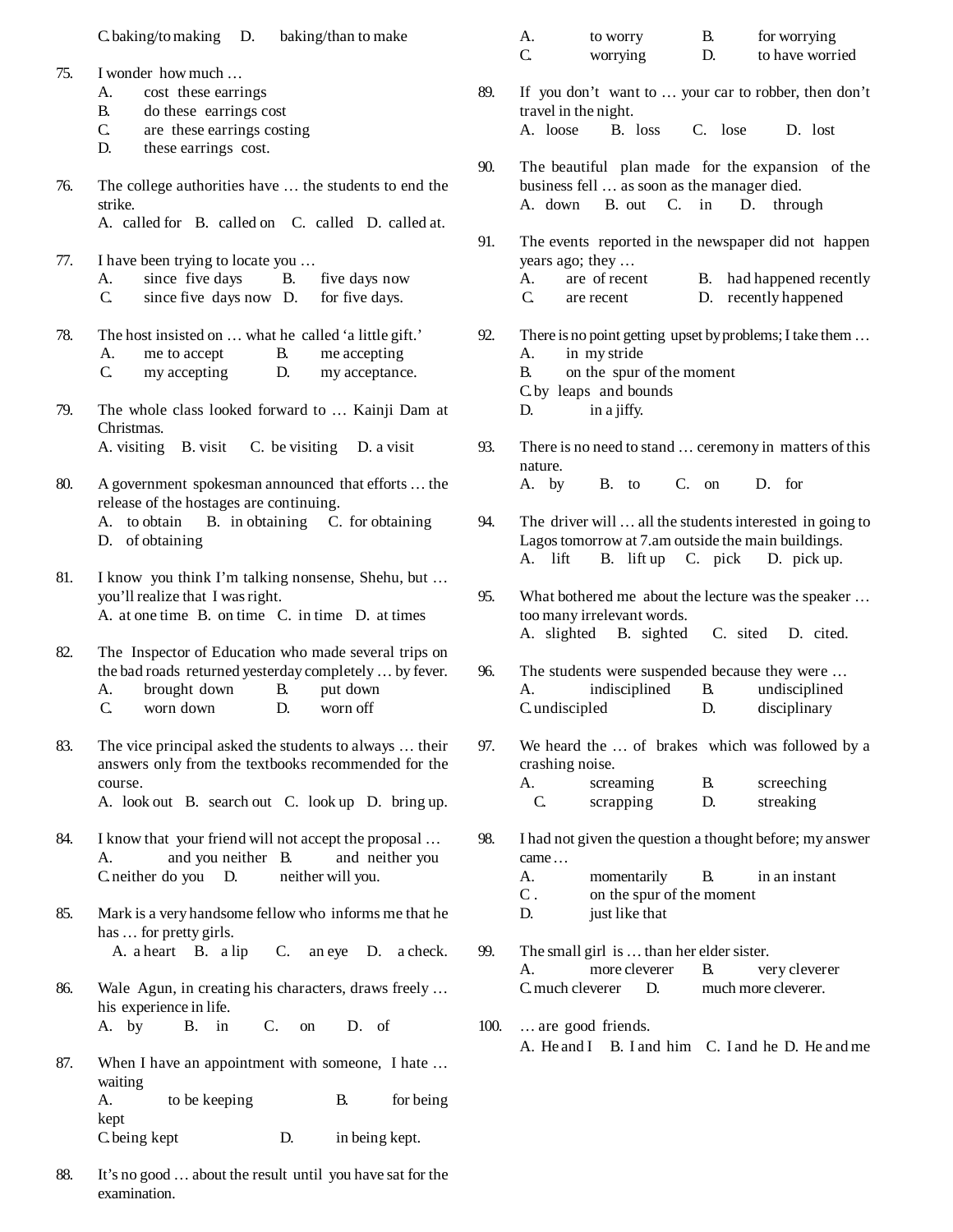C. baking/to making D. baking/than to make

75. I wonder how much …
A. cost these earrings
B. do these earrings cost
C. are these earrings costing
D. these earrings cost.

76. The college authorities have … the students to end the strike.
A. called for B. called on C. called D. called at.

77. I have been trying to locate you …
A. since five days B. five days now
C. since five days now D. for five days.

78. The host insisted on … what he called 'a little gift.'
A. me to accept B. me accepting
C. my accepting D. my acceptance.

79. The whole class looked forward to … Kainji Dam at Christmas.
A. visiting B. visit C. be visiting D. a visit

80. A government spokesman announced that efforts … the release of the hostages are continuing.
A. to obtain B. in obtaining C. for obtaining
D. of obtaining

81. I know you think I'm talking nonsense, Shehu, but … you'll realize that I was right.
A. at one time B. on time C. in time D. at times

82. The Inspector of Education who made several trips on the bad roads returned yesterday completely … by fever.
A. brought down B. put down
C. worn down D. worn off

83. The vice principal asked the students to always … their answers only from the textbooks recommended for the course.
A. look out B. search out C. look up D. bring up.

84. I know that your friend will not accept the proposal …
A. and you neither B. and neither you
C. neither do you D. neither will you.

85. Mark is a very handsome fellow who informs me that he has … for pretty girls.
A. a heart B. a lip C. an eye D. a check.

86. Wale Agun, in creating his characters, draws freely … his experience in life.
A. by B. in C. on D. of

87. When I have an appointment with someone, I hate … waiting
A. to be keeping B. for being kept
C. being kept D. in being kept.

88. It's no good … about the result until you have sat for the examination.
A. to worry B. for worrying
C. worrying D. to have worried

89. If you don't want to … your car to robber, then don't travel in the night.
A. loose B. loss C. lose D. lost

90. The beautiful plan made for the expansion of the business fell … as soon as the manager died.
A. down B. out C. in D. through

91. The events reported in the newspaper did not happen years ago; they …
A. are of recent B. had happened recently
C. are recent D. recently happened

92. There is no point getting upset by problems; I take them …
A. in my stride
B. on the spur of the moment
C. by leaps and bounds
D. in a jiffy.

93. There is no need to stand … ceremony in matters of this nature.
A. by B. to C. on D. for

94. The driver will … all the students interested in going to Lagos tomorrow at 7.am outside the main buildings.
A. lift B. lift up C. pick D. pick up.

95. What bothered me about the lecture was the speaker … too many irrelevant words.
A. slighted B. sighted C. sited D. cited.

96. The students were suspended because they were …
A. indisciplined B. undisciplined
C. undisicipled D. disciplinary

97. We heard the … of brakes which was followed by a crashing noise.
A. screaming B. screeching
C. scrapping D. streaking

98. I had not given the question a thought before; my answer came …
A. momentarily B. in an instant
C. on the spur of the moment
D. just like that

99. The small girl is … than her elder sister.
A. more cleverer B. very cleverer
C. much cleverer D. much more cleverer.

100. … are good friends.
A. He and I B. I and him C. I and he D. He and me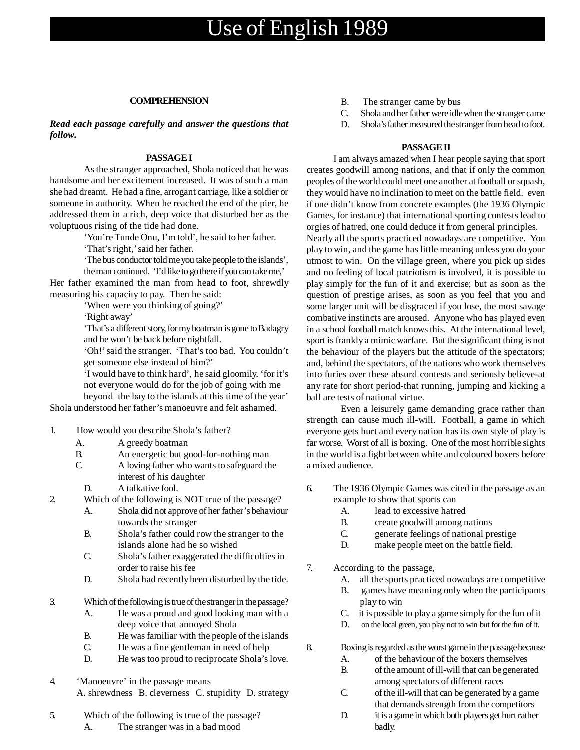# Use of English 1989

## COMPREHENSION

***Read each passage carefully and answer the questions that follow.***

### PASSAGE I

As the stranger approached, Shola noticed that he was handsome and her excitement increased. It was of such a man she had dreamt. He had a fine, arrogant carriage, like a soldier or someone in authority. When he reached the end of the pier, he addressed them in a rich, deep voice that disturbed her as the voluptuous rising of the tide had done.

'You're Tunde Onu, I'm told', he said to her father.

'That's right,' said her father.

'The bus conductor told me you take people to the islands', the man continued. 'I'd like to go there if you can take me,'

Her father examined the man from head to foot, shrewdly measuring his capacity to pay. Then he said:

'When were you thinking of going?'

'Right away'

'That's a different story, for my boatman is gone to Badagry and he won't be back before nightfall.

'Oh!' said the stranger. 'That's too bad. You couldn't get someone else instead of him?'

'I would have to think hard', he said gloomily, 'for it's not everyone would do for the job of going with me beyond the bay to the islands at this time of the year'

Shola understood her father's manoeuvre and felt ashamed.

1. How would you describe Shola's father?
   - A. A greedy boatman
   - B. An energetic but good-for-nothing man
   - C. A loving father who wants to safeguard the interest of his daughter
   - D. A talkative fool.

2. Which of the following is NOT true of the passage?
   - A. Shola did not approve of her father's behaviour towards the stranger
   - B. Shola's father could row the stranger to the islands alone had he so wished
   - C. Shola's father exaggerated the difficulties in order to raise his fee
   - D. Shola had recently been disturbed by the tide.

3. Which of the following is true of the stranger in the passage?
   - A. He was a proud and good looking man with a deep voice that annoyed Shola
   - B. He was familiar with the people of the islands
   - C. He was a fine gentleman in need of help
   - D. He was too proud to reciprocate Shola's love.

4. 'Manoeuvre' in the passage means
   A. shrewdness B. cleverness C. stupidity D. strategy

5. Which of the following is true of the passage?
   - A. The stranger was in a bad mood
   - B. The stranger came by bus
   - C. Shola and her father were idle when the stranger came
   - D. Shola's father measured the stranger from head to foot.

### PASSAGE II

I am always amazed when I hear people saying that sport creates goodwill among nations, and that if only the common peoples of the world could meet one another at football or squash, they would have no inclination to meet on the battle field. even if one didn't know from concrete examples (the 1936 Olympic Games, for instance) that international sporting contests lead to orgies of hatred, one could deduce it from general principles. Nearly all the sports practiced nowadays are competitive. You play to win, and the game has little meaning unless you do your utmost to win. On the village green, where you pick up sides and no feeling of local patriotism is involved, it is possible to play simply for the fun of it and exercise; but as soon as the question of prestige arises, as soon as you feel that you and some larger unit will be disgraced if you lose, the most savage combative instincts are aroused. Anyone who has played even in a school football match knows this. At the international level, sport is frankly a mimic warfare. But the significant thing is not the behaviour of the players but the attitude of the spectators; and, behind the spectators, of the nations who work themselves into furies over these absurd contests and seriously believe-at any rate for short period-that running, jumping and kicking a ball are tests of national virtue.

Even a leisurely game demanding grace rather than strength can cause much ill-will. Football, a game in which everyone gets hurt and every nation has its own style of play is far worse. Worst of all is boxing. One of the most horrible sights in the world is a fight between white and coloured boxers before a mixed audience.

6. The 1936 Olympic Games was cited in the passage as an example to show that sports can
   - A. lead to excessive hatred
   - B. create goodwill among nations
   - C. generate feelings of national prestige
   - D. make people meet on the battle field.

7. According to the passage,
   - A. all the sports practiced nowadays are competitive
   - B. games have meaning only when the participants play to win
   - C. it is possible to play a game simply for the fun of it
   - D. on the local green, you play not to win but for the fun of it.

8. Boxing is regarded as the worst game in the passage because
   - A. of the behaviour of the boxers themselves
   - B. of the amount of ill-will that can be generated among spectators of different races
   - C. of the ill-will that can be generated by a game that demands strength from the competitors
   - D. it is a game in which both players get hurt rather badly.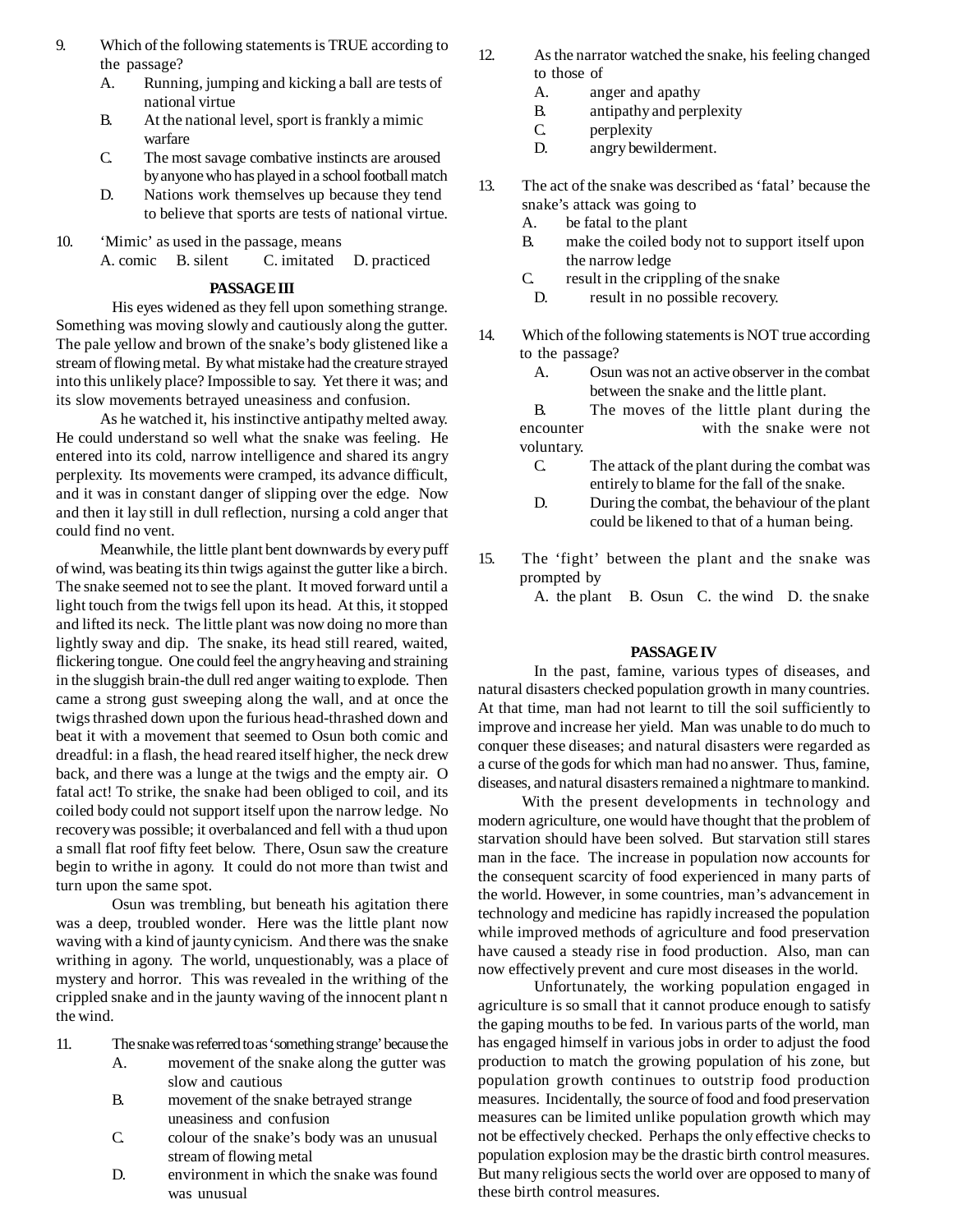9. Which of the following statements is TRUE according to the passage?
   A. Running, jumping and kicking a ball are tests of national virtue
   B. At the national level, sport is frankly a mimic warfare
   C. The most savage combative instincts are aroused by anyone who has played in a school football match
   D. Nations work themselves up because they tend to believe that sports are tests of national virtue.

10. 'Mimic' as used in the passage, means
    A. comic  B. silent  C. imitated  D. practiced

**PASSAGE III**

His eyes widened as they fell upon something strange. Something was moving slowly and cautiously along the gutter. The pale yellow and brown of the snake's body glistened like a stream of flowing metal. By what mistake had the creature strayed into this unlikely place? Impossible to say. Yet there it was; and its slow movements betrayed uneasiness and confusion.

As he watched it, his instinctive antipathy melted away. He could understand so well what the snake was feeling. He entered into its cold, narrow intelligence and shared its angry perplexity. Its movements were cramped, its advance difficult, and it was in constant danger of slipping over the edge. Now and then it lay still in dull reflection, nursing a cold anger that could find no vent.

Meanwhile, the little plant bent downwards by every puff of wind, was beating its thin twigs against the gutter like a birch. The snake seemed not to see the plant. It moved forward until a light touch from the twigs fell upon its head. At this, it stopped and lifted its neck. The little plant was now doing no more than lightly sway and dip. The snake, its head still reared, waited, flickering tongue. One could feel the angry heaving and straining in the sluggish brain-the dull red anger waiting to explode. Then came a strong gust sweeping along the wall, and at once the twigs thrashed down upon the furious head-thrashed down and beat it with a movement that seemed to Osun both comic and dreadful: in a flash, the head reared itself higher, the neck drew back, and there was a lunge at the twigs and the empty air. O fatal act! To strike, the snake had been obliged to coil, and its coiled body could not support itself upon the narrow ledge. No recovery was possible; it overbalanced and fell with a thud upon a small flat roof fifty feet below. There, Osun saw the creature begin to writhe in agony. It could do not more than twist and turn upon the same spot.

Osun was trembling, but beneath his agitation there was a deep, troubled wonder. Here was the little plant now waving with a kind of jaunty cynicism. And there was the snake writhing in agony. The world, unquestionably, was a place of mystery and horror. This was revealed in the writhing of the crippled snake and in the jaunty waving of the innocent plant n the wind.

11. The snake was referred to as 'something strange' because the
    A. movement of the snake along the gutter was slow and cautious
    B. movement of the snake betrayed strange uneasiness and confusion
    C. colour of the snake's body was an unusual stream of flowing metal
    D. environment in which the snake was found was unusual

12. As the narrator watched the snake, his feeling changed to those of
    A. anger and apathy
    B. antipathy and perplexity
    C. perplexity
    D. angry bewilderment.

13. The act of the snake was described as 'fatal' because the snake's attack was going to
    A. be fatal to the plant
    B. make the coiled body not to support itself upon the narrow ledge
    C. result in the crippling of the snake
    D. result in no possible recovery.

14. Which of the following statements is NOT true according to the passage?
    A. Osun was not an active observer in the combat between the snake and the little plant.
    B. The moves of the little plant during the encounter with the snake were not voluntary.
    C. The attack of the plant during the combat was entirely to blame for the fall of the snake.
    D. During the combat, the behaviour of the plant could be likened to that of a human being.

15. The 'fight' between the plant and the snake was prompted by
    A. the plant  B. Osun  C. the wind  D. the snake

**PASSAGE IV**

In the past, famine, various types of diseases, and natural disasters checked population growth in many countries. At that time, man had not learnt to till the soil sufficiently to improve and increase her yield. Man was unable to do much to conquer these diseases; and natural disasters were regarded as a curse of the gods for which man had no answer. Thus, famine, diseases, and natural disasters remained a nightmare to mankind.

With the present developments in technology and modern agriculture, one would have thought that the problem of starvation should have been solved. But starvation still stares man in the face. The increase in population now accounts for the consequent scarcity of food experienced in many parts of the world. However, in some countries, man's advancement in technology and medicine has rapidly increased the population while improved methods of agriculture and food preservation have caused a steady rise in food production. Also, man can now effectively prevent and cure most diseases in the world.

Unfortunately, the working population engaged in agriculture is so small that it cannot produce enough to satisfy the gaping mouths to be fed. In various parts of the world, man has engaged himself in various jobs in order to adjust the food production to match the growing population of his zone, but population growth continues to outstrip food production measures. Incidentally, the source of food and food preservation measures can be limited unlike population growth which may not be effectively checked. Perhaps the only effective checks to population explosion may be the drastic birth control measures. But many religious sects the world over are opposed to many of these birth control measures.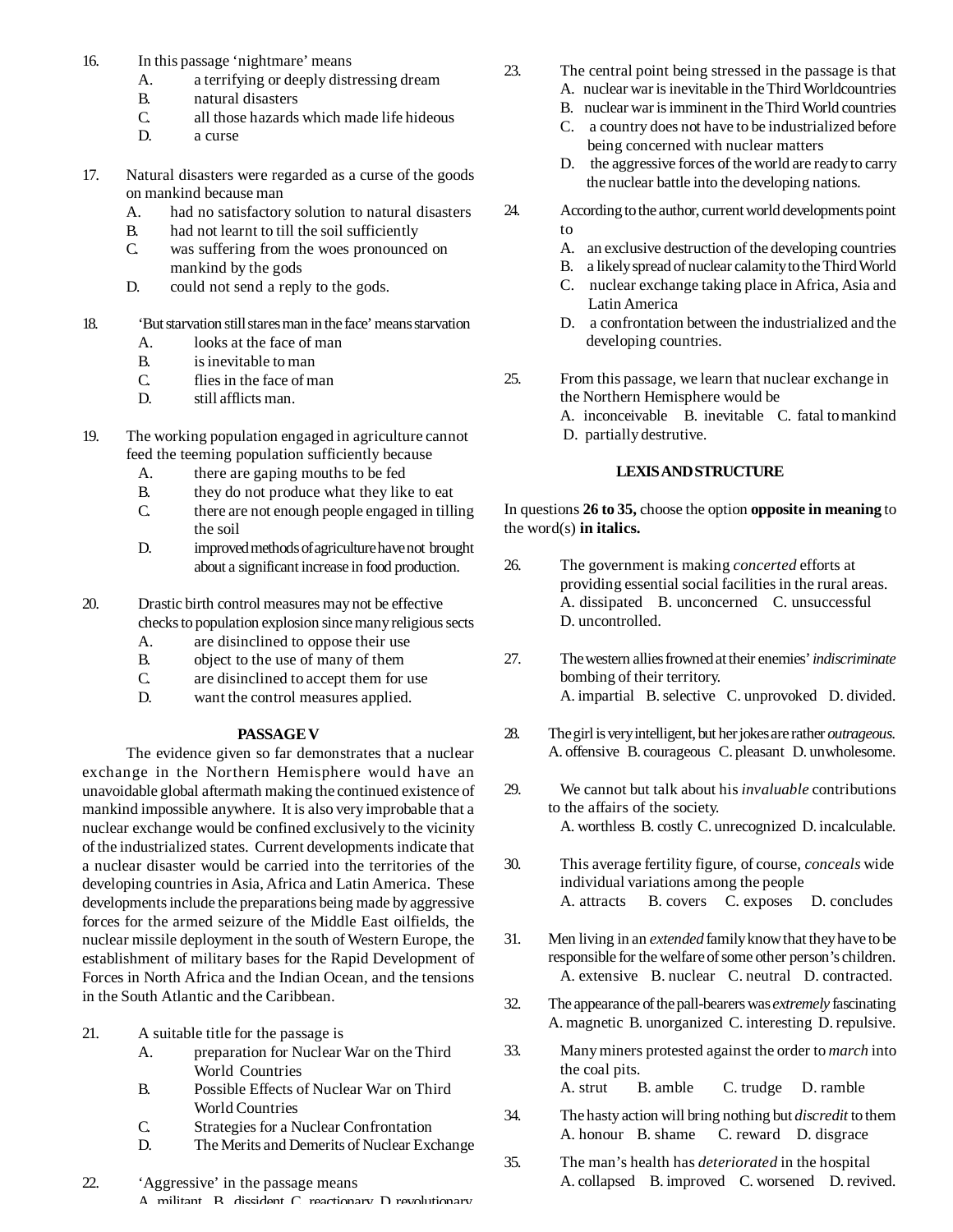16. In this passage 'nightmare' means
    A. a terrifying or deeply distressing dream
    B. natural disasters
    C. all those hazards which made life hideous
    D. a curse

17. Natural disasters were regarded as a curse of the goods on mankind because man
    A. had no satisfactory solution to natural disasters
    B. had not learnt to till the soil sufficiently
    C. was suffering from the woes pronounced on mankind by the gods
    D. could not send a reply to the gods.

18. 'But starvation still stares man in the face' means starvation
    A. looks at the face of man
    B. is inevitable to man
    C. flies in the face of man
    D. still afflicts man.

19. The working population engaged in agriculture cannot feed the teeming population sufficiently because
    A. there are gaping mouths to be fed
    B. they do not produce what they like to eat
    C. there are not enough people engaged in tilling the soil
    D. improved methods of agriculture have not brought about a significant increase in food production.

20. Drastic birth control measures may not be effective checks to population explosion since many religious sects
    A. are disinclined to oppose their use
    B. object to the use of many of them
    C. are disinclined to accept them for use
    D. want the control measures applied.

**PASSAGE V**

The evidence given so far demonstrates that a nuclear exchange in the Northern Hemisphere would have an unavoidable global aftermath making the continued existence of mankind impossible anywhere. It is also very improbable that a nuclear exchange would be confined exclusively to the vicinity of the industrialized states. Current developments indicate that a nuclear disaster would be carried into the territories of the developing countries in Asia, Africa and Latin America. These developments include the preparations being made by aggressive forces for the armed seizure of the Middle East oilfields, the nuclear missile deployment in the south of Western Europe, the establishment of military bases for the Rapid Development of Forces in North Africa and the Indian Ocean, and the tensions in the South Atlantic and the Caribbean.

21. A suitable title for the passage is
    A. preparation for Nuclear War on the Third World Countries
    B. Possible Effects of Nuclear War on Third World Countries
    C. Strategies for a Nuclear Confrontation
    D. The Merits and Demerits of Nuclear Exchange

22. 'Aggressive' in the passage means
    A. militant B. dissident C. reactionary D. revolutionary

23. The central point being stressed in the passage is that
    A. nuclear war is inevitable in the Third Worldcountries
    B. nuclear war is imminent in the Third World countries
    C. a country does not have to be industrialized before being concerned with nuclear matters
    D. the aggressive forces of the world are ready to carry the nuclear battle into the developing nations.

24. According to the author, current world developments point to
    A. an exclusive destruction of the developing countries
    B. a likely spread of nuclear calamity to the Third World
    C. nuclear exchange taking place in Africa, Asia and Latin America
    D. a confrontation between the industrialized and the developing countries.

25. From this passage, we learn that nuclear exchange in the Northern Hemisphere would be
    A. inconceivable B. inevitable C. fatal to mankind D. partially destrutive.

**LEXIS AND STRUCTURE**

In questions **26 to 35,** choose the option **opposite in meaning** to the word(s) **in italics.**

26. The government is making *concerted* efforts at providing essential social facilities in the rural areas.
    A. dissipated B. unconcerned C. unsuccessful D. uncontrolled.

27. The western allies frowned at their enemies' *indiscriminate* bombing of their territory.
    A. impartial B. selective C. unprovoked D. divided.

28. The girl is very intelligent, but her jokes are rather *outrageous.*
    A. offensive B. courageous C. pleasant D. unwholesome.

29. We cannot but talk about his *invaluable* contributions to the affairs of the society.
    A. worthless B. costly C. unrecognized D. incalculable.

30. This average fertility figure, of course, *conceals* wide individual variations among the people
    A. attracts B. covers C. exposes D. concludes

31. Men living in an *extended* family know that they have to be responsible for the welfare of some other person's children.
    A. extensive B. nuclear C. neutral D. contracted.

32. The appearance of the pall-bearers was *extremely* fascinating
    A. magnetic B. unorganized C. interesting D. repulsive.

33. Many miners protested against the order to *march* into the coal pits.
    A. strut B. amble C. trudge D. ramble

34. The hasty action will bring nothing but *discredit* to them
    A. honour B. shame C. reward D. disgrace

35. The man's health has *deteriorated* in the hospital
    A. collapsed B. improved C. worsened D. revived.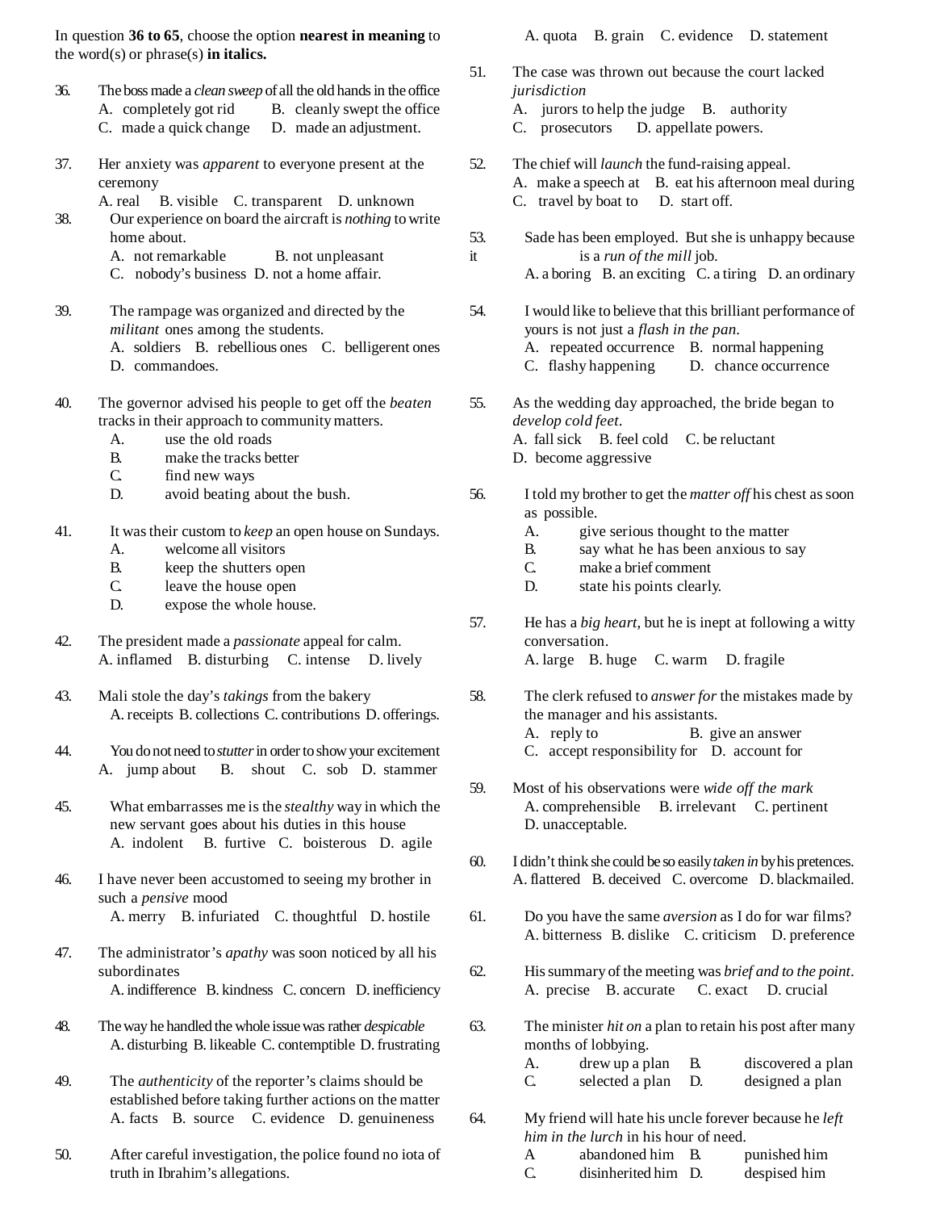In question **36 to 65**, choose the option **nearest in meaning** to the word(s) or phrase(s) **in italics.**

36. The boss made a *clean sweep* of all the old hands in the office
A. completely got rid  B. cleanly swept the office
C. made a quick change  D. made an adjustment.

37. Her anxiety was *apparent* to everyone present at the ceremony
A. real  B. visible  C. transparent  D. unknown

38. Our experience on board the aircraft is *nothing* to write home about.
A. not remarkable  B. not unpleasant
C. nobody's business  D. not a home affair.

39. The rampage was organized and directed by the *militant* ones among the students.
A. soldiers  B. rebellious ones  C. belligerent ones
D. commandoes.

40. The governor advised his people to get off the *beaten* tracks in their approach to community matters.
A. use the old roads
B. make the tracks better
C. find new ways
D. avoid beating about the bush.

41. It was their custom to *keep* an open house on Sundays.
A. welcome all visitors
B. keep the shutters open
C. leave the house open
D. expose the whole house.

42. The president made a *passionate* appeal for calm.
A. inflamed  B. disturbing  C. intense  D. lively

43. Mali stole the day's *takings* from the bakery
A. receipts B. collections C. contributions D. offerings.

44. You do not need to *stutter* in order to show your excitement
A. jump about  B. shout  C. sob  D. stammer

45. What embarrasses me is the *stealthy* way in which the new servant goes about his duties in this house
A. indolent  B. furtive  C. boisterous  D. agile

46. I have never been accustomed to seeing my brother in such a *pensive* mood
A. merry  B. infuriated  C. thoughtful  D. hostile

47. The administrator's *apathy* was soon noticed by all his subordinates
A. indifference  B. kindness  C. concern  D. inefficiency

48. The way he handled the whole issue was rather *despicable*
A. disturbing  B. likeable  C. contemptible  D. frustrating

49. The *authenticity* of the reporter's claims should be established before taking further actions on the matter
A. facts  B. source  C. evidence  D. genuineness

50. After careful investigation, the police found no iota of truth in Ibrahim's allegations.
A. quota  B. grain  C. evidence  D. statement

51. The case was thrown out because the court lacked *jurisdiction*
A. jurors to help the judge  B. authority
C. prosecutors  D. appellate powers.

52. The chief will *launch* the fund-raising appeal.
A. make a speech at  B. eat his afternoon meal during
C. travel by boat to  D. start off.

53. Sade has been employed. But she is unhappy because it is a *run of the mill* job.
A. a boring  B. an exciting  C. a tiring  D. an ordinary

54. I would like to believe that this brilliant performance of yours is not just a *flash in the pan*.
A. repeated occurrence  B. normal happening
C. flashy happening  D. chance occurrence

55. As the wedding day approached, the bride began to *develop cold feet*.
A. fall sick  B. feel cold  C. be reluctant
D. become aggressive

56. I told my brother to get the *matter off* his chest as soon as possible.
A. give serious thought to the matter
B. say what he has been anxious to say
C. make a brief comment
D. state his points clearly.

57. He has a *big heart*, but he is inept at following a witty conversation.
A. large  B. huge  C. warm  D. fragile

58. The clerk refused to *answer for* the mistakes made by the manager and his assistants.
A. reply to  B. give an answer
C. accept responsibility for  D. account for

59. Most of his observations were *wide off the mark*
A. comprehensible  B. irrelevant  C. pertinent
D. unacceptable.

60. I didn't think she could be so easily *taken in* by his pretences.
A. flattered  B. deceived  C. overcome  D. blackmailed.

61. Do you have the same *aversion* as I do for war films?
A. bitterness  B. dislike  C. criticism  D. preference

62. His summary of the meeting was *brief and to the point*.
A. precise  B. accurate  C. exact  D. crucial

63. The minister *hit on* a plan to retain his post after many months of lobbying.
A. drew up a plan  B. discovered a plan
C. selected a plan  D. designed a plan

64. My friend will hate his uncle forever because he *left him in the lurch* in his hour of need.
A abandoned him  B. punished him
C. disinherited him  D. despised him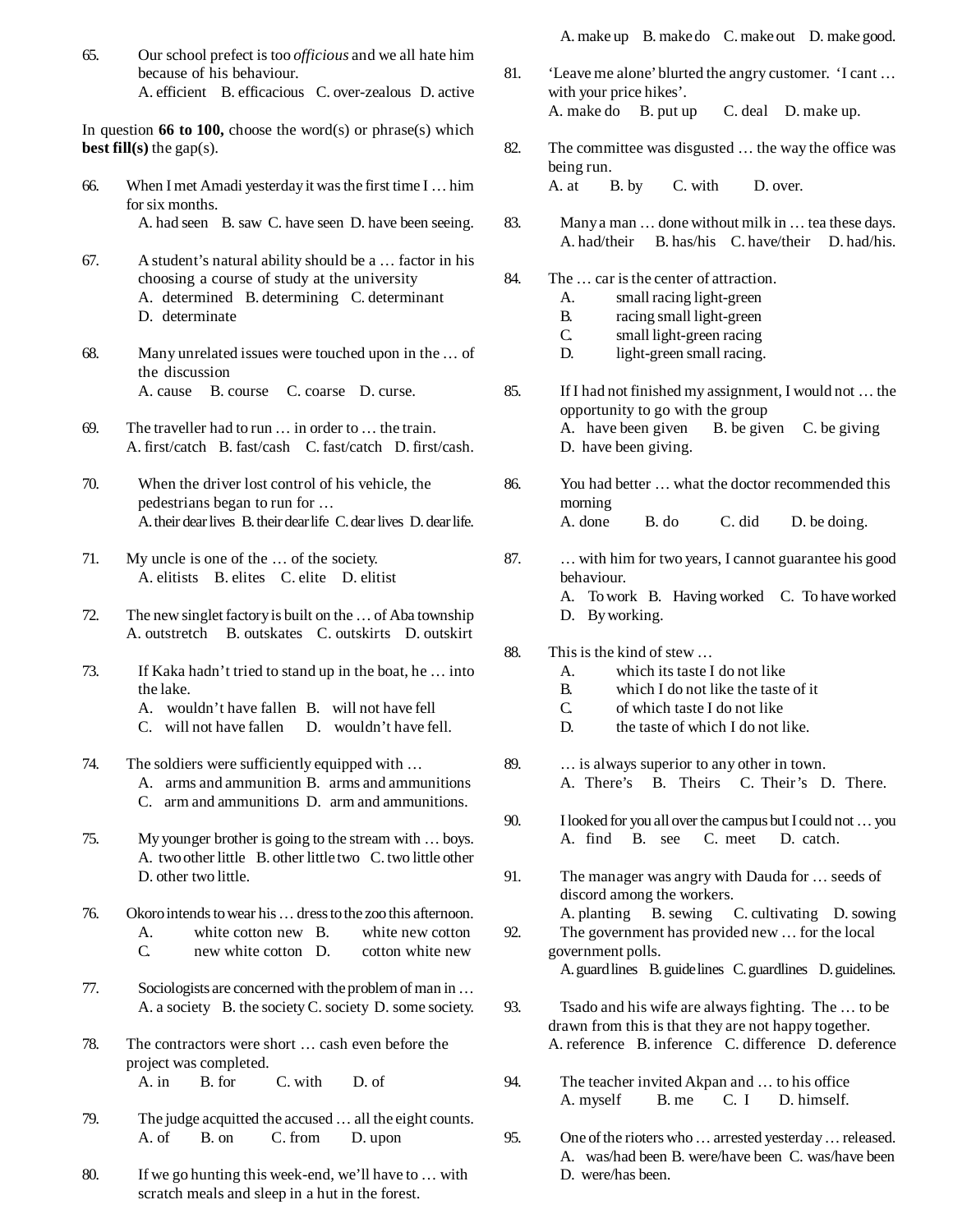65. Our school prefect is too *officious* and we all hate him because of his behaviour.
A. efficient B. efficacious C. over-zealous D. active

In question **66 to 100,** choose the word(s) or phrase(s) which **best fill(s)** the gap(s).

66. When I met Amadi yesterday it was the first time I … him for six months.
A. had seen B. saw C. have seen D. have been seeing.

67. A student's natural ability should be a … factor in his choosing a course of study at the university
A. determined B. determining C. determinant
D. determinate

68. Many unrelated issues were touched upon in the … of the discussion
A. cause B. course C. coarse D. curse.

69. The traveller had to run … in order to … the train.
A. first/catch B. fast/cash C. fast/catch D. first/cash.

70. When the driver lost control of his vehicle, the pedestrians began to run for …
A. their dear lives B. their dear life C. dear lives D. dear life.

71. My uncle is one of the … of the society.
A. elitists B. elites C. elite D. elitist

72. The new singlet factory is built on the … of Aba township
A. outstretch B. outskates C. outskirts D. outskirt

73. If Kaka hadn't tried to stand up in the boat, he … into the lake.
A. wouldn't have fallen B. will not have fell
C. will not have fallen D. wouldn't have fell.

74. The soldiers were sufficiently equipped with …
A. arms and ammunition B. arms and ammunitions
C. arm and ammunitions D. arm and ammunitions.

75. My younger brother is going to the stream with … boys.
A. two other little B. other little two C. two little other
D. other two little.

76. Okoro intends to wear his … dress to the zoo this afternoon.
A. white cotton new B. white new cotton
C. new white cotton D. cotton white new

77. Sociologists are concerned with the problem of man in …
A. a society B. the society C. society D. some society.

78. The contractors were short … cash even before the project was completed.
A. in B. for C. with D. of

79. The judge acquitted the accused … all the eight counts.
A. of B. on C. from D. upon

80. If we go hunting this week-end, we'll have to … with scratch meals and sleep in a hut in the forest.
A. make up B. make do C. make out D. make good.

81. 'Leave me alone' blurted the angry customer. 'I cant … with your price hikes'.
A. make do B. put up C. deal D. make up.

82. The committee was disgusted … the way the office was being run.
A. at B. by C. with D. over.

83. Many a man … done without milk in … tea these days.
A. had/their B. has/his C. have/their D. had/his.

84. The … car is the center of attraction.
A. small racing light-green
B. racing small light-green
C. small light-green racing
D. light-green small racing.

85. If I had not finished my assignment, I would not … the opportunity to go with the group
A. have been given B. be given C. be giving
D. have been giving.

86. You had better … what the doctor recommended this morning
A. done B. do C. did D. be doing.

87. … with him for two years, I cannot guarantee his good behaviour.
A. To work B. Having worked C. To have worked
D. By working.

88. This is the kind of stew …
A. which its taste I do not like
B. which I do not like the taste of it
C. of which taste I do not like
D. the taste of which I do not like.

89. … is always superior to any other in town.
A. There's B. Theirs C. Their's D. There.

90. I looked for you all over the campus but I could not … you
A. find B. see C. meet D. catch.

91. The manager was angry with Dauda for … seeds of discord among the workers.
A. planting B. sewing C. cultivating D. sowing

92. The government has provided new … for the local government polls.
A. guard lines B. guide lines C. guardlines D. guidelines.

93. Tsado and his wife are always fighting. The … to be drawn from this is that they are not happy together.
A. reference B. inference C. difference D. deference

94. The teacher invited Akpan and … to his office
A. myself B. me C. I D. himself.

95. One of the rioters who … arrested yesterday … released.
A. was/had been B. were/have been C. was/have been
D. were/has been.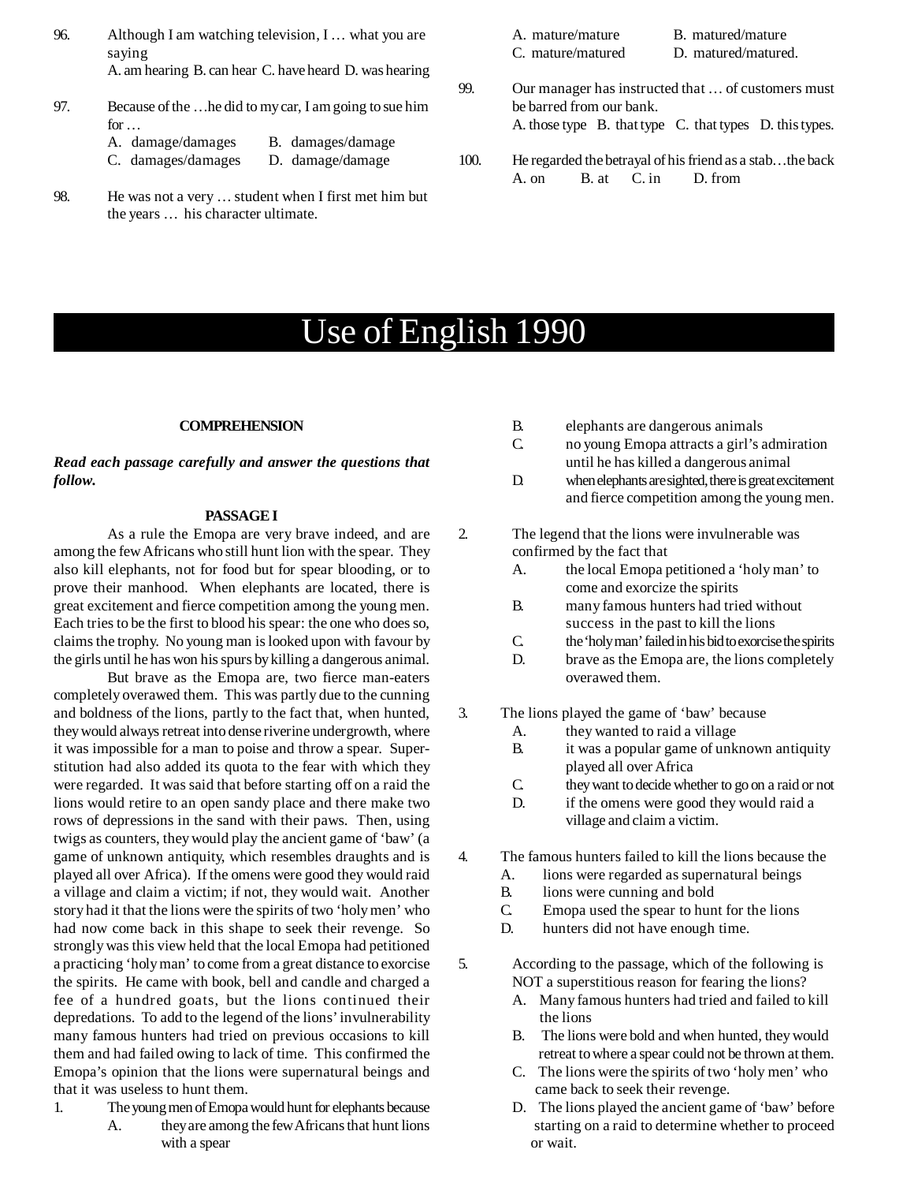96. Although I am watching television, I … what you are saying
A. am hearing B. can hear C. have heard D. was hearing

97. Because of the …he did to my car, I am going to sue him for …
A. damage/damages B. damages/damage
C. damages/damages D. damage/damage

98. He was not a very … student when I first met him but the years … his character ultimate.
A. mature/mature B. matured/mature
C. mature/matured D. matured/matured.

99. Our manager has instructed that … of customers must be barred from our bank.
A. those type B. that type C. that types D. this types.

100. He regarded the betrayal of his friend as a stab…the back
A. on B. at C. in D. from

# Use of English 1990

### COMPREHENSION

***Read each passage carefully and answer the questions that follow.***

#### PASSAGE I

As a rule the Emopa are very brave indeed, and are among the few Africans who still hunt lion with the spear. They also kill elephants, not for food but for spear blooding, or to prove their manhood. When elephants are located, there is great excitement and fierce competition among the young men. Each tries to be the first to blood his spear: the one who does so, claims the trophy. No young man is looked upon with favour by the girls until he has won his spurs by killing a dangerous animal.

But brave as the Emopa are, two fierce man-eaters completely overawed them. This was partly due to the cunning and boldness of the lions, partly to the fact that, when hunted, they would always retreat into dense riverine undergrowth, where it was impossible for a man to poise and throw a spear. Superstitution had also added its quota to the fear with which they were regarded. It was said that before starting off on a raid the lions would retire to an open sandy place and there make two rows of depressions in the sand with their paws. Then, using twigs as counters, they would play the ancient game of 'baw' (a game of unknown antiquity, which resembles draughts and is played all over Africa). If the omens were good they would raid a village and claim a victim; if not, they would wait. Another story had it that the lions were the spirits of two 'holy men' who had now come back in this shape to seek their revenge. So strongly was this view held that the local Emopa had petitioned a practicing 'holy man' to come from a great distance to exorcise the spirits. He came with book, bell and candle and charged a fee of a hundred goats, but the lions continued their depredations. To add to the legend of the lions' invulnerability many famous hunters had tried on previous occasions to kill them and had failed owing to lack of time. This confirmed the Emopa's opinion that the lions were supernatural beings and that it was useless to hunt them.

1. The young men of Emopa would hunt for elephants because
   A. they are among the few Africans that hunt lions with a spear
   B. elephants are dangerous animals
   C. no young Emopa attracts a girl's admiration until he has killed a dangerous animal
   D. when elephants are sighted, there is great excitement and fierce competition among the young men.

2. The legend that the lions were invulnerable was confirmed by the fact that
   A. the local Emopa petitioned a 'holy man' to come and exorcize the spirits
   B. many famous hunters had tried without success in the past to kill the lions
   C. the 'holy man' failed in his bid to exorcise the spirits
   D. brave as the Emopa are, the lions completely overawed them.

3. The lions played the game of 'baw' because
   A. they wanted to raid a village
   B. it was a popular game of unknown antiquity played all over Africa
   C. they want to decide whether to go on a raid or not
   D. if the omens were good they would raid a village and claim a victim.

4. The famous hunters failed to kill the lions because the
   A. lions were regarded as supernatural beings
   B. lions were cunning and bold
   C. Emopa used the spear to hunt for the lions
   D. hunters did not have enough time.

5. According to the passage, which of the following is NOT a superstitious reason for fearing the lions?
   A. Many famous hunters had tried and failed to kill the lions
   B. The lions were bold and when hunted, they would retreat to where a spear could not be thrown at them.
   C. The lions were the spirits of two 'holy men' who came back to seek their revenge.
   D. The lions played the ancient game of 'baw' before starting on a raid to determine whether to proceed or wait.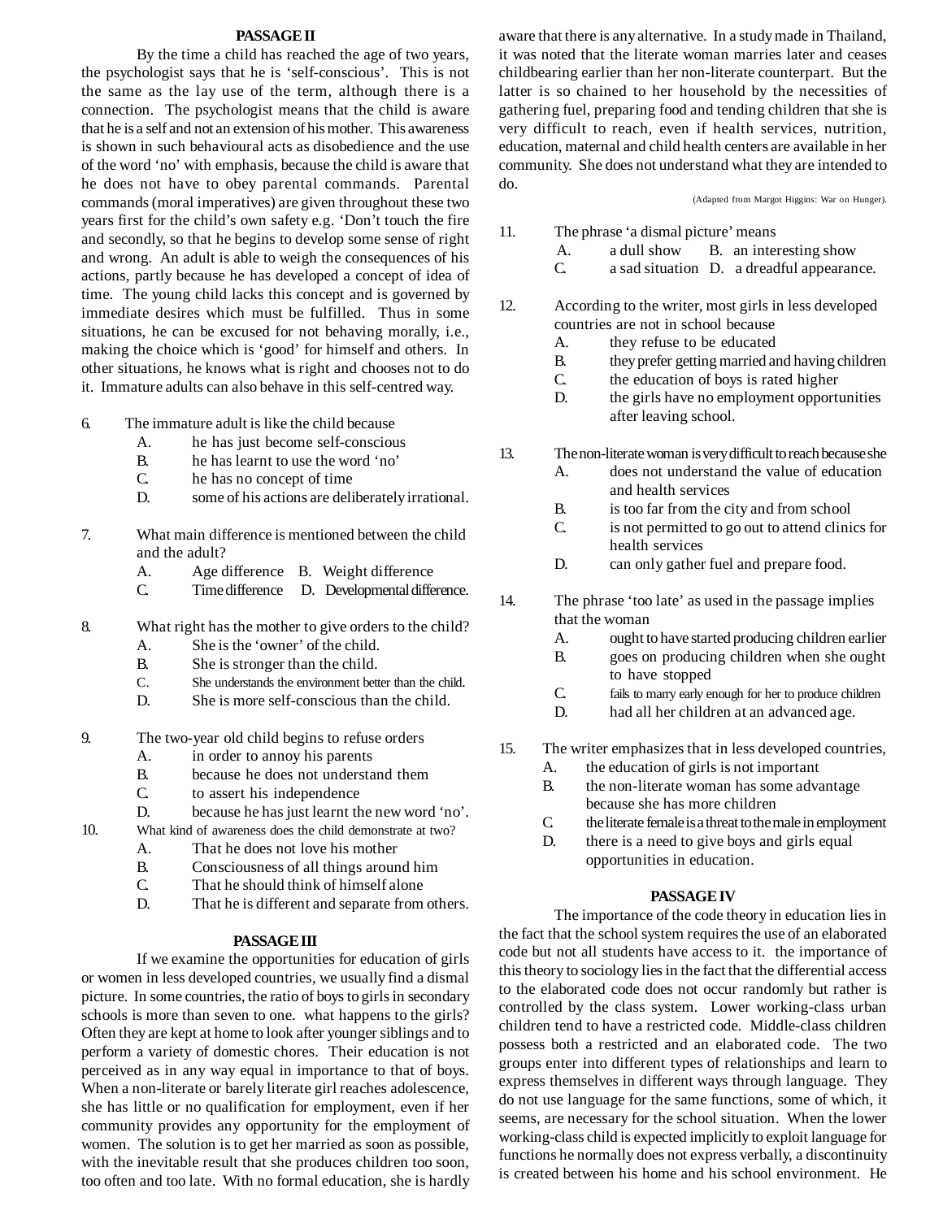## PASSAGE II

By the time a child has reached the age of two years, the psychologist says that he is 'self-conscious'. This is not the same as the lay use of the term, although there is a connection. The psychologist means that the child is aware that he is a self and not an extension of his mother. This awareness is shown in such behavioural acts as disobedience and the use of the word 'no' with emphasis, because the child is aware that he does not have to obey parental commands. Parental commands (moral imperatives) are given throughout these two years first for the child's own safety e.g. 'Don't touch the fire and secondly, so that he begins to develop some sense of right and wrong. An adult is able to weigh the consequences of his actions, partly because he has developed a concept of idea of time. The young child lacks this concept and is governed by immediate desires which must be fulfilled. Thus in some situations, he can be excused for not behaving morally, i.e., making the choice which is 'good' for himself and others. In other situations, he knows what is right and chooses not to do it. Immature adults can also behave in this self-centred way.

6. The immature adult is like the child because
   - A. he has just become self-conscious
   - B. he has learnt to use the word 'no'
   - C. he has no concept of time
   - D. some of his actions are deliberately irrational.

7. What main difference is mentioned between the child and the adult?
   - A. Age difference
   - B. Weight difference
   - C. Time difference
   - D. Developmental difference.

8. What right has the mother to give orders to the child?
   - A. She is the 'owner' of the child.
   - B. She is stronger than the child.
   - C. She understands the environment better than the child.
   - D. She is more self-conscious than the child.

9. The two-year old child begins to refuse orders
   - A. in order to annoy his parents
   - B. because he does not understand them
   - C. to assert his independence
   - D. because he has just learnt the new word 'no'.

10. What kind of awareness does the child demonstrate at two?
    - A. That he does not love his mother
    - B. Consciousness of all things around him
    - C. That he should think of himself alone
    - D. That he is different and separate from others.

## PASSAGE III

If we examine the opportunities for education of girls or women in less developed countries, we usually find a dismal picture. In some countries, the ratio of boys to girls in secondary schools is more than seven to one. what happens to the girls? Often they are kept at home to look after younger siblings and to perform a variety of domestic chores. Their education is not perceived as in any way equal in importance to that of boys. When a non-literate or barely literate girl reaches adolescence, she has little or no qualification for employment, even if her community provides any opportunity for the employment of women. The solution is to get her married as soon as possible, with the inevitable result that she produces children too soon, too often and too late. With no formal education, she is hardly aware that there is any alternative. In a study made in Thailand, it was noted that the literate woman marries later and ceases childbearing earlier than her non-literate counterpart. But the latter is so chained to her household by the necessities of gathering fuel, preparing food and tending children that she is very difficult to reach, even if health services, nutrition, education, maternal and child health centers are available in her community. She does not understand what they are intended to do.

(Adapted from Margot Higgins: War on Hunger).

11. The phrase 'a dismal picture' means
    - A. a dull show
    - B. an interesting show
    - C. a sad situation
    - D. a dreadful appearance.

12. According to the writer, most girls in less developed countries are not in school because
    - A. they refuse to be educated
    - B. they prefer getting married and having children
    - C. the education of boys is rated higher
    - D. the girls have no employment opportunities after leaving school.

13. The non-literate woman is very difficult to reach because she
    - A. does not understand the value of education and health services
    - B. is too far from the city and from school
    - C. is not permitted to go out to attend clinics for health services
    - D. can only gather fuel and prepare food.

14. The phrase 'too late' as used in the passage implies that the woman
    - A. ought to have started producing children earlier
    - B. goes on producing children when she ought to have stopped
    - C. fails to marry early enough for her to produce children
    - D. had all her children at an advanced age.

15. The writer emphasizes that in less developed countries,
    - A. the education of girls is not important
    - B. the non-literate woman has some advantage because she has more children
    - C. the literate female is a threat to the male in employment
    - D. there is a need to give boys and girls equal opportunities in education.

## PASSAGE IV

The importance of the code theory in education lies in the fact that the school system requires the use of an elaborated code but not all students have access to it. the importance of this theory to sociology lies in the fact that the differential access to the elaborated code does not occur randomly but rather is controlled by the class system. Lower working-class urban children tend to have a restricted code. Middle-class children possess both a restricted and an elaborated code. The two groups enter into different types of relationships and learn to express themselves in different ways through language. They do not use language for the same functions, some of which, it seems, are necessary for the school situation. When the lower working-class child is expected implicitly to exploit language for functions he normally does not express verbally, a discontinuity is created between his home and his school environment. He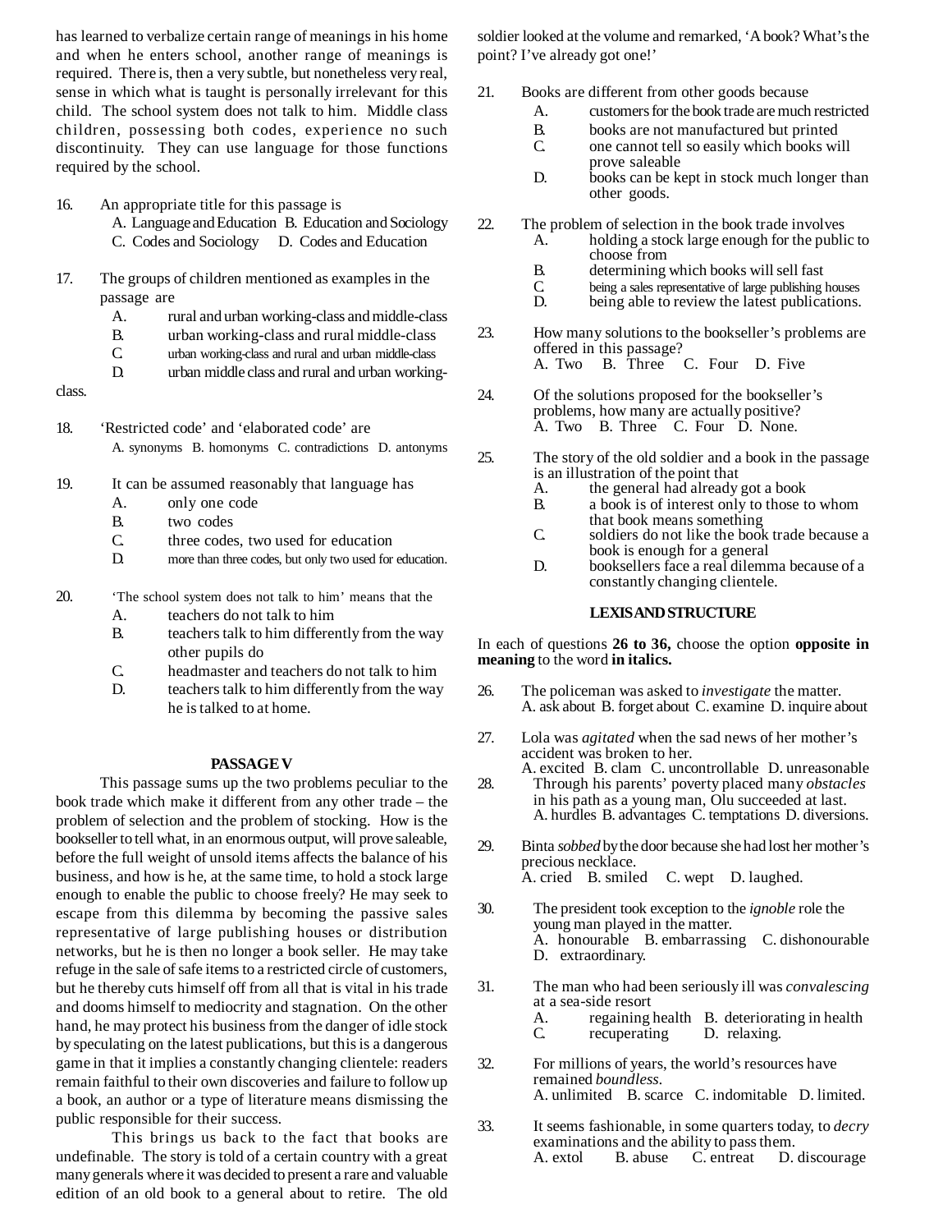has learned to verbalize certain range of meanings in his home and when he enters school, another range of meanings is required. There is, then a very subtle, but nonetheless very real, sense in which what is taught is personally irrelevant for this child. The school system does not talk to him. Middle class children, possessing both codes, experience no such discontinuity. They can use language for those functions required by the school.

16. An appropriate title for this passage is
 A. Language and Education B. Education and Sociology
 C. Codes and Sociology D. Codes and Education

17. The groups of children mentioned as examples in the passage are
 A. rural and urban working-class and middle-class
 B. urban working-class and rural middle-class
 C. urban working-class and rural and urban middle-class
 D. urban middle class and rural and urban working-class.

18. 'Restricted code' and 'elaborated code' are
 A. synonyms B. homonyms C. contradictions D. antonyms

19. It can be assumed reasonably that language has
 A. only one code
 B. two codes
 C. three codes, two used for education
 D. more than three codes, but only two used for education.

20. 'The school system does not talk to him' means that the
 A. teachers do not talk to him
 B. teachers talk to him differently from the way other pupils do
 C. headmaster and teachers do not talk to him
 D. teachers talk to him differently from the way he is talked to at home.

**PASSAGE V**

This passage sums up the two problems peculiar to the book trade which make it different from any other trade – the problem of selection and the problem of stocking. How is the bookseller to tell what, in an enormous output, will prove saleable, before the full weight of unsold items affects the balance of his business, and how is he, at the same time, to hold a stock large enough to enable the public to choose freely? He may seek to escape from this dilemma by becoming the passive sales representative of large publishing houses or distribution networks, but he is then no longer a book seller. He may take refuge in the sale of safe items to a restricted circle of customers, but he thereby cuts himself off from all that is vital in his trade and dooms himself to mediocrity and stagnation. On the other hand, he may protect his business from the danger of idle stock by speculating on the latest publications, but this is a dangerous game in that it implies a constantly changing clientele: readers remain faithful to their own discoveries and failure to follow up a book, an author or a type of literature means dismissing the public responsible for their success.

This brings us back to the fact that books are undefinable. The story is told of a certain country with a great many generals where it was decided to present a rare and valuable edition of an old book to a general about to retire. The old soldier looked at the volume and remarked, 'A book? What's the point? I've already got one!'

21. Books are different from other goods because
 A. customers for the book trade are much restricted
 B. books are not manufactured but printed
 C. one cannot tell so easily which books will prove saleable
 D. books can be kept in stock much longer than other goods.

22. The problem of selection in the book trade involves
 A. holding a stock large enough for the public to choose from
 B. determining which books will sell fast
 C. being a sales representative of large publishing houses
 D. being able to review the latest publications.

23. How many solutions to the bookseller's problems are offered in this passage?
 A. Two B. Three C. Four D. Five

24. Of the solutions proposed for the bookseller's problems, how many are actually positive?
 A. Two B. Three C. Four D. None.

25. The story of the old soldier and a book in the passage is an illustration of the point that
 A. the general had already got a book
 B. a book is of interest only to those to whom that book means something
 C. soldiers do not like the book trade because a book is enough for a general
 D. booksellers face a real dilemma because of a constantly changing clientele.

**LEXIS AND STRUCTURE**

In each of questions **26 to 36,** choose the option **opposite in meaning** to the word **in italics.**

26. The policeman was asked to *investigate* the matter.
 A. ask about B. forget about C. examine D. inquire about

27. Lola was *agitated* when the sad news of her mother's accident was broken to her.
 A. excited B. clam C. uncontrollable D. unreasonable

28. Through his parents' poverty placed many *obstacles* in his path as a young man, Olu succeeded at last.
 A. hurdles B. advantages C. temptations D. diversions.

29. Binta *sobbed* by the door because she had lost her mother's precious necklace.
 A. cried B. smiled C. wept D. laughed.

30. The president took exception to the *ignoble* role the young man played in the matter.
 A. honourable B. embarrassing C. dishonourable D. extraordinary.

31. The man who had been seriously ill was *convalescing* at a sea-side resort
 A. regaining health B. deteriorating in health
 C. recuperating D. relaxing.

32. For millions of years, the world's resources have remained *boundless.*
 A. unlimited B. scarce C. indomitable D. limited.

33. It seems fashionable, in some quarters today, to *decry* examinations and the ability to pass them.
 A. extol B. abuse C. entreat D. discourage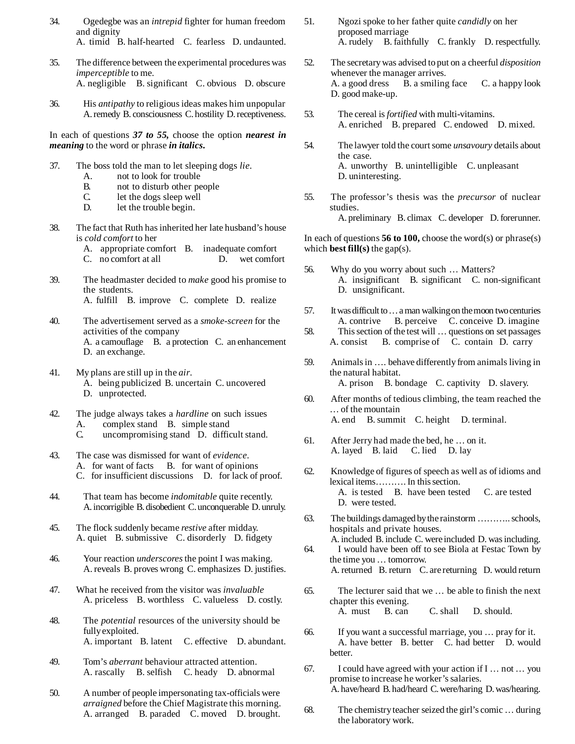34. Ogedegbe was an *intrepid* fighter for human freedom and dignity
A. timid B. half-hearted C. fearless D. undaunted.

35. The difference between the experimental procedures was *imperceptible* to me.
A. negligible B. significant C. obvious D. obscure

36. His *antipathy* to religious ideas makes him unpopular
A. remedy B. consciousness C. hostility D. receptiveness.

In each of questions ***37 to 55,*** choose the option ***nearest in meaning*** to the word or phrase ***in italics.***

37. The boss told the man to let sleeping dogs *lie*.
A. not to look for trouble
B. not to disturb other people
C. let the dogs sleep well
D. let the trouble begin.

38. The fact that Ruth has inherited her late husband's house is *cold comfort* to her
A. appropriate comfort B. inadequate comfort
C. no comfort at all D. wet comfort

39. The headmaster decided to *make* good his promise to the students.
A. fulfill B. improve C. complete D. realize

40. The advertisement served as a *smoke-screen* for the activities of the company
A. a camouflage B. a protection C. an enhancement
D. an exchange.

41. My plans are still up in the *air*.
A. being publicized B. uncertain C. uncovered
D. unprotected.

42. The judge always takes a *hardline* on such issues
A. complex stand B. simple stand
C. uncompromising stand D. difficult stand.

43. The case was dismissed for want of *evidence*.
A. for want of facts B. for want of opinions
C. for insufficient discussions D. for lack of proof.

44. That team has become *indomitable* quite recently.
A. incorrigible B. disobedient C. unconquerable D. unruly.

45. The flock suddenly became *restive* after midday.
A. quiet B. submissive C. disorderly D. fidgety

46. Your reaction *underscores* the point I was making.
A. reveals B. proves wrong C. emphasizes D. justifies.

47. What he received from the visitor was *invaluable*
A. priceless B. worthless C. valueless D. costly.

48. The *potential* resources of the university should be fully exploited.
A. important B. latent C. effective D. abundant.

49. Tom's *aberrant* behaviour attracted attention.
A. rascally B. selfish C. heady D. abnormal

50. A number of people impersonating tax-officials were *arraigned* before the Chief Magistrate this morning.
A. arranged B. paraded C. moved D. brought.

51. Ngozi spoke to her father quite *candidly* on her proposed marriage
A. rudely B. faithfully C. frankly D. respectfully.

52. The secretary was advised to put on a cheerful *disposition* whenever the manager arrives.
A. a good dress B. a smiling face C. a happy look
D. good make-up.

53. The cereal is *fortified* with multi-vitamins.
A. enriched B. prepared C. endowed D. mixed.

54. The lawyer told the court some *unsavoury* details about the case.
A. unworthy B. unintelligible C. unpleasant
D. uninteresting.

55. The professor's thesis was the *precursor* of nuclear studies.
A. preliminary B. climax C. developer D. forerunner.

In each of questions **56 to 100,** choose the word(s) or phrase(s) which **best fill(s)** the gap(s).

56. Why do you worry about such … Matters?
A. insignificant B. significant C. non-significant
D. unsignificant.

57. It was difficult to … a man walking on the moon two centuries
A. contrive B. perceive C. conceive D. imagine

58. This section of the test will … questions on set passages
A. consist B. comprise of C. contain D. carry

59. Animals in …. behave differently from animals living in the natural habitat.
A. prison B. bondage C. captivity D. slavery.

60. After months of tedious climbing, the team reached the … of the mountain
A. end B. summit C. height D. terminal.

61. After Jerry had made the bed, he … on it.
A. layed B. laid C. lied D. lay

62. Knowledge of figures of speech as well as of idioms and lexical items………. In this section.
A. is tested B. have been tested C. are tested
D. were tested.

63. The buildings damaged by the rainstorm ……….. schools, hospitals and private houses.
A. included B. include C. were included D. was including.

64. I would have been off to see Biola at Festac Town by the time you … tomorrow.
A. returned B. return C. are returning D. would return

65. The lecturer said that we … be able to finish the next chapter this evening.
A. must B. can C. shall D. should.

66. If you want a successful marriage, you … pray for it.
A. have better B. better C. had better D. would better.

67. I could have agreed with your action if I … not … you promise to increase he worker's salaries.
A. have/heard B. had/heard C. were/haring D. was/hearing.

68. The chemistry teacher seized the girl's comic … during the laboratory work.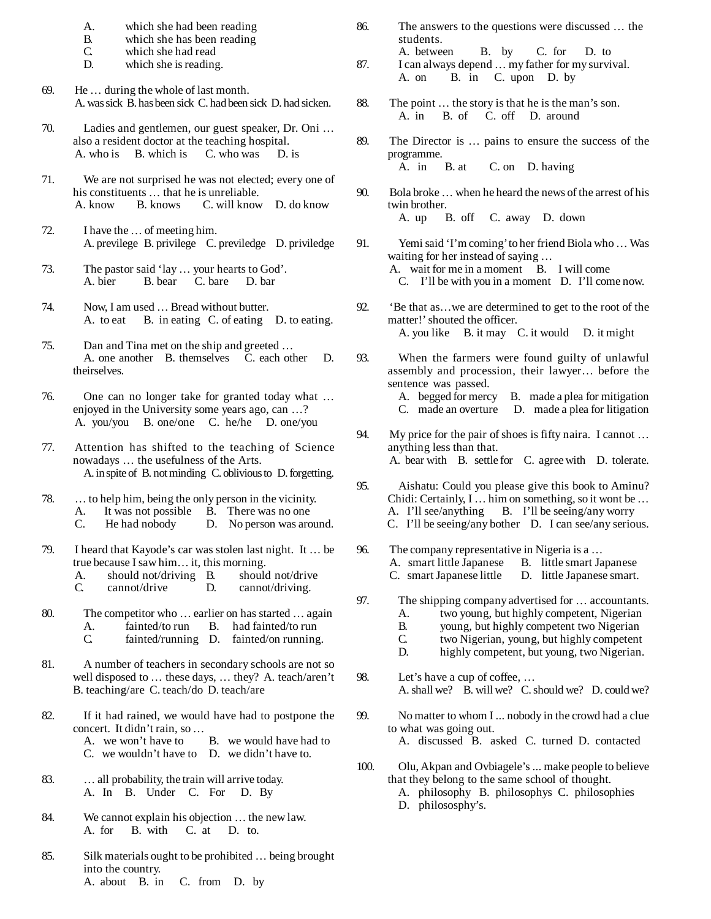A. which she had been reading
B. which she has been reading
C. which she had read
D. which she is reading.

69. He … during the whole of last month.
A. was sick B. has been sick C. had been sick D. had sicken.

70. Ladies and gentlemen, our guest speaker, Dr. Oni … also a resident doctor at the teaching hospital.
A. who is B. which is C. who was D. is

71. We are not surprised he was not elected; every one of his constituents … that he is unreliable.
A. know B. knows C. will know D. do know

72. I have the … of meeting him.
A. previlege B. privilege C. previledge D. priviledge

73. The pastor said 'lay … your hearts to God'.
A. bier B. bear C. bare D. bar

74. Now, I am used … Bread without butter.
A. to eat B. in eating C. of eating D. to eating.

75. Dan and Tina met on the ship and greeted …
A. one another B. themselves C. each other D. theirselves.

76. One can no longer take for granted today what … enjoyed in the University some years ago, can …?
A. you/you B. one/one C. he/he D. one/you

77. Attention has shifted to the teaching of Science nowadays … the usefulness of the Arts.
A. in spite of B. not minding C. oblivious to D. forgetting.

78. … to help him, being the only person in the vicinity.
A. It was not possible B. There was no one
C. He had nobody D. No person was around.

79. I heard that Kayode's car was stolen last night. It … be true because I saw him… it, this morning.
A. should not/driving B. should not/drive
C. cannot/drive D. cannot/driving.

80. The competitor who … earlier on has started … again
A. fainted/to run B. had fainted/to run
C. fainted/running D. fainted/on running.

81. A number of teachers in secondary schools are not so well disposed to … these days, … they? A. teach/aren't B. teaching/are C. teach/do D. teach/are

82. If it had rained, we would have had to postpone the concert. It didn't rain, so …
A. we won't have to B. we would have had to
C. we wouldn't have to D. we didn't have to.

83. … all probability, the train will arrive today.
A. In B. Under C. For D. By

84. We cannot explain his objection … the new law.
A. for B. with C. at D. to.

85. Silk materials ought to be prohibited … being brought into the country.
A. about B. in C. from D. by

86. The answers to the questions were discussed … the students.
A. between B. by C. for D. to

87. I can always depend … my father for my survival.
A. on B. in C. upon D. by

88. The point … the story is that he is the man's son.
A. in B. of C. off D. around

89. The Director is … pains to ensure the success of the programme.
A. in B. at C. on D. having

90. Bola broke … when he heard the news of the arrest of his twin brother.
A. up B. off C. away D. down

91. Yemi said 'I'm coming' to her friend Biola who … Was waiting for her instead of saying …
A. wait for me in a moment B. I will come
C. I'll be with you in a moment D. I'll come now.

92. 'Be that as…we are determined to get to the root of the matter!' shouted the officer.
A. you like B. it may C. it would D. it might

93. When the farmers were found guilty of unlawful assembly and procession, their lawyer… before the sentence was passed.
A. begged for mercy B. made a plea for mitigation
C. made an overture D. made a plea for litigation

94. My price for the pair of shoes is fifty naira. I cannot … anything less than that.
A. bear with B. settle for C. agree with D. tolerate.

95. Aishatu: Could you please give this book to Aminu? Chidi: Certainly, I … him on something, so it wont be …
A. I'll see/anything B. I'll be seeing/any worry
C. I'll be seeing/any bother D. I can see/any serious.

96. The company representative in Nigeria is a …
A. smart little Japanese B. little smart Japanese
C. smart Japanese little D. little Japanese smart.

97. The shipping company advertised for … accountants.
A. two young, but highly competent, Nigerian
B. young, but highly competent two Nigerian
C. two Nigerian, young, but highly competent
D. highly competent, but young, two Nigerian.

98. Let's have a cup of coffee, …
A. shall we? B. will we? C. should we? D. could we?

99. No matter to whom I ... nobody in the crowd had a clue to what was going out.
A. discussed B. asked C. turned D. contacted

100. Olu, Akpan and Ovbiagele's ... make people to believe that they belong to the same school of thought.
A. philosophy B. philosophys C. philosophies
D. philososphy's.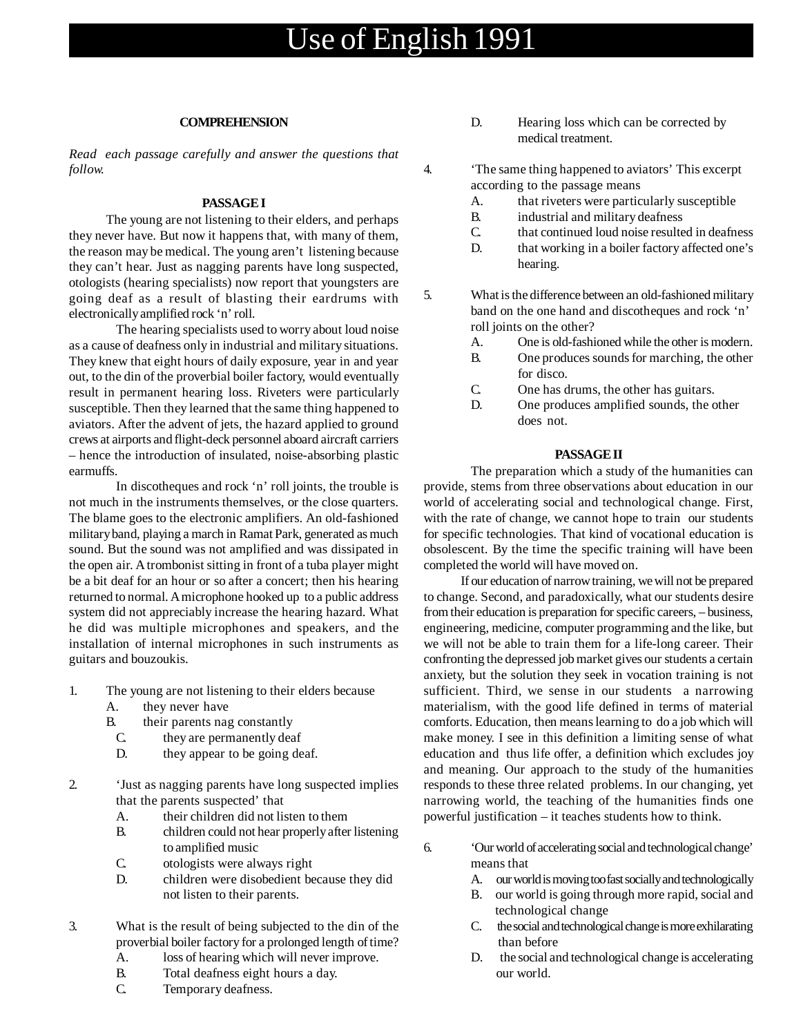# Use of English 1991

**COMPREHENSION**

*Read each passage carefully and answer the questions that follow.*

**PASSAGE I**

The young are not listening to their elders, and perhaps they never have. But now it happens that, with many of them, the reason may be medical. The young aren't listening because they can't hear. Just as nagging parents have long suspected, otologists (hearing specialists) now report that youngsters are going deaf as a result of blasting their eardrums with electronically amplified rock 'n' roll.

The hearing specialists used to worry about loud noise as a cause of deafness only in industrial and military situations. They knew that eight hours of daily exposure, year in and year out, to the din of the proverbial boiler factory, would eventually result in permanent hearing loss. Riveters were particularly susceptible. Then they learned that the same thing happened to aviators. After the advent of jets, the hazard applied to ground crews at airports and flight-deck personnel aboard aircraft carriers – hence the introduction of insulated, noise-absorbing plastic earmuffs.

In discotheques and rock 'n' roll joints, the trouble is not much in the instruments themselves, or the close quarters. The blame goes to the electronic amplifiers. An old-fashioned military band, playing a march in Ramat Park, generated as much sound. But the sound was not amplified and was dissipated in the open air. A trombonist sitting in front of a tuba player might be a bit deaf for an hour or so after a concert; then his hearing returned to normal. A microphone hooked up to a public address system did not appreciably increase the hearing hazard. What he did was multiple microphones and speakers, and the installation of internal microphones in such instruments as guitars and bouzoukis.

1. The young are not listening to their elders because
   A. they never have
   B. their parents nag constantly
   C. they are permanently deaf
   D. they appear to be going deaf.

2. 'Just as nagging parents have long suspected implies that the parents suspected' that
   A. their children did not listen to them
   B. children could not hear properly after listening to amplified music
   C. otologists were always right
   D. children were disobedient because they did not listen to their parents.

3. What is the result of being subjected to the din of the proverbial boiler factory for a prolonged length of time?
   A. loss of hearing which will never improve.
   B. Total deafness eight hours a day.
   C. Temporary deafness.
   D. Hearing loss which can be corrected by medical treatment.

4. 'The same thing happened to aviators' This excerpt according to the passage means
   A. that riveters were particularly susceptible
   B. industrial and military deafness
   C. that continued loud noise resulted in deafness
   D. that working in a boiler factory affected one's hearing.

5. What is the difference between an old-fashioned military band on the one hand and discotheques and rock 'n' roll joints on the other?
   A. One is old-fashioned while the other is modern.
   B. One produces sounds for marching, the other for disco.
   C. One has drums, the other has guitars.
   D. One produces amplified sounds, the other does not.

**PASSAGE II**

The preparation which a study of the humanities can provide, stems from three observations about education in our world of accelerating social and technological change. First, with the rate of change, we cannot hope to train our students for specific technologies. That kind of vocational education is obsolescent. By the time the specific training will have been completed the world will have moved on.

If our education of narrow training, we will not be prepared to change. Second, and paradoxically, what our students desire from their education is preparation for specific careers, – business, engineering, medicine, computer programming and the like, but we will not be able to train them for a life-long career. Their confronting the depressed job market gives our students a certain anxiety, but the solution they seek in vocation training is not sufficient. Third, we sense in our students a narrowing materialism, with the good life defined in terms of material comforts. Education, then means learning to do a job which will make money. I see in this definition a limiting sense of what education and thus life offer, a definition which excludes joy and meaning. Our approach to the study of the humanities responds to these three related problems. In our changing, yet narrowing world, the teaching of the humanities finds one powerful justification – it teaches students how to think.

6. 'Our world of accelerating social and technological change' means that
   A. our world is moving too fast socially and technologically
   B. our world is going through more rapid, social and technological change
   C. the social and technological change is more exhilarating than before
   D. the social and technological change is accelerating our world.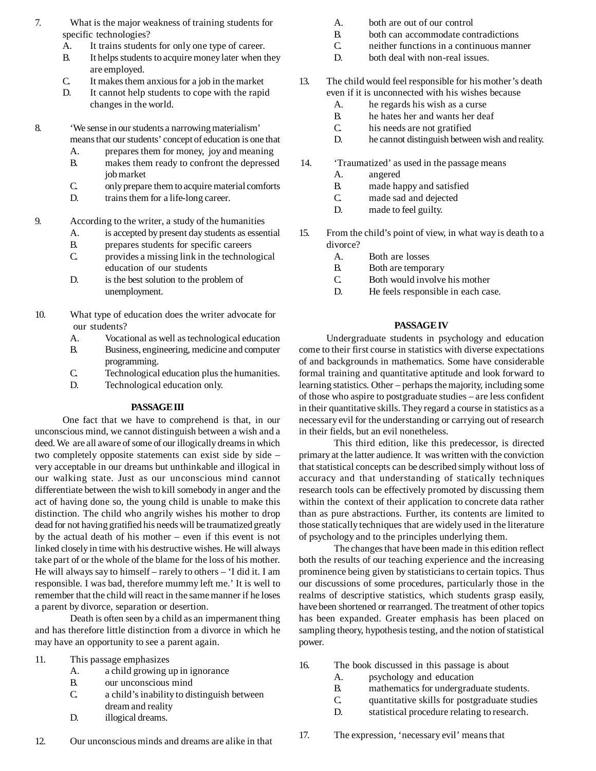7. What is the major weakness of training students for specific technologies?
   - A. It trains students for only one type of career.
   - B. It helps students to acquire money later when they are employed.
   - C. It makes them anxious for a job in the market
   - D. It cannot help students to cope with the rapid changes in the world.

8. 'We sense in our students a narrowing materialism' means that our students' concept of education is one that
   - A. prepares them for money, joy and meaning
   - B. makes them ready to confront the depressed job market
   - C. only prepare them to acquire material comforts
   - D. trains them for a life-long career.

9. According to the writer, a study of the humanities
   - A. is accepted by present day students as essential
   - B. prepares students for specific careers
   - C. provides a missing link in the technological education of our students
   - D. is the best solution to the problem of unemployment.

10. What type of education does the writer advocate for our students?
    - A. Vocational as well as technological education
    - B. Business, engineering, medicine and computer programming.
    - C. Technological education plus the humanities.
    - D. Technological education only.

**PASSAGE III**

One fact that we have to comprehend is that, in our unconscious mind, we cannot distinguish between a wish and a deed. We are all aware of some of our illogically dreams in which two completely opposite statements can exist side by side – very acceptable in our dreams but unthinkable and illogical in our walking state. Just as our unconscious mind cannot differentiate between the wish to kill somebody in anger and the act of having done so, the young child is unable to make this distinction. The child who angrily wishes his mother to drop dead for not having gratified his needs will be traumatized greatly by the actual death of his mother – even if this event is not linked closely in time with his destructive wishes. He will always take part of or the whole of the blame for the loss of his mother. He will always say to himself – rarely to others – 'I did it. I am responsible. I was bad, therefore mummy left me.' It is well to remember that the child will react in the same manner if he loses a parent by divorce, separation or desertion.

Death is often seen by a child as an impermanent thing and has therefore little distinction from a divorce in which he may have an opportunity to see a parent again.

11. This passage emphasizes
    - A. a child growing up in ignorance
    - B. our unconscious mind
    - C. a child's inability to distinguish between dream and reality
    - D. illogical dreams.

12. Our unconscious minds and dreams are alike in that
    - A. both are out of our control
    - B. both can accommodate contradictions
    - C. neither functions in a continuous manner
    - D. both deal with non-real issues.

13. The child would feel responsible for his mother's death even if it is unconnected with his wishes because
    - A. he regards his wish as a curse
    - B. he hates her and wants her deaf
    - C. his needs are not gratified
    - D. he cannot distinguish between wish and reality.

14. 'Traumatized' as used in the passage means
    - A. angered
    - B. made happy and satisfied
    - C. made sad and dejected
    - D. made to feel guilty.

15. From the child's point of view, in what way is death to a divorce?
    - A. Both are losses
    - B. Both are temporary
    - C. Both would involve his mother
    - D. He feels responsible in each case.

**PASSAGE IV**

Undergraduate students in psychology and education come to their first course in statistics with diverse expectations of and backgrounds in mathematics. Some have considerable formal training and quantitative aptitude and look forward to learning statistics. Other – perhaps the majority, including some of those who aspire to postgraduate studies – are less confident in their quantitative skills. They regard a course in statistics as a necessary evil for the understanding or carrying out of research in their fields, but an evil nonetheless.

This third edition, like this predecessor, is directed primary at the latter audience. It was written with the conviction that statistical concepts can be described simply without loss of accuracy and that understanding of statically techniques research tools can be effectively promoted by discussing them within the context of their application to concrete data rather than as pure abstractions. Further, its contents are limited to those statically techniques that are widely used in the literature of psychology and to the principles underlying them.

The changes that have been made in this edition reflect both the results of our teaching experience and the increasing prominence being given by statisticians to certain topics. Thus our discussions of some procedures, particularly those in the realms of descriptive statistics, which students grasp easily, have been shortened or rearranged. The treatment of other topics has been expanded. Greater emphasis has been placed on sampling theory, hypothesis testing, and the notion of statistical power.

16. The book discussed in this passage is about
    - A. psychology and education
    - B. mathematics for undergraduate students.
    - C. quantitative skills for postgraduate studies
    - D. statistical procedure relating to research.

17. The expression, 'necessary evil' means that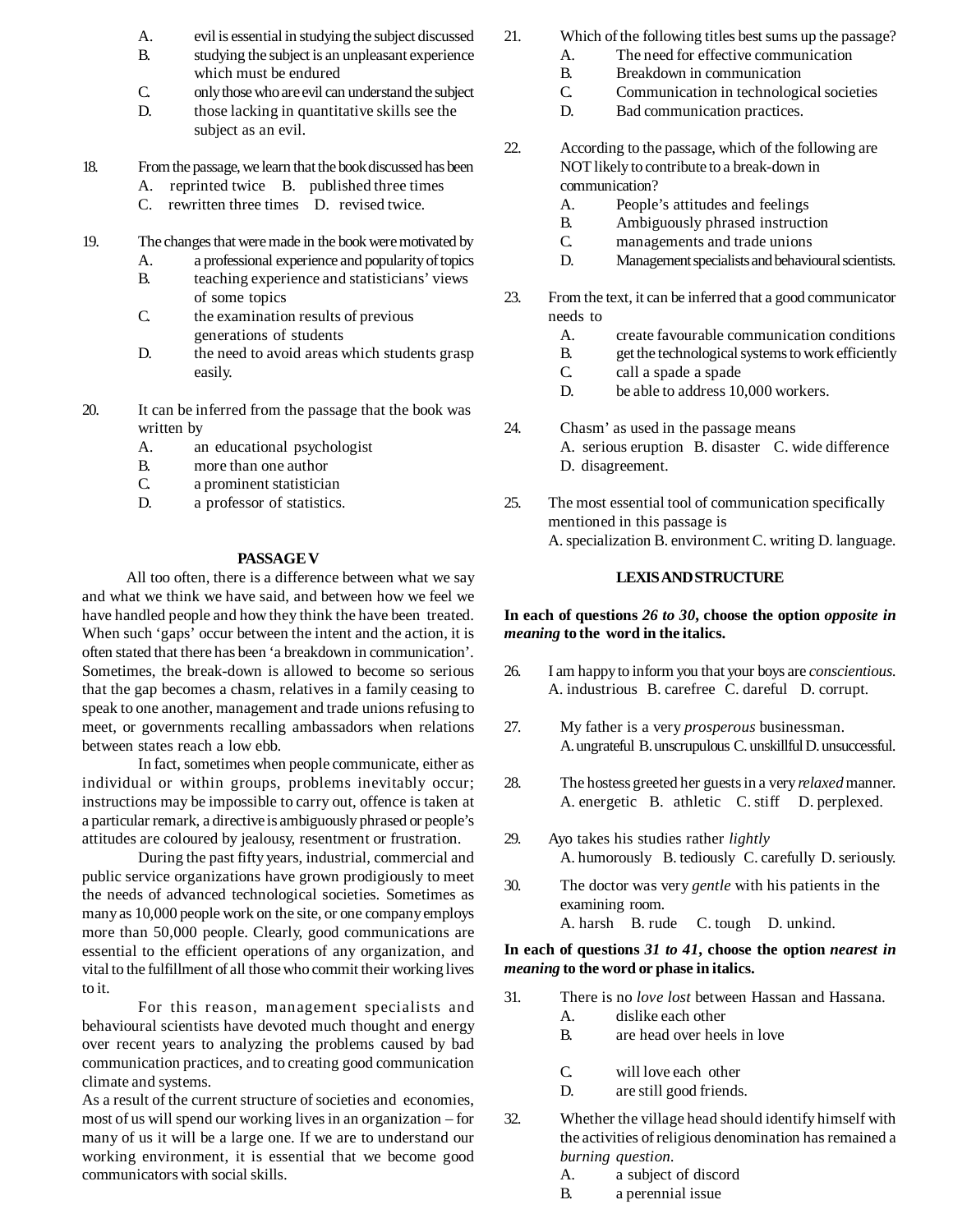A. evil is essential in studying the subject discussed
B. studying the subject is an unpleasant experience which must be endured
C. only those who are evil can understand the subject
D. those lacking in quantitative skills see the subject as an evil.

18. From the passage, we learn that the book discussed has been
A. reprinted twice B. published three times
C. rewritten three times D. revised twice.

19. The changes that were made in the book were motivated by
A. a professional experience and popularity of topics
B. teaching experience and statisticians' views of some topics
C. the examination results of previous generations of students
D. the need to avoid areas which students grasp easily.

20. It can be inferred from the passage that the book was written by
A. an educational psychologist
B. more than one author
C. a prominent statistician
D. a professor of statistics.

**PASSAGE V**

All too often, there is a difference between what we say and what we think we have said, and between how we feel we have handled people and how they think the have been treated. When such 'gaps' occur between the intent and the action, it is often stated that there has been 'a breakdown in communication'. Sometimes, the break-down is allowed to become so serious that the gap becomes a chasm, relatives in a family ceasing to speak to one another, management and trade unions refusing to meet, or governments recalling ambassadors when relations between states reach a low ebb.

In fact, sometimes when people communicate, either as individual or within groups, problems inevitably occur; instructions may be impossible to carry out, offence is taken at a particular remark, a directive is ambiguously phrased or people's attitudes are coloured by jealousy, resentment or frustration.

During the past fifty years, industrial, commercial and public service organizations have grown prodigiously to meet the needs of advanced technological societies. Sometimes as many as 10,000 people work on the site, or one company employs more than 50,000 people. Clearly, good communications are essential to the efficient operations of any organization, and vital to the fulfillment of all those who commit their working lives to it.

For this reason, management specialists and behavioural scientists have devoted much thought and energy over recent years to analyzing the problems caused by bad communication practices, and to creating good communication climate and systems.

As a result of the current structure of societies and economies, most of us will spend our working lives in an organization – for many of us it will be a large one. If we are to understand our working environment, it is essential that we become good communicators with social skills.

21. Which of the following titles best sums up the passage?
A. The need for effective communication
B. Breakdown in communication
C. Communication in technological societies
D. Bad communication practices.

22. According to the passage, which of the following are NOT likely to contribute to a break-down in communication?
A. People's attitudes and feelings
B. Ambiguously phrased instruction
C. managements and trade unions
D. Management specialists and behavioural scientists.

23. From the text, it can be inferred that a good communicator needs to
A. create favourable communication conditions
B. get the technological systems to work efficiently
C. call a spade a spade
D. be able to address 10,000 workers.

24. Chasm' as used in the passage means
A. serious eruption B. disaster C. wide difference
D. disagreement.

25. The most essential tool of communication specifically mentioned in this passage is
A. specialization B. environment C. writing D. language.

**LEXIS AND STRUCTURE**

**In each of questions *26 to 30*, choose the option *opposite in meaning* to the word in the italics.**

26. I am happy to inform you that your boys are *conscientious.*
A. industrious B. carefree C. dareful D. corrupt.

27. My father is a very *prosperous* businessman.
A. ungrateful B. unscrupulous C. unskillful D. unsuccessful.

28. The hostess greeted her guests in a very *relaxed* manner.
A. energetic B. athletic C. stiff D. perplexed.

29. Ayo takes his studies rather *lightly*
A. humorously B. tediously C. carefully D. seriously.

30. The doctor was very *gentle* with his patients in the examining room.
A. harsh B. rude C. tough D. unkind.

**In each of questions *31 to 41*, choose the option *nearest in meaning* to the word or phase in italics.**

31. There is no *love lost* between Hassan and Hassana.
A. dislike each other
B. are head over heels in love
C. will love each other
D. are still good friends.

32. Whether the village head should identify himself with the activities of religious denomination has remained a *burning question.*
A. a subject of discord
B. a perennial issue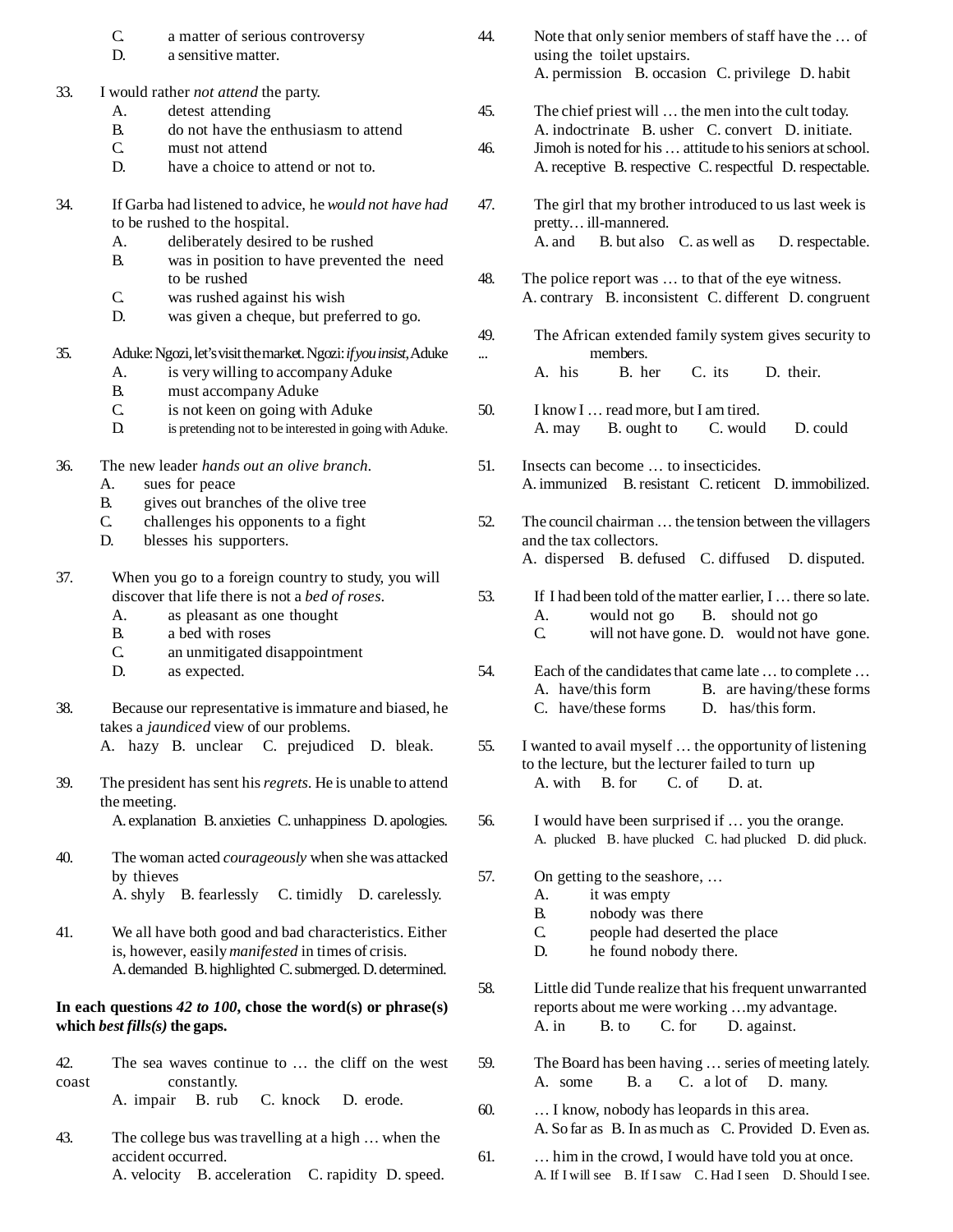C. a matter of serious controversy
D. a sensitive matter.

33. I would rather *not attend* the party.
A. detest attending
B. do not have the enthusiasm to attend
C. must not attend
D. have a choice to attend or not to.

34. If Garba had listened to advice, he *would not have had* to be rushed to the hospital.
A. deliberately desired to be rushed
B. was in position to have prevented the need to be rushed
C. was rushed against his wish
D. was given a cheque, but preferred to go.

35. Aduke: Ngozi, let's visit the market. Ngozi: *if you insist*, Aduke
A. is very willing to accompany Aduke
B. must accompany Aduke
C. is not keen on going with Aduke
D. is pretending not to be interested in going with Aduke.

36. The new leader *hands out an olive branch*.
A. sues for peace
B. gives out branches of the olive tree
C. challenges his opponents to a fight
D. blesses his supporters.

37. When you go to a foreign country to study, you will discover that life there is not a *bed of roses*.
A. as pleasant as one thought
B. a bed with roses
C. an unmitigated disappointment
D. as expected.

38. Because our representative is immature and biased, he takes a *jaundiced* view of our problems.
A. hazy B. unclear C. prejudiced D. bleak.

39. The president has sent his *regrets*. He is unable to attend the meeting.
A. explanation B. anxieties C. unhappiness D. apologies.

40. The woman acted *courageously* when she was attacked by thieves
A. shyly B. fearlessly C. timidly D. carelessly.

41. We all have both good and bad characteristics. Either is, however, easily *manifested* in times of crisis.
A. demanded B. highlighted C. submerged. D. determined.

**In each questions *42 to 100*, chose the word(s) or phrase(s) which *best fills(s)* the gaps.**

42. The sea waves continue to … the cliff on the west coast constantly.
A. impair B. rub C. knock D. erode.

43. The college bus was travelling at a high … when the accident occurred.
A. velocity B. acceleration C. rapidity D. speed.

44. Note that only senior members of staff have the … of using the toilet upstairs.
A. permission B. occasion C. privilege D. habit

45. The chief priest will … the men into the cult today.
A. indoctrinate B. usher C. convert D. initiate.

46. Jimoh is noted for his … attitude to his seniors at school.
A. receptive B. respective C. respectful D. respectable.

47. The girl that my brother introduced to us last week is pretty… ill-mannered.
A. and B. but also C. as well as D. respectable.

48. The police report was … to that of the eye witness.
A. contrary B. inconsistent C. different D. congruent

49. The African extended family system gives security to ... members.
A. his B. her C. its D. their.

50. I know I … read more, but I am tired.
A. may B. ought to C. would D. could

51. Insects can become … to insecticides.
A. immunized B. resistant C. reticent D. immobilized.

52. The council chairman … the tension between the villagers and the tax collectors.
A. dispersed B. defused C. diffused D. disputed.

53. If I had been told of the matter earlier, I … there so late.
A. would not go B. should not go
C. will not have gone. D. would not have gone.

54. Each of the candidates that came late … to complete …
A. have/this form B. are having/these forms
C. have/these forms D. has/this form.

55. I wanted to avail myself … the opportunity of listening to the lecture, but the lecturer failed to turn up
A. with B. for C. of D. at.

56. I would have been surprised if … you the orange.
A. plucked B. have plucked C. had plucked D. did pluck.

57. On getting to the seashore, …
A. it was empty
B. nobody was there
C. people had deserted the place
D. he found nobody there.

58. Little did Tunde realize that his frequent unwarranted reports about me were working …my advantage.
A. in B. to C. for D. against.

59. The Board has been having … series of meeting lately.
A. some B. a C. a lot of D. many.

60. … I know, nobody has leopards in this area.
A. So far as B. In as much as C. Provided D. Even as.

61. … him in the crowd, I would have told you at once.
A. If I will see B. If I saw C. Had I seen D. Should I see.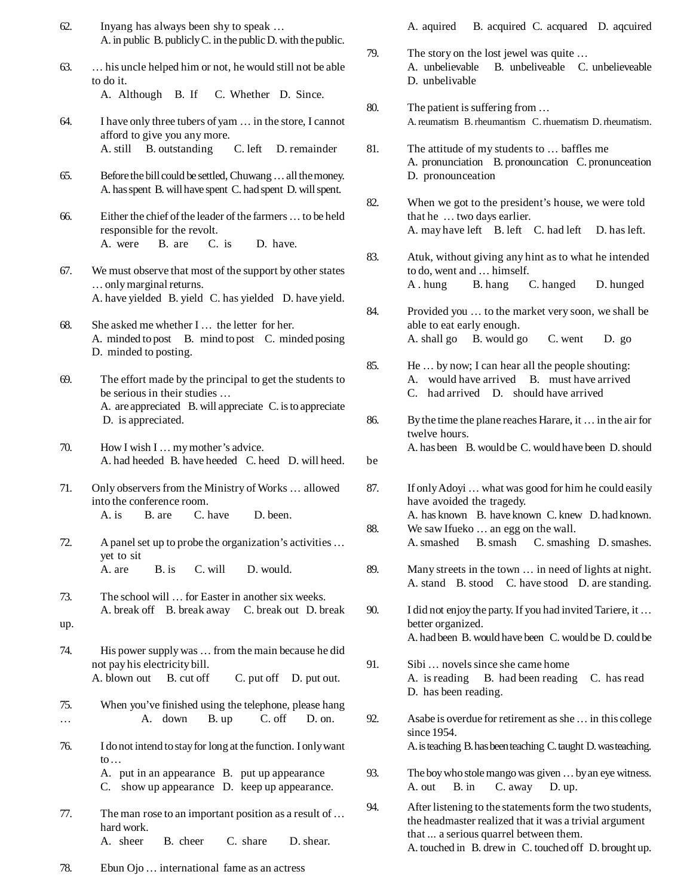62. Inyang has always been shy to speak …
A. in public B. publicly C. in the public D. with the public.

63. … his uncle helped him or not, he would still not be able to do it.
A. Although B. If C. Whether D. Since.

64. I have only three tubers of yam … in the store, I cannot afford to give you any more.
A. still B. outstanding C. left D. remainder

65. Before the bill could be settled, Chuwang … all the money.
A. has spent B. will have spent C. had spent D. will spent.

66. Either the chief of the leader of the farmers … to be held responsible for the revolt.
A. were B. are C. is D. have.

67. We must observe that most of the support by other states … only marginal returns.
A. have yielded B. yield C. has yielded D. have yield.

68. She asked me whether I … the letter for her.
A. minded to post B. mind to post C. minded posing D. minded to posting.

69. The effort made by the principal to get the students to be serious in their studies …
A. are appreciated B. will appreciate C. is to appreciate D. is appreciated.

70. How I wish I … my mother's advice.
A. had heeded B. have heeded C. heed D. will heed.

71. Only observers from the Ministry of Works … allowed into the conference room.
A. is B. are C. have D. been.

72. A panel set up to probe the organization's activities … yet to sit
A. are B. is C. will D. would.

73. The school will … for Easter in another six weeks.
A. break off B. break away C. break out D. break up.

74. His power supply was … from the main because he did not pay his electricity bill.
A. blown out B. cut off C. put off D. put out.

75. When you've finished using the telephone, please hang …
A. down B. up C. off D. on.

76. I do not intend to stay for long at the function. I only want to …
A. put in an appearance B. put up appearance C. show up appearance D. keep up appearance.

77. The man rose to an important position as a result of … hard work.
A. sheer B. cheer C. share D. shear.

78. Ebun Ojo … international fame as an actress
A. aquired B. acquired C. acquared D. aqcuired

79. The story on the lost jewel was quite …
A. unbelievable B. unbeliveable C. unbelieveable D. unbelivable

80. The patient is suffering from …
A. reumatism B. rheumantism C. rhuematism D. rheumatism.

81. The attitude of my students to … baffles me
A. pronunciation B. pronouncation C. pronunceation D. pronounceation

82. When we got to the president's house, we were told that he … two days earlier.
A. may have left B. left C. had left D. has left.

83. Atuk, without giving any hint as to what he intended to do, went and … himself.
A . hung B. hang C. hanged D. hunged

84. Provided you … to the market very soon, we shall be able to eat early enough.
A. shall go B. would go C. went D. go

85. He … by now; I can hear all the people shouting:
A. would have arrived B. must have arrived C. had arrived D. should have arrived

86. By the time the plane reaches Harare, it … in the air for twelve hours.
A. has been B. would be C. would have been D. should be

87. If only Adoyi … what was good for him he could easily have avoided the tragedy.
A. has known B. have known C. knew D. had known.

88. We saw Ifueko … an egg on the wall.
A. smashed B. smash C. smashing D. smashes.

89. Many streets in the town … in need of lights at night.
A. stand B. stood C. have stood D. are standing.

90. I did not enjoy the party. If you had invited Tariere, it … better organized.
A. had been B. would have been C. would be D. could be

91. Sibi … novels since she came home
A. is reading B. had been reading C. has read D. has been reading.

92. Asabe is overdue for retirement as she … in this college since 1954.
A. is teaching B. has been teaching C. taught D. was teaching.

93. The boy who stole mango was given … by an eye witness.
A. out B. in C. away D. up.

94. After listening to the statements form the two students, the headmaster realized that it was a trivial argument that ... a serious quarrel between them.
A. touched in B. drew in C. touched off D. brought up.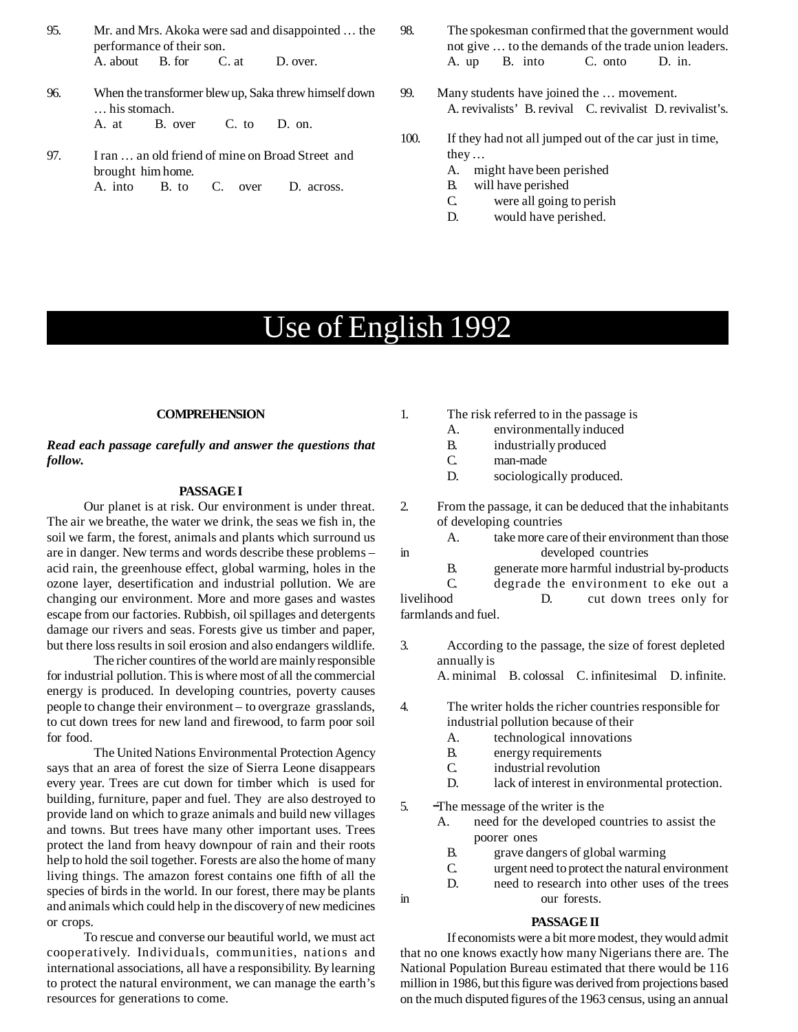95. Mr. and Mrs. Akoka were sad and disappointed … the performance of their son.
A. about B. for C. at D. over.

96. When the transformer blew up, Saka threw himself down … his stomach.
A. at B. over C. to D. on.

97. I ran … an old friend of mine on Broad Street and brought him home.
A. into B. to C. over D. across.

98. The spokesman confirmed that the government would not give … to the demands of the trade union leaders.
A. up B. into C. onto D. in.

99. Many students have joined the … movement.
A. revivalists' B. revival C. revivalist D. revivalist's.

100. If they had not all jumped out of the car just in time, they …
A. might have been perished
B. will have perished
C. were all going to perish
D. would have perished.

# Use of English 1992

## COMPREHENSION

***Read each passage carefully and answer the questions that follow.***

### PASSAGE I

Our planet is at risk. Our environment is under threat. The air we breathe, the water we drink, the seas we fish in, the soil we farm, the forest, animals and plants which surround us are in danger. New terms and words describe these problems – acid rain, the greenhouse effect, global warming, holes in the ozone layer, desertification and industrial pollution. We are changing our environment. More and more gases and wastes escape from our factories. Rubbish, oil spillages and detergents damage our rivers and seas. Forests give us timber and paper, but there loss results in soil erosion and also endangers wildlife.

The richer countires of the world are mainly responsible for industrial pollution. This is where most of all the commercial energy is produced. In developing countries, poverty causes people to change their environment – to overgraze grasslands, to cut down trees for new land and firewood, to farm poor soil for food.

The United Nations Environmental Protection Agency says that an area of forest the size of Sierra Leone disappears every year. Trees are cut down for timber which is used for building, furniture, paper and fuel. They are also destroyed to provide land on which to graze animals and build new villages and towns. But trees have many other important uses. Trees protect the land from heavy downpour of rain and their roots help to hold the soil together. Forests are also the home of many living things. The amazon forest contains one fifth of all the species of birds in the world. In our forest, there may be plants and animals which could help in the discovery of new medicines or crops.

To rescue and converse our beautiful world, we must act cooperatively. Individuals, communities, nations and international associations, all have a responsibility. By learning to protect the natural environment, we can manage the earth's resources for generations to come.

1. The risk referred to in the passage is
A. environmentally induced
B. industrially produced
C. man-made
D. sociologically produced.

2. From the passage, it can be deduced that the inhabitants of developing countries
A. take more care of their environment than those in developed countries
B. generate more harmful industrial by-products
C. degrade the environment to eke out a livelihood
D. cut down trees only for farmlands and fuel.

3. According to the passage, the size of forest depleted annually is
A. minimal B. colossal C. infinitesimal D. infinite.

4. The writer holds the richer countries responsible for industrial pollution because of their
A. technological innovations
B. energy requirements
C. industrial revolution
D. lack of interest in environmental protection.

5. The message of the writer is the
A. need for the developed countries to assist the poorer ones
B. grave dangers of global warming
C. urgent need to protect the natural environment
D. need to research into other uses of the trees in our forests.

### PASSAGE II

If economists were a bit more modest, they would admit that no one knows exactly how many Nigerians there are. The National Population Bureau estimated that there would be 116 million in 1986, but this figure was derived from projections based on the much disputed figures of the 1963 census, using an annual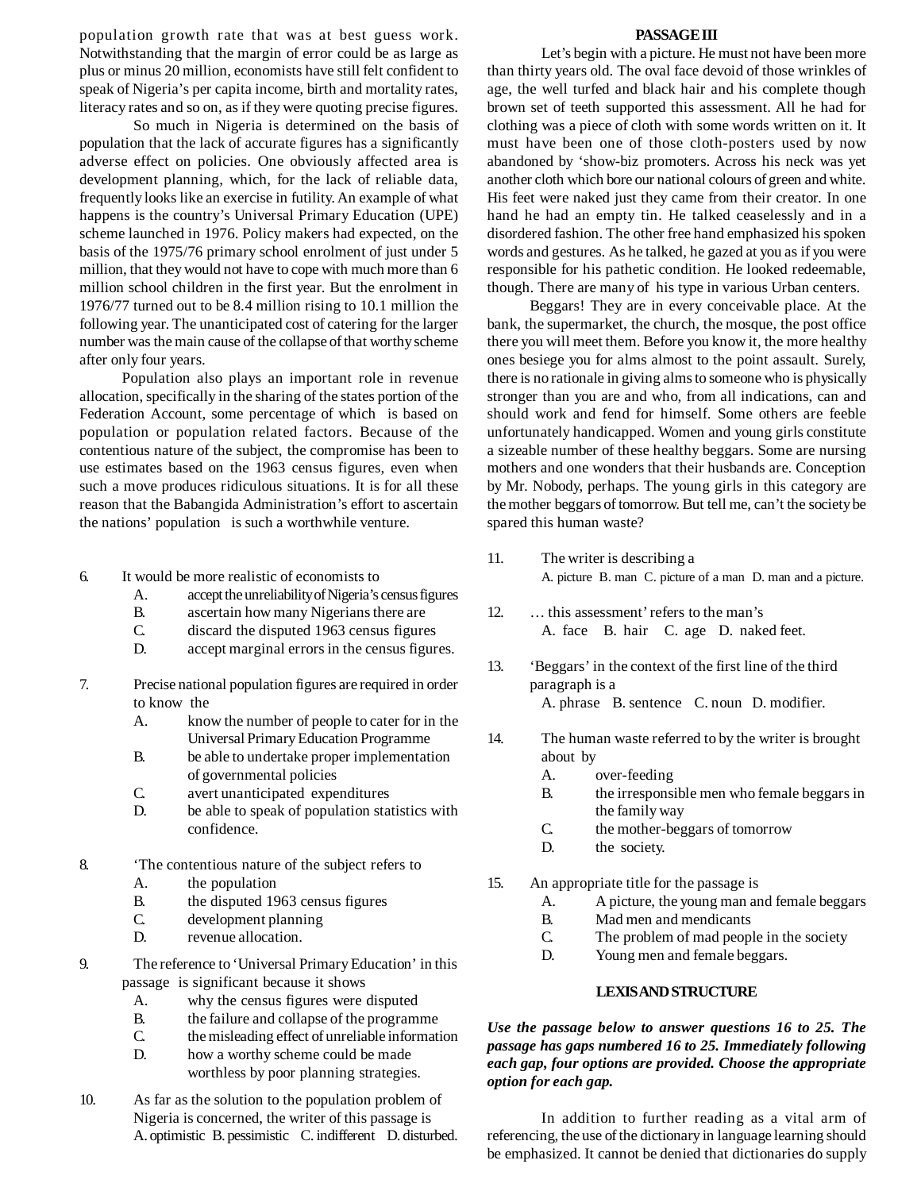population growth rate that was at best guess work. Notwithstanding that the margin of error could be as large as plus or minus 20 million, economists have still felt confident to speak of Nigeria's per capita income, birth and mortality rates, literacy rates and so on, as if they were quoting precise figures.

So much in Nigeria is determined on the basis of population that the lack of accurate figures has a significantly adverse effect on policies. One obviously affected area is development planning, which, for the lack of reliable data, frequently looks like an exercise in futility. An example of what happens is the country's Universal Primary Education (UPE) scheme launched in 1976. Policy makers had expected, on the basis of the 1975/76 primary school enrolment of just under 5 million, that they would not have to cope with much more than 6 million school children in the first year. But the enrolment in 1976/77 turned out to be 8.4 million rising to 10.1 million the following year. The unanticipated cost of catering for the larger number was the main cause of the collapse of that worthy scheme after only four years.

Population also plays an important role in revenue allocation, specifically in the sharing of the states portion of the Federation Account, some percentage of which is based on population or population related factors. Because of the contentious nature of the subject, the compromise has been to use estimates based on the 1963 census figures, even when such a move produces ridiculous situations. It is for all these reason that the Babangida Administration's effort to ascertain the nations' population is such a worthwhile venture.

6. It would be more realistic of economists to
   - A. accept the unreliability of Nigeria's census figures
   - B. ascertain how many Nigerians there are
   - C. discard the disputed 1963 census figures
   - D. accept marginal errors in the census figures.

7. Precise national population figures are required in order to know the
   - A. know the number of people to cater for in the Universal Primary Education Programme
   - B. be able to undertake proper implementation of governmental policies
   - C. avert unanticipated expenditures
   - D. be able to speak of population statistics with confidence.

8. 'The contentious nature of the subject refers to
   - A. the population
   - B. the disputed 1963 census figures
   - C. development planning
   - D. revenue allocation.

9. The reference to 'Universal Primary Education' in this passage is significant because it shows
   - A. why the census figures were disputed
   - B. the failure and collapse of the programme
   - C. the misleading effect of unreliable information
   - D. how a worthy scheme could be made worthless by poor planning strategies.

10. As far as the solution to the population problem of Nigeria is concerned, the writer of this passage is
    A. optimistic B. pessimistic C. indifferent D. disturbed.

## PASSAGE III

Let's begin with a picture. He must not have been more than thirty years old. The oval face devoid of those wrinkles of age, the well turfed and black hair and his complete though brown set of teeth supported this assessment. All he had for clothing was a piece of cloth with some words written on it. It must have been one of those cloth-posters used by now abandoned by 'show-biz promoters. Across his neck was yet another cloth which bore our national colours of green and white. His feet were naked just they came from their creator. In one hand he had an empty tin. He talked ceaselessly and in a disordered fashion. The other free hand emphasized his spoken words and gestures. As he talked, he gazed at you as if you were responsible for his pathetic condition. He looked redeemable, though. There are many of his type in various Urban centers.

Beggars! They are in every conceivable place. At the bank, the supermarket, the church, the mosque, the post office there you will meet them. Before you know it, the more healthy ones besiege you for alms almost to the point assault. Surely, there is no rationale in giving alms to someone who is physically stronger than you are and who, from all indications, can and should work and fend for himself. Some others are feeble unfortunately handicapped. Women and young girls constitute a sizeable number of these healthy beggars. Some are nursing mothers and one wonders that their husbands are. Conception by Mr. Nobody, perhaps. The young girls in this category are the mother beggars of tomorrow. But tell me, can't the society be spared this human waste?

11. The writer is describing a
    A. picture B. man C. picture of a man D. man and a picture.

12. … this assessment' refers to the man's
    A. face B. hair C. age D. naked feet.

13. 'Beggars' in the context of the first line of the third paragraph is a
    A. phrase B. sentence C. noun D. modifier.

14. The human waste referred to by the writer is brought about by
    - A. over-feeding
    - B. the irresponsible men who female beggars in the family way
    - C. the mother-beggars of tomorrow
    - D. the society.

15. An appropriate title for the passage is
    - A. A picture, the young man and female beggars
    - B. Mad men and mendicants
    - C. The problem of mad people in the society
    - D. Young men and female beggars.

## LEXIS AND STRUCTURE

***Use the passage below to answer questions 16 to 25. The passage has gaps numbered 16 to 25. Immediately following each gap, four options are provided. Choose the appropriate option for each gap.***

In addition to further reading as a vital arm of referencing, the use of the dictionary in language learning should be emphasized. It cannot be denied that dictionaries do supply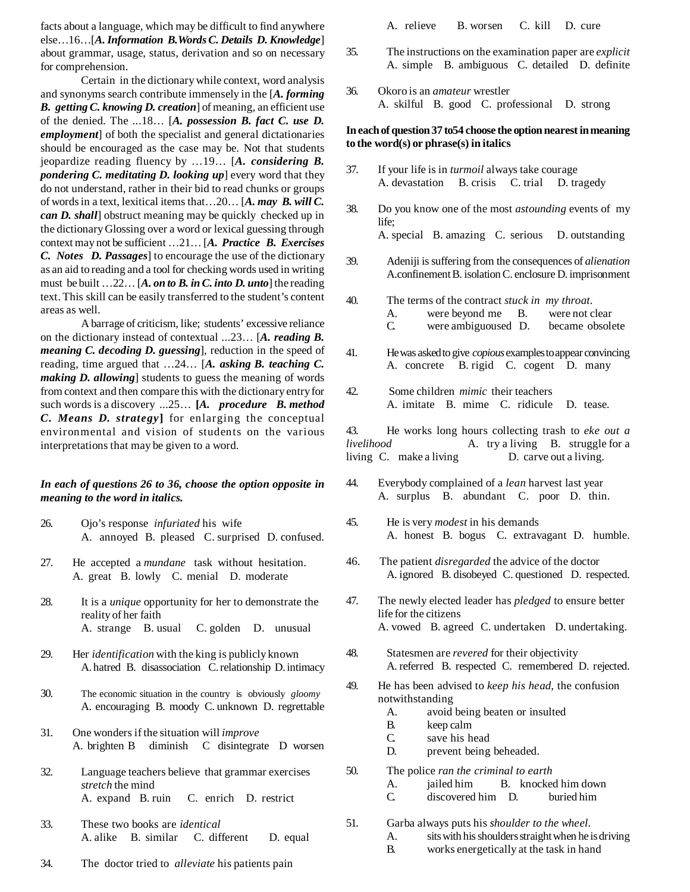facts about a language, which may be difficult to find anywhere else…16…[***A. Information B.Words C. Details D. Knowledge***] about grammar, usage, status, derivation and so on necessary for comprehension.

Certain in the dictionary while context, word analysis and synonyms search contribute immensely in the [***A. forming B. getting C. knowing D. creation***] of meaning, an efficient use of the denied. The ...18… [***A. possession B. fact C. use D. employment***] of both the specialist and general dictationaries should be encouraged as the case may be. Not that students jeopardize reading fluency by …19… [***A. considering B. pondering C. meditating D. looking up***] every word that they do not understand, rather in their bid to read chunks or groups of words in a text, lexitical items that…20… [***A. may B. will C. can D. shall***] obstruct meaning may be quickly checked up in the dictionary Glossing over a word or lexical guessing through context may not be sufficient …21… [***A. Practice B. Exercises C. Notes D. Passages***] to encourage the use of the dictionary as an aid to reading and a tool for checking words used in writing must be built …22… [***A. on to B. in C. into D. unto***] the reading text. This skill can be easily transferred to the student's content areas as well.

A barrage of criticism, like; students' excessive reliance on the dictionary instead of contextual ...23… [***A. reading B. meaning C. decoding D. guessing***], reduction in the speed of reading, time argued that …24… [***A. asking B. teaching C. making D. allowing***] students to guess the meaning of words from context and then compare this with the dictionary entry for such words is a discovery ...25… **[*A. procedure B. method C. Means D. strategy*]** for enlarging the conceptual environmental and vision of students on the various interpretations that may be given to a word.

***In each of questions 26 to 36, choose the option opposite in meaning to the word in italics.***

26. Ojo's response *infuriated* his wife
A. annoyed B. pleased C. surprised D. confused.

27. He accepted a *mundane* task without hesitation.
A. great B. lowly C. menial D. moderate

28. It is a *unique* opportunity for her to demonstrate the reality of her faith
A. strange B. usual C. golden D. unusual

29. Her *identification* with the king is publicly known
A. hatred B. disassociation C. relationship D. intimacy

30. The economic situation in the country is obviously *gloomy*
A. encouraging B. moody C. unknown D. regrettable

31. One wonders if the situation will *improve*
A. brighten B diminish C disintegrate D worsen

32. Language teachers believe that grammar exercises *stretch* the mind
A. expand B. ruin C. enrich D. restrict

33. These two books are *identical*
A. alike B. similar C. different D. equal

34. The doctor tried to *alleviate* his patients pain
A. relieve B. worsen C. kill D. cure

35. The instructions on the examination paper are *explicit*
A. simple B. ambiguous C. detailed D. definite

36. Okoro is an *amateur* wrestler
A. skilful B. good C. professional D. strong

**In each of question 37 to54 choose the option nearest in meaning to the word(s) or phrase(s) in italics**

37. If your life is in *turmoil* always take courage
A. devastation B. crisis C. trial D. tragedy

38. Do you know one of the most *astounding* events of my life;
A. special B. amazing C. serious D. outstanding

39. Adeniji is suffering from the consequences of *alienation*
A.confinement B. isolation C. enclosure D. imprisonment

40. The terms of the contract *stuck in my throat*.
A. were beyond me B. were not clear
C. were ambiguoused D. became obsolete

41. He was asked to give *copious* examples to appear convincing
A. concrete B. rigid C. cogent D. many

42. Some children *mimic* their teachers
A. imitate B. mime C. ridicule D. tease.

43. He works long hours collecting trash to *eke out a livelihood* A. try a living B. struggle for a living C. make a living D. carve out a living.

44. Everybody complained of a *lean* harvest last year
A. surplus B. abundant C. poor D. thin.

45. He is very *modest* in his demands
A. honest B. bogus C. extravagant D. humble.

46. The patient *disregarded* the advice of the doctor
A. ignored B. disobeyed C. questioned D. respected.

47. The newly elected leader has *pledged* to ensure better life for the citizens
A. vowed B. agreed C. undertaken D. undertaking.

48. Statesmen are *revered* for their objectivity
A. referred B. respected C. remembered D. rejected.

49. He has been advised to *keep his head*, the confusion notwithstanding
A. avoid being beaten or insulted
B. keep calm
C. save his head
D. prevent being beheaded.

50. The police *ran the criminal to earth*
A. jailed him B. knocked him down
C. discovered him D. buried him

51. Garba always puts his *shoulder to the wheel*.
A. sits with his shoulders straight when he is driving
B. works energetically at the task in hand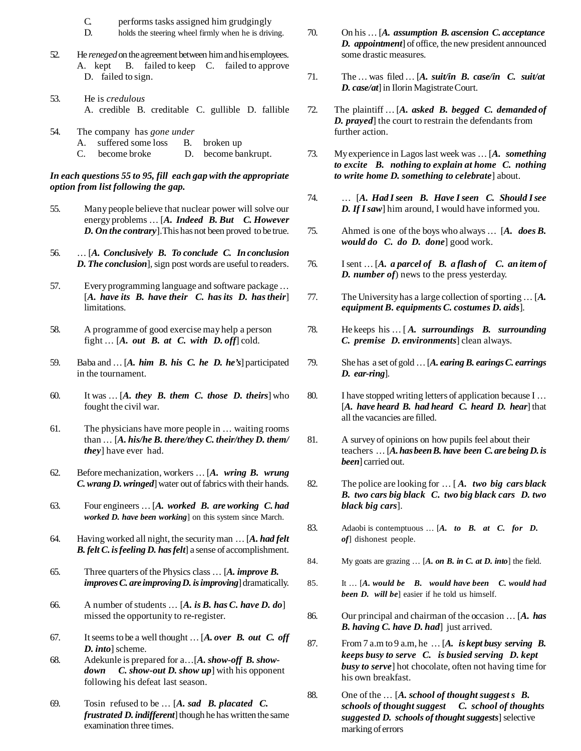C. performs tasks assigned him grudgingly
D. holds the steering wheel firmly when he is driving.

52. He *reneged* on the agreement between him and his employees.
A. kept B. failed to keep C. failed to approve D. failed to sign.

53. He is *credulous*
A. credible B. creditable C. gullible D. fallible

54. The company has *gone under*
A. suffered some loss B. broken up
C. become broke D. become bankrupt.

***In each questions 55 to 95, fill each gap with the appropriate option from list following the gap.***

55. Many people believe that nuclear power will solve our energy problems … [***A. Indeed B. But C. However D. On the contrary***]. This has not been proved to be true.

56. … [***A. Conclusively B. To conclude C. In conclusion D. The conclusion***], sign post words are useful to readers.

57. Every programming language and software package … [***A. have its B. have their C. has its D. has their***] limitations.

58. A programme of good exercise may help a person fight … [***A. out B. at C. with D. off***] cold.

59. Baba and … [***A. him B. his C. he D. he's***] participated in the tournament.

60. It was … [***A. they B. them C. those D. theirs***] who fought the civil war.

61. The physicians have more people in … waiting rooms than … [***A. his/he B. there/they C. their/they D. them/they***] have ever had.

62. Before mechanization, workers … [***A. wring B. wrung C. wrang D. wringed***] water out of fabrics with their hands.

63. Four engineers … [***A. worked B. are working C. had worked D. have been working***] on this system since March.

64. Having worked all night, the security man … [***A. had felt B. felt C. is feeling D. has felt***] a sense of accomplishment.

65. Three quarters of the Physics class … [***A. improve B. improves C. are improving D. is improving***] dramatically.

66. A number of students … [***A. is B. has C. have D. do***] missed the opportunity to re-register.

67. It seems to be a well thought … [***A. over B. out C. off D. into***] scheme.

68. Adekunle is prepared for a…[***A. show-off B. show-down C. show-out D. show up***] with his opponent following his defeat last season.

69. Tosin refused to be … [***A. sad B. placated C. frustrated D. indifferent***] though he has written the same examination three times.

70. On his … [***A. assumption B. ascension C. acceptance D. appointment***] of office, the new president announced some drastic measures.

71. The … was filed … [***A. suit/in B. case/in C. suit/at D. case/at***] in Ilorin Magistrate Court.

72. The plaintiff … [***A. asked B. begged C. demanded of D. prayed***] the court to restrain the defendants from further action.

73. My experience in Lagos last week was … [***A. something to excite B. nothing to explain at home C. nothing to write home D. something to celebrate***] about.

74. … [***A. Had I seen B. Have I seen C. Should I see D. If I saw***] him around, I would have informed you.

75. Ahmed is one of the boys who always … [***A. does B. would do C. do D. done***] good work.

76. I sent … [***A. a parcel of B. a flash of C. an item of D. number of***) news to the press yesterday.

77. The University has a large collection of sporting … [***A. equipment B. equipments C. costumes D. aids***].

78. He keeps his … [ ***A. surroundings B. surrounding C. premise D. environments***] clean always.

79. She has a set of gold … [***A. earing B. earings C. earrings D. ear-ring***].

80. I have stopped writing letters of application because I … [***A. have heard B. had heard C. heard D. hear***] that all the vacancies are filled.

81. A survey of opinions on how pupils feel about their teachers … [***A. has been B. have been C. are being D. is been***] carried out.

82. The police are looking for … [ ***A. two big cars black B. two cars big black C. two big black cars D. two black big cars***].

83. Adaobi is contemptuous … [***A. to B. at C. for D. of***] dishonest people.

84. My goats are grazing … [***A. on B. in C. at D. into***] the field.

85. It … [***A. would be B. would have been C. would had been D. will be***] easier if he told us himself.

86. Our principal and chairman of the occasion … [***A. has B. having C. have D. had***] just arrived.

87. From 7 a.m to 9 a.m, he … [***A. is kept busy serving B. keeps busy to serve C. is busied serving D. kept busy to serve***] hot chocolate, often not having time for his own breakfast.

88. One of the … [***A. school of thought suggest s B. schools of thought suggest C. school of thoughts suggested D. schools of thought suggests***] selective marking of errors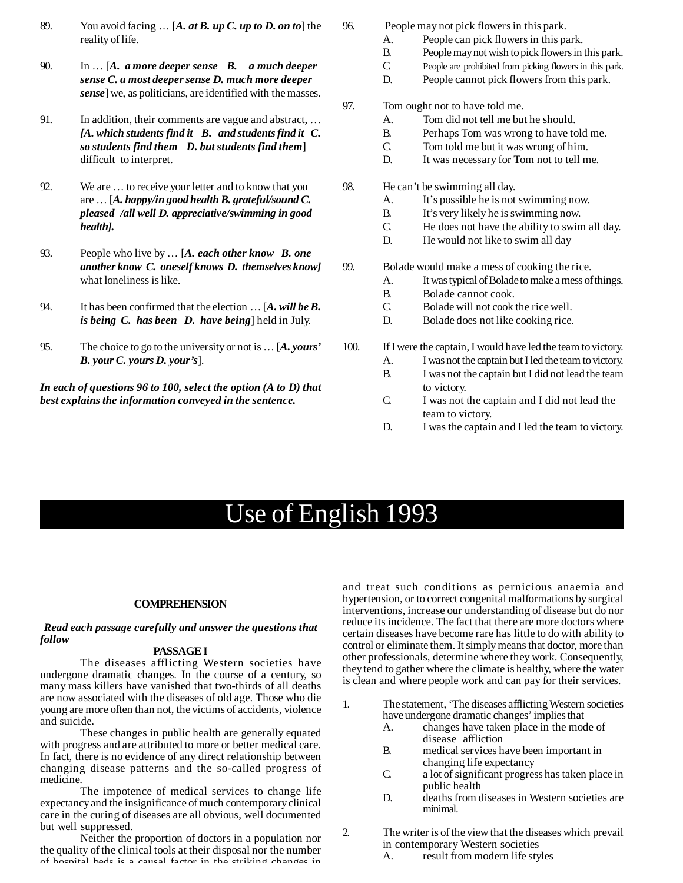89. You avoid facing … [***A. at B. up C. up to D. on to***] the reality of life.

90. In … [***A. a more deeper sense B. a much deeper sense C. a most deeper sense D. much more deeper sense***] we, as politicians, are identified with the masses.

91. In addition, their comments are vague and abstract, … ***[A. which students find it B. and students find it C. so students find them D. but students find them***] difficult to interpret.

92. We are … to receive your letter and to know that you are … [***A. happy/in good health B. grateful/sound C. pleased /all well D. appreciative/swimming in good health].***

93. People who live by … [***A. each other know B. one another know C. oneself knows D. themselves know]*** what loneliness is like.

94. It has been confirmed that the election … [***A. will be B. is being C. has been D. have being***] held in July.

95. The choice to go to the university or not is … [***A. yours' B. your C. yours D. your's***].

***In each of questions 96 to 100, select the option (A to D) that best explains the information conveyed in the sentence.***

96. People may not pick flowers in this park.
    - A. People can pick flowers in this park.
    - B. People may not wish to pick flowers in this park.
    - C. People are prohibited from picking flowers in this park.
    - D. People cannot pick flowers from this park.

97. Tom ought not to have told me.
    - A. Tom did not tell me but he should.
    - B. Perhaps Tom was wrong to have told me.
    - C. Tom told me but it was wrong of him.
    - D. It was necessary for Tom not to tell me.

98. He can't be swimming all day.
    - A. It's possible he is not swimming now.
    - B. It's very likely he is swimming now.
    - C. He does not have the ability to swim all day.
    - D. He would not like to swim all day

99. Bolade would make a mess of cooking the rice.
    - A. It was typical of Bolade to make a mess of things.
    - B. Bolade cannot cook.
    - C. Bolade will not cook the rice well.
    - D. Bolade does not like cooking rice.

100. If I were the captain, I would have led the team to victory.
    - A. I was not the captain but I led the team to victory.
    - B. I was not the captain but I did not lead the team to victory.
    - C. I was not the captain and I did not lead the team to victory.
    - D. I was the captain and I led the team to victory.

# Use of English 1993

## COMPREHENSION

***Read each passage carefully and answer the questions that follow***

### PASSAGE I

The diseases afflicting Western societies have undergone dramatic changes. In the course of a century, so many mass killers have vanished that two-thirds of all deaths are now associated with the diseases of old age. Those who die young are more often than not, the victims of accidents, violence and suicide.

These changes in public health are generally equated with progress and are attributed to more or better medical care. In fact, there is no evidence of any direct relationship between changing disease patterns and the so-called progress of medicine.

The impotence of medical services to change life expectancy and the insignificance of much contemporary clinical care in the curing of diseases are all obvious, well documented but well suppressed.

Neither the proportion of doctors in a population nor the quality of the clinical tools at their disposal nor the number of hospital beds is a causal factor in the striking changes in and treat such conditions as pernicious anaemia and hypertension, or to correct congenital malformations by surgical interventions, increase our understanding of disease but do nor reduce its incidence. The fact that there are more doctors where certain diseases have become rare has little to do with ability to control or eliminate them. It simply means that doctor, more than other professionals, determine where they work. Consequently, they tend to gather where the climate is healthy, where the water is clean and where people work and can pay for their services.

1. The statement, 'The diseases afflicting Western societies have undergone dramatic changes' implies that
    - A. changes have taken place in the mode of disease affliction
    - B. medical services have been important in changing life expectancy
    - C. a lot of significant progress has taken place in public health
    - D. deaths from diseases in Western societies are minimal.

2. The writer is of the view that the diseases which prevail in contemporary Western societies
    - A. result from modern life styles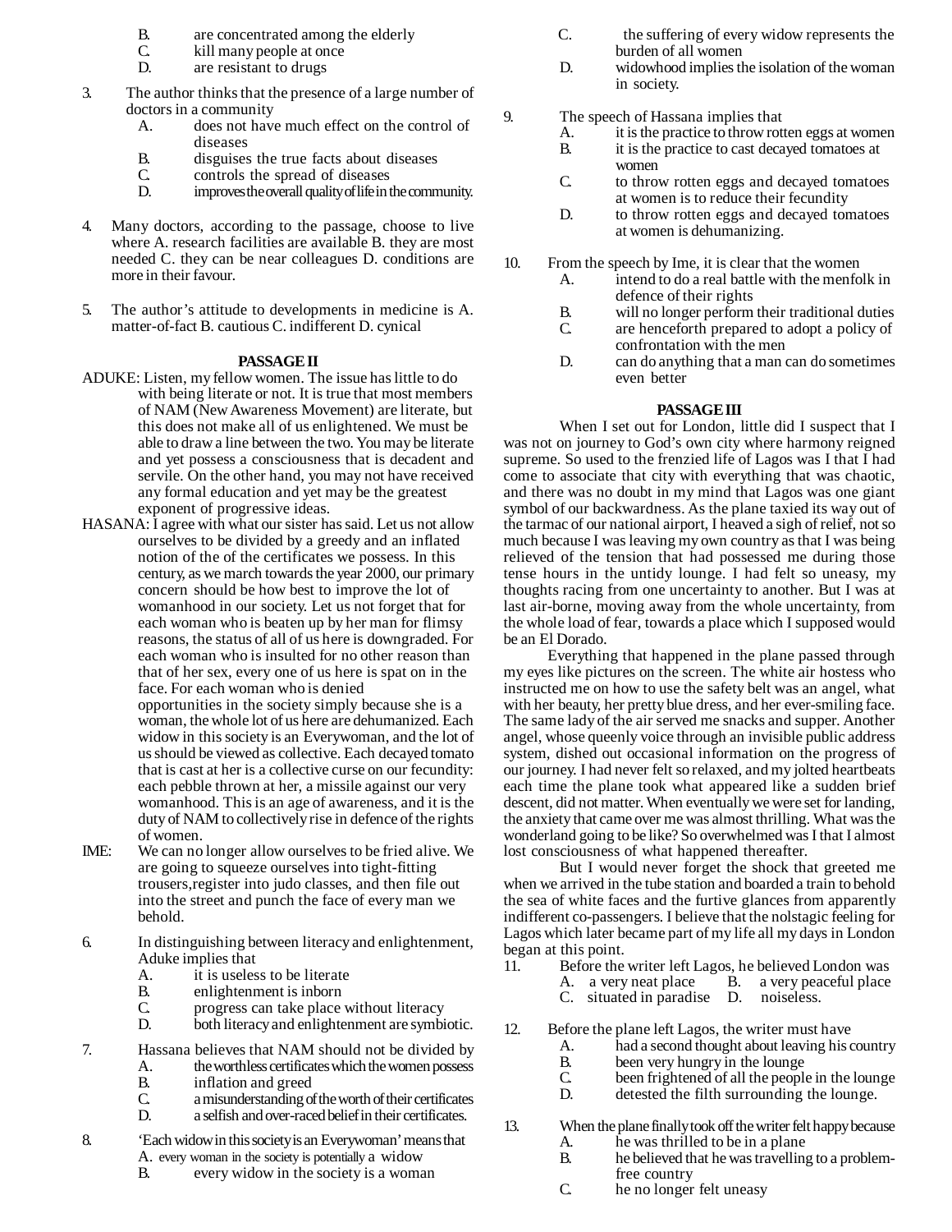B. are concentrated among the elderly
C. kill many people at once
D. are resistant to drugs

3. The author thinks that the presence of a large number of doctors in a community
   A. does not have much effect on the control of diseases
   B. disguises the true facts about diseases
   C. controls the spread of diseases
   D. improves the overall quality of life in the community.

4. Many doctors, according to the passage, choose to live where A. research facilities are available B. they are most needed C. they can be near colleagues D. conditions are more in their favour.

5. The author's attitude to developments in medicine is A. matter-of-fact B. cautious C. indifferent D. cynical

**PASSAGE II**

ADUKE: Listen, my fellow women. The issue has little to do with being literate or not. It is true that most members of NAM (New Awareness Movement) are literate, but this does not make all of us enlightened. We must be able to draw a line between the two. You may be literate and yet possess a consciousness that is decadent and servile. On the other hand, you may not have received any formal education and yet may be the greatest exponent of progressive ideas.

HASANA: I agree with what our sister has said. Let us not allow ourselves to be divided by a greedy and an inflated notion of the of the certificates we possess. In this century, as we march towards the year 2000, our primary concern should be how best to improve the lot of womanhood in our society. Let us not forget that for each woman who is beaten up by her man for flimsy reasons, the status of all of us here is downgraded. For each woman who is insulted for no other reason than that of her sex, every one of us here is spat on in the face. For each woman who is denied opportunities in the society simply because she is a woman, the whole lot of us here are dehumanized. Each widow in this society is an Everywoman, and the lot of us should be viewed as collective. Each decayed tomato that is cast at her is a collective curse on our fecundity: each pebble thrown at her, a missile against our very womanhood. This is an age of awareness, and it is the duty of NAM to collectively rise in defence of the rights of women.

IME: We can no longer allow ourselves to be fried alive. We are going to squeeze ourselves into tight-fitting trousers,register into judo classes, and then file out into the street and punch the face of every man we behold.

6. In distinguishing between literacy and enlightenment, Aduke implies that
   A. it is useless to be literate
   B. enlightenment is inborn
   C. progress can take place without literacy
   D. both literacy and enlightenment are symbiotic.

7. Hassana believes that NAM should not be divided by
   A. the worthless certificates which the women possess
   B. inflation and greed
   C. a misunderstanding of the worth of their certificates
   D. a selfish and over-raced belief in their certificates.

8. 'Each widow in this society is an Everywoman' means that
   A. every woman in the society is potentially a widow
   B. every widow in the society is a woman
   C. the suffering of every widow represents the burden of all women
   D. widowhood implies the isolation of the woman in society.

9. The speech of Hassana implies that
   A. it is the practice to throw rotten eggs at women
   B. it is the practice to cast decayed tomatoes at women
   C. to throw rotten eggs and decayed tomatoes at women is to reduce their fecundity
   D. to throw rotten eggs and decayed tomatoes at women is dehumanizing.

10. From the speech by Ime, it is clear that the women
    A. intend to do a real battle with the menfolk in defence of their rights
    B. will no longer perform their traditional duties
    C. are henceforth prepared to adopt a policy of confrontation with the men
    D. can do anything that a man can do sometimes even better

**PASSAGE III**

When I set out for London, little did I suspect that I was not on journey to God's own city where harmony reigned supreme. So used to the frenzied life of Lagos was I that I had come to associate that city with everything that was chaotic, and there was no doubt in my mind that Lagos was one giant symbol of our backwardness. As the plane taxied its way out of the tarmac of our national airport, I heaved a sigh of relief, not so much because I was leaving my own country as that I was being relieved of the tension that had possessed me during those tense hours in the untidy lounge. I had felt so uneasy, my thoughts racing from one uncertainty to another. But I was at last air-borne, moving away from the whole uncertainty, from the whole load of fear, towards a place which I supposed would be an El Dorado.

Everything that happened in the plane passed through my eyes like pictures on the screen. The white air hostess who instructed me on how to use the safety belt was an angel, what with her beauty, her pretty blue dress, and her ever-smiling face. The same lady of the air served me snacks and supper. Another angel, whose queenly voice through an invisible public address system, dished out occasional information on the progress of our journey. I had never felt so relaxed, and my jolted heartbeats each time the plane took what appeared like a sudden brief descent, did not matter. When eventually we were set for landing, the anxiety that came over me was almost thrilling. What was the wonderland going to be like? So overwhelmed was I that I almost lost consciousness of what happened thereafter.

But I would never forget the shock that greeted me when we arrived in the tube station and boarded a train to behold the sea of white faces and the furtive glances from apparently indifferent co-passengers. I believe that the nolstagic feeling for Lagos which later became part of my life all my days in London began at this point.

11. Before the writer left Lagos, he believed London was
    A. a very neat place B. a very peaceful place C. situated in paradise D. noiseless.

12. Before the plane left Lagos, the writer must have
    A. had a second thought about leaving his country
    B. been very hungry in the lounge
    C. been frightened of all the people in the lounge
    D. detested the filth surrounding the lounge.

13. When the plane finally took off the writer felt happy because
    A. he was thrilled to be in a plane
    B. he believed that he was travelling to a problem-free country
    C. he no longer felt uneasy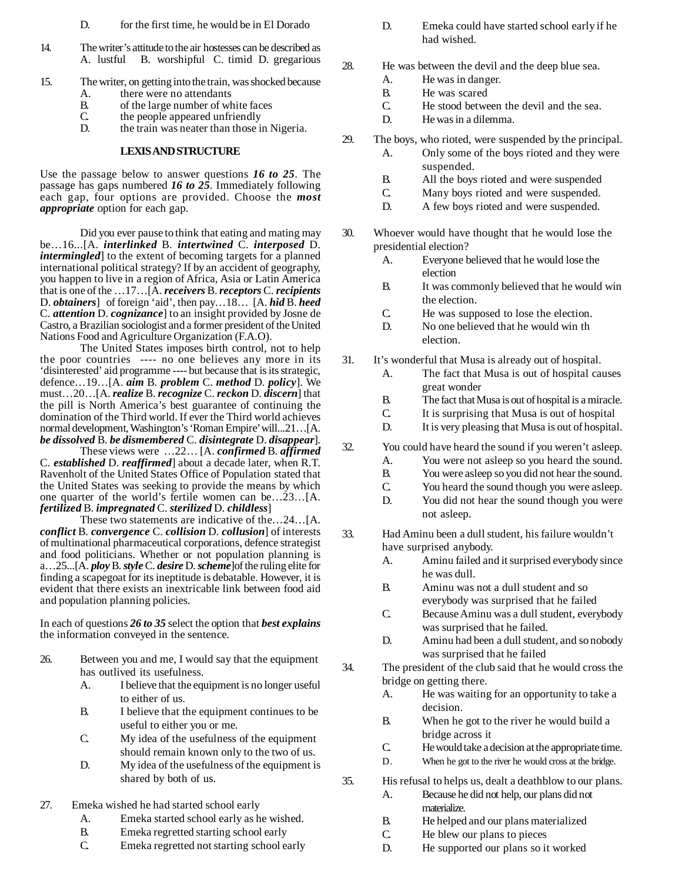D. for the first time, he would be in El Dorado

14. The writer's attitude to the air hostesses can be described as
A. lustful B. worshipful C. timid D. gregarious

15. The writer, on getting into the train, was shocked because
A. there were no attendants
B. of the large number of white faces
C. the people appeared unfriendly
D. the train was neater than those in Nigeria.

**LEXIS AND STRUCTURE**

Use the passage below to answer questions ***16 to 25***. The passage has gaps numbered ***16 to 25***. Immediately following each gap, four options are provided. Choose the ***most appropriate*** option for each gap.

Did you ever pause to think that eating and mating may be…16...[A. ***interlinked*** B. ***intertwined*** C. ***interposed*** D. ***intermingled***] to the extent of becoming targets for a planned international political strategy? If by an accident of geography, you happen to live in a region of Africa, Asia or Latin America that is one of the …17…[A. ***receivers*** B. ***receptors*** C. ***recipients*** D. ***obtainers***] of foreign 'aid', then pay…18… [A. ***hid*** B. ***heed*** C. ***attention*** D. ***cognizance***] to an insight provided by Josne de Castro, a Brazilian sociologist and a former president of the United Nations Food and Agriculture Organization (F.A.O).

The United States imposes birth control, not to help the poor countries ---- no one believes any more in its 'disinterested' aid programme ---- but because that is its strategic, defence…19…[A. ***aim*** B. ***problem*** C. ***method*** D. ***policy***]. We must…20…[A. ***realize*** B. ***recognize*** C. ***reckon*** D. ***discern***] that the pill is North America's best guarantee of continuing the domination of the Third world. If ever the Third world achieves normal development, Washington's 'Roman Empire' will...21…[A. ***be dissolved*** B. ***be dismembered*** C. ***disintegrate*** D. ***disappear***].

These views were …22… [A. ***confirmed*** B. ***affirmed*** C. ***established*** D. ***reaffirmed***] about a decade later, when R.T. Ravenholt of the United States Office of Population stated that the United States was seeking to provide the means by which one quarter of the world's fertile women can be…23…[A. ***fertilized*** B. ***impregnated*** C. ***sterilized*** D. ***childless***]

These two statements are indicative of the…24…[A. ***conflict*** B. ***convergence*** C. ***collision*** D. ***collusion***] of interests of multinational pharmaceutical corporations, defence strategist and food politicians. Whether or not population planning is a…25...[A. ***ploy*** B. ***style*** C. ***desire*** D. ***scheme***]of the ruling elite for finding a scapegoat for its ineptitude is debatable. However, it is evident that there exists an inextricable link between food aid and population planning policies.

In each of questions ***26 to 35*** select the option that ***best explains*** the information conveyed in the sentence.

26. Between you and me, I would say that the equipment has outlived its usefulness.
A. I believe that the equipment is no longer useful to either of us.
B. I believe that the equipment continues to be useful to either you or me.
C. My idea of the usefulness of the equipment should remain known only to the two of us.
D. My idea of the usefulness of the equipment is shared by both of us.

27. Emeka wished he had started school early
A. Emeka started school early as he wished.
B. Emeka regretted starting school early
C. Emeka regretted not starting school early
D. Emeka could have started school early if he had wished.

28. He was between the devil and the deep blue sea.
A. He was in danger.
B. He was scared
C. He stood between the devil and the sea.
D. He was in a dilemma.

29. The boys, who rioted, were suspended by the principal.
A. Only some of the boys rioted and they were suspended.
B. All the boys rioted and were suspended
C. Many boys rioted and were suspended.
D. A few boys rioted and were suspended.

30. Whoever would have thought that he would lose the presidential election?
A. Everyone believed that he would lose the election
B. It was commonly believed that he would win the election.
C. He was supposed to lose the election.
D. No one believed that he would win th election.

31. It's wonderful that Musa is already out of hospital.
A. The fact that Musa is out of hospital causes great wonder
B. The fact that Musa is out of hospital is a miracle.
C. It is surprising that Musa is out of hospital
D. It is very pleasing that Musa is out of hospital.

32. You could have heard the sound if you weren't asleep.
A. You were not asleep so you heard the sound.
B. You were asleep so you did not hear the sound.
C. You heard the sound though you were asleep.
D. You did not hear the sound though you were not asleep.

33. Had Aminu been a dull student, his failure wouldn't have surprised anybody.
A. Aminu failed and it surprised everybody since he was dull.
B. Aminu was not a dull student and so everybody was surprised that he failed
C. Because Aminu was a dull student, everybody was surprised that he failed.
D. Aminu had been a dull student, and so nobody was surprised that he failed

34. The president of the club said that he would cross the bridge on getting there.
A. He was waiting for an opportunity to take a decision.
B. When he got to the river he would build a bridge across it
C. He would take a decision at the appropriate time.
D. When he got to the river he would cross at the bridge.

35. His refusal to helps us, dealt a deathblow to our plans.
A. Because he did not help, our plans did not materialize.
B. He helped and our plans materialized
C. He blew our plans to pieces
D. He supported our plans so it worked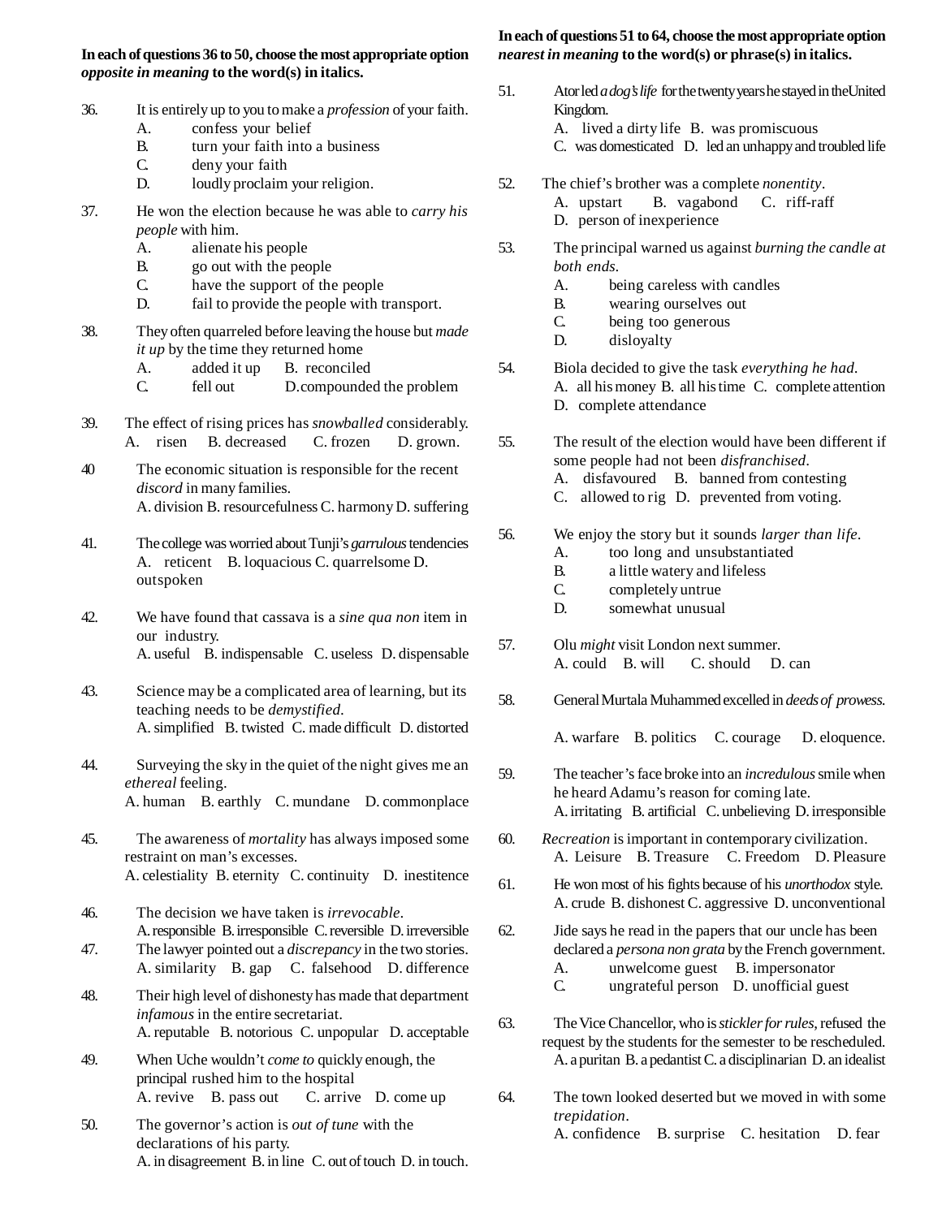**In each of questions 36 to 50, choose the most appropriate option *opposite in meaning* to the word(s) in italics.**

36. It is entirely up to you to make a *profession* of your faith.
    A. confess your belief
    B. turn your faith into a business
    C. deny your faith
    D. loudly proclaim your religion.

37. He won the election because he was able to *carry his people* with him.
    A. alienate his people
    B. go out with the people
    C. have the support of the people
    D. fail to provide the people with transport.

38. They often quarreled before leaving the house but *made it up* by the time they returned home
    A. added it up B. reconciled
    C. fell out D. compounded the problem

39. The effect of rising prices has *snowballed* considerably.
    A. risen B. decreased C. frozen D. grown.

40. The economic situation is responsible for the recent *discord* in many families.
    A. division B. resourcefulness C. harmony D. suffering

41. The college was worried about Tunji's *garrulous* tendencies
    A. reticent B. loquacious C. quarrelsome D. outspoken

42. We have found that cassava is a *sine qua non* item in our industry.
    A. useful B. indispensable C. useless D. dispensable

43. Science may be a complicated area of learning, but its teaching needs to be *demystified*.
    A. simplified B. twisted C. made difficult D. distorted

44. Surveying the sky in the quiet of the night gives me an *ethereal* feeling.
    A. human B. earthly C. mundane D. commonplace

45. The awareness of *mortality* has always imposed some restraint on man's excesses.
    A. celestiality B. eternity C. continuity D. inestitence

46. The decision we have taken is *irrevocable*.
    A. responsible B. irresponsible C. reversible D. irreversible

47. The lawyer pointed out a *discrepancy* in the two stories.
    A. similarity B. gap C. falsehood D. difference

48. Their high level of dishonesty has made that department *infamous* in the entire secretariat.
    A. reputable B. notorious C. unpopular D. acceptable

49. When Uche wouldn't *come to* quickly enough, the principal rushed him to the hospital
    A. revive B. pass out C. arrive D. come up

50. The governor's action is *out of tune* with the declarations of his party.
    A. in disagreement B. in line C. out of touch D. in touch.

**In each of questions 51 to 64, choose the most appropriate option *nearest in meaning* to the word(s) or phrase(s) in italics.**

51. Ator led *a dog's life* for the twenty years he stayed in the United Kingdom.
    A. lived a dirty life B. was promiscuous
    C. was domesticated D. led an unhappy and troubled life

52. The chief's brother was a complete *nonentity*.
    A. upstart B. vagabond C. riff-raff
    D. person of inexperience

53. The principal warned us against *burning the candle at both ends*.
    A. being careless with candles
    B. wearing ourselves out
    C. being too generous
    D. disloyalty

54. Biola decided to give the task *everything he had*.
    A. all his money B. all his time C. complete attention
    D. complete attendance

55. The result of the election would have been different if some people had not been *disfranchised*.
    A. disfavoured B. banned from contesting
    C. allowed to rig D. prevented from voting.

56. We enjoy the story but it sounds *larger than life*.
    A. too long and unsubstantiated
    B. a little watery and lifeless
    C. completely untrue
    D. somewhat unusual

57. Olu *might* visit London next summer.
    A. could B. will C. should D. can

58. General Murtala Muhammed excelled in *deeds of prowess*.
    A. warfare B. politics C. courage D. eloquence.

59. The teacher's face broke into an *incredulous* smile when he heard Adamu's reason for coming late.
    A. irritating B. artificial C. unbelieving D. irresponsible

60. *Recreation* is important in contemporary civilization.
    A. Leisure B. Treasure C. Freedom D. Pleasure

61. He won most of his fights because of his *unorthodox* style.
    A. crude B. dishonest C. aggressive D. unconventional

62. Jide says he read in the papers that our uncle has been declared a *persona non grata* by the French government.
    A. unwelcome guest B. impersonator
    C. ungrateful person D. unofficial guest

63. The Vice Chancellor, who is *stickler for rules*, refused the request by the students for the semester to be rescheduled.
    A. a puritan B. a pedantist C. a disciplinarian D. an idealist

64. The town looked deserted but we moved in with some *trepidation*.
    A. confidence B. surprise C. hesitation D. fear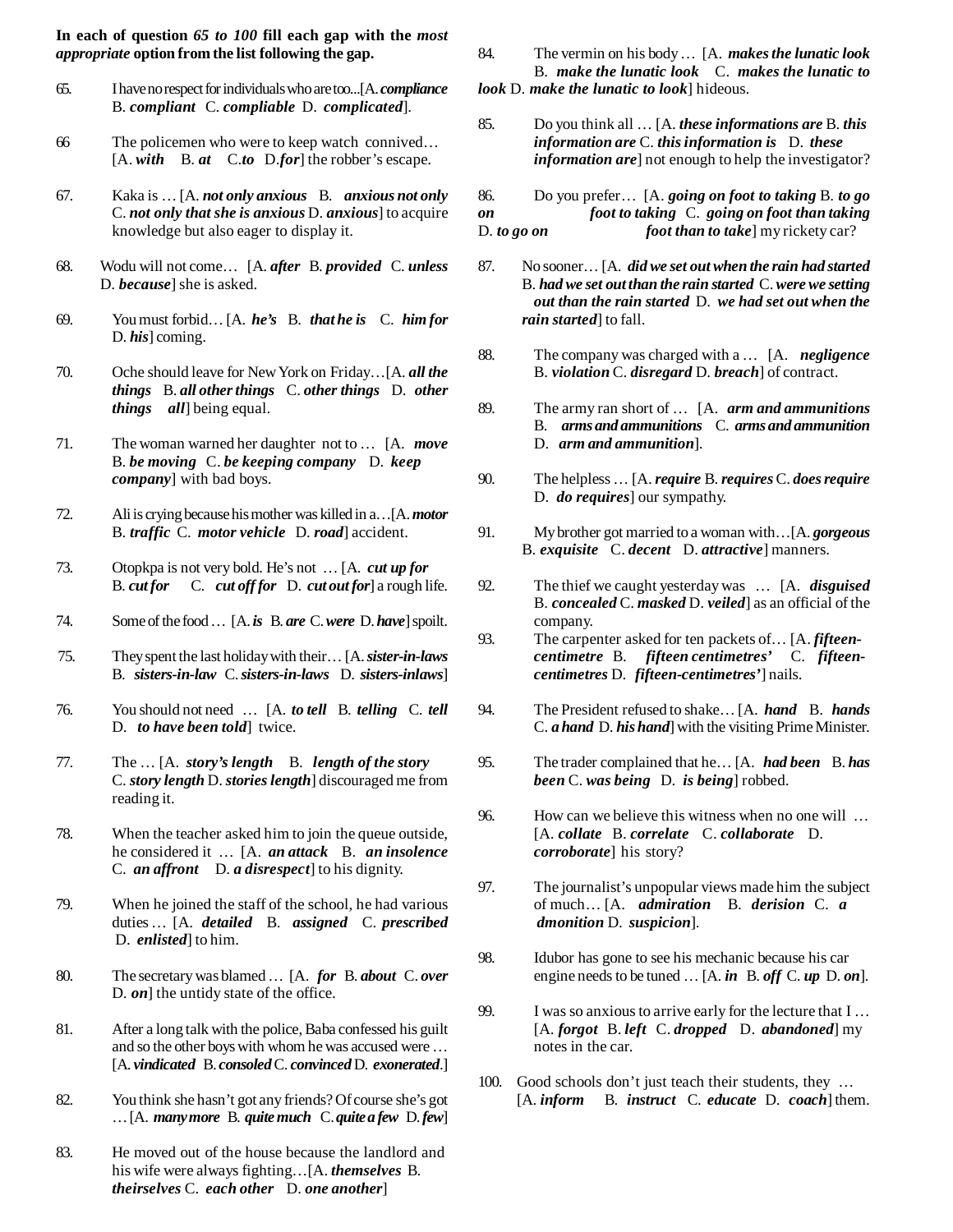**In each of question *65 to 100* fill each gap with the *most appropriate* option from the list following the gap.**

65. I have no respect for individuals who are too...[A. ***compliance*** B. ***compliant*** C. ***compliable*** D. ***complicated***].

66 The policemen who were to keep watch connived… [A. ***with*** B. ***at*** C. ***to*** D. ***for***] the robber's escape.

67. Kaka is … [A. ***not only anxious*** B. ***anxious not only*** C. ***not only that she is anxious*** D. ***anxious***] to acquire knowledge but also eager to display it.

68. Wodu will not come… [A. ***after*** B. ***provided*** C. ***unless*** D. ***because***] she is asked.

69. You must forbid… [A. ***he's*** B. ***that he is*** C. ***him for*** D. ***his***] coming.

70. Oche should leave for New York on Friday…[A. ***all the things*** B. ***all other things*** C. ***other things*** D. ***other things all***] being equal.

71. The woman warned her daughter not to … [A. ***move*** B. ***be moving*** C. ***be keeping company*** D. ***keep company***] with bad boys.

72. Ali is crying because his mother was killed in a…[A. ***motor*** B. ***traffic*** C. ***motor vehicle*** D. ***road***] accident.

73. Otopkpa is not very bold. He's not … [A. ***cut up for*** B. ***cut for*** C. ***cut off for*** D. ***cut out for***] a rough life.

74. Some of the food … [A. ***is*** B. ***are*** C. ***were*** D. ***have***] spoilt.

75. They spent the last holiday with their… [A. ***sister-in-laws*** B. ***sisters-in-law*** C. ***sisters-in-laws*** D. ***sisters-inlaws***]

76. You should not need … [A. ***to tell*** B. ***telling*** C. ***tell*** D. ***to have been told***] twice.

77. The … [A. ***story's length*** B. ***length of the story*** C. ***story length*** D. ***stories length***] discouraged me from reading it.

78. When the teacher asked him to join the queue outside, he considered it … [A. ***an attack*** B. ***an insolence*** C. ***an affront*** D. ***a disrespect***] to his dignity.

79. When he joined the staff of the school, he had various duties … [A. ***detailed*** B. ***assigned*** C. ***prescribed*** D. ***enlisted***] to him.

80. The secretary was blamed … [A. ***for*** B. ***about*** C. ***over*** D. ***on***] the untidy state of the office.

81. After a long talk with the police, Baba confessed his guilt and so the other boys with whom he was accused were … [A. ***vindicated*** B. ***consoled*** C. ***convinced*** D. ***exonerated***.]

82. You think she hasn't got any friends? Of course she's got … [A. ***many more*** B. ***quite much*** C. ***quite a few*** D. ***few***]

83. He moved out of the house because the landlord and his wife were always fighting…[A. ***themselves*** B. ***theirselves*** C. ***each other*** D. ***one another***]

84. The vermin on his body … [A. ***makes the lunatic look*** B. ***make the lunatic look*** C. ***makes the lunatic to look*** D. ***make the lunatic to look***] hideous.

85. Do you think all … [A. ***these informations are*** B. ***this information are*** C. ***this information is*** D. ***these information are***] not enough to help the investigator?

86. Do you prefer… [A. ***going on foot to taking*** B. ***to go on foot to taking*** C. ***going on foot than taking*** D. ***to go on foot than to take***] my rickety car?

87. No sooner… [A. ***did we set out when the rain had started*** B. ***had we set out than the rain started*** C. ***were we setting out than the rain started*** D. ***we had set out when the rain started***] to fall.

88. The company was charged with a … [A. ***negligence*** B. ***violation*** C. ***disregard*** D. ***breach***] of contract.

89. The army ran short of … [A. ***arm and ammunitions*** B. ***arms and ammunitions*** C. ***arms and ammunition*** D. ***arm and ammunition***].

90. The helpless … [A. ***require*** B. ***requires*** C. ***does require*** D. ***do requires***] our sympathy.

91. My brother got married to a woman with…[A. ***gorgeous*** B. ***exquisite*** C. ***decent*** D. ***attractive***] manners.

92. The thief we caught yesterday was … [A. ***disguised*** B. ***concealed*** C. ***masked*** D. ***veiled***] as an official of the company.

93. The carpenter asked for ten packets of… [A. ***fifteen-centimetre*** B. ***fifteen centimetres'*** C. ***fifteen-centimetres*** D. ***fifteen-centimetres'***] nails.

94. The President refused to shake… [A. ***hand*** B. ***hands*** C. ***a hand*** D. ***his hand***] with the visiting Prime Minister.

95. The trader complained that he… [A. ***had been*** B. ***has been*** C. ***was being*** D. ***is being***] robbed.

96. How can we believe this witness when no one will … [A. ***collate*** B. ***correlate*** C. ***collaborate*** D. ***corroborate***] his story?

97. The journalist's unpopular views made him the subject of much… [A. ***admiration*** B. ***derision*** C. ***admonition*** D. ***suspicion***].

98. Idubor has gone to see his mechanic because his car engine needs to be tuned … [A. ***in*** B. ***off*** C. ***up*** D. ***on***].

99. I was so anxious to arrive early for the lecture that I … [A. ***forgot*** B. ***left*** C. ***dropped*** D. ***abandoned***] my notes in the car.

100. Good schools don't just teach their students, they … [A. ***inform*** B. ***instruct*** C. ***educate*** D. ***coach***] them.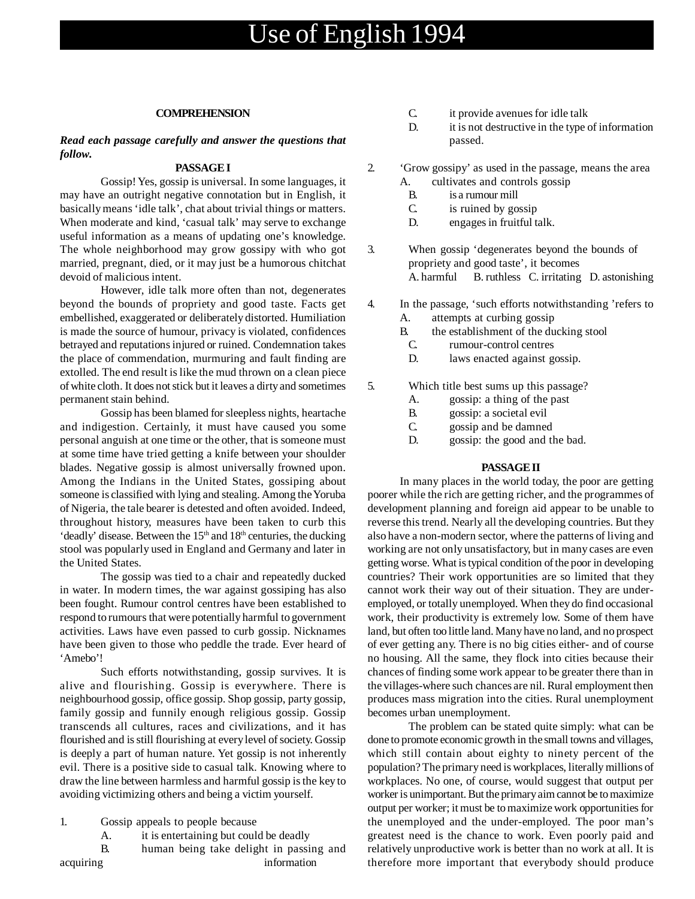# Use of English 1994

**COMPREHENSION**

***Read each passage carefully and answer the questions that follow.***

**PASSAGE I**

Gossip! Yes, gossip is universal. In some languages, it may have an outright negative connotation but in English, it basically means 'idle talk', chat about trivial things or matters. When moderate and kind, 'casual talk' may serve to exchange useful information as a means of updating one's knowledge. The whole neighborhood may grow gossipy with who got married, pregnant, died, or it may just be a humorous chitchat devoid of malicious intent.

However, idle talk more often than not, degenerates beyond the bounds of propriety and good taste. Facts get embellished, exaggerated or deliberately distorted. Humiliation is made the source of humour, privacy is violated, confidences betrayed and reputations injured or ruined. Condemnation takes the place of commendation, murmuring and fault finding are extolled. The end result is like the mud thrown on a clean piece of white cloth. It does not stick but it leaves a dirty and sometimes permanent stain behind.

Gossip has been blamed for sleepless nights, heartache and indigestion. Certainly, it must have caused you some personal anguish at one time or the other, that is someone must at some time have tried getting a knife between your shoulder blades. Negative gossip is almost universally frowned upon. Among the Indians in the United States, gossiping about someone is classified with lying and stealing. Among the Yoruba of Nigeria, the tale bearer is detested and often avoided. Indeed, throughout history, measures have been taken to curb this 'deadly' disease. Between the 15th and 18th centuries, the ducking stool was popularly used in England and Germany and later in the United States.

The gossip was tied to a chair and repeatedly ducked in water. In modern times, the war against gossiping has also been fought. Rumour control centres have been established to respond to rumours that were potentially harmful to government activities. Laws have even passed to curb gossip. Nicknames have been given to those who peddle the trade. Ever heard of 'Amebo'!

Such efforts notwithstanding, gossip survives. It is alive and flourishing. Gossip is everywhere. There is neighbourhood gossip, office gossip. Shop gossip, party gossip, family gossip and funnily enough religious gossip. Gossip transcends all cultures, races and civilizations, and it has flourished and is still flourishing at every level of society. Gossip is deeply a part of human nature. Yet gossip is not inherently evil. There is a positive side to casual talk. Knowing where to draw the line between harmless and harmful gossip is the key to avoiding victimizing others and being a victim yourself.

1. Gossip appeals to people because
   - A. it is entertaining but could be deadly
   - B. human being take delight in passing and acquiring information
   - C. it provide avenues for idle talk
   - D. it is not destructive in the type of information passed.

2. 'Grow gossipy' as used in the passage, means the area
   - A. cultivates and controls gossip
   - B. is a rumour mill
   - C. is ruined by gossip
   - D. engages in fruitful talk.

3. When gossip 'degenerates beyond the bounds of propriety and good taste', it becomes
   A. harmful B. ruthless C. irritating D. astonishing

4. In the passage, 'such efforts notwithstanding 'refers to
   - A. attempts at curbing gossip
   - B. the establishment of the ducking stool
   - C. rumour-control centres
   - D. laws enacted against gossip.

5. Which title best sums up this passage?
   - A. gossip: a thing of the past
   - B. gossip: a societal evil
   - C. gossip and be damned
   - D. gossip: the good and the bad.

**PASSAGE II**

In many places in the world today, the poor are getting poorer while the rich are getting richer, and the programmes of development planning and foreign aid appear to be unable to reverse this trend. Nearly all the developing countries. But they also have a non-modern sector, where the patterns of living and working are not only unsatisfactory, but in many cases are even getting worse. What is typical condition of the poor in developing countries? Their work opportunities are so limited that they cannot work their way out of their situation. They are under-employed, or totally unemployed. When they do find occasional work, their productivity is extremely low. Some of them have land, but often too little land. Many have no land, and no prospect of ever getting any. There is no big cities either- and of course no housing. All the same, they flock into cities because their chances of finding some work appear to be greater there than in the villages-where such chances are nil. Rural employment then produces mass migration into the cities. Rural unemployment becomes urban unemployment.

The problem can be stated quite simply: what can be done to promote economic growth in the small towns and villages, which still contain about eighty to ninety percent of the population? The primary need is workplaces, literally millions of workplaces. No one, of course, would suggest that output per worker is unimportant. But the primary aim cannot be to maximize output per worker; it must be to maximize work opportunities for the unemployed and the under-employed. The poor man's greatest need is the chance to work. Even poorly paid and relatively unproductive work is better than no work at all. It is therefore more important that everybody should produce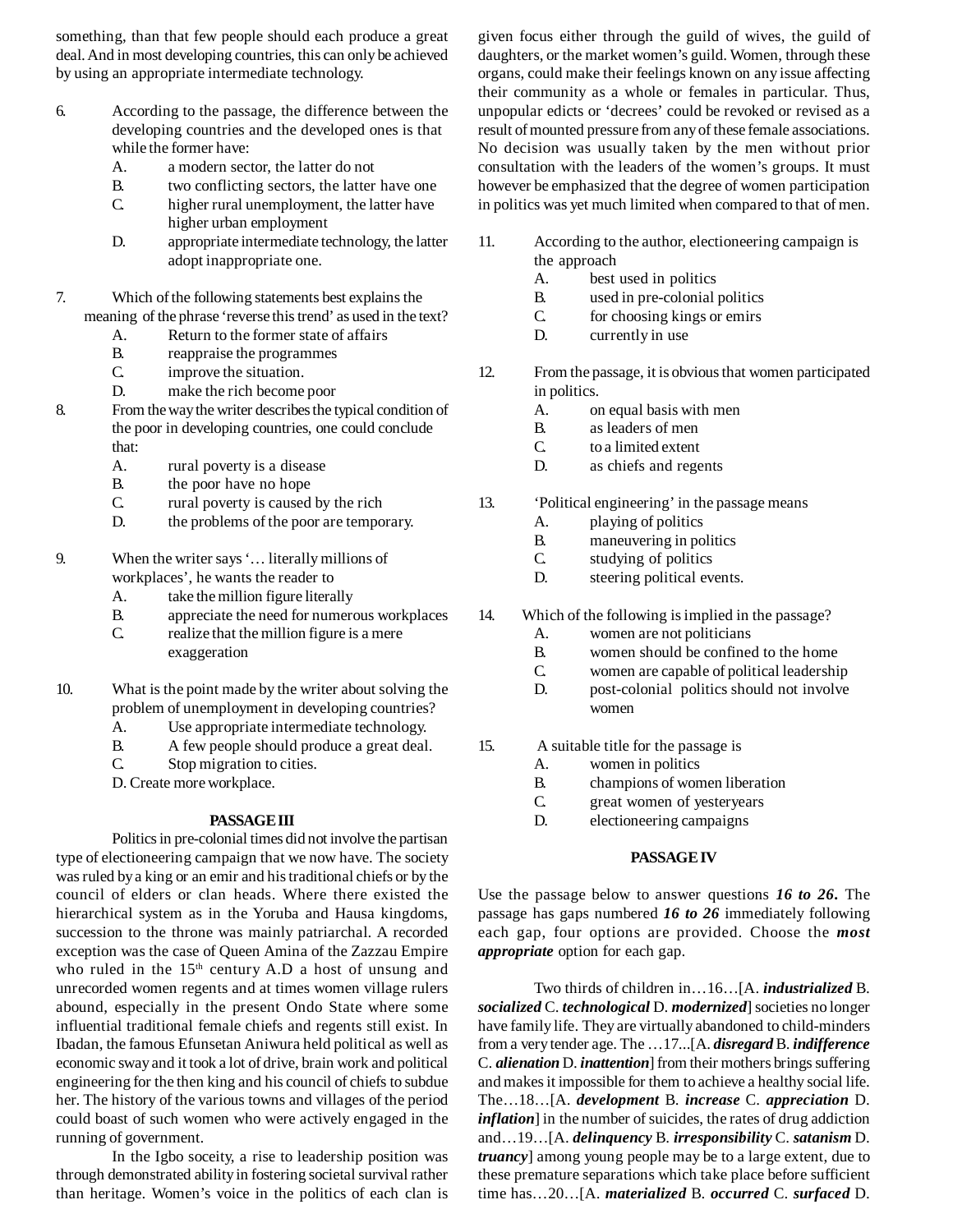something, than that few people should each produce a great deal. And in most developing countries, this can only be achieved by using an appropriate intermediate technology.

6. According to the passage, the difference between the developing countries and the developed ones is that while the former have:
   - A. a modern sector, the latter do not
   - B. two conflicting sectors, the latter have one
   - C. higher rural unemployment, the latter have higher urban employment
   - D. appropriate intermediate technology, the latter adopt inappropriate one.

7. Which of the following statements best explains the meaning of the phrase 'reverse this trend' as used in the text?
   - A. Return to the former state of affairs
   - B. reappraise the programmes
   - C. improve the situation.
   - D. make the rich become poor

8. From the way the writer describes the typical condition of the poor in developing countries, one could conclude that:
   - A. rural poverty is a disease
   - B. the poor have no hope
   - C. rural poverty is caused by the rich
   - D. the problems of the poor are temporary.

9. When the writer says '… literally millions of workplaces', he wants the reader to
   - A. take the million figure literally
   - B. appreciate the need for numerous workplaces
   - C. realize that the million figure is a mere exaggeration

10. What is the point made by the writer about solving the problem of unemployment in developing countries?
    - A. Use appropriate intermediate technology.
    - B. A few people should produce a great deal.
    - C. Stop migration to cities.
    - D. Create more workplace.

**PASSAGE III**

Politics in pre-colonial times did not involve the partisan type of electioneering campaign that we now have. The society was ruled by a king or an emir and his traditional chiefs or by the council of elders or clan heads. Where there existed the hierarchical system as in the Yoruba and Hausa kingdoms, succession to the throne was mainly patriarchal. A recorded exception was the case of Queen Amina of the Zazzau Empire who ruled in the 15th century A.D a host of unsung and unrecorded women regents and at times women village rulers abound, especially in the present Ondo State where some influential traditional female chiefs and regents still exist. In Ibadan, the famous Efunsetan Aniwura held political as well as economic sway and it took a lot of drive, brain work and political engineering for the then king and his council of chiefs to subdue her. The history of the various towns and villages of the period could boast of such women who were actively engaged in the running of government.

In the Igbo soceity, a rise to leadership position was through demonstrated ability in fostering societal survival rather than heritage. Women's voice in the politics of each clan is given focus either through the guild of wives, the guild of daughters, or the market women's guild. Women, through these organs, could make their feelings known on any issue affecting their community as a whole or females in particular. Thus, unpopular edicts or 'decrees' could be revoked or revised as a result of mounted pressure from any of these female associations. No decision was usually taken by the men without prior consultation with the leaders of the women's groups. It must however be emphasized that the degree of women participation in politics was yet much limited when compared to that of men.

11. According to the author, electioneering campaign is the approach
    - A. best used in politics
    - B. used in pre-colonial politics
    - C. for choosing kings or emirs
    - D. currently in use

12. From the passage, it is obvious that women participated in politics.
    - A. on equal basis with men
    - B. as leaders of men
    - C. to a limited extent
    - D. as chiefs and regents

13. 'Political engineering' in the passage means
    - A. playing of politics
    - B. maneuvering in politics
    - C. studying of politics
    - D. steering political events.

14. Which of the following is implied in the passage?
    - A. women are not politicians
    - B. women should be confined to the home
    - C. women are capable of political leadership
    - D. post-colonial politics should not involve women

15. A suitable title for the passage is
    - A. women in politics
    - B. champions of women liberation
    - C. great women of yesteryears
    - D. electioneering campaigns

**PASSAGE IV**

Use the passage below to answer questions ***16 to 26***. The passage has gaps numbered ***16 to 26*** immediately following each gap, four options are provided. Choose the ***most appropriate*** option for each gap.

Two thirds of children in…16…[A. ***industrialized*** B. ***socialized*** C. ***technological*** D. ***modernized***] societies no longer have family life. They are virtually abandoned to child-minders from a very tender age. The …17...[A. ***disregard*** B. ***indifference*** C. ***alienation*** D. ***inattention***] from their mothers brings suffering and makes it impossible for them to achieve a healthy social life. The…18…[A. ***development*** B. ***increase*** C. ***appreciation*** D. ***inflation***] in the number of suicides, the rates of drug addiction and…19…[A. ***delinquency*** B. ***irresponsibility*** C. ***satanism*** D. ***truancy***] among young people may be to a large extent, due to these premature separations which take place before sufficient time has…20…[A. ***materialized*** B. ***occurred*** C. ***surfaced*** D.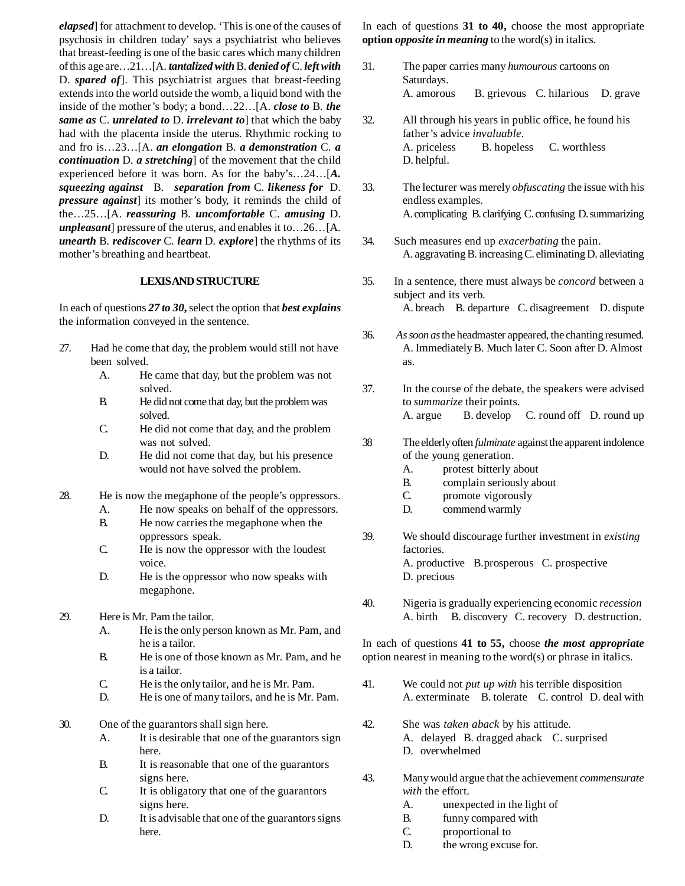***elapsed***] for attachment to develop. 'This is one of the causes of psychosis in children today' says a psychiatrist who believes that breast-feeding is one of the basic cares which many children of this age are…21…[A. ***tantalized with*** B. ***denied of*** C. ***left with*** D. ***spared of***]. This psychiatrist argues that breast-feeding extends into the world outside the womb, a liquid bond with the inside of the mother's body; a bond…22…[A. ***close to*** B. ***the same as*** C. ***unrelated to*** D. ***irrelevant to***] that which the baby had with the placenta inside the uterus. Rhythmic rocking to and fro is…23…[A. ***an elongation*** B. ***a demonstration*** C. ***a continuation*** D. ***a stretching***] of the movement that the child experienced before it was born. As for the baby's…24…[***A. squeezing against*** B. ***separation from*** C. ***likeness for*** D. ***pressure against***] its mother's body, it reminds the child of the…25…[A. ***reassuring*** B. ***uncomfortable*** C. ***amusing*** D. ***unpleasant***] pressure of the uterus, and enables it to…26…[A. ***unearth*** B. ***rediscover*** C. ***learn*** D. ***explore***] the rhythms of its mother's breathing and heartbeat.

## LEXIS AND STRUCTURE

In each of questions ***27 to 30,*** select the option that ***best explains*** the information conveyed in the sentence.

27. Had he come that day, the problem would still not have been solved.
    - A. He came that day, but the problem was not solved.
    - B. He did not come that day, but the problem was solved.
    - C. He did not come that day, and the problem was not solved.
    - D. He did not come that day, but his presence would not have solved the problem.

28. He is now the megaphone of the people's oppressors.
    - A. He now speaks on behalf of the oppressors.
    - B. He now carries the megaphone when the oppressors speak.
    - C. He is now the oppressor with the loudest voice.
    - D. He is the oppressor who now speaks with megaphone.

29. Here is Mr. Pam the tailor.
    - A. He is the only person known as Mr. Pam, and he is a tailor.
    - B. He is one of those known as Mr. Pam, and he is a tailor.
    - C. He is the only tailor, and he is Mr. Pam.
    - D. He is one of many tailors, and he is Mr. Pam.

30. One of the guarantors shall sign here.
    - A. It is desirable that one of the guarantors sign here.
    - B. It is reasonable that one of the guarantors signs here.
    - C. It is obligatory that one of the guarantors signs here.
    - D. It is advisable that one of the guarantors signs here.

In each of questions **31 to 40,** choose the most appropriate **option *opposite in meaning*** to the word(s) in italics.

31. The paper carries many *humourous* cartoons on Saturdays.
    A. amorous B. grievous C. hilarious D. grave

32. All through his years in public office, he found his father's advice *invaluable*.
    A. priceless B. hopeless C. worthless D. helpful.

33. The lecturer was merely *obfuscating* the issue with his endless examples.
    A. complicating B. clarifying C. confusing D. summarizing

34. Such measures end up *exacerbating* the pain.
    A. aggravating B. increasing C. eliminating D. alleviating

35. In a sentence, there must always be *concord* between a subject and its verb.
    A. breach B. departure C. disagreement D. dispute

36. *As soon as* the headmaster appeared, the chanting resumed.
    A. Immediately B. Much later C. Soon after D. Almost as.

37. In the course of the debate, the speakers were advised to *summarize* their points.
    A. argue B. develop C. round off D. round up

38. The elderly often *fulminate* against the apparent indolence of the young generation.
    - A. protest bitterly about
    - B. complain seriously about
    - C. promote vigorously
    - D. commend warmly

39. We should discourage further investment in *existing* factories.
    A. productive B. prosperous C. prospective D. precious

40. Nigeria is gradually experiencing economic *recession*
    A. birth B. discovery C. recovery D. destruction.

In each of questions **41 to 55,** choose ***the most appropriate*** option nearest in meaning to the word(s) or phrase in italics.

41. We could not *put up with* his terrible disposition
    A. exterminate B. tolerate C. control D. deal with

42. She was *taken aback* by his attitude.
    A. delayed B. dragged aback C. surprised D. overwhelmed

43. Many would argue that the achievement *commensurate with* the effort.
    - A. unexpected in the light of
    - B. funny compared with
    - C. proportional to
    - D. the wrong excuse for.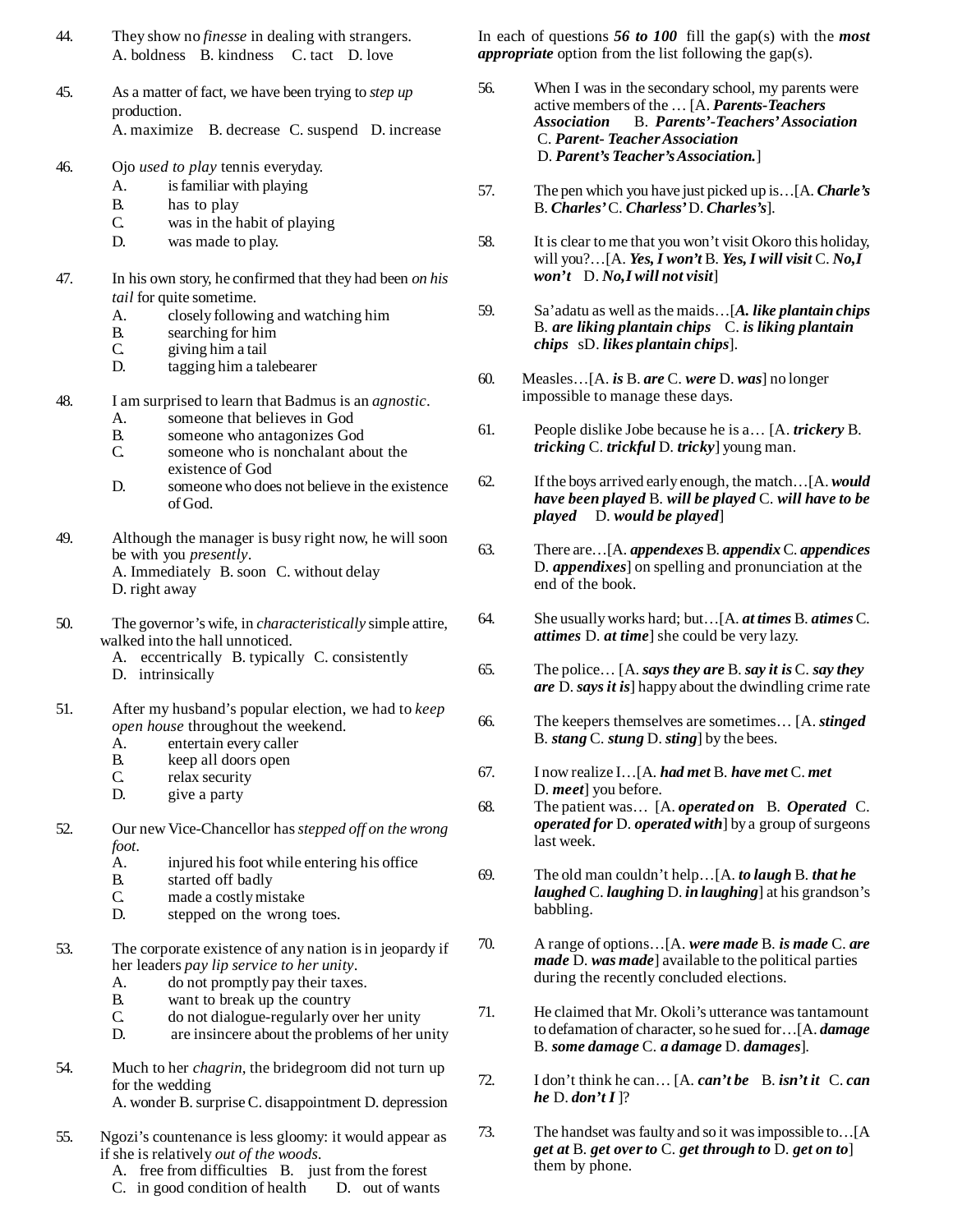44. They show no *finesse* in dealing with strangers.
A. boldness B. kindness C. tact D. love

45. As a matter of fact, we have been trying to *step up* production.
A. maximize B. decrease C. suspend D. increase

46. Ojo *used to play* tennis everyday.
A. is familiar with playing
B. has to play
C. was in the habit of playing
D. was made to play.

47. In his own story, he confirmed that they had been *on his tail* for quite sometime.
A. closely following and watching him
B. searching for him
C. giving him a tail
D. tagging him a talebearer

48. I am surprised to learn that Badmus is an *agnostic*.
A. someone that believes in God
B. someone who antagonizes God
C. someone who is nonchalant about the existence of God
D. someone who does not believe in the existence of God.

49. Although the manager is busy right now, he will soon be with you *presently*.
A. Immediately B. soon C. without delay
D. right away

50. The governor's wife, in *characteristically* simple attire, walked into the hall unnoticed.
A. eccentrically B. typically C. consistently
D. intrinsically

51. After my husband's popular election, we had to *keep open house* throughout the weekend.
A. entertain every caller
B. keep all doors open
C. relax security
D. give a party

52. Our new Vice-Chancellor has *stepped off on the wrong foot*.
A. injured his foot while entering his office
B. started off badly
C. made a costly mistake
D. stepped on the wrong toes.

53. The corporate existence of any nation is in jeopardy if her leaders *pay lip service to her unity*.
A. do not promptly pay their taxes.
B. want to break up the country
C. do not dialogue-regularly over her unity
D. are insincere about the problems of her unity

54. Much to her *chagrin*, the bridegroom did not turn up for the wedding
A. wonder B. surprise C. disappointment D. depression

55. Ngozi's countenance is less gloomy: it would appear as if she is relatively *out of the woods*.
A. free from difficulties B. just from the forest
C. in good condition of health D. out of wants

In each of questions ***56 to 100*** fill the gap(s) with the ***most appropriate*** option from the list following the gap(s).

56. When I was in the secondary school, my parents were active members of the … [A. ***Parents-Teachers Association*** B. ***Parents'-Teachers' Association*** C. ***Parent- Teacher Association*** D. ***Parent's Teacher's Association.***]

57. The pen which you have just picked up is…[A. ***Charle's*** B. ***Charles'*** C. ***Charless'*** D. ***Charles's***].

58. It is clear to me that you won't visit Okoro this holiday, will you?…[A. ***Yes, I won't*** B. ***Yes, I will visit*** C. ***No,I won't*** D. ***No,I will not visit***]

59. Sa'adatu as well as the maids…[***A. like plantain chips*** B. ***are liking plantain chips*** C. ***is liking plantain chips*** sD. ***likes plantain chips***].

60. Measles…[A. ***is*** B. ***are*** C. ***were*** D. ***was***] no longer impossible to manage these days.

61. People dislike Jobe because he is a… [A. ***trickery*** B. ***tricking*** C. ***trickful*** D. ***tricky***] young man.

62. If the boys arrived early enough, the match…[A. ***would have been played*** B. ***will be played*** C. ***will have to be played*** D. ***would be played***]

63. There are…[A. ***appendexes*** B. ***appendix*** C. ***appendices*** D. ***appendixes***] on spelling and pronunciation at the end of the book.

64. She usually works hard; but…[A. ***at times*** B. ***atimes*** C. ***attimes*** D. ***at time***] she could be very lazy.

65. The police… [A. ***says they are*** B. ***say it is*** C. ***say they are*** D. ***says it is***] happy about the dwindling crime rate

66. The keepers themselves are sometimes… [A. ***stinged*** B. ***stang*** C. ***stung*** D. ***sting***] by the bees.

67. I now realize I…[A. ***had met*** B. ***have met*** C. ***met*** D. ***meet***] you before.

68. The patient was… [A. ***operated on*** B. ***Operated*** C. ***operated for*** D. ***operated with***] by a group of surgeons last week.

69. The old man couldn't help…[A. ***to laugh*** B. ***that he laughed*** C. ***laughing*** D. ***in laughing***] at his grandson's babbling.

70. A range of options…[A. ***were made*** B. ***is made*** C. ***are made*** D. ***was made***] available to the political parties during the recently concluded elections.

71. He claimed that Mr. Okoli's utterance was tantamount to defamation of character, so he sued for…[A. ***damage*** B. ***some damage*** C. ***a damage*** D. ***damages***].

72. I don't think he can… [A. ***can't be*** B. ***isn't it*** C. ***can he*** D. ***don't I*** ]?

73. The handset was faulty and so it was impossible to…[A ***get at*** B. ***get over to*** C. ***get through to*** D. ***get on to***] them by phone.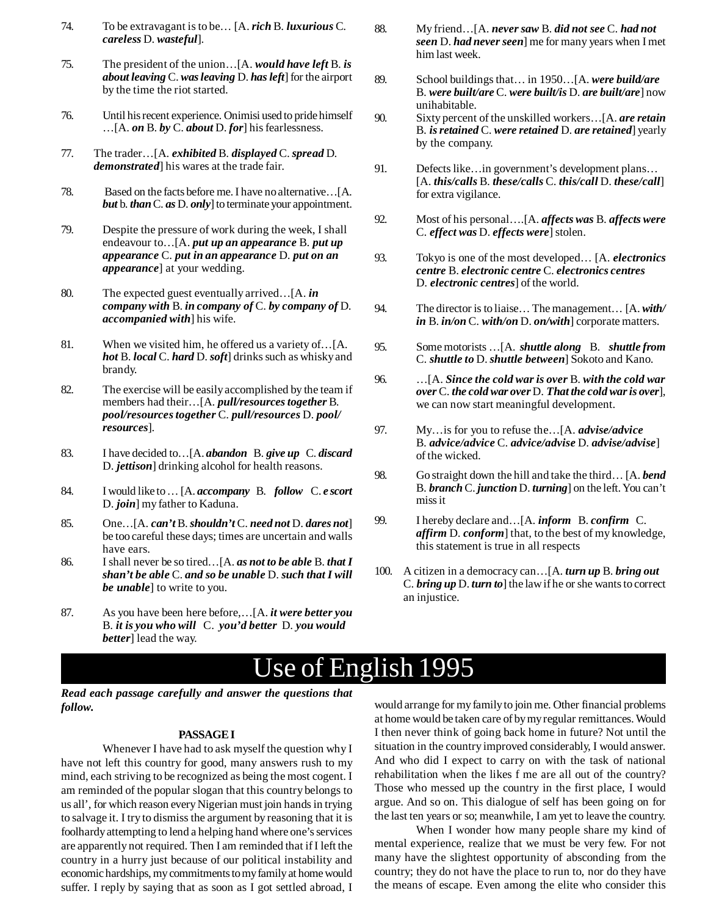74. To be extravagant is to be… [A. ***rich*** B. ***luxurious*** C. ***careless*** D. ***wasteful***].

75. The president of the union…[A. ***would have left*** B. ***is about leaving*** C. ***was leaving*** D. ***has left***] for the airport by the time the riot started.

76. Until his recent experience. Onimisi used to pride himself …[A. ***on*** B. ***by*** C. ***about*** D. ***for***] his fearlessness.

77. The trader…[A. ***exhibited*** B. ***displayed*** C. ***spread*** D. ***demonstrated***] his wares at the trade fair.

78. Based on the facts before me. I have no alternative…[A. ***but*** b. ***than*** C. ***as*** D. ***only***] to terminate your appointment.

79. Despite the pressure of work during the week, I shall endeavour to…[A. ***put up an appearance*** B. ***put up appearance*** C. ***put in an appearance*** D. ***put on an appearance***] at your wedding.

80. The expected guest eventually arrived…[A. ***in company with*** B. ***in company of*** C. ***by company of*** D. ***accompanied with***] his wife.

81. When we visited him, he offered us a variety of…[A. ***hot*** B. ***local*** C. ***hard*** D. ***soft***] drinks such as whisky and brandy.

82. The exercise will be easily accomplished by the team if members had their…[A. ***pull/resources together*** B. ***pool/resources together*** C. ***pull/resources*** D. ***pool/resources***].

83. I have decided to…[A. ***abandon*** B. ***give up*** C. ***discard*** D. ***jettison***] drinking alcohol for health reasons.

84. I would like to … [A. ***accompany*** B. ***follow*** C. ***e scort*** D. ***join***] my father to Kaduna.

85. One…[A. ***can't*** B. ***shouldn't*** C. ***need not*** D. ***dares not***] be too careful these days; times are uncertain and walls have ears.

86. I shall never be so tired…[A. ***as not to be able*** B. ***that I shan't be able*** C. ***and so be unable*** D. ***such that I will be unable***] to write to you.

87. As you have been here before,…[A. ***it were better you*** B. ***it is you who will*** C. ***you'd better*** D. ***you would better***] lead the way.

88. My friend…[A. ***never saw*** B. ***did not see*** C. ***had not seen*** D. ***had never seen***] me for many years when I met him last week.

89. School buildings that… in 1950…[A. ***were build/are*** B. ***were built/are*** C. ***were built/is*** D. ***are built/are***] now unihabitable.

90. Sixty percent of the unskilled workers…[A. ***are retain*** B. ***is retained*** C. ***were retained*** D. ***are retained***] yearly by the company.

91. Defects like…in government's development plans… [A. ***this/calls*** B. ***these/calls*** C. ***this/call*** D. ***these/call***] for extra vigilance.

92. Most of his personal….[A. ***affects was*** B. ***affects were*** C. ***effect was*** D. ***effects were***] stolen.

93. Tokyo is one of the most developed… [A. ***electronics centre*** B. ***electronic centre*** C. ***electronics centres*** D. ***electronic centres***] of the world.

94. The director is to liaise… The management… [A. ***with/in*** B. ***in/on*** C. ***with/on*** D. ***on/with***] corporate matters.

95. Some motorists …[A. ***shuttle along*** B. ***shuttle from*** C. ***shuttle to*** D. ***shuttle between***] Sokoto and Kano.

96. …[A. ***Since the cold war is over*** B. ***with the cold war over*** C. ***the cold war over*** D. ***That the cold war is over***], we can now start meaningful development.

97. My…is for you to refuse the…[A. ***advise/advice*** B. ***advice/advice*** C. ***advice/advise*** D. ***advise/advise***] of the wicked.

98. Go straight down the hill and take the third… [A. ***bend*** B. ***branch*** C. ***junction*** D. ***turning***] on the left. You can't miss it

99. I hereby declare and…[A. ***inform*** B. ***confirm*** C. ***affirm*** D. ***conform***] that, to the best of my knowledge, this statement is true in all respects

100. A citizen in a democracy can…[A. ***turn up*** B. ***bring out*** C. ***bring up*** D. ***turn to***] the law if he or she wants to correct an injustice.

# Use of English 1995

***Read each passage carefully and answer the questions that follow.***

**PASSAGE I**

Whenever I have had to ask myself the question why I have not left this country for good, many answers rush to my mind, each striving to be recognized as being the most cogent. I am reminded of the popular slogan that this country belongs to us all', for which reason every Nigerian must join hands in trying to salvage it. I try to dismiss the argument by reasoning that it is foolhardy attempting to lend a helping hand where one's services are apparently not required. Then I am reminded that if I left the country in a hurry just because of our political instability and economic hardships, my commitments to my family at home would suffer. I reply by saying that as soon as I got settled abroad, I would arrange for my family to join me. Other financial problems at home would be taken care of by my regular remittances. Would I then never think of going back home in future? Not until the situation in the country improved considerably, I would answer. And who did I expect to carry on with the task of national rehabilitation when the likes f me are all out of the country? Those who messed up the country in the first place, I would argue. And so on. This dialogue of self has been going on for the last ten years or so; meanwhile, I am yet to leave the country.

When I wonder how many people share my kind of mental experience, realize that we must be very few. For not many have the slightest opportunity of absconding from the country; they do not have the place to run to, nor do they have the means of escape. Even among the elite who consider this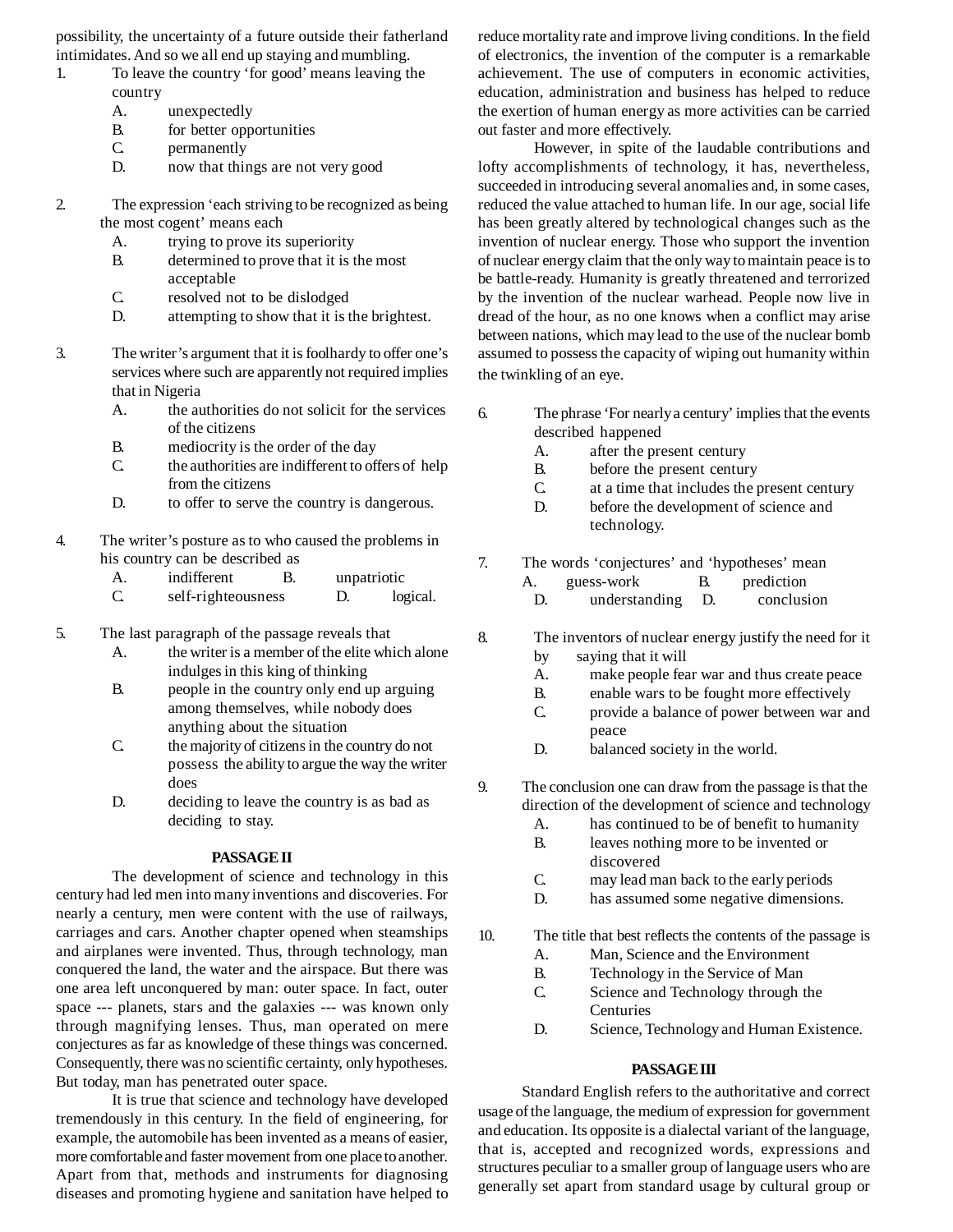possibility, the uncertainty of a future outside their fatherland intimidates. And so we all end up staying and mumbling.

1. To leave the country 'for good' means leaving the country
   A. unexpectedly
   B. for better opportunities
   C. permanently
   D. now that things are not very good

2. The expression 'each striving to be recognized as being the most cogent' means each
   A. trying to prove its superiority
   B. determined to prove that it is the most acceptable
   C. resolved not to be dislodged
   D. attempting to show that it is the brightest.

3. The writer's argument that it is foolhardy to offer one's services where such are apparently not required implies that in Nigeria
   A. the authorities do not solicit for the services of the citizens
   B. mediocrity is the order of the day
   C. the authorities are indifferent to offers of help from the citizens
   D. to offer to serve the country is dangerous.

4. The writer's posture as to who caused the problems in his country can be described as
   A. indifferent B. unpatriotic
   C. self-righteousness D. logical.

5. The last paragraph of the passage reveals that
   A. the writer is a member of the elite which alone indulges in this king of thinking
   B. people in the country only end up arguing among themselves, while nobody does anything about the situation
   C. the majority of citizens in the country do not possess the ability to argue the way the writer does
   D. deciding to leave the country is as bad as deciding to stay.

## PASSAGE II

The development of science and technology in this century had led men into many inventions and discoveries. For nearly a century, men were content with the use of railways, carriages and cars. Another chapter opened when steamships and airplanes were invented. Thus, through technology, man conquered the land, the water and the airspace. But there was one area left unconquered by man: outer space. In fact, outer space --- planets, stars and the galaxies --- was known only through magnifying lenses. Thus, man operated on mere conjectures as far as knowledge of these things was concerned. Consequently, there was no scientific certainty, only hypotheses. But today, man has penetrated outer space.

It is true that science and technology have developed tremendously in this century. In the field of engineering, for example, the automobile has been invented as a means of easier, more comfortable and faster movement from one place to another. Apart from that, methods and instruments for diagnosing diseases and promoting hygiene and sanitation have helped to reduce mortality rate and improve living conditions. In the field of electronics, the invention of the computer is a remarkable achievement. The use of computers in economic activities, education, administration and business has helped to reduce the exertion of human energy as more activities can be carried out faster and more effectively.

However, in spite of the laudable contributions and lofty accomplishments of technology, it has, nevertheless, succeeded in introducing several anomalies and, in some cases, reduced the value attached to human life. In our age, social life has been greatly altered by technological changes such as the invention of nuclear energy. Those who support the invention of nuclear energy claim that the only way to maintain peace is to be battle-ready. Humanity is greatly threatened and terrorized by the invention of the nuclear warhead. People now live in dread of the hour, as no one knows when a conflict may arise between nations, which may lead to the use of the nuclear bomb assumed to possess the capacity of wiping out humanity within the twinkling of an eye.

6. The phrase 'For nearly a century' implies that the events described happened
   A. after the present century
   B. before the present century
   C. at a time that includes the present century
   D. before the development of science and technology.

7. The words 'conjectures' and 'hypotheses' mean
   A. guess-work B. prediction
   D. understanding D. conclusion

8. The inventors of nuclear energy justify the need for it by saying that it will
   A. make people fear war and thus create peace
   B. enable wars to be fought more effectively
   C. provide a balance of power between war and peace
   D. balanced society in the world.

9. The conclusion one can draw from the passage is that the direction of the development of science and technology
   A. has continued to be of benefit to humanity
   B. leaves nothing more to be invented or discovered
   C. may lead man back to the early periods
   D. has assumed some negative dimensions.

10. The title that best reflects the contents of the passage is
    A. Man, Science and the Environment
    B. Technology in the Service of Man
    C. Science and Technology through the Centuries
    D. Science, Technology and Human Existence.

## PASSAGE III

Standard English refers to the authoritative and correct usage of the language, the medium of expression for government and education. Its opposite is a dialectal variant of the language, that is, accepted and recognized words, expressions and structures peculiar to a smaller group of language users who are generally set apart from standard usage by cultural group or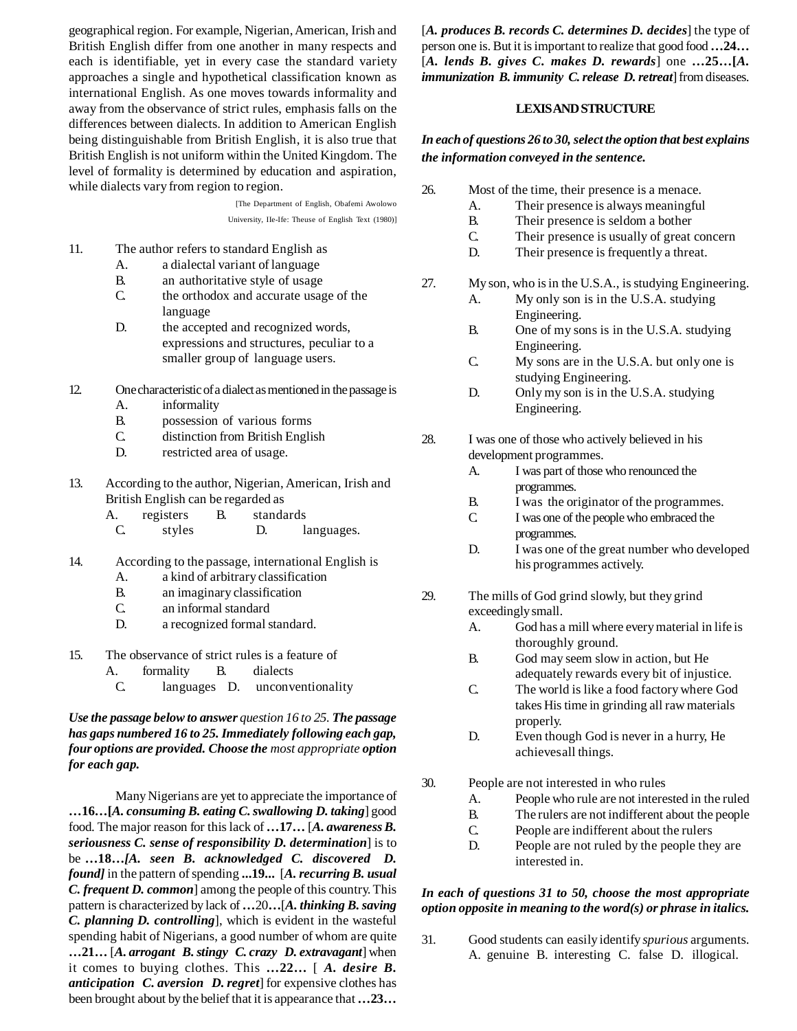geographical region. For example, Nigerian, American, Irish and British English differ from one another in many respects and each is identifiable, yet in every case the standard variety approaches a single and hypothetical classification known as international English. As one moves towards informality and away from the observance of strict rules, emphasis falls on the differences between dialects. In addition to American English being distinguishable from British English, it is also true that British English is not uniform within the United Kingdom. The level of formality is determined by education and aspiration, while dialects vary from region to region.

[The Department of English, Obafemi Awolowo University, Ile-Ife: Theuse of English Text (1980)]

11. The author refers to standard English as
    - A. a dialectal variant of language
    - B. an authoritative style of usage
    - C. the orthodox and accurate usage of the language
    - D. the accepted and recognized words, expressions and structures, peculiar to a smaller group of language users.

12. One characteristic of a dialect as mentioned in the passage is
    - A. informality
    - B. possession of various forms
    - C. distinction from British English
    - D. restricted area of usage.

13. According to the author, Nigerian, American, Irish and British English can be regarded as
    - A. registers  B. standards
    - C. styles  D. languages.

14. According to the passage, international English is
    - A. a kind of arbitrary classification
    - B. an imaginary classification
    - C. an informal standard
    - D. a recognized formal standard.

15. The observance of strict rules is a feature of
    - A. formality  B. dialects
    - C. languages  D. unconventionality

***Use the passage below to answer** question 16 to 25. **The passage has gaps numbered 16 to 25. Immediately following each gap, four options are provided. Choose the** most appropriate **option for each gap.***

Many Nigerians are yet to appreciate the importance of **…16…[*A. consuming B. eating C. swallowing D. taking*]** good food. The major reason for this lack of **…17…** [***A. awareness B. seriousness C. sense of responsibility D. determination***] is to be **…18…*[A. seen B. acknowledged C. discovered D. found]*** in the pattern of spending **...19...** [***A. recurring B. usual C. frequent D. common***] among the people of this country. This pattern is characterized by lack of **…**20**…**[***A. thinking B. saving C. planning D. controlling***], which is evident in the wasteful spending habit of Nigerians, a good number of whom are quite **…21…** [***A. arrogant B. stingy C. crazy D. extravagant***] when it comes to buying clothes. This **…22…** [ ***A. desire B. anticipation C. aversion D. regret***] for expensive clothes has been brought about by the belief that it is appearance that **…23…** [***A. produces B. records C. determines D. decides***] the type of person one is. But it is important to realize that good food **…24…** [***A. lends B. gives C. makes D. rewards***] one **…25…[*A. immunization B. immunity C. release D. retreat***] from diseases.

### LEXIS AND STRUCTURE

***In each of questions 26 to 30, select the option that best explains the information conveyed in the sentence.***

26. Most of the time, their presence is a menace.
    - A. Their presence is always meaningful
    - B. Their presence is seldom a bother
    - C. Their presence is usually of great concern
    - D. Their presence is frequently a threat.

27. My son, who is in the U.S.A., is studying Engineering.
    - A. My only son is in the U.S.A. studying Engineering.
    - B. One of my sons is in the U.S.A. studying Engineering.
    - C. My sons are in the U.S.A. but only one is studying Engineering.
    - D. Only my son is in the U.S.A. studying Engineering.

28. I was one of those who actively believed in his development programmes.
    - A. I was part of those who renounced the programmes.
    - B. I was the originator of the programmes.
    - C. I was one of the people who embraced the programmes.
    - D. I was one of the great number who developed his programmes actively.

29. The mills of God grind slowly, but they grind exceedingly small.
    - A. God has a mill where every material in life is thoroughly ground.
    - B. God may seem slow in action, but He adequately rewards every bit of injustice.
    - C. The world is like a food factory where God takes His time in grinding all raw materials properly.
    - D. Even though God is never in a hurry, He achieves all things.

30. People are not interested in who rules
    - A. People who rule are not interested in the ruled
    - B. The rulers are not indifferent about the people
    - C. People are indifferent about the rulers
    - D. People are not ruled by the people they are interested in.

***In each of questions 31 to 50, choose the most appropriate option opposite in meaning to the word(s) or phrase in italics.***

31. Good students can easily identify *spurious* arguments.
    A. genuine B. interesting C. false D. illogical.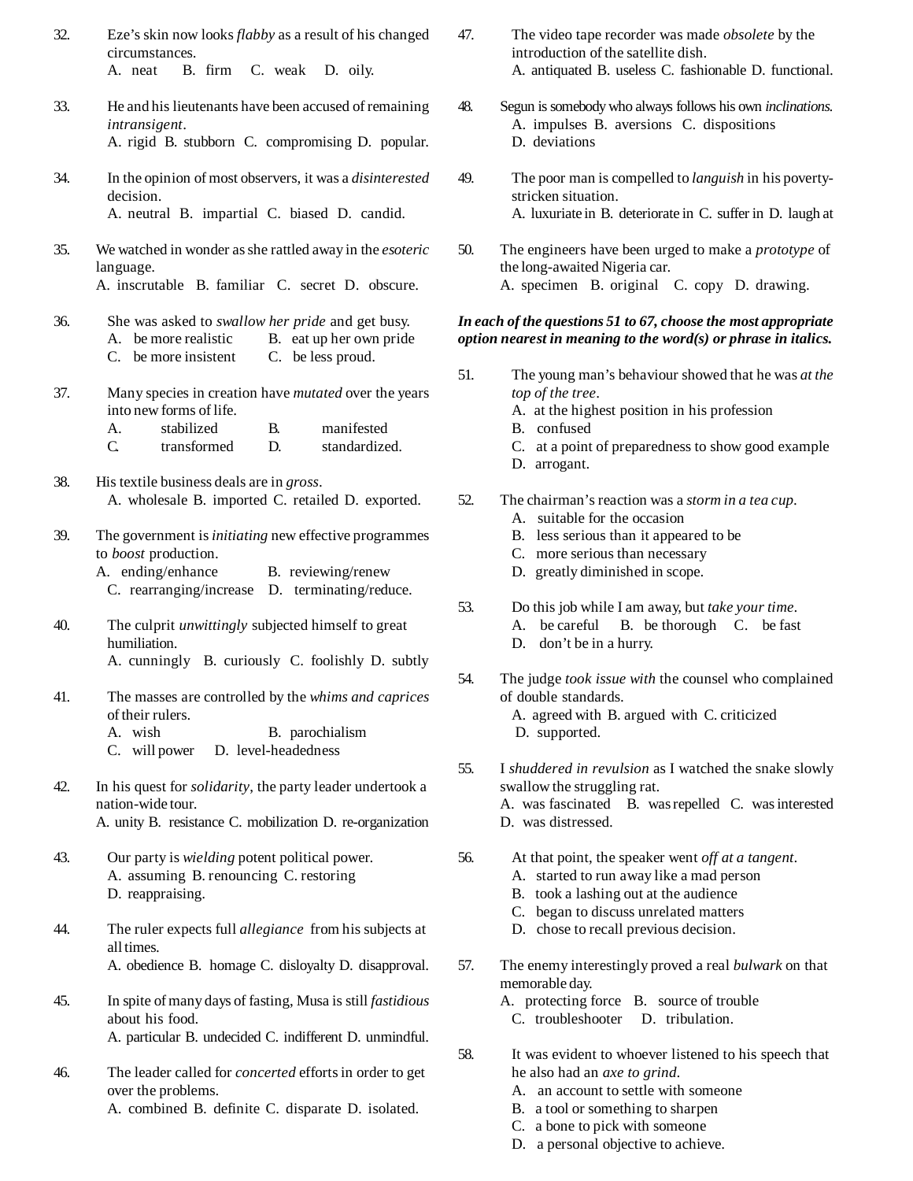32. Eze's skin now looks *flabby* as a result of his changed circumstances.
A. neat B. firm C. weak D. oily.

33. He and his lieutenants have been accused of remaining *intransigent*.
A. rigid B. stubborn C. compromising D. popular.

34. In the opinion of most observers, it was a *disinterested* decision.
A. neutral B. impartial C. biased D. candid.

35. We watched in wonder as she rattled away in the *esoteric* language.
A. inscrutable B. familiar C. secret D. obscure.

36. She was asked to *swallow her pride* and get busy.
A. be more realistic B. eat up her own pride
C. be more insistent C. be less proud.

37. Many species in creation have *mutated* over the years into new forms of life.
A. stabilized B. manifested
C. transformed D. standardized.

38. His textile business deals are in *gross*.
A. wholesale B. imported C. retailed D. exported.

39. The government is *initiating* new effective programmes to *boost* production.
A. ending/enhance B. reviewing/renew
C. rearranging/increase D. terminating/reduce.

40. The culprit *unwittingly* subjected himself to great humiliation.
A. cunningly B. curiously C. foolishly D. subtly

41. The masses are controlled by the *whims and caprices* of their rulers.
A. wish B. parochialism
C. will power D. level-headedness

42. In his quest for *solidarity*, the party leader undertook a nation-wide tour.
A. unity B. resistance C. mobilization D. re-organization

43. Our party is *wielding* potent political power.
A. assuming B. renouncing C. restoring
D. reappraising.

44. The ruler expects full *allegiance* from his subjects at all times.
A. obedience B. homage C. disloyalty D. disapproval.

45. In spite of many days of fasting, Musa is still *fastidious* about his food.
A. particular B. undecided C. indifferent D. unmindful.

46. The leader called for *concerted* efforts in order to get over the problems.
A. combined B. definite C. disparate D. isolated.

47. The video tape recorder was made *obsolete* by the introduction of the satellite dish.
A. antiquated B. useless C. fashionable D. functional.

48. Segun is somebody who always follows his own *inclinations*.
A. impulses B. aversions C. dispositions
D. deviations

49. The poor man is compelled to *languish* in his poverty-stricken situation.
A. luxuriate in B. deteriorate in C. suffer in D. laugh at

50. The engineers have been urged to make a *prototype* of the long-awaited Nigeria car.
A. specimen B. original C. copy D. drawing.

***In each of the questions 51 to 67, choose the most appropriate option nearest in meaning to the word(s) or phrase in italics.***

51. The young man's behaviour showed that he was *at the top of the tree*.
A. at the highest position in his profession
B. confused
C. at a point of preparedness to show good example
D. arrogant.

52. The chairman's reaction was a *storm in a tea cup*.
A. suitable for the occasion
B. less serious than it appeared to be
C. more serious than necessary
D. greatly diminished in scope.

53. Do this job while I am away, but *take your time*.
A. be careful B. be thorough C. be fast
D. don't be in a hurry.

54. The judge *took issue with* the counsel who complained of double standards.
A. agreed with B. argued with C. criticized
D. supported.

55. I *shuddered in revulsion* as I watched the snake slowly swallow the struggling rat.
A. was fascinated B. was repelled C. was interested
D. was distressed.

56. At that point, the speaker went *off at a tangent*.
A. started to run away like a mad person
B. took a lashing out at the audience
C. began to discuss unrelated matters
D. chose to recall previous decision.

57. The enemy interestingly proved a real *bulwark* on that memorable day.
A. protecting force B. source of trouble
C. troubleshooter D. tribulation.

58. It was evident to whoever listened to his speech that he also had an *axe to grind*.
A. an account to settle with someone
B. a tool or something to sharpen
C. a bone to pick with someone
D. a personal objective to achieve.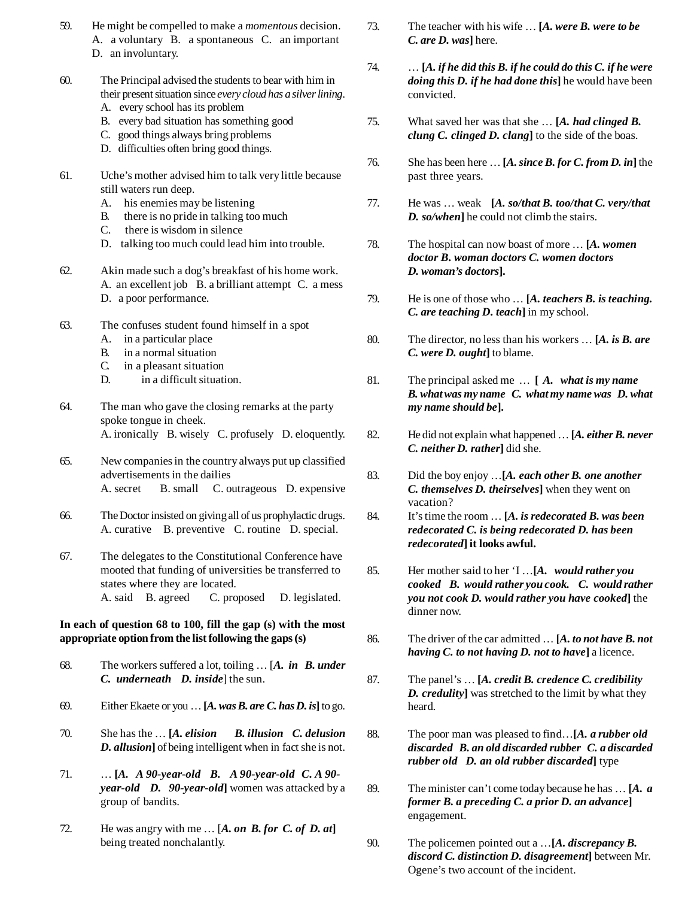59. He might be compelled to make a *momentous* decision.
A. a voluntary B. a spontaneous C. an important D. an involuntary.

60. The Principal advised the students to bear with him in their present situation since *every cloud has a silver lining*.
A. every school has its problem
B. every bad situation has something good
C. good things always bring problems
D. difficulties often bring good things.

61. Uche's mother advised him to talk very little because still waters run deep.
A. his enemies may be listening
B. there is no pride in talking too much
C. there is wisdom in silence
D. talking too much could lead him into trouble.

62. Akin made such a dog's breakfast of his home work.
A. an excellent job B. a brilliant attempt C. a mess D. a poor performance.

63. The confuses student found himself in a spot
A. in a particular place
B. in a normal situation
C. in a pleasant situation
D. in a difficult situation.

64. The man who gave the closing remarks at the party spoke tongue in cheek.
A. ironically B. wisely C. profusely D. eloquently.

65. New companies in the country always put up classified advertisements in the dailies
A. secret B. small C. outrageous D. expensive

66. The Doctor insisted on giving all of us prophylactic drugs.
A. curative B. preventive C. routine D. special.

67. The delegates to the Constitutional Conference have mooted that funding of universities be transferred to states where they are located.
A. said B. agreed C. proposed D. legislated.

**In each of question 68 to 100, fill the gap (s) with the most appropriate option from the list following the gaps (s)**

68. The workers suffered a lot, toiling … [***A. in B. under C. underneath D. inside***] the sun.

69. Either Ekaete or you … **[*A. was B. are C. has D. is*]** to go.

70. She has the … **[*A. elision B. illusion C. delusion D. allusion*]** of being intelligent when in fact she is not.

71. … **[*A. A 90-year-old B. A 90-year-old C. A 90-year-old D. 90-year-old*]** women was attacked by a group of bandits.

72. He was angry with me … [***A. on B. for C. of D. at***] being treated nonchalantly.

73. The teacher with his wife … **[*A. were B. were to be C. are D. was*]** here.

74. … **[*A. if he did this B. if he could do this C. if he were doing this D. if he had done this*]** he would have been convicted.

75. What saved her was that she … **[*A. had clinged B. clung C. clinged D. clang*]** to the side of the boas.

76. She has been here … **[*A. since B. for C. from D. in*]** the past three years.

77. He was … weak **[*A. so/that B. too/that C. very/that D. so/when*]** he could not climb the stairs.

78. The hospital can now boast of more … **[*A. women doctor B. woman doctors C. women doctors D. woman's doctors*].**

79. He is one of those who … **[*A. teachers B. is teaching. C. are teaching D. teach*]** in my school.

80. The director, no less than his workers … **[*A. is B. are C. were D. ought*]** to blame.

81. The principal asked me … **[ *A. what is my name B. what was my name C. what my name was D. what my name should be*].**

82. He did not explain what happened … **[*A. either B. never C. neither D. rather*]** did she.

83. Did the boy enjoy …**[*A. each other B. one another C. themselves D. theirselves*]** when they went on vacation?

84. It's time the room … **[*A. is redecorated B. was been redecorated C. is being redecorated D. has been redecorated*] it looks awful.**

85. Her mother said to her 'I …**[*A. would rather you cooked B. would rather you cook. C. would rather you not cook D. would rather you have cooked*]** the dinner now.

86. The driver of the car admitted … **[*A. to not have B. not having C. to not having D. not to have*]** a licence.

87. The panel's … **[*A. credit B. credence C. credibility D. credulity*]** was stretched to the limit by what they heard.

88. The poor man was pleased to find…**[*A. a rubber old discarded B. an old discarded rubber C. a discarded rubber old D. an old rubber discarded*]** type

89. The minister can't come today because he has … **[*A. a former B. a preceding C. a prior D. an advance*]** engagement.

90. The policemen pointed out a …**[*A. discrepancy B. discord C. distinction D. disagreement*]** between Mr. Ogene's two account of the incident.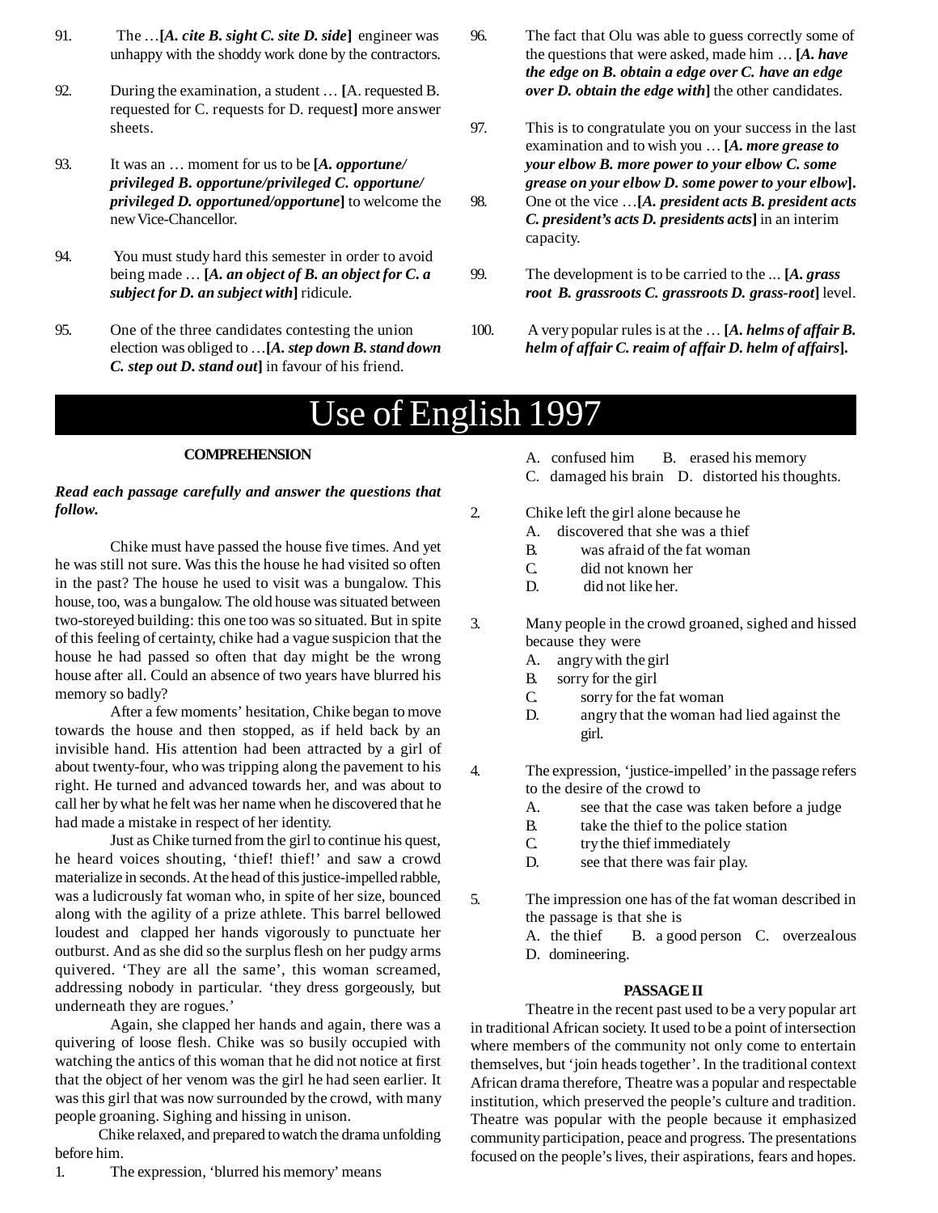91. The …**[*A. cite B. sight C. site D. side*]** engineer was unhappy with the shoddy work done by the contractors.

92. During the examination, a student … **[**A. requested B. requested for C. requests for D. request**]** more answer sheets.

93. It was an … moment for us to be **[*A. opportune/ privileged B. opportune/privileged C. opportune/ privileged D. opportuned/opportune*]** to welcome the new Vice-Chancellor.

94. You must study hard this semester in order to avoid being made … **[*A. an object of B. an object for C. a subject for D. an subject with*]** ridicule.

95. One of the three candidates contesting the union election was obliged to …**[*A. step down B. stand down C. step out D. stand out*]** in favour of his friend.

96. The fact that Olu was able to guess correctly some of the questions that were asked, made him … **[*A. have the edge on B. obtain a edge over C. have an edge over D. obtain the edge with*]** the other candidates.

97. This is to congratulate you on your success in the last examination and to wish you … **[*A. more grease to your elbow B. more power to your elbow C. some grease on your elbow D. some power to your elbow*].**

98. One ot the vice …**[*A. president acts B. president acts C. president's acts D. presidents acts*]** in an interim capacity.

99. The development is to be carried to the ... **[*A. grass root B. grassroots C. grassroots D. grass-root*]** level.

100. A very popular rules is at the … **[*A. helms of affair B. helm of affair C. reaim of affair D. helm of affairs*].**

# Use of English 1997

### COMPREHENSION

***Read each passage carefully and answer the questions that follow.***

Chike must have passed the house five times. And yet he was still not sure. Was this the house he had visited so often in the past? The house he used to visit was a bungalow. This house, too, was a bungalow. The old house was situated between two-storeyed building: this one too was so situated. But in spite of this feeling of certainty, chike had a vague suspicion that the house he had passed so often that day might be the wrong house after all. Could an absence of two years have blurred his memory so badly?

After a few moments' hesitation, Chike began to move towards the house and then stopped, as if held back by an invisible hand. His attention had been attracted by a girl of about twenty-four, who was tripping along the pavement to his right. He turned and advanced towards her, and was about to call her by what he felt was her name when he discovered that he had made a mistake in respect of her identity.

Just as Chike turned from the girl to continue his quest, he heard voices shouting, 'thief! thief!' and saw a crowd materialize in seconds. At the head of this justice-impelled rabble, was a ludicrously fat woman who, in spite of her size, bounced along with the agility of a prize athlete. This barrel bellowed loudest and clapped her hands vigorously to punctuate her outburst. And as she did so the surplus flesh on her pudgy arms quivered. 'They are all the same', this woman screamed, addressing nobody in particular. 'they dress gorgeously, but underneath they are rogues.'

Again, she clapped her hands and again, there was a quivering of loose flesh. Chike was so busily occupied with watching the antics of this woman that he did not notice at first that the object of her venom was the girl he had seen earlier. It was this girl that was now surrounded by the crowd, with many people groaning. Sighing and hissing in unison.

Chike relaxed, and prepared to watch the drama unfolding before him.

1. The expression, 'blurred his memory' means
   A. confused him  B. erased his memory
   C. damaged his brain  D. distorted his thoughts.

2. Chike left the girl alone because he
   A. discovered that she was a thief
   B. was afraid of the fat woman
   C. did not known her
   D. did not like her.

3. Many people in the crowd groaned, sighed and hissed because they were
   A. angry with the girl
   B. sorry for the girl
   C. sorry for the fat woman
   D. angry that the woman had lied against the girl.

4. The expression, 'justice-impelled' in the passage refers to the desire of the crowd to
   A. see that the case was taken before a judge
   B. take the thief to the police station
   C. try the thief immediately
   D. see that there was fair play.

5. The impression one has of the fat woman described in the passage is that she is
   A. the thief  B. a good person  C. overzealous
   D. domineering.

### PASSAGE II

Theatre in the recent past used to be a very popular art in traditional African society. It used to be a point of intersection where members of the community not only come to entertain themselves, but 'join heads together'. In the traditional context African drama therefore, Theatre was a popular and respectable institution, which preserved the people's culture and tradition. Theatre was popular with the people because it emphasized community participation, peace and progress. The presentations focused on the people's lives, their aspirations, fears and hopes.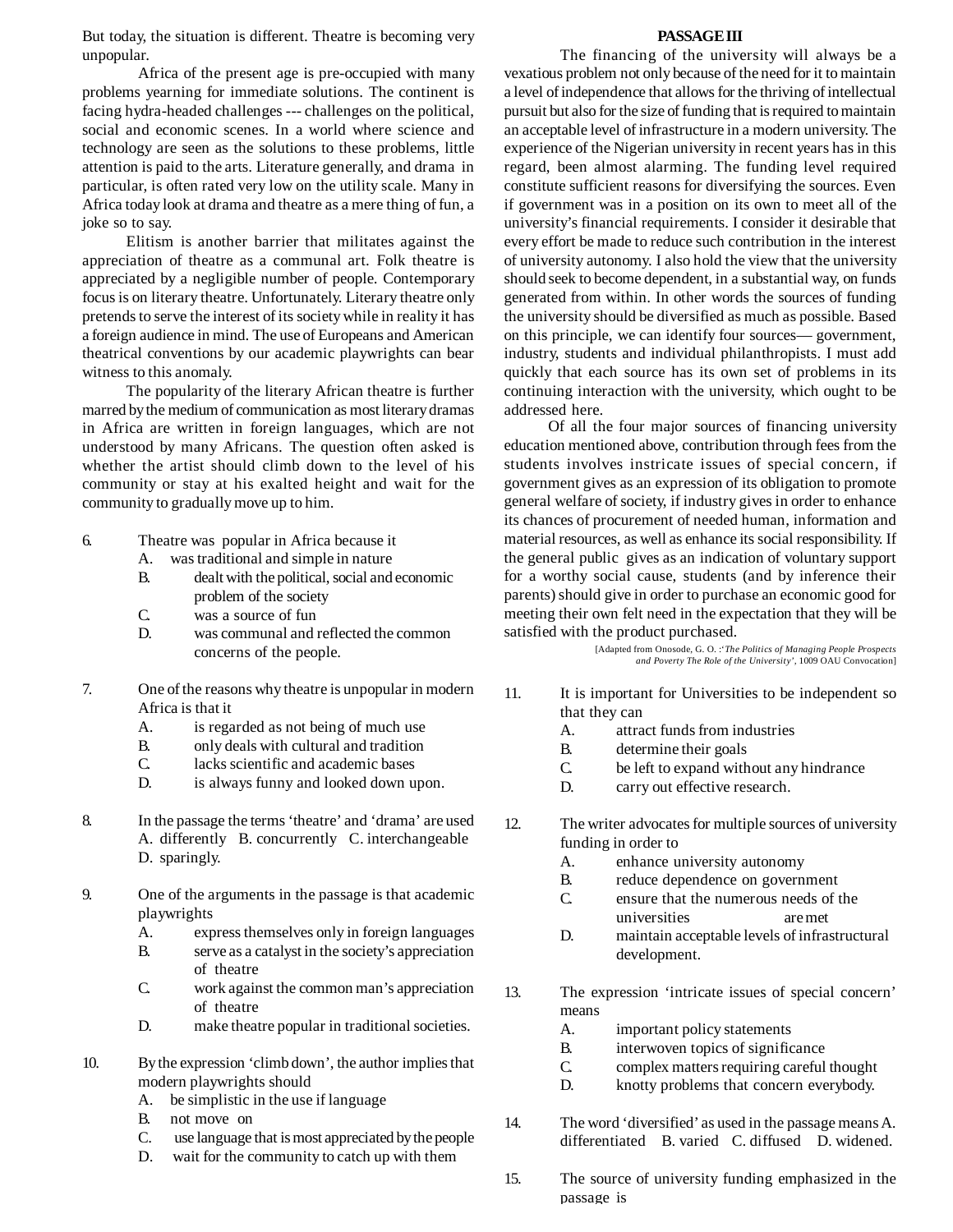But today, the situation is different. Theatre is becoming very unpopular.

Africa of the present age is pre-occupied with many problems yearning for immediate solutions. The continent is facing hydra-headed challenges --- challenges on the political, social and economic scenes. In a world where science and technology are seen as the solutions to these problems, little attention is paid to the arts. Literature generally, and drama in particular, is often rated very low on the utility scale. Many in Africa today look at drama and theatre as a mere thing of fun, a joke so to say.

Elitism is another barrier that militates against the appreciation of theatre as a communal art. Folk theatre is appreciated by a negligible number of people. Contemporary focus is on literary theatre. Unfortunately. Literary theatre only pretends to serve the interest of its society while in reality it has a foreign audience in mind. The use of Europeans and American theatrical conventions by our academic playwrights can bear witness to this anomaly.

The popularity of the literary African theatre is further marred by the medium of communication as most literary dramas in Africa are written in foreign languages, which are not understood by many Africans. The question often asked is whether the artist should climb down to the level of his community or stay at his exalted height and wait for the community to gradually move up to him.

6. Theatre was popular in Africa because it
   - A. was traditional and simple in nature
   - B. dealt with the political, social and economic problem of the society
   - C. was a source of fun
   - D. was communal and reflected the common concerns of the people.

7. One of the reasons why theatre is unpopular in modern Africa is that it
   - A. is regarded as not being of much use
   - B. only deals with cultural and tradition
   - C. lacks scientific and academic bases
   - D. is always funny and looked down upon.

8. In the passage the terms 'theatre' and 'drama' are used A. differently B. concurrently C. interchangeable D. sparingly.

9. One of the arguments in the passage is that academic playwrights
   - A. express themselves only in foreign languages
   - B. serve as a catalyst in the society's appreciation of theatre
   - C. work against the common man's appreciation of theatre
   - D. make theatre popular in traditional societies.

10. By the expression 'climb down', the author implies that modern playwrights should
    - A. be simplistic in the use if language
    - B. not move on
    - C. use language that is most appreciated by the people
    - D. wait for the community to catch up with them

## PASSAGE III

The financing of the university will always be a vexatious problem not only because of the need for it to maintain a level of independence that allows for the thriving of intellectual pursuit but also for the size of funding that is required to maintain an acceptable level of infrastructure in a modern university. The experience of the Nigerian university in recent years has in this regard, been almost alarming. The funding level required constitute sufficient reasons for diversifying the sources. Even if government was in a position on its own to meet all of the university's financial requirements. I consider it desirable that every effort be made to reduce such contribution in the interest of university autonomy. I also hold the view that the university should seek to become dependent, in a substantial way, on funds generated from within. In other words the sources of funding the university should be diversified as much as possible. Based on this principle, we can identify four sources— government, industry, students and individual philanthropists. I must add quickly that each source has its own set of problems in its continuing interaction with the university, which ought to be addressed here.

Of all the four major sources of financing university education mentioned above, contribution through fees from the students involves instricate issues of special concern, if government gives as an expression of its obligation to promote general welfare of society, if industry gives in order to enhance its chances of procurement of needed human, information and material resources, as well as enhance its social responsibility. If the general public gives as an indication of voluntary support for a worthy social cause, students (and by inference their parents) should give in order to purchase an economic good for meeting their own felt need in the expectation that they will be satisfied with the product purchased.

[Adapted from Onosode, G. O. :'*The Politics of Managing People Prospects and Poverty The Role of the University*', 1009 OAU Convocation]

11. It is important for Universities to be independent so that they can
    - A. attract funds from industries
    - B. determine their goals
    - C. be left to expand without any hindrance
    - D. carry out effective research.

12. The writer advocates for multiple sources of university funding in order to
    - A. enhance university autonomy
    - B. reduce dependence on government
    - C. ensure that the numerous needs of the universities are met
    - D. maintain acceptable levels of infrastructural development.

13. The expression 'intricate issues of special concern' means
    - A. important policy statements
    - B. interwoven topics of significance
    - C. complex matters requiring careful thought
    - D. knotty problems that concern everybody.

14. The word 'diversified' as used in the passage means A. differentiated B. varied C. diffused D. widened.

15. The source of university funding emphasized in the passage is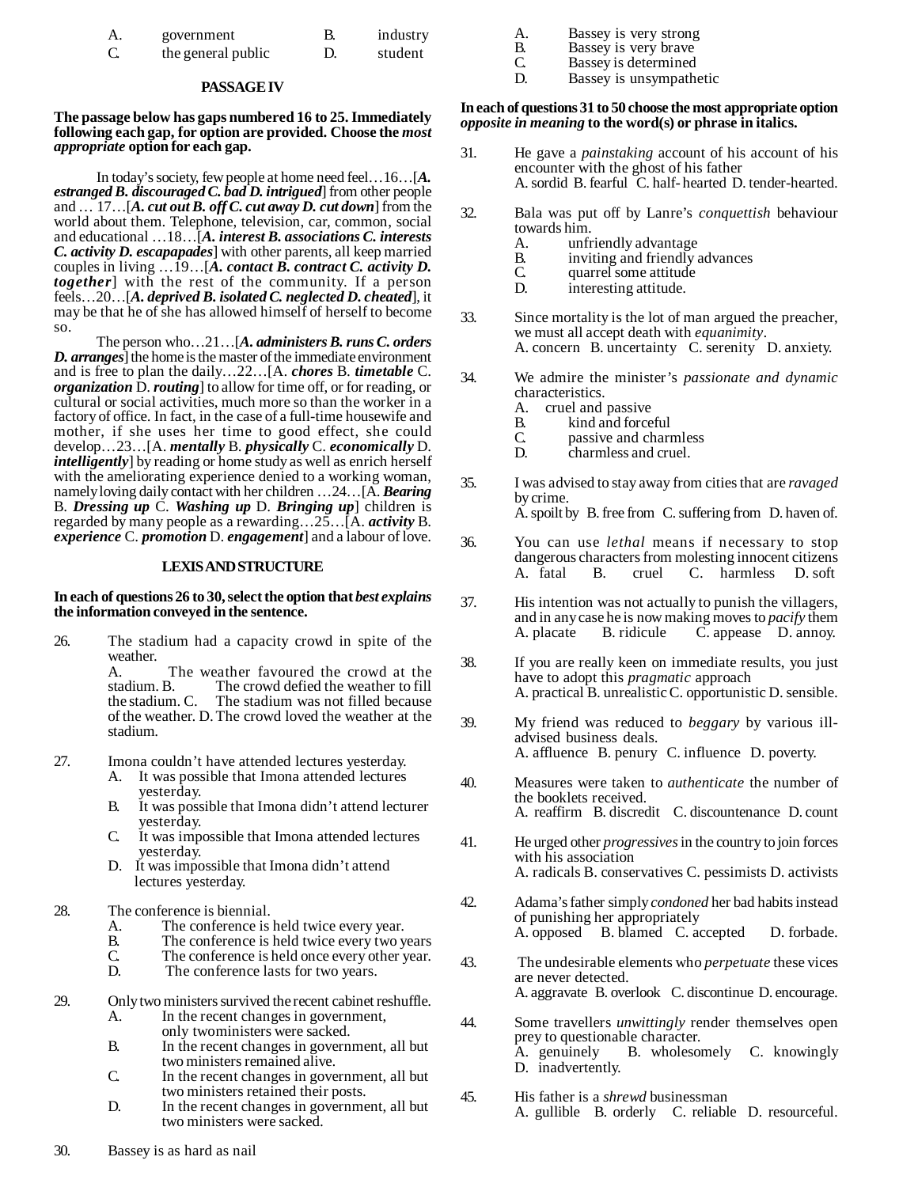A. government B. industry
C. the general public D. student

### PASSAGE IV

**The passage below has gaps numbered 16 to 25. Immediately following each gap, for option are provided. Choose the *most appropriate* option for each gap.**

In today's society, few people at home need feel…16…[***A. estranged B. discouraged C. bad D. intrigued***] from other people and … 17…[***A. cut out B. off C. cut away D. cut down***] from the world about them. Telephone, television, car, common, social and educational …18…[***A. interest B. associations C. interests C. activity D. escapapades***] with other parents, all keep married couples in living …19…[***A. contact B. contract C. activity D. together***] with the rest of the community. If a person feels…20…[***A. deprived B. isolated C. neglected D. cheated***], it may be that he of she has allowed himself of herself to become so.

The person who…21…[***A. administers B. runs C. orders D. arranges***] the home is the master of the immediate environment and is free to plan the daily…22…[A. ***chores*** B. ***timetable*** C. ***organization*** D. ***routing***] to allow for time off, or for reading, or cultural or social activities, much more so than the worker in a factory of office. In fact, in the case of a full-time housewife and mother, if she uses her time to good effect, she could develop…23…[A. ***mentally*** B. ***physically*** C. ***economically*** D. ***intelligently***] by reading or home study as well as enrich herself with the ameliorating experience denied to a working woman, namely loving daily contact with her children …24…[A. ***Bearing*** B. ***Dressing up*** C. ***Washing up*** D. ***Bringing up***] children is regarded by many people as a rewarding…25…[A. ***activity*** B. ***experience*** C. ***promotion*** D. ***engagement***] and a labour of love.

### LEXIS AND STRUCTURE

**In each of questions 26 to 30, select the option that *best explains* the information conveyed in the sentence.**

26. The stadium had a capacity crowd in spite of the weather.
 A. The weather favoured the crowd at the stadium. B. The crowd defied the weather to fill the stadium. C. The stadium was not filled because of the weather. D. The crowd loved the weather at the stadium.

27. Imona couldn't have attended lectures yesterday.
 A. It was possible that Imona attended lectures yesterday.
 B. It was possible that Imona didn't attend lecturer yesterday.
 C. It was impossible that Imona attended lectures yesterday.
 D. It was impossible that Imona didn't attend lectures yesterday.

28. The conference is biennial.
 A. The conference is held twice every year.
 B. The conference is held twice every two years
 C. The conference is held once every other year.
 D. The conference lasts for two years.

29. Only two ministers survived the recent cabinet reshuffle.
 A. In the recent changes in government, only twoministers were sacked.
 B. In the recent changes in government, all but two ministers remained alive.
 C. In the recent changes in government, all but two ministers retained their posts.
 D. In the recent changes in government, all but two ministers were sacked.

30. Bassey is as hard as nail
 A. Bassey is very strong
 B. Bassey is very brave
 C. Bassey is determined
 D. Bassey is unsympathetic

**In each of questions 31 to 50 choose the most appropriate option *opposite in meaning* to the word(s) or phrase in italics.**

31. He gave a *painstaking* account of his account of his encounter with the ghost of his father
 A. sordid B. fearful C. half- hearted D. tender-hearted.

32. Bala was put off by Lanre's *conquettish* behaviour towards him.
 A. unfriendly advantage
 B. inviting and friendly advances
 C. quarrel some attitude
 D. interesting attitude.

33. Since mortality is the lot of man argued the preacher, we must all accept death with *equanimity*.
 A. concern B. uncertainty C. serenity D. anxiety.

34. We admire the minister's *passionate and dynamic* characteristics.
 A. cruel and passive
 B. kind and forceful
 C. passive and charmless
 D. charmless and cruel.

35. I was advised to stay away from cities that are *ravaged* by crime.
 A. spoilt by B. free from C. suffering from D. haven of.

36. You can use *lethal* means if necessary to stop dangerous characters from molesting innocent citizens
 A. fatal B. cruel C. harmless D. soft

37. His intention was not actually to punish the villagers, and in any case he is now making moves to *pacify* them
 A. placate B. ridicule C. appease D. annoy.

38. If you are really keen on immediate results, you just have to adopt this *pragmatic* approach
 A. practical B. unrealistic C. opportunistic D. sensible.

39. My friend was reduced to *beggary* by various ill-advised business deals.
 A. affluence B. penury C. influence D. poverty.

40. Measures were taken to *authenticate* the number of the booklets received.
 A. reaffirm B. discredit C. discountenance D. count

41. He urged other *progressives* in the country to join forces with his association
 A. radicals B. conservatives C. pessimists D. activists

42. Adama's father simply *condoned* her bad habits instead of punishing her appropriately
 A. opposed B. blamed C. accepted D. forbade.

43. The undesirable elements who *perpetuate* these vices are never detected.
 A. aggravate B. overlook C. discontinue D. encourage.

44. Some travellers *unwittingly* render themselves open prey to questionable character.
 A. genuinely B. wholesomely C. knowingly D. inadvertently.

45. His father is a *shrewd* businessman
 A. gullible B. orderly C. reliable D. resourceful.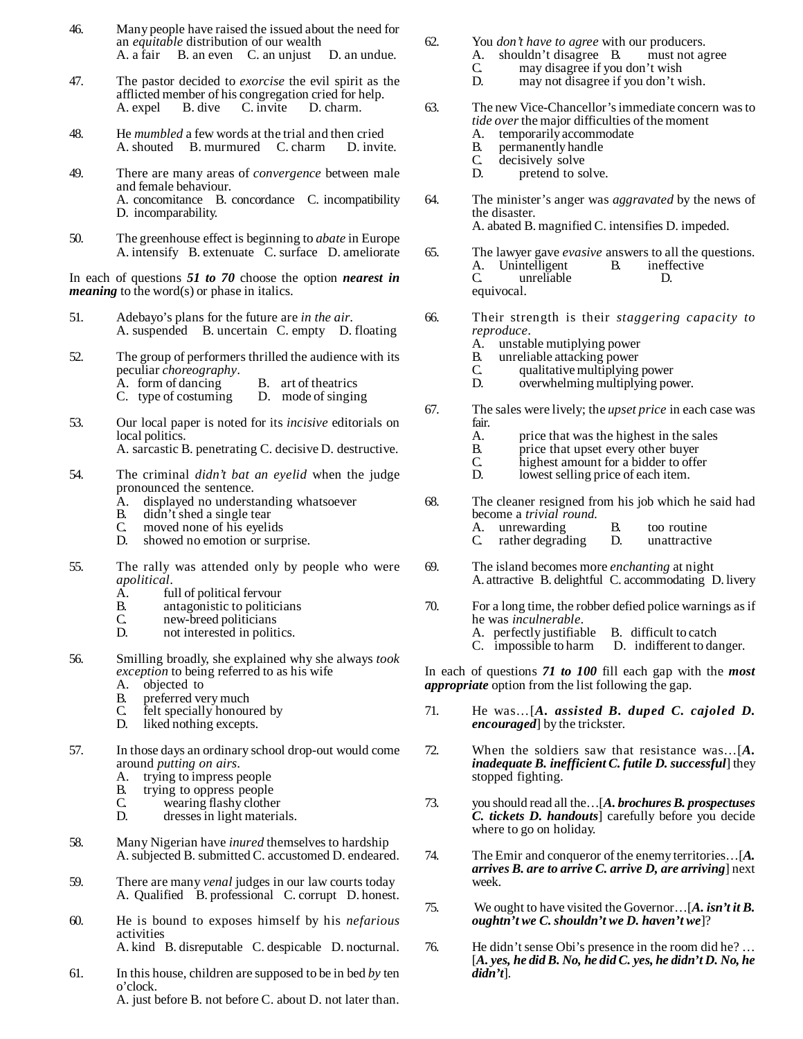46. Many people have raised the issued about the need for an *equitable* distribution of our wealth
A. a fair B. an even C. an unjust D. an undue.

47. The pastor decided to *exorcise* the evil spirit as the afflicted member of his congregation cried for help.
A. expel B. dive C. invite D. charm.

48. He *mumbled* a few words at the trial and then cried
A. shouted B. murmured C. charm D. invite.

49. There are many areas of *convergence* between male and female behaviour.
A. concomitance B. concordance C. incompatibility D. incomparability.

50. The greenhouse effect is beginning to *abate* in Europe
A. intensify B. extenuate C. surface D. ameliorate

In each of questions ***51 to 70*** choose the option ***nearest in meaning*** to the word(s) or phase in italics.

51. Adebayo's plans for the future are *in the air*.
A. suspended B. uncertain C. empty D. floating

52. The group of performers thrilled the audience with its peculiar *choreography*.
A. form of dancing B. art of theatrics
C. type of costuming D. mode of singing

53. Our local paper is noted for its *incisive* editorials on local politics.
A. sarcastic B. penetrating C. decisive D. destructive.

54. The criminal *didn't bat an eyelid* when the judge pronounced the sentence.
A. displayed no understanding whatsoever
B. didn't shed a single tear
C. moved none of his eyelids
D. showed no emotion or surprise.

55. The rally was attended only by people who were *apolitical*.
A. full of political fervour
B. antagonistic to politicians
C. new-breed politicians
D. not interested in politics.

56. Smiling broadly, she explained why she always *took exception* to being referred to as his wife
A. objected to
B. preferred very much
C. felt specially honoured by
D. liked nothing excepts.

57. In those days an ordinary school drop-out would come around *putting on airs*.
A. trying to impress people
B. trying to oppress people
C. wearing flashy clother
D. dresses in light materials.

58. Many Nigerian have *inured* themselves to hardship
A. subjected B. submitted C. accustomed D. endeared.

59. There are many *venal* judges in our law courts today
A. Qualified B. professional C. corrupt D. honest.

60. He is bound to exposes himself by his *nefarious* activities
A. kind B. disreputable C. despicable D. nocturnal.

61. In this house, children are supposed to be in bed *by* ten o'clock.
A. just before B. not before C. about D. not later than.

62. You *don't have to agree* with our producers.
A. shouldn't disagree B. must not agree
C. may disagree if you don't wish
D. may not disagree if you don't wish.

63. The new Vice-Chancellor's immediate concern was to *tide over* the major difficulties of the moment
A. temporarily accommodate
B. permanently handle
C. decisively solve
D. pretend to solve.

64. The minister's anger was *aggravated* by the news of the disaster.
A. abated B. magnified C. intensifies D. impeded.

65. The lawyer gave *evasive* answers to all the questions.
A. Unintelligent B. ineffective
C. unreliable D. equivocal.

66. Their strength is their *staggering capacity to reproduce*.
A. unstable mutiplying power
B. unreliable attacking power
C. qualitative multiplying power
D. overwhelming multiplying power.

67. The sales were lively; the *upset price* in each case was fair.
A. price that was the highest in the sales
B. price that upset every other buyer
C. highest amount for a bidder to offer
D. lowest selling price of each item.

68. The cleaner resigned from his job which he said had become a *trivial round.*
A. unrewarding B. too routine
C. rather degrading D. unattractive

69. The island becomes more *enchanting* at night
A. attractive B. delightful C. accommodating D. livery

70. For a long time, the robber defied police warnings as if he was *inculnerable*.
A. perfectly justifiable B. difficult to catch
C. impossible to harm D. indifferent to danger.

In each of questions ***71 to 100*** fill each gap with the ***most appropriate*** option from the list following the gap.

71. He was…[***A. assisted B. duped C. cajoled D. encouraged***] by the trickster.

72. When the soldiers saw that resistance was…[***A. inadequate B. inefficient C. futile D. successful***] they stopped fighting.

73. you should read all the…[***A. brochures B. prospectuses C. tickets D. handouts***] carefully before you decide where to go on holiday.

74. The Emir and conqueror of the enemy territories…[***A. arrives B. are to arrive C. arrive D, are arriving***] next week.

75. We ought to have visited the Governor…[***A. isn't it B. oughtn't we C. shouldn't we D. haven't we***]?

76. He didn't sense Obi's presence in the room did he? …[***A. yes, he did B. No, he did C. yes, he didn't D. No, he didn't***].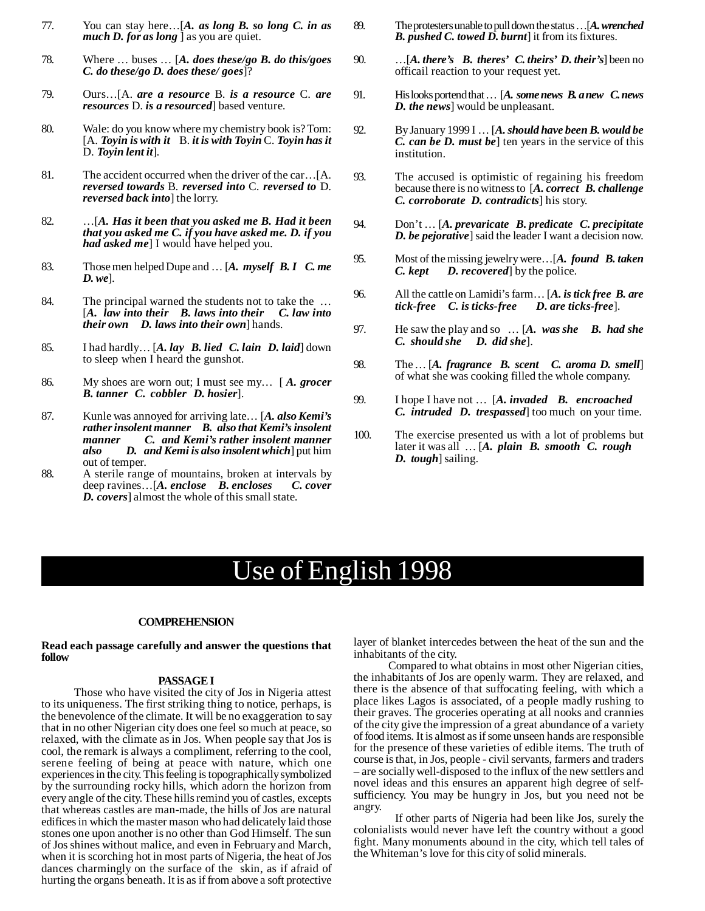77. You can stay here…[*A. as long B. so long C. in as much D. for as long* ] as you are quiet.

78. Where … buses … [*A. does these/go B. do this/goes C. do these/go D. does these/ goes*]?

79. Ours…[A. *are a resource* B. *is a resource* C. *are resources* D. *is a resourced*] based venture.

80. Wale: do you know where my chemistry book is? Tom: [A. *Toyin is with it* B. *it is with Toyin* C. *Toyin has it* D. *Toyin lent it*].

81. The accident occurred when the driver of the car…[A. *reversed towards* B. *reversed into* C. *reversed to* D. *reversed back into*] the lorry.

82. …[*A. Has it been that you asked me B. Had it been that you asked me C. if you have asked me. D. if you had asked me*] I would have helped you.

83. Those men helped Dupe and … [*A. myself B. I C. me D. we*].

84. The principal warned the students not to take the … [*A. law into their B. laws into their C. law into their own D. laws into their own*] hands.

85. I had hardly… [*A. lay B. lied C. lain D. laid*] down to sleep when I heard the gunshot.

86. My shoes are worn out; I must see my… [ *A. grocer B. tanner C. cobbler D. hosier*].

87. Kunle was annoyed for arriving late… [*A. also Kemi's rather insolent manner B. also that Kemi's insolent manner C. and Kemi's rather insolent manner also D. and Kemi is also insolent which*] put him out of temper.

88. A sterile range of mountains, broken at intervals by deep ravines…[*A. enclose B. encloses C. cover D. covers*] almost the whole of this small state.

89. The protesters unable to pull down the status …[*A. wrenched B. pushed C. towed D. burnt*] it from its fixtures.

90. …[*A. there's B. theres' C. theirs' D. their's*] been no officail reaction to your request yet.

91. His looks portend that … [*A. some news B. a new C. news D. the news*] would be unpleasant.

92. By January 1999 I … [*A. should have been B. would be C. can be D. must be*] ten years in the service of this institution.

93. The accused is optimistic of regaining his freedom because there is no witness to [*A. correct B. challenge C. corroborate D. contradicts*] his story.

94. Don't … [*A. prevaricate B. predicate C. precipitate D. be pejorative*] said the leader I want a decision now.

95. Most of the missing jewelry were…[*A. found B. taken C. kept D. recovered*] by the police.

96. All the cattle on Lamidi's farm… [*A. is tick free B. are tick-free C. is ticks-free D. are ticks-free*].

97. He saw the play and so … [*A. was she B. had she C. should she D. did she*].

98. The … [*A. fragrance B. scent C. aroma D. smell*] of what she was cooking filled the whole company.

99. I hope I have not … [*A. invaded B. encroached C. intruded D. trespassed*] too much on your time.

100. The exercise presented us with a lot of problems but later it was all … [*A. plain B. smooth C. rough D. tough*] sailing.

# Use of English 1998

## COMPREHENSION

**Read each passage carefully and answer the questions that follow**

### PASSAGE I

Those who have visited the city of Jos in Nigeria attest to its uniqueness. The first striking thing to notice, perhaps, is the benevolence of the climate. It will be no exaggeration to say that in no other Nigerian city does one feel so much at peace, so relaxed, with the climate as in Jos. When people say that Jos is cool, the remark is always a compliment, referring to the cool, serene feeling of being at peace with nature, which one experiences in the city. This feeling is topographically symbolized by the surrounding rocky hills, which adorn the horizon from every angle of the city. These hills remind you of castles, excepts that whereas castles are man-made, the hills of Jos are natural edifices in which the master mason who had delicately laid those stones one upon another is no other than God Himself. The sun of Jos shines without malice, and even in February and March, when it is scorching hot in most parts of Nigeria, the heat of Jos dances charmingly on the surface of the skin, as if afraid of hurting the organs beneath. It is as if from above a soft protective layer of blanket intercedes between the heat of the sun and the inhabitants of the city.

Compared to what obtains in most other Nigerian cities, the inhabitants of Jos are openly warm. They are relaxed, and there is the absence of that suffocating feeling, with which a place likes Lagos is associated, of a people madly rushing to their graves. The groceries operating at all nooks and crannies of the city give the impression of a great abundance of a variety of food items. It is almost as if some unseen hands are responsible for the presence of these varieties of edible items. The truth of course is that, in Jos, people - civil servants, farmers and traders – are socially well-disposed to the influx of the new settlers and novel ideas and this ensures an apparent high degree of self-sufficiency. You may be hungry in Jos, but you need not be angry.

If other parts of Nigeria had been like Jos, surely the colonialists would never have left the country without a good fight. Many monuments abound in the city, which tell tales of the Whiteman's love for this city of solid minerals.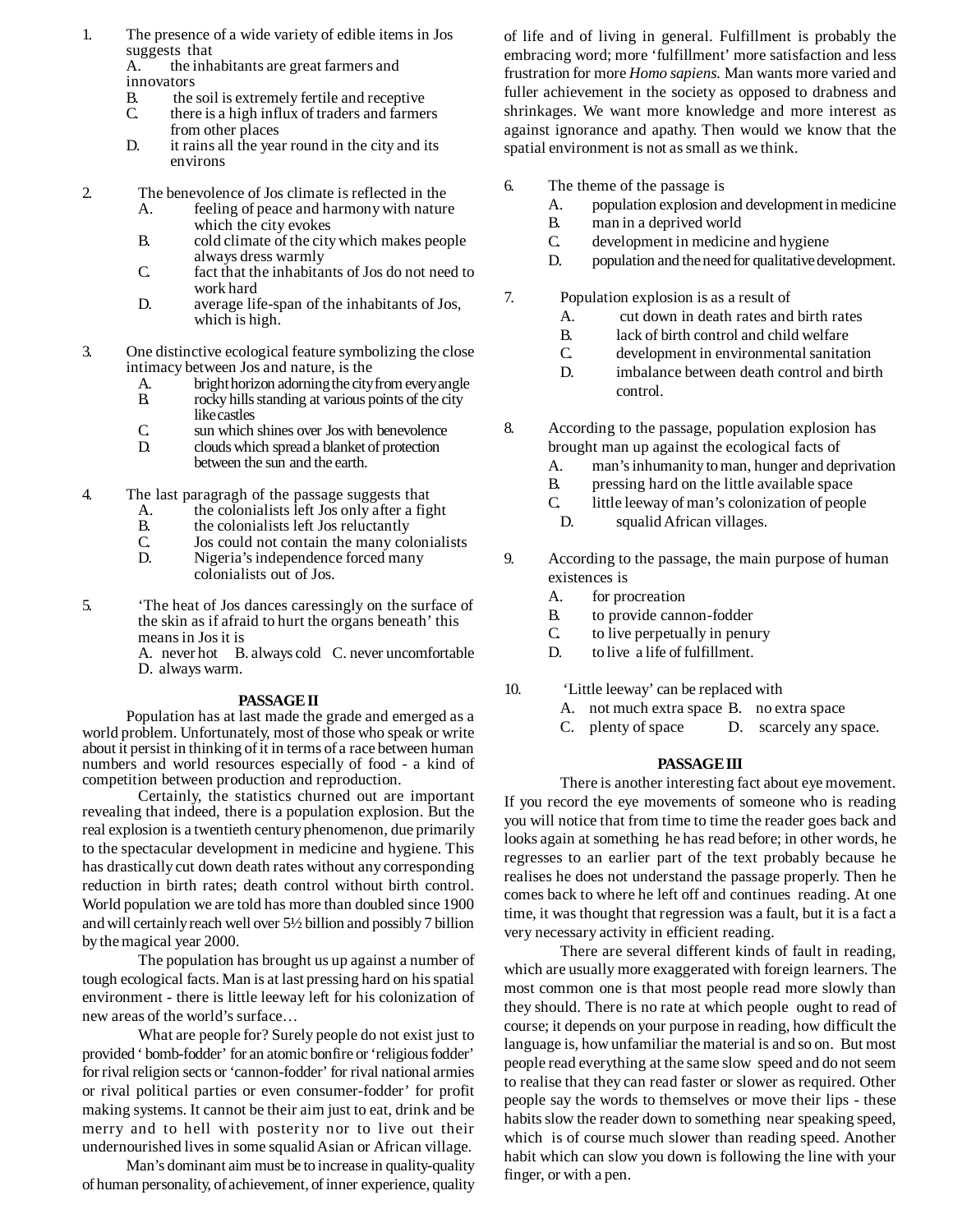1. The presence of a wide variety of edible items in Jos suggests that
   A. the inhabitants are great farmers and innovators
   B. the soil is extremely fertile and receptive
   C. there is a high influx of traders and farmers from other places
   D. it rains all the year round in the city and its environs

2. The benevolence of Jos climate is reflected in the
   A. feeling of peace and harmony with nature which the city evokes
   B. cold climate of the city which makes people always dress warmly
   C. fact that the inhabitants of Jos do not need to work hard
   D. average life-span of the inhabitants of Jos, which is high.

3. One distinctive ecological feature symbolizing the close intimacy between Jos and nature, is the
   A. bright horizon adorning the city from every angle
   B. rocky hills standing at various points of the city like castles
   C. sun which shines over Jos with benevolence
   D. clouds which spread a blanket of protection between the sun and the earth.

4. The last paragragh of the passage suggests that
   A. the colonialists left Jos only after a fight
   B. the colonialists left Jos reluctantly
   C. Jos could not contain the many colonialists
   D. Nigeria's independence forced many colonialists out of Jos.

5. 'The heat of Jos dances caressingly on the surface of the skin as if afraid to hurt the organs beneath' this means in Jos it is
   A. never hot  B. always cold  C. never uncomfortable
   D. always warm.

**PASSAGE II**

Population has at last made the grade and emerged as a world problem. Unfortunately, most of those who speak or write about it persist in thinking of it in terms of a race between human numbers and world resources especially of food - a kind of competition between production and reproduction.

Certainly, the statistics churned out are important revealing that indeed, there is a population explosion. But the real explosion is a twentieth century phenomenon, due primarily to the spectacular development in medicine and hygiene. This has drastically cut down death rates without any corresponding reduction in birth rates; death control without birth control. World population we are told has more than doubled since 1900 and will certainly reach well over 5½ billion and possibly 7 billion by the magical year 2000.

The population has brought us up against a number of tough ecological facts. Man is at last pressing hard on his spatial environment - there is little leeway left for his colonization of new areas of the world's surface…

What are people for? Surely people do not exist just to provided ' bomb-fodder' for an atomic bonfire or 'religious fodder' for rival religion sects or 'cannon-fodder' for rival national armies or rival political parties or even consumer-fodder' for profit making systems. It cannot be their aim just to eat, drink and be merry and to hell with posterity nor to live out their undernourished lives in some squalid Asian or African village.

Man's dominant aim must be to increase in quality-quality of human personality, of achievement, of inner experience, quality of life and of living in general. Fulfillment is probably the embracing word; more 'fulfillment' more satisfaction and less frustration for more *Homo sapiens.* Man wants more varied and fuller achievement in the society as opposed to drabness and shrinkages. We want more knowledge and more interest as against ignorance and apathy. Then would we know that the spatial environment is not as small as we think.

6. The theme of the passage is
   A. population explosion and development in medicine
   B. man in a deprived world
   C. development in medicine and hygiene
   D. population and the need for qualitative development.

7. Population explosion is as a result of
   A. cut down in death rates and birth rates
   B. lack of birth control and child welfare
   C. development in environmental sanitation
   D. imbalance between death control and birth control.

8. According to the passage, population explosion has brought man up against the ecological facts of
   A. man's inhumanity to man, hunger and deprivation
   B. pressing hard on the little available space
   C. little leeway of man's colonization of people
   D. squalid African villages.

9. According to the passage, the main purpose of human existences is
   A. for procreation
   B. to provide cannon-fodder
   C. to live perpetually in penury
   D. to live a life of fulfillment.

10. 'Little leeway' can be replaced with
    A. not much extra space  B. no extra space
    C. plenty of space  D. scarcely any space.

**PASSAGE III**

There is another interesting fact about eye movement. If you record the eye movements of someone who is reading you will notice that from time to time the reader goes back and looks again at something he has read before; in other words, he regresses to an earlier part of the text probably because he realises he does not understand the passage properly. Then he comes back to where he left off and continues reading. At one time, it was thought that regression was a fault, but it is a fact a very necessary activity in efficient reading.

There are several different kinds of fault in reading, which are usually more exaggerated with foreign learners. The most common one is that most people read more slowly than they should. There is no rate at which people ought to read of course; it depends on your purpose in reading, how difficult the language is, how unfamiliar the material is and so on. But most people read everything at the same slow speed and do not seem to realise that they can read faster or slower as required. Other people say the words to themselves or move their lips - these habits slow the reader down to something near speaking speed, which is of course much slower than reading speed. Another habit which can slow you down is following the line with your finger, or with a pen.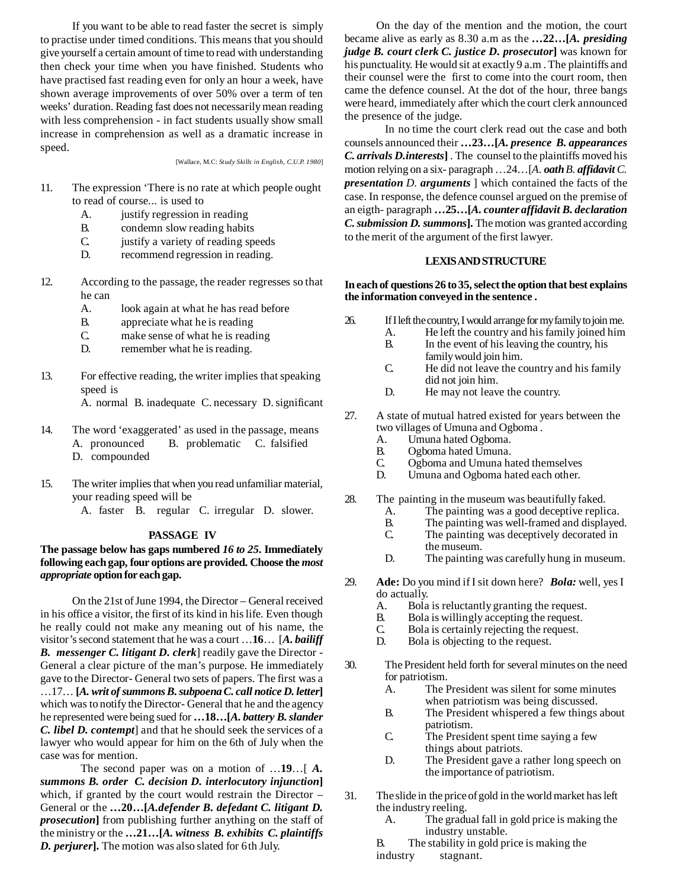If you want to be able to read faster the secret is simply to practise under timed conditions. This means that you should give yourself a certain amount of time to read with understanding then check your time when you have finished. Students who have practised fast reading even for only an hour a week, have shown average improvements of over 50% over a term of ten weeks' duration. Reading fast does not necessarily mean reading with less comprehension - in fact students usually show small increase in comprehension as well as a dramatic increase in speed.

[Wallace, M.C: *Study Skills in English, C.U.P. 1980*]

11. The expression 'There is no rate at which people ought to read of course... is used to
    - A. justify regression in reading
    - B. condemn slow reading habits
    - C. justify a variety of reading speeds
    - D. recommend regression in reading.

12. According to the passage, the reader regresses so that he can
    - A. look again at what he has read before
    - B. appreciate what he is reading
    - C. make sense of what he is reading
    - D. remember what he is reading.

13. For effective reading, the writer implies that speaking speed is
    A. normal B. inadequate C. necessary D. significant

14. The word 'exaggerated' as used in the passage, means
    A. pronounced B. problematic C. falsified D. compounded

15. The writer implies that when you read unfamiliar material, your reading speed will be
    A. faster B. regular C. irregular D. slower.

## PASSAGE IV

**The passage below has gaps numbered *16 to 25*. Immediately following each gap, four options are provided. Choose the *most appropriate* option for each gap.**

On the 21st of June 1994, the Director – General received in his office a visitor, the first of its kind in his life. Even though he really could not make any meaning out of his name, the visitor's second statement that he was a court …**16**… [***A. bailiff B. messenger C. litigant D. clerk***] readily gave the Director - General a clear picture of the man's purpose. He immediately gave to the Director- General two sets of papers. The first was a …17… **[*A. writ of summons B. subpoena C. call notice D. letter*]** which was to notify the Director- General that he and the agency he represented were being sued for **…18…[*A. battery B. slander C. libel D. contempt*]** and that he should seek the services of a lawyer who would appear for him on the 6th of July when the case was for mention.

The second paper was on a motion of …**19**…[ ***A. summons B. order C. decision D. interlocutory injunction*]** which, if granted by the court would restrain the Director – General or the **…20…[*A.defender B. defedant C. litigant D. prosecution*]** from publishing further anything on the staff of the ministry or the **…21…[*A. witness B. exhibits C. plaintiffs D. perjurer*].** The motion was also slated for 6th July.

On the day of the mention and the motion, the court became alive as early as 8.30 a.m as the **…22…[*A. presiding judge B. court clerk C. justice D. prosecutor*]** was known for his punctuality. He would sit at exactly 9 a.m . The plaintiffs and their counsel were the first to come into the court room, then came the defence counsel. At the dot of the hour, three bangs were heard, immediately after which the court clerk announced the presence of the judge.

In no time the court clerk read out the case and both counsels announced their **…23…[*A. presence B. appearances C. arrivals D.interests*]** . The counsel to the plaintiffs moved his motion relying on a six- paragraph …24…[*A.* ***oath*** *B.* ***affidavit*** *C.* ***presentation*** *D.* ***arguments*** ] which contained the facts of the case. In response, the defence counsel argued on the premise of an eigth- paragraph **…25…[*A. counter affidavit B. declaration C. submission D. summons*].** The motion was granted according to the merit of the argument of the first lawyer.

## LEXIS AND STRUCTURE

**In each of questions 26 to 35, select the option that best explains the information conveyed in the sentence .**

26. If I left the country, I would arrange for my family to join me.
    - A. He left the country and his family joined him
    - B. In the event of his leaving the country, his family would join him.
    - C. He did not leave the country and his family did not join him.
    - D. He may not leave the country.

27. A state of mutual hatred existed for years between the two villages of Umuna and Ogboma .
    - A. Umuna hated Ogboma.
    - B. Ogboma hated Umuna.
    - C. Ogboma and Umuna hated themselves
    - D. Umuna and Ogboma hated each other.

28. The painting in the museum was beautifully faked.
    - A. The painting was a good deceptive replica.
    - B. The painting was well-framed and displayed.
    - C. The painting was deceptively decorated in the museum.
    - D. The painting was carefully hung in museum.

29. **Ade:** Do you mind if I sit down here? ***Bola:*** well, yes I do actually.
    - A. Bola is reluctantly granting the request.
    - B. Bola is willingly accepting the request.
    - C. Bola is certainly rejecting the request.
    - D. Bola is objecting to the request.

30. The President held forth for several minutes on the need for patriotism.
    - A. The President was silent for some minutes when patriotism was being discussed.
    - B. The President whispered a few things about patriotism.
    - C. The President spent time saying a few things about patriots.
    - D. The President gave a rather long speech on the importance of patriotism.

31. The slide in the price of gold in the world market has left the industry reeling.
    - A. The gradual fall in gold price is making the industry unstable.
    - B. The stability in gold price is making the industry stagnant.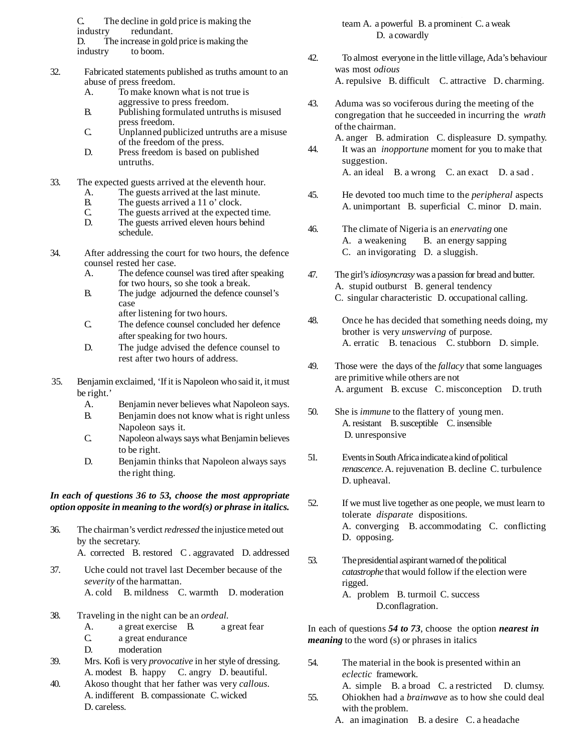C. The decline in gold price is making the industry redundant.
D. The increase in gold price is making the industry to boom.

32. Fabricated statements published as truths amount to an abuse of press freedom.
   A. To make known what is not true is aggressive to press freedom.
   B. Publishing formulated untruths is misused press freedom.
   C. Unplanned publicized untruths are a misuse of the freedom of the press.
   D. Press freedom is based on published untruths.

33. The expected guests arrived at the eleventh hour.
   A. The guests arrived at the last minute.
   B. The guests arrived a 11 o' clock.
   C. The guests arrived at the expected time.
   D. The guests arrived eleven hours behind schedule.

34. After addressing the court for two hours, the defence counsel rested her case.
   A. The defence counsel was tired after speaking for two hours, so she took a break.
   B. The judge adjourned the defence counsel's case after listening for two hours.
   C. The defence counsel concluded her defence after speaking for two hours.
   D. The judge advised the defence counsel to rest after two hours of address.

35. Benjamin exclaimed, 'If it is Napoleon who said it, it must be right.'
   A. Benjamin never believes what Napoleon says.
   B. Benjamin does not know what is right unless Napoleon says it.
   C. Napoleon always says what Benjamin believes to be right.
   D. Benjamin thinks that Napoleon always says the right thing.

***In each of questions 36 to 53, choose the most appropriate option opposite in meaning to the word(s) or phrase in italics.***

36. The chairman's verdict *redressed* the injustice meted out by the secretary.
   A. corrected B. restored C . aggravated D. addressed

37. Uche could not travel last December because of the *severity* of the harmattan.
   A. cold B. mildness C. warmth D. moderation

38. Traveling in the night can be an *ordeal*.
   A. a great exercise B. a great fear
   C. a great endurance
   D. moderation

39. Mrs. Kofi is very *provocative* in her style of dressing.
   A. modest B. happy C. angry D. beautiful.

40. Akoso thought that her father was very *callous*.
   A. indifferent B. compassionate C. wicked
   D. careless.

team A. a powerful B. a prominent C. a weak
   D. a cowardly

42. To almost everyone in the little village, Ada's behaviour was most *odious*
   A. repulsive B. difficult C. attractive D. charming.

43. Aduma was so vociferous during the meeting of the congregation that he succeeded in incurring the *wrath* of the chairman.
   A. anger B. admiration C. displeasure D. sympathy.

44. It was an *inopportune* moment for you to make that suggestion.
   A. an ideal B. a wrong C. an exact D. a sad .

45. He devoted too much time to the *peripheral* aspects
   A. unimportant B. superficial C. minor D. main.

46. The climate of Nigeria is an *enervating* one
   A. a weakening B. an energy sapping
   C. an invigorating D. a sluggish.

47. The girl's *idiosyncrasy* was a passion for bread and butter.
   A. stupid outburst B. general tendency
   C. singular characteristic D. occupational calling.

48. Once he has decided that something needs doing, my brother is very *unswerving* of purpose.
   A. erratic B. tenacious C. stubborn D. simple.

49. Those were the days of the *fallacy* that some languages are primitive while others are not
   A. argument B. excuse C. misconception D. truth

50. She is *immune* to the flattery of young men.
   A. resistant B. susceptible C. insensible
   D. unresponsive

51. Events in South Africa indicate a kind of political *renascence*. A. rejuvenation B. decline C. turbulence
   D. upheaval.

52. If we must live together as one people, we must learn to tolerate *disparate* dispositions.
   A. converging B. accommodating C. conflicting
   D. opposing.

53. The presidential aspirant warned of the political *catastrophe* that would follow if the election were rigged.
   A. problem B. turmoil C. success
   D.conflagration.

In each of questions ***54 to 73***, choose the option ***nearest in meaning*** to the word (s) or phrases in italics

54. The material in the book is presented within an *eclectic* framework.
   A. simple B. a broad C. a restricted D. clumsy.

55. Ohiokhen had a *brainwave* as to how she could deal with the problem.
   A. an imagination B. a desire C. a headache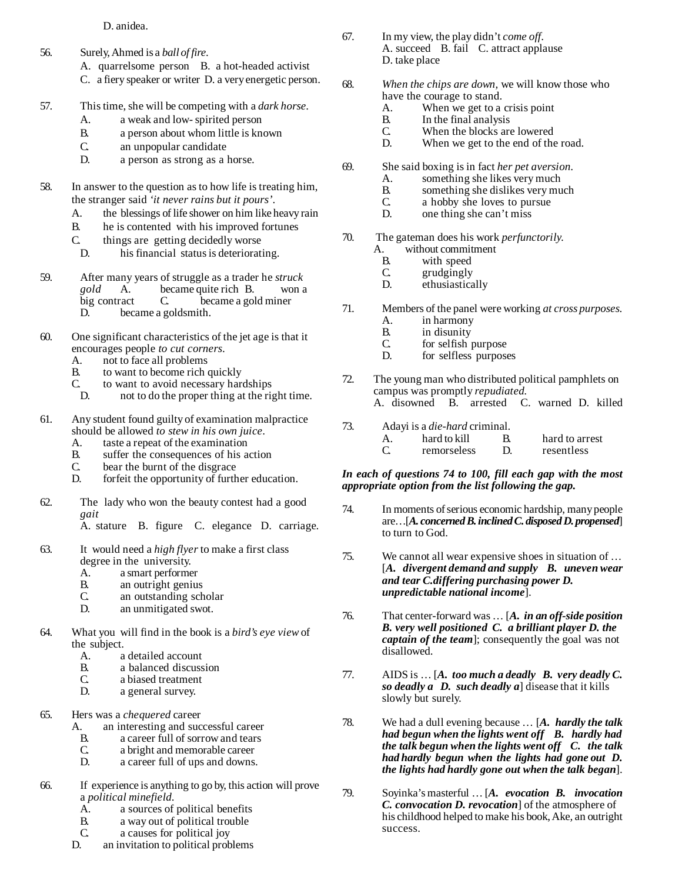D. anidea.

56. Surely, Ahmed is a *ball of fire*.
A. quarrelsome person B. a hot-headed activist
C. a fiery speaker or writer D. a very energetic person.

57. This time, she will be competing with a *dark horse*.
A. a weak and low- spirited person
B. a person about whom little is known
C. an unpopular candidate
D. a person as strong as a horse.

58. In answer to the question as to how life is treating him, the stranger said *'it never rains but it pours'*.
A. the blessings of life shower on him like heavy rain
B. he is contented with his improved fortunes
C. things are getting decidedly worse
D. his financial status is deteriorating.

59. After many years of struggle as a trader he *struck gold* A. became quite rich B. won a big contract C. became a gold miner
D. became a goldsmith.

60. One significant characteristics of the jet age is that it encourages people *to cut corners*.
A. not to face all problems
B. to want to become rich quickly
C. to want to avoid necessary hardships
D. not to do the proper thing at the right time.

61. Any student found guilty of examination malpractice should be allowed *to stew in his own juice*.
A. taste a repeat of the examination
B. suffer the consequences of his action
C. bear the burnt of the disgrace
D. forfeit the opportunity of further education.

62. The lady who won the beauty contest had a good *gait*
A. stature B. figure C. elegance D. carriage.

63. It would need a *high flyer* to make a first class degree in the university.
A. a smart performer
B. an outright genius
C. an outstanding scholar
D. an unmitigated swot.

64. What you will find in the book is a *bird's eye view* of the subject.
A. a detailed account
B. a balanced discussion
C. a biased treatment
D. a general survey.

65. Hers was a *chequered* career
A. an interesting and successful career
B. a career full of sorrow and tears
C. a bright and memorable career
D. a career full of ups and downs.

66. If experience is anything to go by, this action will prove a *political minefield*.
A. a sources of political benefits
B. a way out of political trouble
C. a causes for political joy
D. an invitation to political problems

67. In my view, the play didn't *come off*.
A. succeed B. fail C. attract applause
D. take place

68. *When the chips are down*, we will know those who have the courage to stand.
A. When we get to a crisis point
B. In the final analysis
C. When the blocks are lowered
D. When we get to the end of the road.

69. She said boxing is in fact *her pet aversion*.
A. something she likes very much
B. something she dislikes very much
C. a hobby she loves to pursue
D. one thing she can't miss

70. The gateman does his work *perfunctorily*.
A. without commitment
B. with speed
C. grudgingly
D. ethusiastically

71. Members of the panel were working *at cross purposes*.
A. in harmony
B. in disunity
C. for selfish purpose
D. for selfless purposes

72. The young man who distributed political pamphlets on campus was promptly *repudiated*.
A. disowned B. arrested C. warned D. killed

73. Adayi is a *die-hard* criminal.
A. hard to kill B. hard to arrest
C. remorseless D. resentless

***In each of questions 74 to 100, fill each gap with the most appropriate option from the list following the gap.***

74. In moments of serious economic hardship, many people are…[***A. concerned B. inclined C. disposed D. propensed***] to turn to God.

75. We cannot all wear expensive shoes in situation of … [***A. divergent demand and supply B. uneven wear and tear C.differing purchasing power D. unpredictable national income***].

76. That center-forward was … [***A. in an off-side position B. very well positioned C. a brilliant player D. the captain of the team***]; consequently the goal was not disallowed.

77. AIDS is … [***A. too much a deadly B. very deadly C. so deadly a D. such deadly a***] disease that it kills slowly but surely.

78. We had a dull evening because … [***A. hardly the talk had begun when the lights went off B. hardly had the talk begun when the lights went off C. the talk had hardly begun when the lights had gone out D. the lights had hardly gone out when the talk began***].

79. Soyinka's masterful … [***A. evocation B. invocation C. convocation D. revocation***] of the atmosphere of his childhood helped to make his book, Ake, an outright success.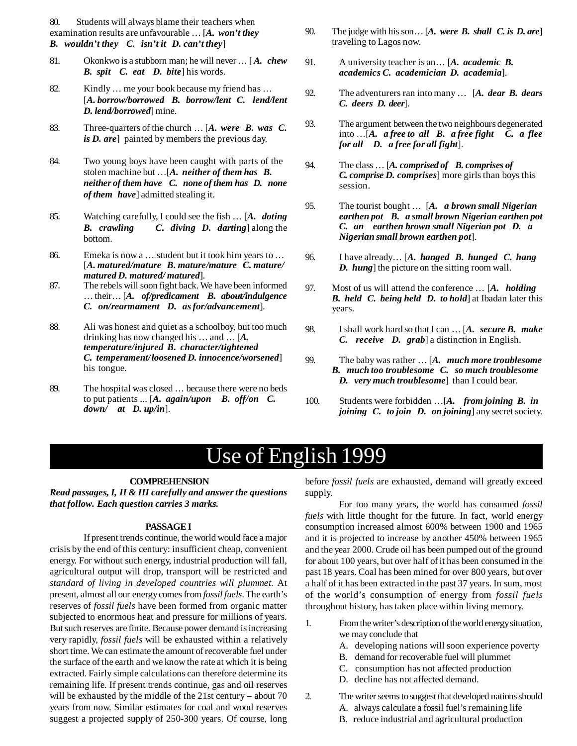80. Students will always blame their teachers when examination results are unfavourable … [***A. won't they B. wouldn't they C. isn't it D. can't they***]

81. Okonkwo is a stubborn man; he will never … [***A. chew B. spit C. eat D. bite***] his words.

82. Kindly … me your book because my friend has … [***A. borrow/borrowed B. borrow/lent C. lend/lent D. lend/borrowed***] mine.

83. Three-quarters of the church … [***A. were B. was C. is D. are***] painted by members the previous day.

84. Two young boys have been caught with parts of the stolen machine but …[***A. neither of them has B. neither of them have C. none of them has D. none of them have***] admitted stealing it.

85. Watching carefully, I could see the fish … [***A. doting B. crawling C. diving D. darting***] along the bottom.

86. Emeka is now a … student but it took him years to … [***A. matured/mature B. mature/mature C. mature/ matured D. matured/ matured***].

87. The rebels will soon fight back. We have been informed … their… [***A. of/predicament B. about/indulgence C. on/rearmament D. as for/advancement***].

88. Ali was honest and quiet as a schoolboy, but too much drinking has now changed his … and … [***A. temperature/injured B. character/tightened C. temperament/loosened D. innocence/worsened***] his tongue.

89. The hospital was closed … because there were no beds to put patients ... [***A. again/upon B. off/on C. down/ at D. up/in***].

90. The judge with his son… [***A. were B. shall C. is D. are***] traveling to Lagos now.

91. A university teacher is an… [***A. academic B. academics C. academician D. academia***].

92. The adventurers ran into many … [***A. dear B. dears C. deers D. deer***].

93. The argument between the two neighbours degenerated into …[***A. a free to all B. a free fight C. a flee for all D. a free for all fight***].

94. The class … [***A. comprised of B. comprises of C. comprise D. comprises***] more girls than boys this session.

95. The tourist bought … [***A. a brown small Nigerian earthen pot B. a small brown Nigerian earthen pot C. an earthen brown small Nigerian pot D. a Nigerian small brown earthen pot***].

96. I have already… [***A. hanged B. hunged C. hang D. hung***] the picture on the sitting room wall.

97. Most of us will attend the conference … [***A. holding B. held C. being held D. to hold***] at Ibadan later this years.

98. I shall work hard so that I can … [***A. secure B. make C. receive D. grab***] a distinction in English.

99. The baby was rather … [***A. much more troublesome B. much too troublesome C. so much troublesome D. very much troublesome***] than I could bear.

100. Students were forbidden …[***A. from joining B. in joining C. to join D. on joining***] any secret society.

# Use of English 1999

### COMPREHENSION

***Read passages, I, II & III carefully and answer the questions that follow. Each question carries 3 marks.***

### PASSAGE I

If present trends continue, the world would face a major crisis by the end of this century: insufficient cheap, convenient energy. For without such energy, industrial production will fall, agricultural output will drop, transport will be restricted and *standard of living in developed countries will plummet*. At present, almost all our energy comes from *fossil fuels*. The earth's reserves of *fossil fuels* have been formed from organic matter subjected to enormous heat and pressure for millions of years. But such reserves are finite. Because power demand is increasing very rapidly, *fossil fuels* will be exhausted within a relatively short time. We can estimate the amount of recoverable fuel under the surface of the earth and we know the rate at which it is being extracted. Fairly simple calculations can therefore determine its remaining life. If present trends continue, gas and oil reserves will be exhausted by the middle of the 21st century – about 70 years from now. Similar estimates for coal and wood reserves suggest a projected supply of 250-300 years. Of course, long before *fossil fuels* are exhausted, demand will greatly exceed supply.

For too many years, the world has consumed *fossil fuels* with little thought for the future. In fact, world energy consumption increased almost 600% between 1900 and 1965 and it is projected to increase by another 450% between 1965 and the year 2000. Crude oil has been pumped out of the ground for about 100 years, but over half of it has been consumed in the past 18 years. Coal has been mined for over 800 years, but over a half of it has been extracted in the past 37 years. In sum, most of the world's consumption of energy from *fossil fuels* throughout history, has taken place within living memory.

1. From the writer's description of the world energy situation, we may conclude that
   A. developing nations will soon experience poverty
   B. demand for recoverable fuel will plummet
   C. consumption has not affected production
   D. decline has not affected demand.

2. The writer seems to suggest that developed nations should
   A. always calculate a fossil fuel's remaining life
   B. reduce industrial and agricultural production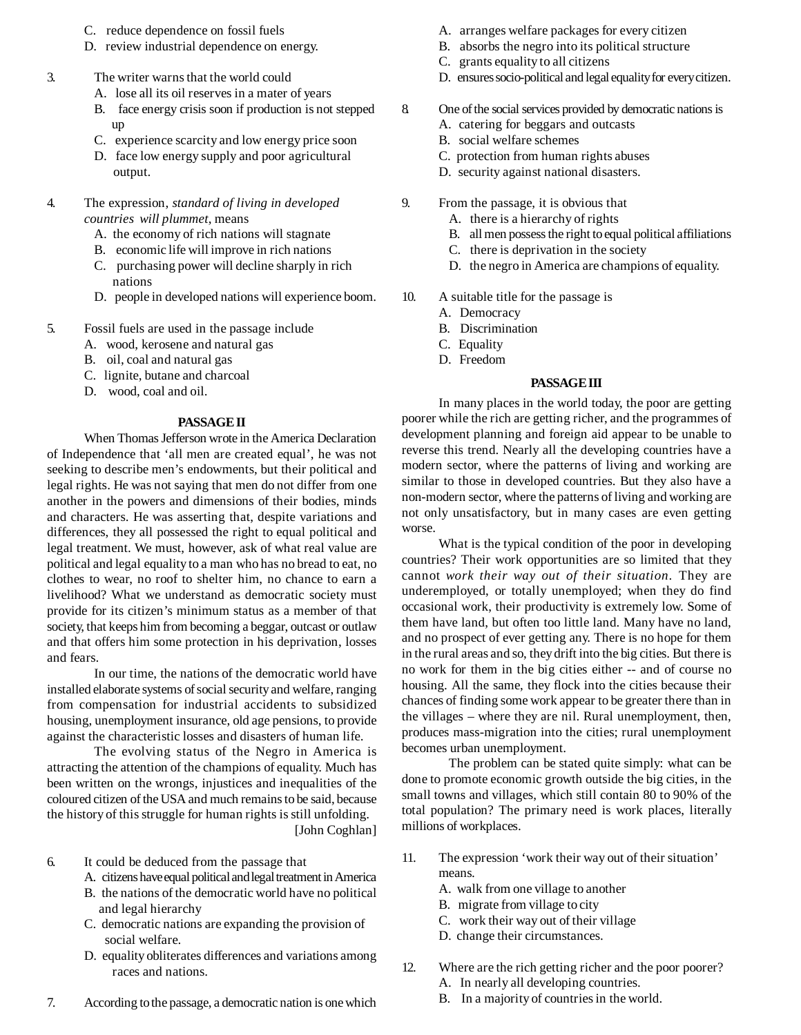C. reduce dependence on fossil fuels
D. review industrial dependence on energy.

3. The writer warns that the world could
   A. lose all its oil reserves in a mater of years
   B. face energy crisis soon if production is not stepped up
   C. experience scarcity and low energy price soon
   D. face low energy supply and poor agricultural output.

4. The expression, *standard of living in developed countries will plummet*, means
   A. the economy of rich nations will stagnate
   B. economic life will improve in rich nations
   C. purchasing power will decline sharply in rich nations
   D. people in developed nations will experience boom.

5. Fossil fuels are used in the passage include
   A. wood, kerosene and natural gas
   B. oil, coal and natural gas
   C. lignite, butane and charcoal
   D. wood, coal and oil.

## PASSAGE II

When Thomas Jefferson wrote in the America Declaration of Independence that 'all men are created equal', he was not seeking to describe men's endowments, but their political and legal rights. He was not saying that men do not differ from one another in the powers and dimensions of their bodies, minds and characters. He was asserting that, despite variations and differences, they all possessed the right to equal political and legal treatment. We must, however, ask of what real value are political and legal equality to a man who has no bread to eat, no clothes to wear, no roof to shelter him, no chance to earn a livelihood? What we understand as democratic society must provide for its citizen's minimum status as a member of that society, that keeps him from becoming a beggar, outcast or outlaw and that offers him some protection in his deprivation, losses and fears.

In our time, the nations of the democratic world have installed elaborate systems of social security and welfare, ranging from compensation for industrial accidents to subsidized housing, unemployment insurance, old age pensions, to provide against the characteristic losses and disasters of human life.

The evolving status of the Negro in America is attracting the attention of the champions of equality. Much has been written on the wrongs, injustices and inequalities of the coloured citizen of the USA and much remains to be said, because the history of this struggle for human rights is still unfolding.

[John Coghlan]

6. It could be deduced from the passage that
   A. citizens have equal political and legal treatment in America
   B. the nations of the democratic world have no political and legal hierarchy
   C. democratic nations are expanding the provision of social welfare.
   D. equality obliterates differences and variations among races and nations.

7. According to the passage, a democratic nation is one which
   A. arranges welfare packages for every citizen
   B. absorbs the negro into its political structure
   C. grants equality to all citizens
   D. ensures socio-political and legal equality for every citizen.

8. One of the social services provided by democratic nations is
   A. catering for beggars and outcasts
   B. social welfare schemes
   C. protection from human rights abuses
   D. security against national disasters.

9. From the passage, it is obvious that
   A. there is a hierarchy of rights
   B. all men possess the right to equal political affiliations
   C. there is deprivation in the society
   D. the negro in America are champions of equality.

10. A suitable title for the passage is
    A. Democracy
    B. Discrimination
    C. Equality
    D. Freedom

## PASSAGE III

In many places in the world today, the poor are getting poorer while the rich are getting richer, and the programmes of development planning and foreign aid appear to be unable to reverse this trend. Nearly all the developing countries have a modern sector, where the patterns of living and working are similar to those in developed countries. But they also have a non-modern sector, where the patterns of living and working are not only unsatisfactory, but in many cases are even getting worse.

What is the typical condition of the poor in developing countries? Their work opportunities are so limited that they cannot *work their way out of their situation*. They are underemployed, or totally unemployed; when they do find occasional work, their productivity is extremely low. Some of them have land, but often too little land. Many have no land, and no prospect of ever getting any. There is no hope for them in the rural areas and so, they drift into the big cities. But there is no work for them in the big cities either -- and of course no housing. All the same, they flock into the cities because their chances of finding some work appear to be greater there than in the villages – where they are nil. Rural unemployment, then, produces mass-migration into the cities; rural unemployment becomes urban unemployment.

The problem can be stated quite simply: what can be done to promote economic growth outside the big cities, in the small towns and villages, which still contain 80 to 90% of the total population? The primary need is work places, literally millions of workplaces.

11. The expression 'work their way out of their situation' means.
    A. walk from one village to another
    B. migrate from village to city
    C. work their way out of their village
    D. change their circumstances.

12. Where are the rich getting richer and the poor poorer?
    A. In nearly all developing countries.
    B. In a majority of countries in the world.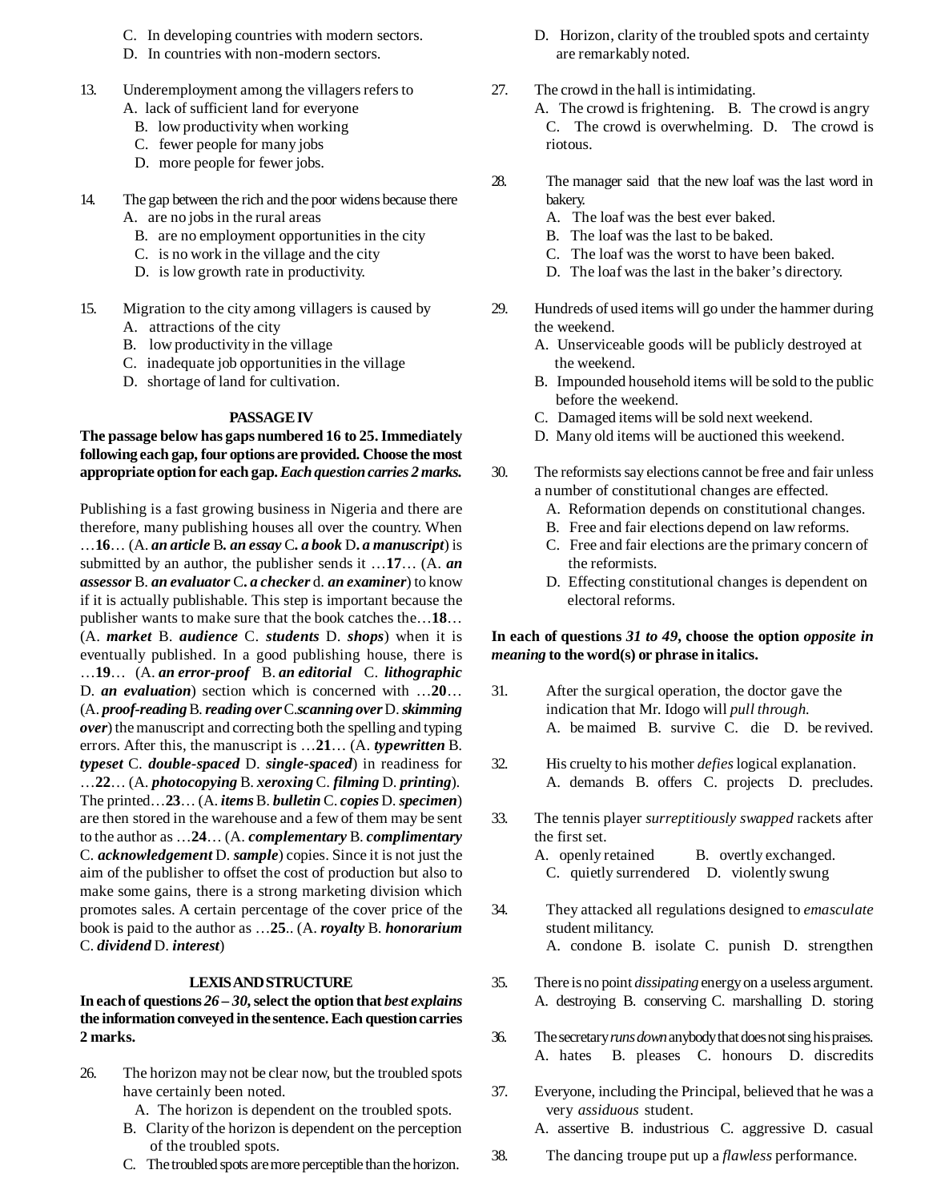C. In developing countries with modern sectors.
D. In countries with non-modern sectors.

13. Underemployment among the villagers refers to
A. lack of sufficient land for everyone
B. low productivity when working
C. fewer people for many jobs
D. more people for fewer jobs.

14. The gap between the rich and the poor widens because there
A. are no jobs in the rural areas
B. are no employment opportunities in the city
C. is no work in the village and the city
D. is low growth rate in productivity.

15. Migration to the city among villagers is caused by
A. attractions of the city
B. low productivity in the village
C. inadequate job opportunities in the village
D. shortage of land for cultivation.

### PASSAGE IV

**The passage below has gaps numbered 16 to 25. Immediately following each gap, four options are provided. Choose the most appropriate option for each gap. *Each question carries 2 marks.***

Publishing is a fast growing business in Nigeria and there are therefore, many publishing houses all over the country. When …**16**… (A. ***an article*** B**.** ***an essay*** C**.** ***a book*** D**.** ***a manuscript***) is submitted by an author, the publisher sends it …**17**… (A. ***an assessor*** B. ***an evaluator*** C**.** ***a checker*** d. ***an examiner***) to know if it is actually publishable. This step is important because the publisher wants to make sure that the book catches the…**18**… (A. ***market*** B. ***audience*** C. ***students*** D. ***shops***) when it is eventually published. In a good publishing house, there is …**19**… (A. ***an error-proof*** B. ***an editorial*** C. ***lithographic*** D. ***an evaluation***) section which is concerned with …**20**… (A. ***proof-reading*** B. ***reading over*** C.***scanning over*** D. ***skimming over***) the manuscript and correcting both the spelling and typing errors. After this, the manuscript is …**21**… (A. ***typewritten*** B. ***typeset*** C. ***double-spaced*** D. ***single-spaced***) in readiness for …**22**… (A. ***photocopying*** B. ***xeroxing*** C. ***filming*** D. ***printing***). The printed…**23**… (A. ***items*** B. ***bulletin*** C. ***copies*** D. ***specimen***) are then stored in the warehouse and a few of them may be sent to the author as …**24**… (A. ***complementary*** B. ***complimentary*** C. ***acknowledgement*** D. ***sample***) copies. Since it is not just the aim of the publisher to offset the cost of production but also to make some gains, there is a strong marketing division which promotes sales. A certain percentage of the cover price of the book is paid to the author as …**25**.. (A. ***royalty*** B. ***honorarium*** C. ***dividend*** D. ***interest***)

### LEXIS AND STRUCTURE

**In each of questions *26 – 30*, select the option that *best explains* the information conveyed in the sentence. Each question carries 2 marks.**

26. The horizon may not be clear now, but the troubled spots have certainly been noted.
A. The horizon is dependent on the troubled spots.
B. Clarity of the horizon is dependent on the perception of the troubled spots.
C. The troubled spots are more perceptible than the horizon.
D. Horizon, clarity of the troubled spots and certainty are remarkably noted.

27. The crowd in the hall is intimidating.
A. The crowd is frightening. B. The crowd is angry C. The crowd is overwhelming. D. The crowd is riotous.

28. The manager said that the new loaf was the last word in bakery.
A. The loaf was the best ever baked.
B. The loaf was the last to be baked.
C. The loaf was the worst to have been baked.
D. The loaf was the last in the baker's directory.

29. Hundreds of used items will go under the hammer during the weekend.
A. Unserviceable goods will be publicly destroyed at the weekend.
B. Impounded household items will be sold to the public before the weekend.
C. Damaged items will be sold next weekend.
D. Many old items will be auctioned this weekend.

30. The reformists say elections cannot be free and fair unless a number of constitutional changes are effected.
A. Reformation depends on constitutional changes.
B. Free and fair elections depend on law reforms.
C. Free and fair elections are the primary concern of the reformists.
D. Effecting constitutional changes is dependent on electoral reforms.

**In each of questions *31 to 49*, choose the option *opposite in meaning* to the word(s) or phrase in italics.**

31. After the surgical operation, the doctor gave the indication that Mr. Idogo will *pull through.*
A. be maimed B. survive C. die D. be revived.

32. His cruelty to his mother *defies* logical explanation.
A. demands B. offers C. projects D. precludes.

33. The tennis player *surreptitiously swapped* rackets after the first set.
A. openly retained B. overtly exchanged. C. quietly surrendered D. violently swung

34. They attacked all regulations designed to *emasculate* student militancy.
A. condone B. isolate C. punish D. strengthen

35. There is no point *dissipating* energy on a useless argument.
A. destroying B. conserving C. marshalling D. storing

36. The secretary *runs down* anybody that does not sing his praises.
A. hates B. pleases C. honours D. discredits

37. Everyone, including the Principal, believed that he was a very *assiduous* student.
A. assertive B. industrious C. aggressive D. casual

38. The dancing troupe put up a *flawless* performance.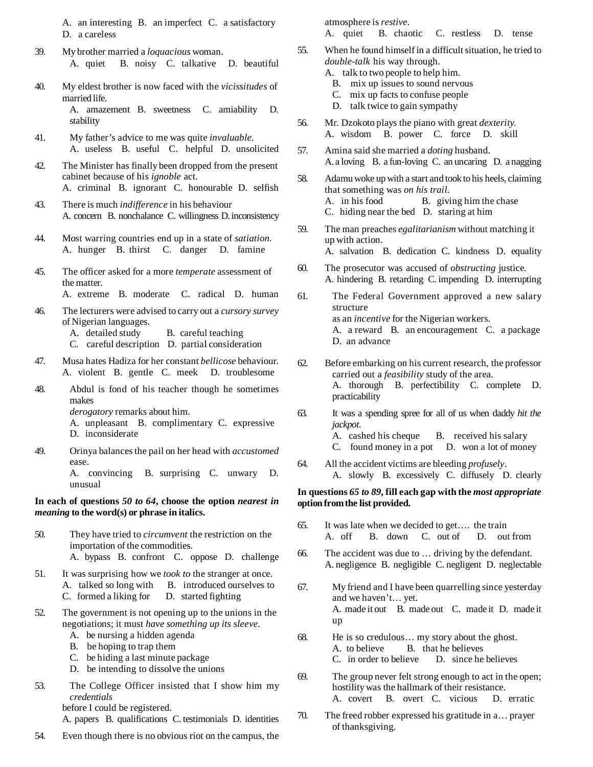A. an interesting B. an imperfect C. a satisfactory D. a careless

39. My brother married a *loquacious* woman.
A. quiet B. noisy C. talkative D. beautiful

40. My eldest brother is now faced with the *vicissitudes* of married life.
A. amazement B. sweetness C. amiability D. stability

41. My father's advice to me was quite *invaluable*.
A. useless B. useful C. helpful D. unsolicited

42. The Minister has finally been dropped from the present cabinet because of his *ignoble* act.
A. criminal B. ignorant C. honourable D. selfish

43. There is much *indifference* in his behaviour
A. concern B. nonchalance C. willingness D. inconsistency

44. Most warring countries end up in a state of *satiation.*
A. hunger B. thirst C. danger D. famine

45. The officer asked for a more *temperate* assessment of the matter.
A. extreme B. moderate C. radical D. human

46. The lecturers were advised to carry out a *cursory survey* of Nigerian languages.
A. detailed study B. careful teaching
C. careful description D. partial consideration

47. Musa hates Hadiza for her constant *bellicose* behaviour.
A. violent B. gentle C. meek D. troublesome

48. Abdul is fond of his teacher though he sometimes makes *derogatory* remarks about him.
A. unpleasant B. complimentary C. expressive D. inconsiderate

49. Orinya balances the pail on her head with *accustomed* ease.
A. convincing B. surprising C. unwary D. unusual

**In each of questions *50 to 64*, choose the option *nearest in meaning* to the word(s) or phrase in italics.**

50. They have tried to *circumvent* the restriction on the importation of the commodities.
A. bypass B. confront C. oppose D. challenge

51. It was surprising how we *took to* the stranger at once.
A. talked so long with B. introduced ourselves to
C. formed a liking for D. started fighting

52. The government is not opening up to the unions in the negotiations; it must *have something up its sleeve.*
A. be nursing a hidden agenda
B. be hoping to trap them
C. be hiding a last minute package
D. be intending to dissolve the unions

53. The College Officer insisted that I show him my *credentials* before I could be registered.
A. papers B. qualifications C. testimonials D. identities

54. Even though there is no obvious riot on the campus, the atmosphere is *restive*.
A. quiet B. chaotic C. restless D. tense

55. When he found himself in a difficult situation, he tried to *double-talk* his way through.
A. talk to two people to help him.
B. mix up issues to sound nervous
C. mix up facts to confuse people
D. talk twice to gain sympathy

56. Mr. Dzokoto plays the piano with great *dexterity.*
A. wisdom B. power C. force D. skill

57. Amina said she married a *doting* husband.
A. a loving B. a fun-loving C. an uncaring D. a nagging

58. Adamu woke up with a start and took to his heels, claiming that something was *on his trail.*
A. in his food B. giving him the chase
C. hiding near the bed D. staring at him

59. The man preaches *egalitarianism* without matching it up with action.
A. salvation B. dedication C. kindness D. equality

60. The prosecutor was accused of *obstructing* justice.
A. hindering B. retarding C. impending D. interrupting

61. The Federal Government approved a new salary structure as an *incentive* for the Nigerian workers.
A. a reward B. an encouragement C. a package D. an advance

62. Before embarking on his current research, the professor carried out a *feasibility* study of the area.
A. thorough B. perfectibility C. complete D. practicability

63. It was a spending spree for all of us when daddy *hit the jackpot.*
A. cashed his cheque B. received his salary
C. found money in a pot D. won a lot of money

64. All the accident victims are bleeding *profusely*.
A. slowly B. excessively C. diffusely D. clearly

**In questions *65 to 89*, fill each gap with the *most appropriate* option from the list provided.**

65. It was late when we decided to get…. the train
A. off B. down C. out of D. out from

66. The accident was due to … driving by the defendant.
A. negligence B. negligible C. negligent D. neglectable

67. My friend and I have been quarrelling since yesterday and we haven't… yet.
A. made it out B. made out C. made it D. made it up

68. He is so credulous… my story about the ghost.
A. to believe B. that he believes
C. in order to believe D. since he believes

69. The group never felt strong enough to act in the open; hostility was the hallmark of their resistance.
A. covert B. overt C. vicious D. erratic

70. The freed robber expressed his gratitude in a… prayer of thanksgiving.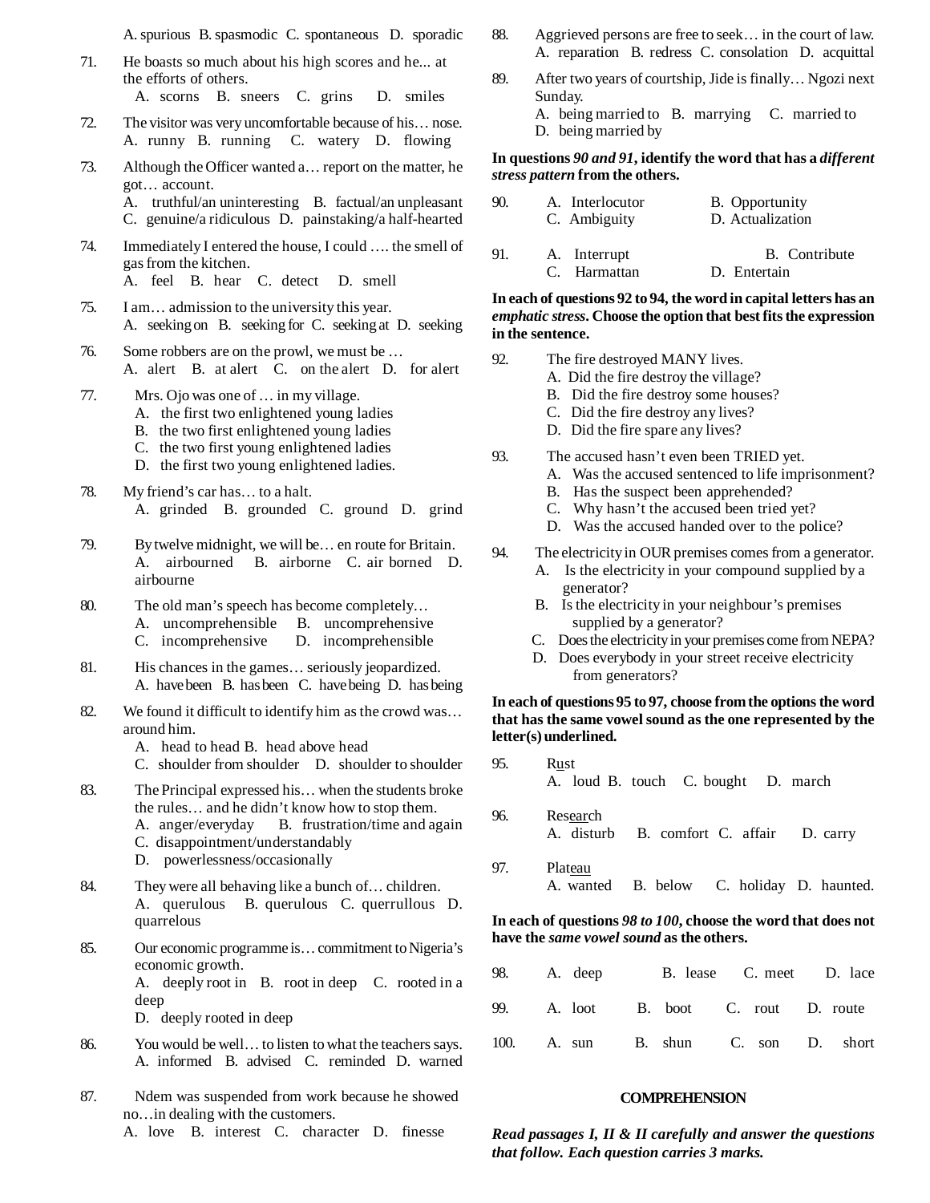A. spurious B. spasmodic C. spontaneous D. sporadic

71. He boasts so much about his high scores and he... at the efforts of others.
A. scorns B. sneers C. grins D. smiles

72. The visitor was very uncomfortable because of his… nose.
A. runny B. running C. watery D. flowing

73. Although the Officer wanted a… report on the matter, he got… account.
A. truthful/an uninteresting B. factual/an unpleasant C. genuine/a ridiculous D. painstaking/a half-hearted

74. Immediately I entered the house, I could …. the smell of gas from the kitchen.
A. feel B. hear C. detect D. smell

75. I am… admission to the university this year.
A. seeking on B. seeking for C. seeking at D. seeking

76. Some robbers are on the prowl, we must be …
A. alert B. at alert C. on the alert D. for alert

77. Mrs. Ojo was one of … in my village.
A. the first two enlightened young ladies
B. the two first enlightened young ladies
C. the two first young enlightened ladies
D. the first two young enlightened ladies.

78. My friend’s car has… to a halt.
A. grinded B. grounded C. ground D. grind

79. By twelve midnight, we will be… en route for Britain.
A. airbourned B. airborne C. air borned D. airbourne

80. The old man’s speech has become completely…
A. uncomprehensible B. uncomprehensive C. incomprehensive D. incomprehensible

81. His chances in the games… seriously jeopardized.
A. have been B. has been C. have being D. has being

82. We found it difficult to identify him as the crowd was… around him.
A. head to head B. head above head C. shoulder from shoulder D. shoulder to shoulder

83. The Principal expressed his… when the students broke the rules… and he didn’t know how to stop them.
A. anger/everyday B. frustration/time and again C. disappointment/understandably D. powerlessness/occasionally

84. They were all behaving like a bunch of… children.
A. querulous B. querulous C. querrullous D. quarrelous

85. Our economic programme is… commitment to Nigeria’s economic growth.
A. deeply root in B. root in deep C. rooted in a deep D. deeply rooted in deep

86. You would be well… to listen to what the teachers says.
A. informed B. advised C. reminded D. warned

87. Ndem was suspended from work because he showed no…in dealing with the customers.
A. love B. interest C. character D. finesse

88. Aggrieved persons are free to seek… in the court of law.
A. reparation B. redress C. consolation D. acquittal

89. After two years of courtship, Jide is finally… Ngozi next Sunday.
A. being married to B. marrying C. married to D. being married by

**In questions *90 and 91*, identify the word that has a *different stress pattern* from the others.**

90. A. Interlocutor B. Opportunity C. Ambiguity D. Actualization

91. A. Interrupt B. Contribute C. Harmattan D. Entertain

**In each of questions 92 to 94, the word in capital letters has an *emphatic stress*. Choose the option that best fits the expression in the sentence.**

92. The fire destroyed MANY lives.
A. Did the fire destroy the village?
B. Did the fire destroy some houses?
C. Did the fire destroy any lives?
D. Did the fire spare any lives?

93. The accused hasn’t even been TRIED yet.
A. Was the accused sentenced to life imprisonment?
B. Has the suspect been apprehended?
C. Why hasn’t the accused been tried yet?
D. Was the accused handed over to the police?

94. The electricity in OUR premises comes from a generator.
A. Is the electricity in your compound supplied by a generator?
B. Is the electricity in your neighbour’s premises supplied by a generator?
C. Does the electricity in your premises come from NEPA?
D. Does everybody in your street receive electricity from generators?

**In each of questions 95 to 97, choose from the options the word that has the same vowel sound as the one represented by the letter(s) underlined.**

95. R<u>u</u>st
A. loud B. touch C. bought D. march

96. Res<u>ear</u>ch
A. disturb B. comfort C. affair D. carry

97. Plat<u>eau</u>
A. wanted B. below C. holiday D. haunted.

**In each of questions *98 to 100*, choose the word that does not have the *same vowel sound* as the others.**

98. A. deep B. lease C. meet D. lace

99. A. loot B. boot C. rout D. route

100. A. sun B. shun C. son D. short

## COMPREHENSION

***Read passages I, II & II carefully and answer the questions that follow. Each question carries 3 marks.***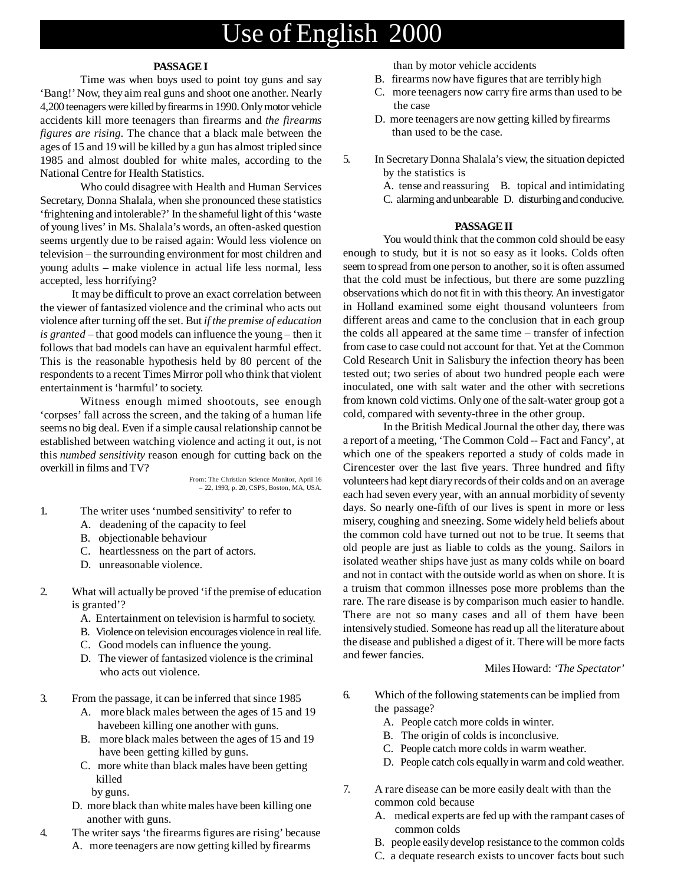# Use of English 2000

### PASSAGE I

Time was when boys used to point toy guns and say 'Bang!' Now, they aim real guns and shoot one another. Nearly 4,200 teenagers were killed by firearms in 1990. Only motor vehicle accidents kill more teenagers than firearms and *the firearms figures are rising*. The chance that a black male between the ages of 15 and 19 will be killed by a gun has almost tripled since 1985 and almost doubled for white males, according to the National Centre for Health Statistics.

Who could disagree with Health and Human Services Secretary, Donna Shalala, when she pronounced these statistics 'frightening and intolerable?' In the shameful light of this 'waste of young lives' in Ms. Shalala's words, an often-asked question seems urgently due to be raised again: Would less violence on television – the surrounding environment for most children and young adults – make violence in actual life less normal, less accepted, less horrifying?

It may be difficult to prove an exact correlation between the viewer of fantasized violence and the criminal who acts out violence after turning off the set. But *if the premise of education is granted* – that good models can influence the young – then it follows that bad models can have an equivalent harmful effect. This is the reasonable hypothesis held by 80 percent of the respondents to a recent Times Mirror poll who think that violent entertainment is 'harmful' to society.

Witness enough mimed shootouts, see enough 'corpses' fall across the screen, and the taking of a human life seems no big deal. Even if a simple causal relationship cannot be established between watching violence and acting it out, is not this *numbed sensitivity* reason enough for cutting back on the overkill in films and TV?

From: The Christian Science Monitor, April 16 – 22, 1993, p. 20, CSPS, Boston, MA, USA.

1. The writer uses 'numbed sensitivity' to refer to
   A. deadening of the capacity to feel
   B. objectionable behaviour
   C. heartlessness on the part of actors.
   D. unreasonable violence.

2. What will actually be proved 'if the premise of education is granted'?
   A. Entertainment on television is harmful to society.
   B. Violence on television encourages violence in real life.
   C. Good models can influence the young.
   D. The viewer of fantasized violence is the criminal who acts out violence.

3. From the passage, it can be inferred that since 1985
   A. more black males between the ages of 15 and 19 havebeen killing one another with guns.
   B. more black males between the ages of 15 and 19 have been getting killed by guns.
   C. more white than black males have been getting killed by guns.
   D. more black than white males have been killing one another with guns.

4. The writer says 'the firearms figures are rising' because
   A. more teenagers are now getting killed by firearms than by motor vehicle accidents
   B. firearms now have figures that are terribly high
   C. more teenagers now carry fire arms than used to be the case
   D. more teenagers are now getting killed by firearms than used to be the case.

5. In Secretary Donna Shalala's view, the situation depicted by the statistics is
   A. tense and reassuring B. topical and intimidating
   C. alarming and unbearable D. disturbing and conducive.

### PASSAGE II

You would think that the common cold should be easy enough to study, but it is not so easy as it looks. Colds often seem to spread from one person to another, so it is often assumed that the cold must be infectious, but there are some puzzling observations which do not fit in with this theory. An investigator in Holland examined some eight thousand volunteers from different areas and came to the conclusion that in each group the colds all appeared at the same time – transfer of infection from case to case could not account for that. Yet at the Common Cold Research Unit in Salisbury the infection theory has been tested out; two series of about two hundred people each were inoculated, one with salt water and the other with secretions from known cold victims. Only one of the salt-water group got a cold, compared with seventy-three in the other group.

In the British Medical Journal the other day, there was a report of a meeting, 'The Common Cold -- Fact and Fancy', at which one of the speakers reported a study of colds made in Cirencester over the last five years. Three hundred and fifty volunteers had kept diary records of their colds and on an average each had seven every year, with an annual morbidity of seventy days. So nearly one-fifth of our lives is spent in more or less misery, coughing and sneezing. Some widely held beliefs about the common cold have turned out not to be true. It seems that old people are just as liable to colds as the young. Sailors in isolated weather ships have just as many colds while on board and not in contact with the outside world as when on shore. It is a truism that common illnesses pose more problems than the rare. The rare disease is by comparison much easier to handle. There are not so many cases and all of them have been intensively studied. Someone has read up all the literature about the disease and published a digest of it. There will be more facts and fewer fancies.

Miles Howard: *'The Spectator'*

6. Which of the following statements can be implied from the passage?
   A. People catch more colds in winter.
   B. The origin of colds is inconclusive.
   C. People catch more colds in warm weather.
   D. People catch cols equally in warm and cold weather.

7. A rare disease can be more easily dealt with than the common cold because
   A. medical experts are fed up with the rampant cases of common colds
   B. people easily develop resistance to the common colds
   C. a dequate research exists to uncover facts bout such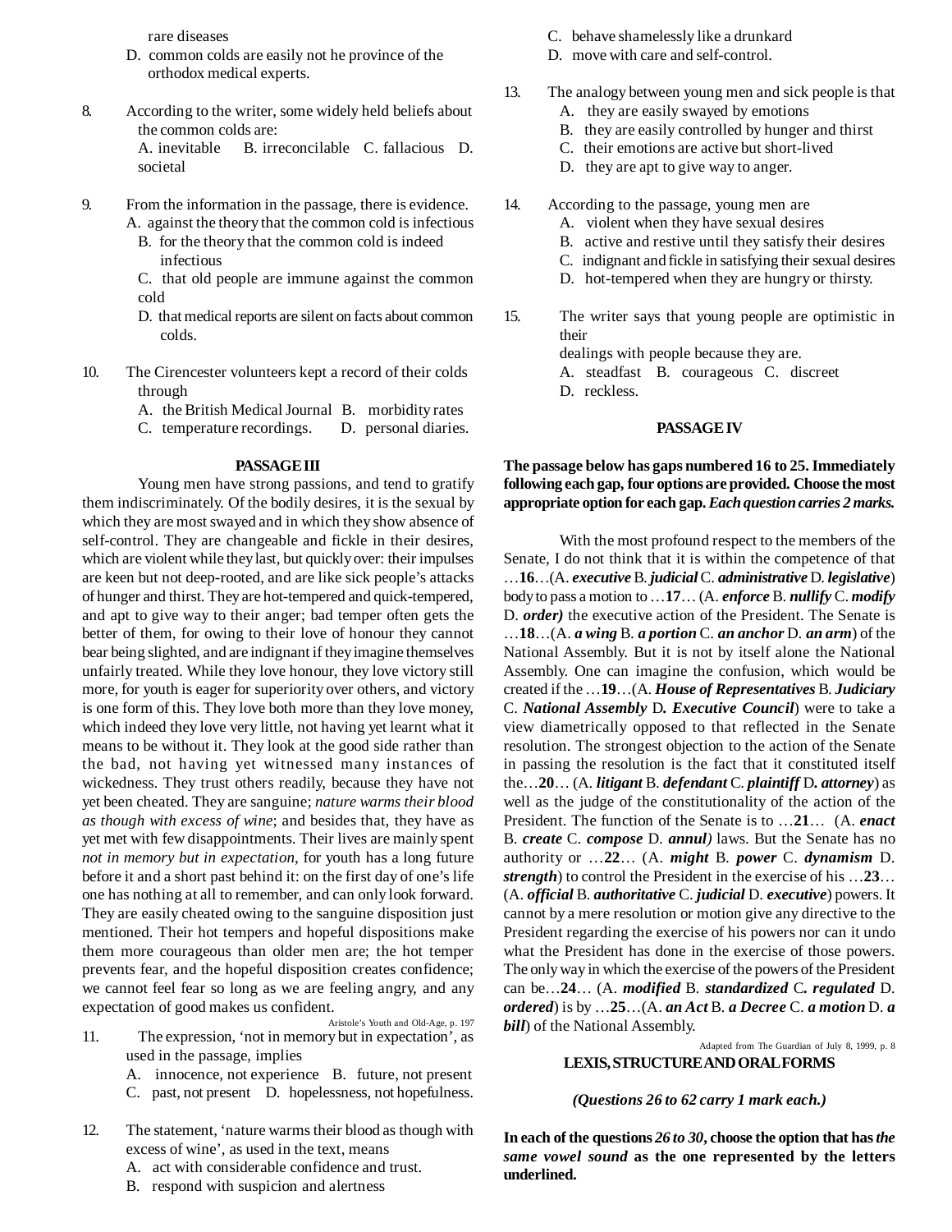rare diseases

D. common colds are easily not he province of the orthodox medical experts.

8. According to the writer, some widely held beliefs about the common colds are:
A. inevitable B. irreconcilable C. fallacious D. societal

9. From the information in the passage, there is evidence.
A. against the theory that the common cold is infectious
B. for the theory that the common cold is indeed infectious
C. that old people are immune against the common cold
D. that medical reports are silent on facts about common colds.

10. The Cirencester volunteers kept a record of their colds through
A. the British Medical Journal B. morbidity rates
C. temperature recordings. D. personal diaries.

**PASSAGE III**

Young men have strong passions, and tend to gratify them indiscriminately. Of the bodily desires, it is the sexual by which they are most swayed and in which they show absence of self-control. They are changeable and fickle in their desires, which are violent while they last, but quickly over: their impulses are keen but not deep-rooted, and are like sick people's attacks of hunger and thirst. They are hot-tempered and quick-tempered, and apt to give way to their anger; bad temper often gets the better of them, for owing to their love of honour they cannot bear being slighted, and are indignant if they imagine themselves unfairly treated. While they love honour, they love victory still more, for youth is eager for superiority over others, and victory is one form of this. They love both more than they love money, which indeed they love very little, not having yet learnt what it means to be without it. They look at the good side rather than the bad, not having yet witnessed many instances of wickedness. They trust others readily, because they have not yet been cheated. They are sanguine; *nature warms their blood as though with excess of wine*; and besides that, they have as yet met with few disappointments. Their lives are mainly spent *not in memory but in expectation*, for youth has a long future before it and a short past behind it: on the first day of one's life one has nothing at all to remember, and can only look forward. They are easily cheated owing to the sanguine disposition just mentioned. Their hot tempers and hopeful dispositions make them more courageous than older men are; the hot temper prevents fear, and the hopeful disposition creates confidence; we cannot feel fear so long as we are feeling angry, and any expectation of good makes us confident.

Aristole's Youth and Old-Age, p. 197

11. The expression, 'not in memory but in expectation', as used in the passage, implies
A. innocence, not experience B. future, not present
C. past, not present D. hopelessness, not hopefulness.

12. The statement, 'nature warms their blood as though with excess of wine', as used in the text, means
A. act with considerable confidence and trust.
B. respond with suspicion and alertness
C. behave shamelessly like a drunkard
D. move with care and self-control.

13. The analogy between young men and sick people is that
A. they are easily swayed by emotions
B. they are easily controlled by hunger and thirst
C. their emotions are active but short-lived
D. they are apt to give way to anger.

14. According to the passage, young men are
A. violent when they have sexual desires
B. active and restive until they satisfy their desires
C. indignant and fickle in satisfying their sexual desires
D. hot-tempered when they are hungry or thirsty.

15. The writer says that young people are optimistic in their dealings with people because they are.
A. steadfast B. courageous C. discreet D. reckless.

**PASSAGE IV**

**The passage below has gaps numbered 16 to 25. Immediately following each gap, four options are provided. Choose the most appropriate option for each gap. *Each question carries 2 marks.***

With the most profound respect to the members of the Senate, I do not think that it is within the competence of that …**16**…(A. ***executive*** B. ***judicial*** C. ***administrative*** D. ***legislative***) body to pass a motion to …**17**… (A. ***enforce*** B. ***nullify*** C. ***modify*** D. ***order)*** the executive action of the President. The Senate is …**18**…(A. ***a wing*** B. ***a portion*** C. ***an anchor*** D. ***an arm***) of the National Assembly. But it is not by itself alone the National Assembly. One can imagine the confusion, which would be created if the …**19**…(A. ***House of Representatives*** B. ***Judiciary*** C. ***National Assembly*** D***. Executive Council***) were to take a view diametrically opposed to that reflected in the Senate resolution. The strongest objection to the action of the Senate in passing the resolution is the fact that it constituted itself the…**20**… (A. ***litigant*** B. ***defendant*** C. ***plaintiff*** D***. attorney***) as well as the judge of the constitutionality of the action of the President. The function of the Senate is to …**21**… (A. ***enact*** B. ***create*** C. ***compose*** D. ***annul)*** laws. But the Senate has no authority or …**22**… (A. ***might*** B. ***power*** C. ***dynamism*** D. ***strength***) to control the President in the exercise of his …**23**… (A. ***official*** B. ***authoritative*** C. ***judicial*** D. ***executive***) powers. It cannot by a mere resolution or motion give any directive to the President regarding the exercise of his powers nor can it undo what the President has done in the exercise of those powers. The only way in which the exercise of the powers of the President can be…**24**… (A. ***modified*** B. ***standardized*** C***. regulated*** D. ***ordered***) is by …**25**…(A. ***an Act*** B. ***a Decree*** C. ***a motion*** D. ***a bill***) of the National Assembly.

Adapted from The Guardian of July 8, 1999, p. 8

## LEXIS, STRUCTURE AND ORAL FORMS

***(Questions 26 to 62 carry 1 mark each.)***

**In each of the questions *26 to 30*, choose the option that has *the same vowel sound* as the one represented by the letters underlined.**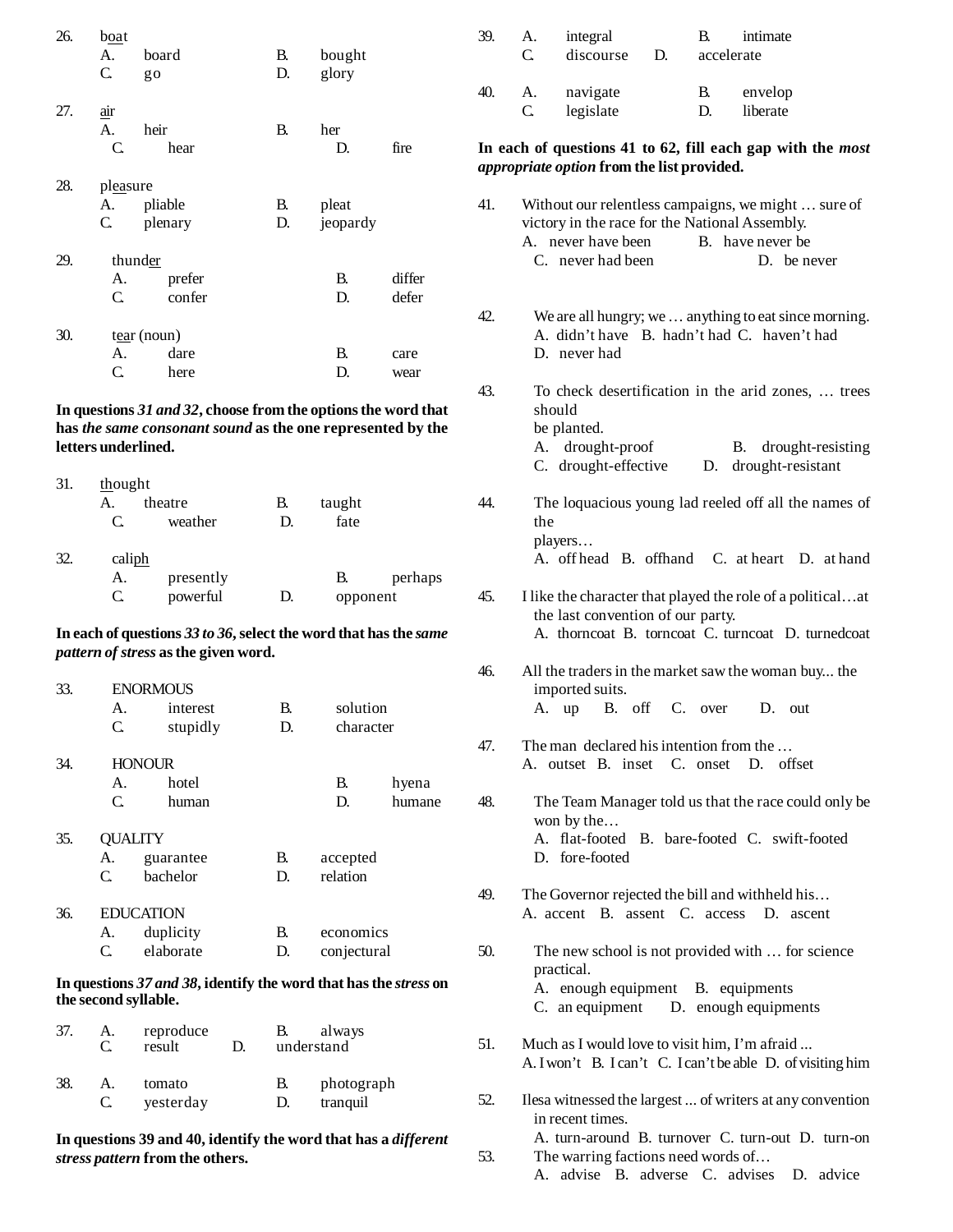26. b<u>oa</u>t
A. board B. bought
C. go D. glory

27. <u>ai</u>r
A. heir B. her
C. hear D. fire

28. pl<u>ea</u>sure
A. pliable B. pleat
C. plenary D. jeopardy

29. thund<u>er</u>
A. prefer B. differ
C. confer D. defer

30. t<u>ear</u> (noun)
A. dare B. care
C. here D. wear

**In questions *31 and 32*, choose from the options the word that has *the same consonant sound* as the one represented by the letters underlined.**

31. <u>th</u>ought
A. theatre B. taught
C. weather D. fate

32. cali<u>ph</u>
A. presently B. perhaps
C. powerful D. opponent

**In each of questions *33 to 36*, select the word that has the *same pattern of stress* as the given word.**

33. ENORMOUS
A. interest B. solution
C. stupidly D. character

34. HONOUR
A. hotel B. hyena
C. human D. humane

35. QUALITY
A. guarantee B. accepted
C. bachelor D. relation

36. EDUCATION
A. duplicity B. economics
C. elaborate D. conjectural

**In questions *37 and 38*, identify the word that has the *stress* on the second syllable.**

37. A. reproduce B. always
C. result D. understand

38. A. tomato B. photograph
C. yesterday D. tranquil

**In questions 39 and 40, identify the word that has a *different stress pattern* from the others.**

39. A. integral B. intimate
C. discourse D. accelerate

40. A. navigate B. envelop
C. legislate D. liberate

**In each of questions 41 to 62, fill each gap with the *most appropriate option* from the list provided.**

41. Without our relentless campaigns, we might … sure of victory in the race for the National Assembly.
A. never have been B. have never be
C. never had been D. be never

42. We are all hungry; we … anything to eat since morning.
A. didn't have B. hadn't had C. haven't had
D. never had

43. To check desertification in the arid zones, … trees should be planted.
A. drought-proof B. drought-resisting
C. drought-effective D. drought-resistant

44. The loquacious young lad reeled off all the names of the players…
A. off head B. offhand C. at heart D. at hand

45. I like the character that played the role of a political…at the last convention of our party.
A. thorncoat B. torncoat C. turncoat D. turnedcoat

46. All the traders in the market saw the woman buy... the imported suits.
A. up B. off C. over D. out

47. The man declared his intention from the …
A. outset B. inset C. onset D. offset

48. The Team Manager told us that the race could only be won by the…
A. flat-footed B. bare-footed C. swift-footed
D. fore-footed

49. The Governor rejected the bill and withheld his…
A. accent B. assent C. access D. ascent

50. The new school is not provided with … for science practical.
A. enough equipment B. equipments
C. an equipment D. enough equipments

51. Much as I would love to visit him, I'm afraid ...
A. I won't B. I can't C. I can't be able D. of visiting him

52. Ilesa witnessed the largest ... of writers at any convention in recent times.
A. turn-around B. turnover C. turn-out D. turn-on

53. The warring factions need words of…
A. advise B. adverse C. advises D. advice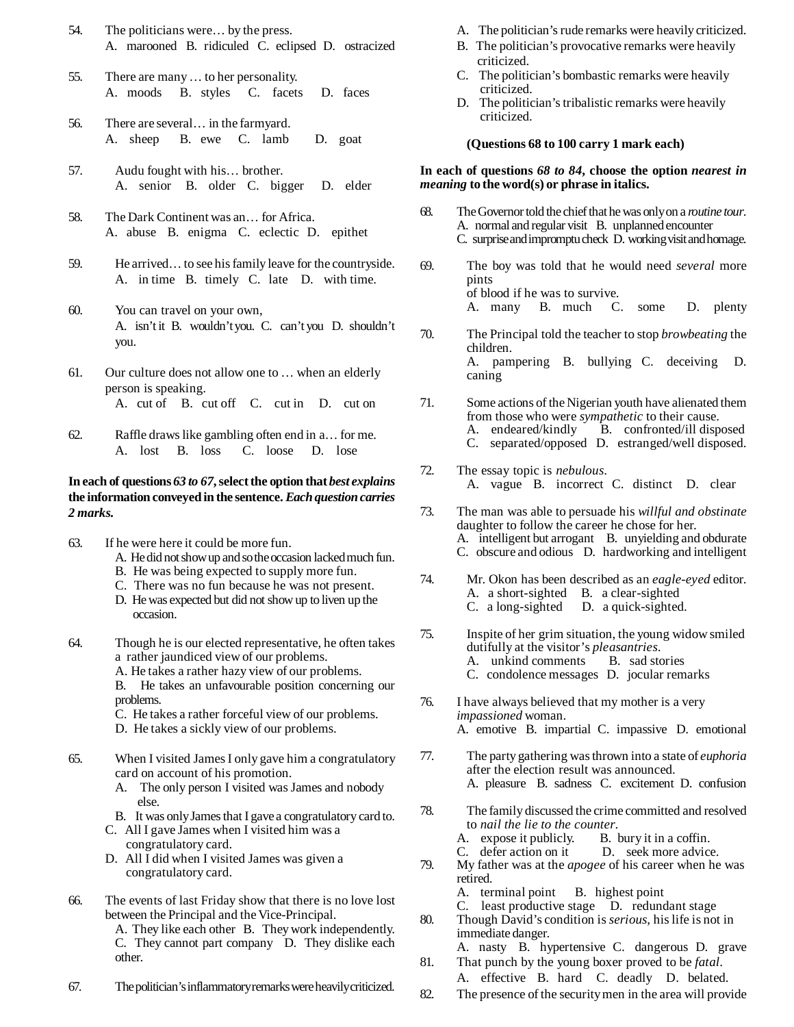54. The politicians were… by the press.
A. marooned B. ridiculed C. eclipsed D. ostracized

55. There are many … to her personality.
A. moods B. styles C. facets D. faces

56. There are several… in the farmyard.
A. sheep B. ewe C. lamb D. goat

57. Audu fought with his… brother.
A. senior B. older C. bigger D. elder

58. The Dark Continent was an… for Africa.
A. abuse B. enigma C. eclectic D. epithet

59. He arrived… to see his family leave for the countryside.
A. in time B. timely C. late D. with time.

60. You can travel on your own,
A. isn't it B. wouldn't you. C. can't you D. shouldn't you.

61. Our culture does not allow one to … when an elderly person is speaking.
A. cut of B. cut off C. cut in D. cut on

62. Raffle draws like gambling often end in a… for me.
A. lost B. loss C. loose D. lose

**In each of questions *63 to 67*, select the option that *best explains* the information conveyed in the sentence. *Each question carries 2 marks.***

63. If he were here it could be more fun.
A. He did not show up and so the occasion lacked much fun.
B. He was being expected to supply more fun.
C. There was no fun because he was not present.
D. He was expected but did not show up to liven up the occasion.

64. Though he is our elected representative, he often takes a rather jaundiced view of our problems.
A. He takes a rather hazy view of our problems.
B. He takes an unfavourable position concerning our problems.
C. He takes a rather forceful view of our problems.
D. He takes a sickly view of our problems.

65. When I visited James I only gave him a congratulatory card on account of his promotion.
A. The only person I visited was James and nobody else.
B. It was only James that I gave a congratulatory card to.
C. All I gave James when I visited him was a congratulatory card.
D. All I did when I visited James was given a congratulatory card.

66. The events of last Friday show that there is no love lost between the Principal and the Vice-Principal.
A. They like each other B. They work independently.
C. They cannot part company D. They dislike each other.

67. The politician's inflammatory remarks were heavily criticized.
A. The politician's rude remarks were heavily criticized.
B. The politician's provocative remarks were heavily criticized.
C. The politician's bombastic remarks were heavily criticized.
D. The politician's tribalistic remarks were heavily criticized.

**(Questions 68 to 100 carry 1 mark each)**

**In each of questions *68 to 84*, choose the option *nearest in meaning* to the word(s) or phrase in italics.**

68. The Governor told the chief that he was only on a *routine tour*.
A. normal and regular visit B. unplanned encounter
C. surprise and impromptu check D. working visit and homage.

69. The boy was told that he would need *several* more pints of blood if he was to survive.
A. many B. much C. some D. plenty

70. The Principal told the teacher to stop *browbeating* the children.
A. pampering B. bullying C. deceiving D. caning

71. Some actions of the Nigerian youth have alienated them from those who were *sympathetic* to their cause.
A. endeared/kindly B. confronted/ill disposed
C. separated/opposed D. estranged/well disposed.

72. The essay topic is *nebulous*.
A. vague B. incorrect C. distinct D. clear

73. The man was able to persuade his *willful and obstinate* daughter to follow the career he chose for her.
A. intelligent but arrogant B. unyielding and obdurate
C. obscure and odious D. hardworking and intelligent

74. Mr. Okon has been described as an *eagle-eyed* editor.
A. a short-sighted B. a clear-sighted
C. a long-sighted D. a quick-sighted.

75. Inspite of her grim situation, the young widow smiled dutifully at the visitor's *pleasantries*.
A. unkind comments B. sad stories
C. condolence messages D. jocular remarks

76. I have always believed that my mother is a very *impassioned* woman.
A. emotive B. impartial C. impassive D. emotional

77. The party gathering was thrown into a state of *euphoria* after the election result was announced.
A. pleasure B. sadness C. excitement D. confusion

78. The family discussed the crime committed and resolved to *nail the lie to the counter*.
A. expose it publicly. B. bury it in a coffin.
C. defer action on it D. seek more advice.

79. My father was at the *apogee* of his career when he was retired.
A. terminal point B. highest point
C. least productive stage D. redundant stage

80. Though David's condition is *serious*, his life is not in immediate danger.
A. nasty B. hypertensive C. dangerous D. grave

81. That punch by the young boxer proved to be *fatal*.
A. effective B. hard C. deadly D. belated.

82. The presence of the security men in the area will provide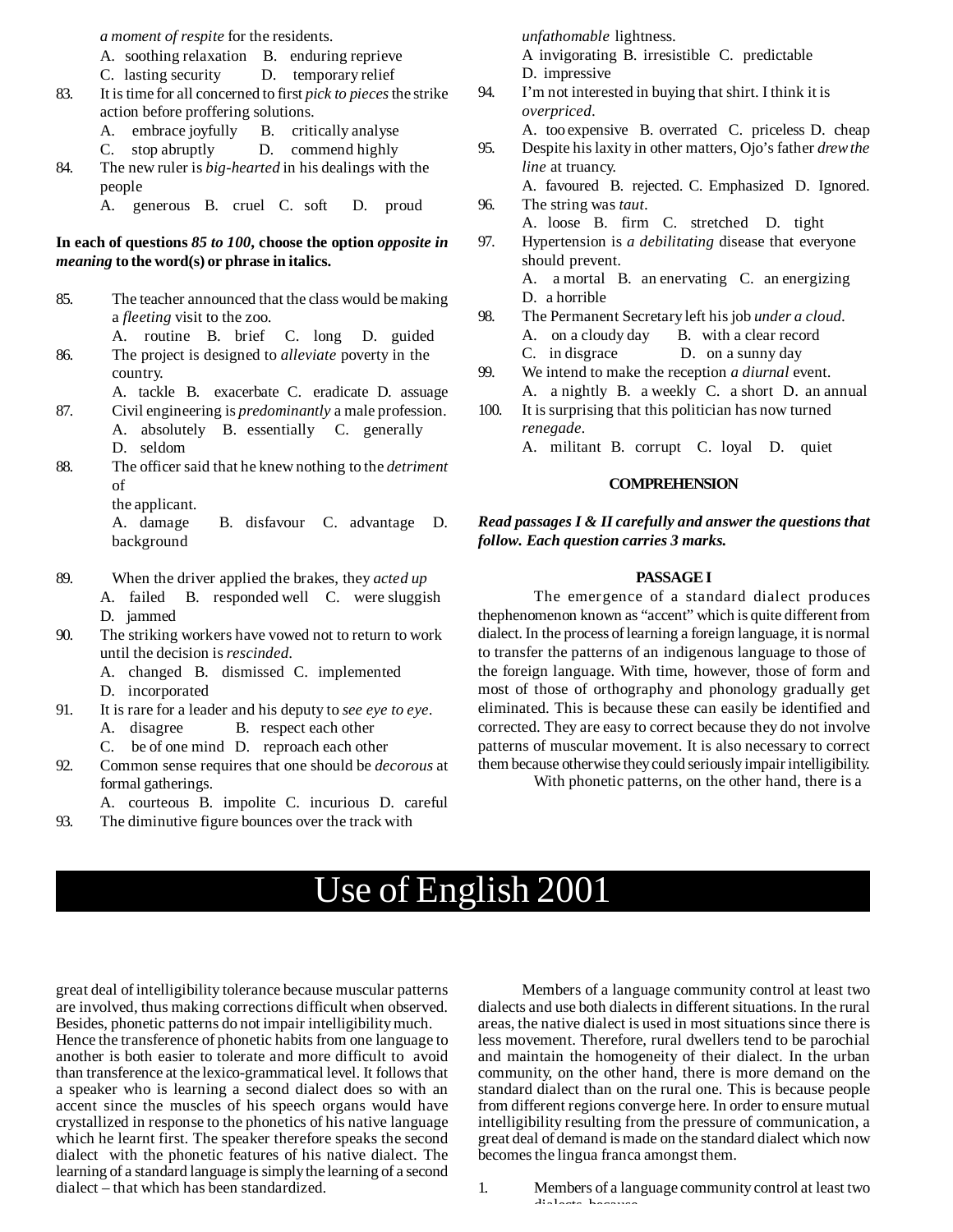*a moment of respite* for the residents.

A. soothing relaxation B. enduring reprieve
C. lasting security D. temporary relief

83. It is time for all concerned to first *pick to pieces* the strike action before proffering solutions.
A. embrace joyfully B. critically analyse
C. stop abruptly D. commend highly

84. The new ruler is *big-hearted* in his dealings with the people
A. generous B. cruel C. soft D. proud

**In each of questions *85 to 100*, choose the option *opposite in meaning* to the word(s) or phrase in italics.**

85. The teacher announced that the class would be making a *fleeting* visit to the zoo.
A. routine B. brief C. long D. guided

86. The project is designed to *alleviate* poverty in the country.
A. tackle B. exacerbate C. eradicate D. assuage

87. Civil engineering is *predominantly* a male profession.
A. absolutely B. essentially C. generally D. seldom

88. The officer said that he knew nothing to the *detriment* of the applicant.
A. damage B. disfavour C. advantage D. background

89. When the driver applied the brakes, they *acted up*
A. failed B. responded well C. were sluggish D. jammed

90. The striking workers have vowed not to return to work until the decision is *rescinded*.
A. changed B. dismissed C. implemented D. incorporated

91. It is rare for a leader and his deputy to *see eye to eye*.
A. disagree B. respect each other
C. be of one mind D. reproach each other

92. Common sense requires that one should be *decorous* at formal gatherings.
A. courteous B. impolite C. incurious D. careful

93. The diminutive figure bounces over the track with *unfathomable* lightness.
A invigorating B. irresistible C. predictable D. impressive

94. I'm not interested in buying that shirt. I think it is *overpriced*.
A. too expensive B. overrated C. priceless D. cheap

95. Despite his laxity in other matters, Ojo's father *drew the line* at truancy.
A. favoured B. rejected. C. Emphasized D. Ignored.

96. The string was *taut*.
A. loose B. firm C. stretched D. tight

97. Hypertension is *a debilitating* disease that everyone should prevent.
A. a mortal B. an enervating C. an energizing D. a horrible

98. The Permanent Secretary left his job *under a cloud*.
A. on a cloudy day B. with a clear record
C. in disgrace D. on a sunny day

99. We intend to make the reception *a diurnal* event.
A. a nightly B. a weekly C. a short D. an annual

100. It is surprising that this politician has now turned *renegade*.
A. militant B. corrupt C. loyal D. quiet

## COMPREHENSION

***Read passages I & II carefully and answer the questions that follow. Each question carries 3 marks.***

### PASSAGE I

The emergence of a standard dialect produces thephenomenon known as "accent" which is quite different from dialect. In the process of learning a foreign language, it is normal to transfer the patterns of an indigenous language to those of the foreign language. With time, however, those of form and most of those of orthography and phonology gradually get eliminated. This is because these can easily be identified and corrected. They are easy to correct because they do not involve patterns of muscular movement. It is also necessary to correct them because otherwise they could seriously impair intelligibility.

With phonetic patterns, on the other hand, there is a great deal of intelligibility tolerance because muscular patterns are involved, thus making corrections difficult when observed. Besides, phonetic patterns do not impair intelligibility much. Hence the transference of phonetic habits from one language to another is both easier to tolerate and more difficult to avoid than transference at the lexico-grammatical level. It follows that a speaker who is learning a second dialect does so with an accent since the muscles of his speech organs would have crystallized in response to the phonetics of his native language which he learnt first. The speaker therefore speaks the second dialect with the phonetic features of his native dialect. The learning of a standard language is simply the learning of a second dialect – that which has been standardized.

Members of a language community control at least two dialects and use both dialects in different situations. In the rural areas, the native dialect is used in most situations since there is less movement. Therefore, rural dwellers tend to be parochial and maintain the homogeneity of their dialect. In the urban community, on the other hand, there is more demand on the standard dialect than on the rural one. This is because people from different regions converge here. In order to ensure mutual intelligibility resulting from the pressure of communication, a great deal of demand is made on the standard dialect which now becomes the lingua franca amongst them.

1. Members of a language community control at least two dialects because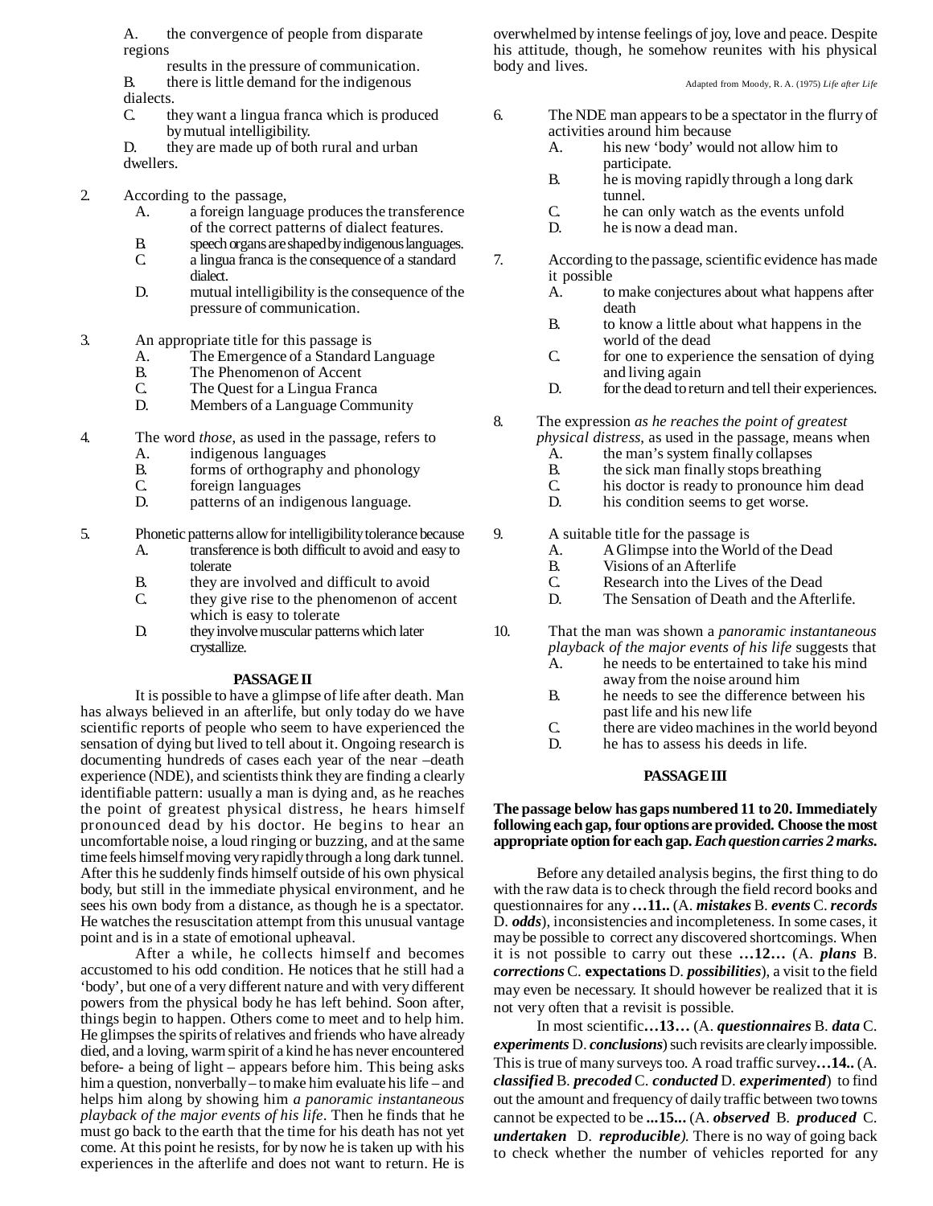A. the convergence of people from disparate regions results in the pressure of communication.
B. there is little demand for the indigenous dialects.
C. they want a lingua franca which is produced by mutual intelligibility.
D. they are made up of both rural and urban dwellers.

2. According to the passage,
   A. a foreign language produces the transference of the correct patterns of dialect features.
   B. speech organs are shaped by indigenous languages.
   C. a lingua franca is the consequence of a standard dialect.
   D. mutual intelligibility is the consequence of the pressure of communication.

3. An appropriate title for this passage is
   A. The Emergence of a Standard Language
   B. The Phenomenon of Accent
   C. The Quest for a Lingua Franca
   D. Members of a Language Community

4. The word *those*, as used in the passage, refers to
   A. indigenous languages
   B. forms of orthography and phonology
   C. foreign languages
   D. patterns of an indigenous language.

5. Phonetic patterns allow for intelligibility tolerance because
   A. transference is both difficult to avoid and easy to tolerate
   B. they are involved and difficult to avoid
   C. they give rise to the phenomenon of accent which is easy to tolerate
   D. they involve muscular patterns which later crystallize.

### PASSAGE II

It is possible to have a glimpse of life after death. Man has always believed in an afterlife, but only today do we have scientific reports of people who seem to have experienced the sensation of dying but lived to tell about it. Ongoing research is documenting hundreds of cases each year of the near –death experience (NDE), and scientists think they are finding a clearly identifiable pattern: usually a man is dying and, as he reaches the point of greatest physical distress, he hears himself pronounced dead by his doctor. He begins to hear an uncomfortable noise, a loud ringing or buzzing, and at the same time feels himself moving very rapidly through a long dark tunnel. After this he suddenly finds himself outside of his own physical body, but still in the immediate physical environment, and he sees his own body from a distance, as though he is a spectator. He watches the resuscitation attempt from this unusual vantage point and is in a state of emotional upheaval.

After a while, he collects himself and becomes accustomed to his odd condition. He notices that he still had a 'body', but one of a very different nature and with very different powers from the physical body he has left behind. Soon after, things begin to happen. Others come to meet and to help him. He glimpses the spirits of relatives and friends who have already died, and a loving, warm spirit of a kind he has never encountered before- a being of light – appears before him. This being asks him a question, nonverbally – to make him evaluate his life – and helps him along by showing him *a panoramic instantaneous playback of the major events of his life*. Then he finds that he must go back to the earth that the time for his death has not yet come. At this point he resists, for by now he is taken up with his experiences in the afterlife and does not want to return. He is overwhelmed by intense feelings of joy, love and peace. Despite his attitude, though, he somehow reunites with his physical body and lives.

Adapted from Moody, R. A. (1975) *Life after Life*

6. The NDE man appears to be a spectator in the flurry of activities around him because
   A. his new 'body' would not allow him to participate.
   B. he is moving rapidly through a long dark tunnel.
   C. he can only watch as the events unfold
   D. he is now a dead man.

7. According to the passage, scientific evidence has made it possible
   A. to make conjectures about what happens after death
   B. to know a little about what happens in the world of the dead
   C. for one to experience the sensation of dying and living again
   D. for the dead to return and tell their experiences.

8. The expression *as he reaches the point of greatest physical distress*, as used in the passage, means when
   A. the man's system finally collapses
   B. the sick man finally stops breathing
   C. his doctor is ready to pronounce him dead
   D. his condition seems to get worse.

9. A suitable title for the passage is
   A. A Glimpse into the World of the Dead
   B. Visions of an Afterlife
   C. Research into the Lives of the Dead
   D. The Sensation of Death and the Afterlife.

10. That the man was shown a *panoramic instantaneous playback of the major events of his life* suggests that
    A. he needs to be entertained to take his mind away from the noise around him
    B. he needs to see the difference between his past life and his new life
    C. there are video machines in the world beyond
    D. he has to assess his deeds in life.

### PASSAGE III

**The passage below has gaps numbered 11 to 20. Immediately following each gap, four options are provided. Choose the most appropriate option for each gap. *Each question carries 2 marks.***

Before any detailed analysis begins, the first thing to do with the raw data is to check through the field record books and questionnaires for any **…11..** (A. ***mistakes*** B. ***events*** C. ***records*** D. ***odds***), inconsistencies and incompleteness. In some cases, it may be possible to correct any discovered shortcomings. When it is not possible to carry out these **…12…** (A. ***plans*** B. ***corrections*** C. **expectations** D. ***possibilities***), a visit to the field may even be necessary. It should however be realized that it is not very often that a revisit is possible.

In most scientific**…13…** (A. ***questionnaires*** B. ***data*** C. ***experiments*** D. ***conclusions***) such revisits are clearly impossible. This is true of many surveys too. A road traffic survey**…14..** (A. ***classified*** B. ***precoded*** C. ***conducted*** D. ***experimented***) to find out the amount and frequency of daily traffic between two towns cannot be expected to be **...15...** (A. ***observed*** B. ***produced*** C. ***undertaken*** D. ***reproducible***). There is no way of going back to check whether the number of vehicles reported for any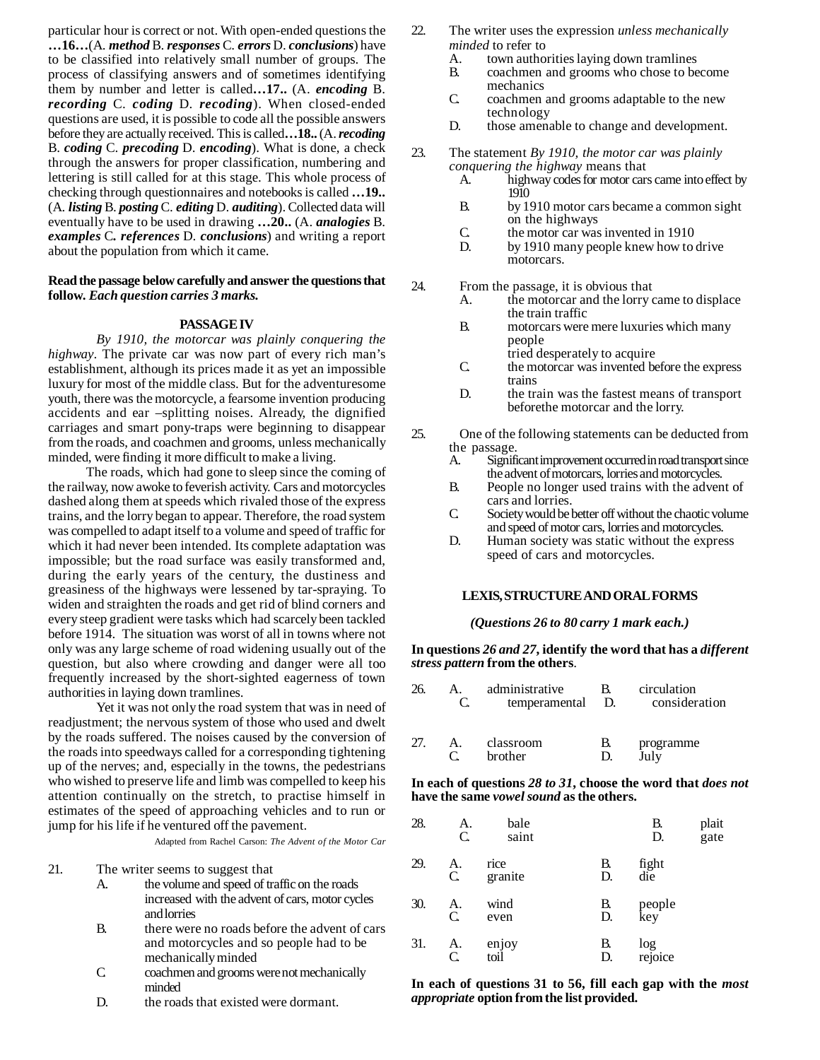particular hour is correct or not. With open-ended questions the **…16…**(A. ***method*** B. ***responses*** C. ***errors*** D. ***conclusions***) have to be classified into relatively small number of groups. The process of classifying answers and of sometimes identifying them by number and letter is called**…17..** (A. ***encoding*** B. ***recording*** C. ***coding*** D. ***recoding***). When closed-ended questions are used, it is possible to code all the possible answers before they are actually received. This is called**…18..** (A. ***recoding*** B. ***coding*** C. ***precoding*** D. ***encoding***). What is done, a check through the answers for proper classification, numbering and lettering is still called for at this stage. This whole process of checking through questionnaires and notebooks is called **…19..** (A. ***listing*** B. ***posting*** C. ***editing*** D. ***auditing***). Collected data will eventually have to be used in drawing **…20..** (A. ***analogies*** B. ***examples*** C***. references*** D. ***conclusions***) and writing a report about the population from which it came.

**Read the passage below carefully and answer the questions that follow. *Each question carries 3 marks.***

## PASSAGE IV

*By 1910, the motor car was plainly conquering the highway*. The private car was now part of every rich man's establishment, although its prices made it as yet an impossible luxury for most of the middle class. But for the adventuresome youth, there was the motorcycle, a fearsome invention producing accidents and ear –splitting noises. Already, the dignified carriages and smart pony-traps were beginning to disappear from the roads, and coachmen and grooms, unless mechanically minded, were finding it more difficult to make a living.

The roads, which had gone to sleep since the coming of the railway, now awoke to feverish activity. Cars and motorcycles dashed along them at speeds which rivaled those of the express trains, and the lorry began to appear. Therefore, the road system was compelled to adapt itself to a volume and speed of traffic for which it had never been intended. Its complete adaptation was impossible; but the road surface was easily transformed and, during the early years of the century, the dustiness and greasiness of the highways were lessened by tar-spraying. To widen and straighten the roads and get rid of blind corners and every steep gradient were tasks which had scarcely been tackled before 1914. The situation was worst of all in towns where not only was any large scheme of road widening usually out of the question, but also where crowding and danger were all too frequently increased by the short-sighted eagerness of town authorities in laying down tramlines.

Yet it was not only the road system that was in need of readjustment; the nervous system of those who used and dwelt by the roads suffered. The noises caused by the conversion of the roads into speedways called for a corresponding tightening up of the nerves; and, especially in the towns, the pedestrians who wished to preserve life and limb was compelled to keep his attention continually on the stretch, to practise himself in estimates of the speed of approaching vehicles and to run or jump for his life if he ventured off the pavement.

Adapted from Rachel Carson: *The Advent of the Motor Car*

21. The writer seems to suggest that
    A. the volume and speed of traffic on the roads increased with the advent of cars, motor cycles and lorries
    B. there were no roads before the advent of cars and motorcycles and so people had to be mechanically minded
    C. coachmen and grooms were not mechanically minded
    D. the roads that existed were dormant.

22. The writer uses the expression *unless mechanically minded* to refer to
    A. town authorities laying down tramlines
    B. coachmen and grooms who chose to become mechanics
    C. coachmen and grooms adaptable to the new technology
    D. those amenable to change and development.

23. The statement *By 1910, the motor car was plainly conquering the highway* means that
    A. highway codes for motor cars came into effect by 1910
    B. by 1910 motor cars became a common sight on the highways
    C. the motor car was invented in 1910
    D. by 1910 many people knew how to drive motorcars.

24. From the passage, it is obvious that
    A. the motorcar and the lorry came to displace the train traffic
    B. motorcars were mere luxuries which many people tried desperately to acquire
    C. the motorcar was invented before the express trains
    D. the train was the fastest means of transport beforethe motorcar and the lorry.

25. One of the following statements can be deducted from the passage.
    A. Significant improvement occurred in road transport since the advent of motorcars, lorries and motorcycles.
    B. People no longer used trains with the advent of cars and lorries.
    C. Society would be better off without the chaotic volume and speed of motor cars, lorries and motorcycles.
    D. Human society was static without the express speed of cars and motorcycles.

## LEXIS, STRUCTURE AND ORAL FORMS

***(Questions 26 to 80 carry 1 mark each.)***

**In questions *26 and 27*, identify the word that has a *different stress pattern* from the others**.

26. A. administrative B. circulation C. temperamental D. consideration

27. A. classroom B. programme C. brother D. July

**In each of questions *28 to 31*, choose the word that *does not* have the same *vowel sound* as the others.**

28. A. bale B. plait C. saint D. gate

29. A. rice B. fight C. granite D. die

30. A. wind B. people C. even D. key

31. A. enjoy B. log C. toil D. rejoice

**In each of questions 31 to 56, fill each gap with the *most appropriate* option from the list provided.**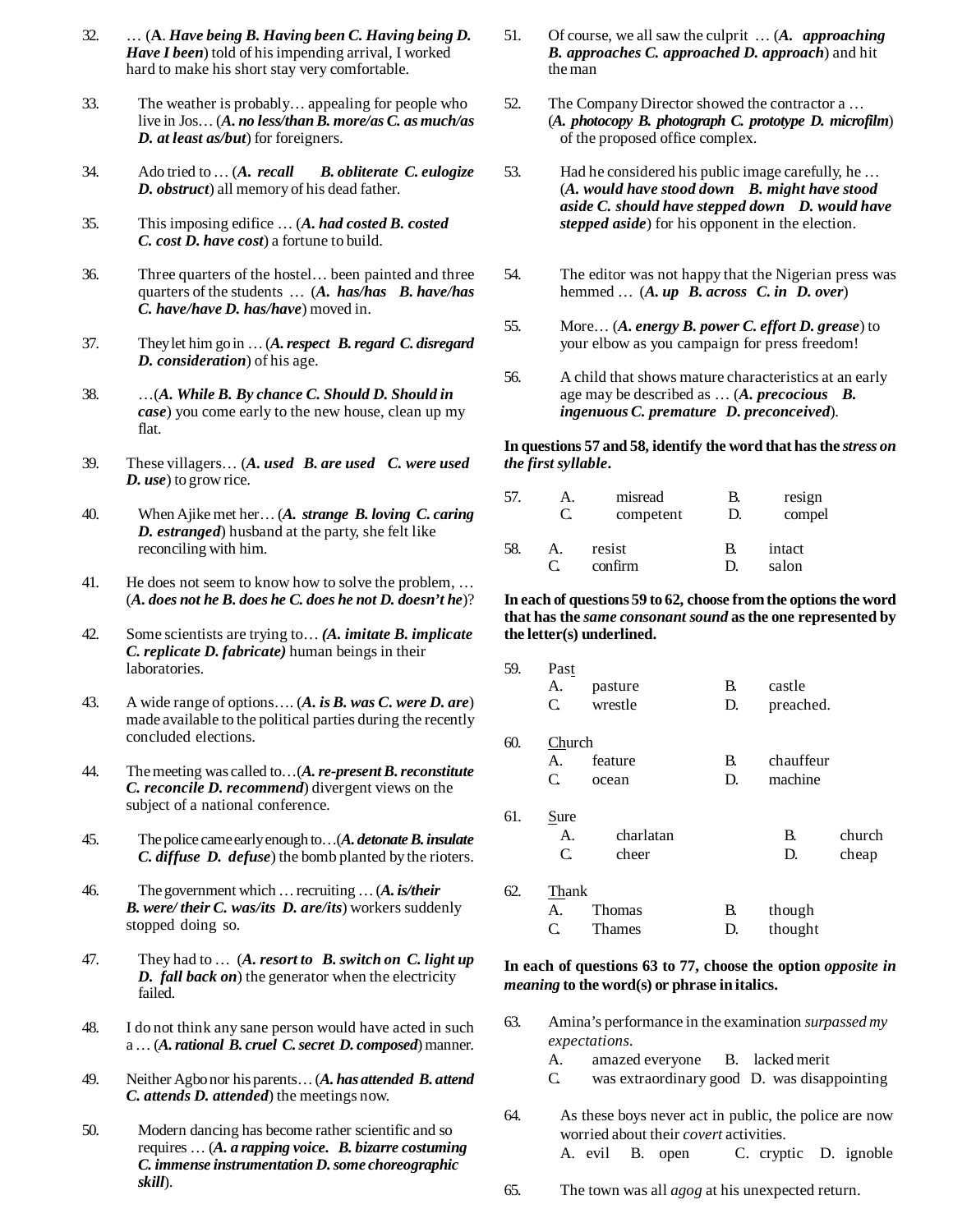32. … (**A**. ***Have being B. Having been C. Having being D. Have I been***) told of his impending arrival, I worked hard to make his short stay very comfortable.

33. The weather is probably… appealing for people who live in Jos… (***A. no less/than B. more/as C. as much/as D. at least as/but***) for foreigners.

34. Ado tried to … (***A. recall B. obliterate C. eulogize D. obstruct***) all memory of his dead father.

35. This imposing edifice … (***A. had costed B. costed C. cost D. have cost***) a fortune to build.

36. Three quarters of the hostel… been painted and three quarters of the students … (***A. has/has B. have/has C. have/have D. has/have***) moved in.

37. They let him go in … (***A. respect B. regard C. disregard D. consideration***) of his age.

38. …(***A. While B. By chance C. Should D. Should in case***) you come early to the new house, clean up my flat.

39. These villagers… (***A. used B. are used C. were used D. use***) to grow rice.

40. When Ajike met her… (***A. strange B. loving C. caring D. estranged***) husband at the party, she felt like reconciling with him.

41. He does not seem to know how to solve the problem, … (***A. does not he B. does he C. does he not D. doesn't he***)?

42. Some scientists are trying to… ***(A. imitate B. implicate C. replicate D. fabricate)*** human beings in their laboratories.

43. A wide range of options…. (***A. is B. was C. were D. are***) made available to the political parties during the recently concluded elections.

44. The meeting was called to…(***A. re-present B. reconstitute C. reconcile D. recommend***) divergent views on the subject of a national conference.

45. The police came early enough to…(***A. detonate B. insulate C. diffuse D. defuse***) the bomb planted by the rioters.

46. The government which … recruiting … (***A. is/their B. were/ their C. was/its D. are/its***) workers suddenly stopped doing so.

47. They had to … (***A. resort to B. switch on C. light up D. fall back on***) the generator when the electricity failed.

48. I do not think any sane person would have acted in such a … (***A. rational B. cruel C. secret D. composed***) manner.

49. Neither Agbo nor his parents… (***A. has attended B. attend C. attends D. attended***) the meetings now.

50. Modern dancing has become rather scientific and so requires … (***A. a rapping voice. B. bizarre costuming C. immense instrumentation D. some choreographic skill***).

51. Of course, we all saw the culprit … (***A. approaching B. approaches C. approached D. approach***) and hit the man

52. The Company Director showed the contractor a … (***A. photocopy B. photograph C. prototype D. microfilm***) of the proposed office complex.

53. Had he considered his public image carefully, he … (***A. would have stood down B. might have stood aside C. should have stepped down D. would have stepped aside***) for his opponent in the election.

54. The editor was not happy that the Nigerian press was hemmed … (***A. up B. across C. in D. over***)

55. More… (***A. energy B. power C. effort D. grease***) to your elbow as you campaign for press freedom!

56. A child that shows mature characteristics at an early age may be described as … (***A. precocious B. ingenuous C. premature D. preconceived***).

**In questions 57 and 58, identify the word that has the *stress on the first syllable*.**

57. A. misread B. resign
    C. competent D. compel

58. A. resist B. intact
    C. confirm D. salon

**In each of questions 59 to 62, choose from the options the word that has the *same consonant sound* as the one represented by the letter(s) underlined.**

59. Pas<u>t</u>
    A. pasture B. castle
    C. wrestle D. preached.

60. <u>Ch</u>urch
    A. feature B. chauffeur
    C. ocean D. machine

61. <u>S</u>ure
    A. charlatan B. church
    C. cheer D. cheap

62. <u>Th</u>ank
    A. Thomas B. though
    C. Thames D. thought

**In each of questions 63 to 77, choose the option *opposite in meaning* to the word(s) or phrase in italics.**

63. Amina's performance in the examination *surpassed my expectations*.
    A. amazed everyone B. lacked merit
    C. was extraordinary good D. was disappointing

64. As these boys never act in public, the police are now worried about their *covert* activities.
    A. evil B. open C. cryptic D. ignoble

65. The town was all *agog* at his unexpected return.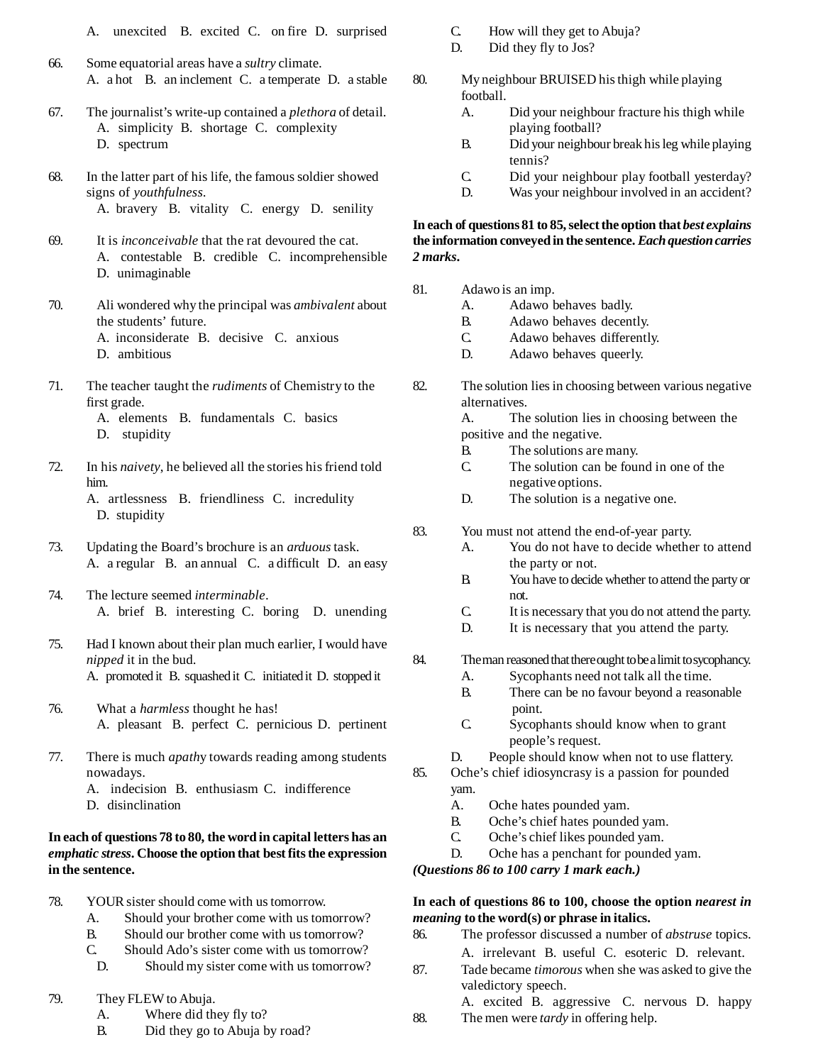A. unexcited B. excited C. on fire D. surprised

66. Some equatorial areas have a *sultry* climate.
A. a hot B. an inclement C. a temperate D. a stable

67. The journalist's write-up contained a *plethora* of detail.
A. simplicity B. shortage C. complexity
D. spectrum

68. In the latter part of his life, the famous soldier showed signs of *youthfulness*.
A. bravery B. vitality C. energy D. senility

69. It is *inconceivable* that the rat devoured the cat.
A. contestable B. credible C. incomprehensible
D. unimaginable

70. Ali wondered why the principal was *ambivalent* about the students' future.
A. inconsiderate B. decisive C. anxious
D. ambitious

71. The teacher taught the *rudiments* of Chemistry to the first grade.
A. elements B. fundamentals C. basics
D. stupidity

72. In his *naivety*, he believed all the stories his friend told him.
A. artlessness B. friendliness C. incredulity
D. stupidity

73. Updating the Board's brochure is an *arduous* task.
A. a regular B. an annual C. a difficult D. an easy

74. The lecture seemed *interminable*.
A. brief B. interesting C. boring D. unending

75. Had I known about their plan much earlier, I would have *nipped* it in the bud.
A. promoted it B. squashed it C. initiated it D. stopped it

76. What a *harmless* thought he has!
A. pleasant B. perfect C. pernicious D. pertinent

77. There is much *apathy* towards reading among students nowadays.
A. indecision B. enthusiasm C. indifference
D. disinclination

**In each of questions 78 to 80, the word in capital letters has an *emphatic stress*. Choose the option that best fits the expression in the sentence.**

78. YOUR sister should come with us tomorrow.
A. Should your brother come with us tomorrow?
B. Should our brother come with us tomorrow?
C. Should Ado's sister come with us tomorrow?
D. Should my sister come with us tomorrow?

79. They FLEW to Abuja.
A. Where did they fly to?
B. Did they go to Abuja by road?
C. How will they get to Abuja?
D. Did they fly to Jos?

80. My neighbour BRUISED his thigh while playing football.
A. Did your neighbour fracture his thigh while playing football?
B. Did your neighbour break his leg while playing tennis?
C. Did your neighbour play football yesterday?
D. Was your neighbour involved in an accident?

**In each of questions 81 to 85, select the option that *best explains* the information conveyed in the sentence. *Each question carries 2 marks*.**

81. Adawo is an imp.
A. Adawo behaves badly.
B. Adawo behaves decently.
C. Adawo behaves differently.
D. Adawo behaves queerly.

82. The solution lies in choosing between various negative alternatives.
A. The solution lies in choosing between the positive and the negative.
B. The solutions are many.
C. The solution can be found in one of the negative options.
D. The solution is a negative one.

83. You must not attend the end-of-year party.
A. You do not have to decide whether to attend the party or not.
B. You have to decide whether to attend the party or not.
C. It is necessary that you do not attend the party.
D. It is necessary that you attend the party.

84. The man reasoned that there ought to be a limit to sycophancy.
A. Sycophants need not talk all the time.
B. There can be no favour beyond a reasonable point.
C. Sycophants should know when to grant people's request.
D. People should know when not to use flattery.

85. Oche's chief idiosyncrasy is a passion for pounded yam.
A. Oche hates pounded yam.
B. Oche's chief hates pounded yam.
C. Oche's chief likes pounded yam.
D. Oche has a penchant for pounded yam.

***(Questions 86 to 100 carry 1 mark each.)***

**In each of questions 86 to 100, choose the option *nearest in meaning* to the word(s) or phrase in italics.**

86. The professor discussed a number of *abstruse* topics.
A. irrelevant B. useful C. esoteric D. relevant.

87. Tade became *timorous* when she was asked to give the valedictory speech.
A. excited B. aggressive C. nervous D. happy

88. The men were *tardy* in offering help.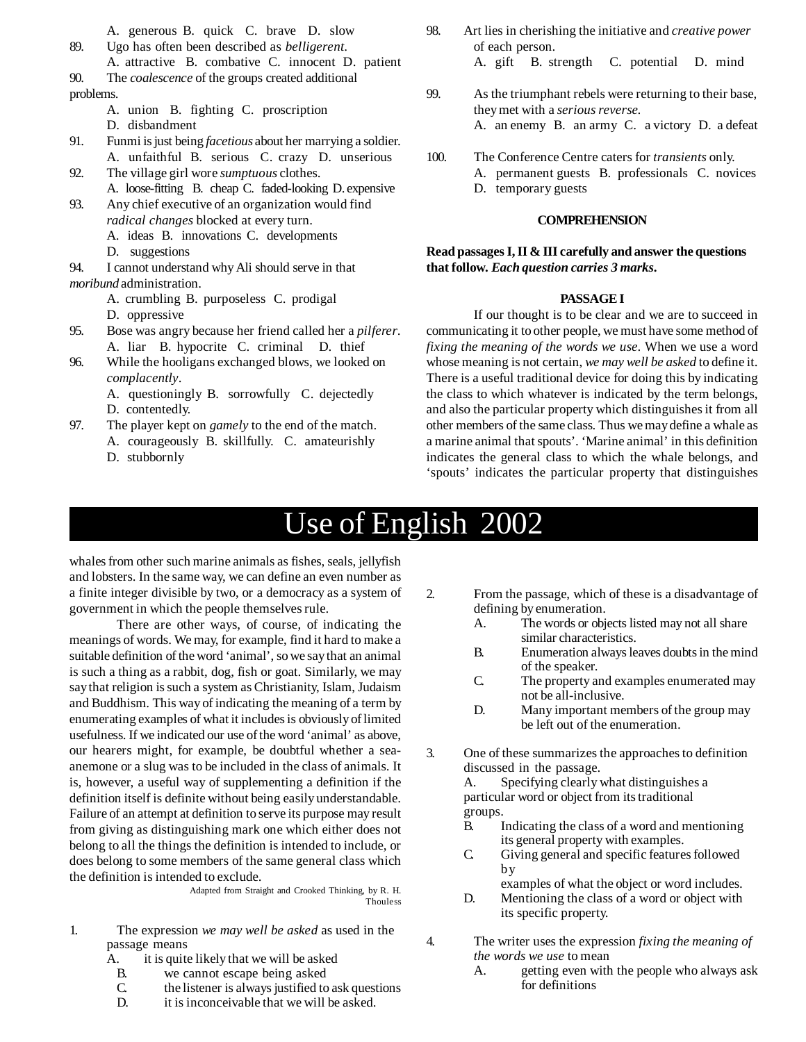A. generous B. quick C. brave D. slow

89. Ugo has often been described as *belligerent*.
A. attractive B. combative C. innocent D. patient

90. The *coalescence* of the groups created additional problems.
A. union B. fighting C. proscription
D. disbandment

91. Funmi is just being *facetious* about her marrying a soldier.
A. unfaithful B. serious C. crazy D. unserious

92. The village girl wore *sumptuous* clothes.
A. loose-fitting B. cheap C. faded-looking D. expensive

93. Any chief executive of an organization would find *radical changes* blocked at every turn.
A. ideas B. innovations C. developments
D. suggestions

94. I cannot understand why Ali should serve in that *moribund* administration.
A. crumbling B. purposeless C. prodigal
D. oppressive

95. Bose was angry because her friend called her a *pilferer*.
A. liar B. hypocrite C. criminal D. thief

96. While the hooligans exchanged blows, we looked on *complacently*.
A. questioningly B. sorrowfully C. dejectedly
D. contentedly.

97. The player kept on *gamely* to the end of the match.
A. courageously B. skillfully. C. amateurishly
D. stubbornly

98. Art lies in cherishing the initiative and *creative power* of each person.
A. gift B. strength C. potential D. mind

99. As the triumphant rebels were returning to their base, they met with a *serious reverse.*
A. an enemy B. an army C. a victory D. a defeat

100. The Conference Centre caters for *transients* only.
A. permanent guests B. professionals C. novices
D. temporary guests

## COMPREHENSION

**Read passages I, II & III carefully and answer the questions that follow. *Each question carries 3 marks*.**

### PASSAGE I

If our thought is to be clear and we are to succeed in communicating it to other people, we must have some method of *fixing the meaning of the words we use*. When we use a word whose meaning is not certain, *we may well be asked* to define it. There is a useful traditional device for doing this by indicating the class to which whatever is indicated by the term belongs, and also the particular property which distinguishes it from all other members of the same class. Thus we may define a whale as a marine animal that spouts'. 'Marine animal' in this definition indicates the general class to which the whale belongs, and 'spouts' indicates the particular property that distinguishes whales from other such marine animals as fishes, seals, jellyfish and lobsters. In the same way, we can define an even number as a finite integer divisible by two, or a democracy as a system of government in which the people themselves rule.

There are other ways, of course, of indicating the meanings of words. We may, for example, find it hard to make a suitable definition of the word 'animal', so we say that an animal is such a thing as a rabbit, dog, fish or goat. Similarly, we may say that religion is such a system as Christianity, Islam, Judaism and Buddhism. This way of indicating the meaning of a term by enumerating examples of what it includes is obviously of limited usefulness. If we indicated our use of the word 'animal' as above, our hearers might, for example, be doubtful whether a sea-anemone or a slug was to be included in the class of animals. It is, however, a useful way of supplementing a definition if the definition itself is definite without being easily understandable. Failure of an attempt at definition to serve its purpose may result from giving as distinguishing mark one which either does not belong to all the things the definition is intended to include, or does belong to some members of the same general class which the definition is intended to exclude.

Adapted from Straight and Crooked Thinking, by R. H. Thouless

1. The expression *we may well be asked* as used in the passage means
A. it is quite likely that we will be asked
B. we cannot escape being asked
C. the listener is always justified to ask questions
D. it is inconceivable that we will be asked.

2. From the passage, which of these is a disadvantage of defining by enumeration.
A. The words or objects listed may not all share similar characteristics.
B. Enumeration always leaves doubts in the mind of the speaker.
C. The property and examples enumerated may not be all-inclusive.
D. Many important members of the group may be left out of the enumeration.

3. One of these summarizes the approaches to definition discussed in the passage.
A. Specifying clearly what distinguishes a particular word or object from its traditional groups.
B. Indicating the class of a word and mentioning its general property with examples.
C. Giving general and specific features followed by examples of what the object or word includes.
D. Mentioning the class of a word or object with its specific property.

4. The writer uses the expression *fixing the meaning of the words we use* to mean
A. getting even with the people who always ask for definitions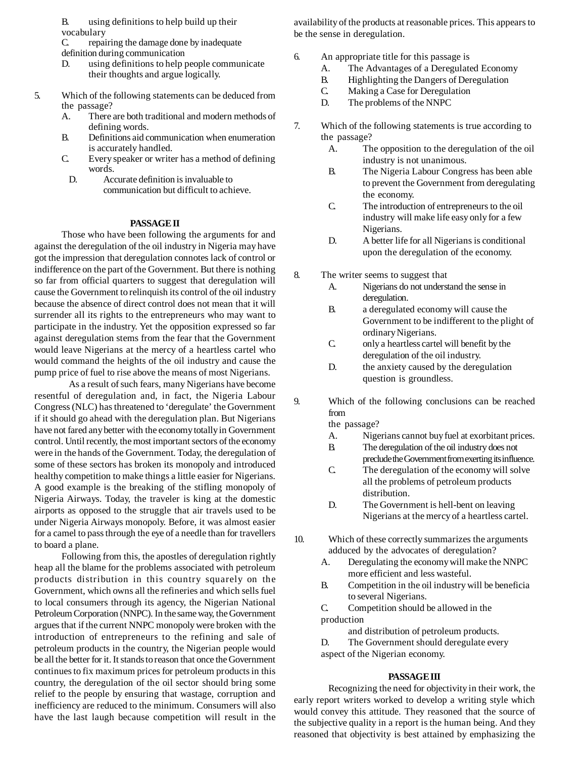B. using definitions to help build up their vocabulary

C. repairing the damage done by inadequate definition during communication

D. using definitions to help people communicate their thoughts and argue logically.

5. Which of the following statements can be deduced from the passage?

   A. There are both traditional and modern methods of defining words.
   B. Definitions aid communication when enumeration is accurately handled.
   C. Every speaker or writer has a method of defining words.
   D. Accurate definition is invaluable to communication but difficult to achieve.

## PASSAGE II

Those who have been following the arguments for and against the deregulation of the oil industry in Nigeria may have got the impression that deregulation connotes lack of control or indifference on the part of the Government. But there is nothing so far from official quarters to suggest that deregulation will cause the Government to relinquish its control of the oil industry because the absence of direct control does not mean that it will surrender all its rights to the entrepreneurs who may want to participate in the industry. Yet the opposition expressed so far against deregulation stems from the fear that the Government would leave Nigerians at the mercy of a heartless cartel who would command the heights of the oil industry and cause the pump price of fuel to rise above the means of most Nigerians.

As a result of such fears, many Nigerians have become resentful of deregulation and, in fact, the Nigeria Labour Congress (NLC) has threatened to 'deregulate' the Government if it should go ahead with the deregulation plan. But Nigerians have not fared any better with the economy totally in Government control. Until recently, the most important sectors of the economy were in the hands of the Government. Today, the deregulation of some of these sectors has broken its monopoly and introduced healthy competition to make things a little easier for Nigerians. A good example is the breaking of the stifling monopoly of Nigeria Airways. Today, the traveler is king at the domestic airports as opposed to the struggle that air travels used to be under Nigeria Airways monopoly. Before, it was almost easier for a camel to pass through the eye of a needle than for travellers to board a plane.

Following from this, the apostles of deregulation rightly heap all the blame for the problems associated with petroleum products distribution in this country squarely on the Government, which owns all the refineries and which sells fuel to local consumers through its agency, the Nigerian National Petroleum Corporation (NNPC). In the same way, the Government argues that if the current NNPC monopoly were broken with the introduction of entrepreneurs to the refining and sale of petroleum products in the country, the Nigerian people would be all the better for it. It stands to reason that once the Government continues to fix maximum prices for petroleum products in this country, the deregulation of the oil sector should bring some relief to the people by ensuring that wastage, corruption and inefficiency are reduced to the minimum. Consumers will also have the last laugh because competition will result in the availability of the products at reasonable prices. This appears to be the sense in deregulation.

6. An appropriate title for this passage is

   A. The Advantages of a Deregulated Economy
   B. Highlighting the Dangers of Deregulation
   C. Making a Case for Deregulation
   D. The problems of the NNPC

7. Which of the following statements is true according to the passage?

   A. The opposition to the deregulation of the oil industry is not unanimous.
   B. The Nigeria Labour Congress has been able to prevent the Government from deregulating the economy.
   C. The introduction of entrepreneurs to the oil industry will make life easy only for a few Nigerians.
   D. A better life for all Nigerians is conditional upon the deregulation of the economy.

8. The writer seems to suggest that

   A. Nigerians do not understand the sense in deregulation.
   B. a deregulated economy will cause the Government to be indifferent to the plight of ordinary Nigerians.
   C. only a heartless cartel will benefit by the deregulation of the oil industry.
   D. the anxiety caused by the deregulation question is groundless.

9. Which of the following conclusions can be reached from the passage?

   A. Nigerians cannot buy fuel at exorbitant prices.
   B. The deregulation of the oil industry does not preclude the Government from exerting its influence.
   C. The deregulation of the economy will solve all the problems of petroleum products distribution.
   D. The Government is hell-bent on leaving Nigerians at the mercy of a heartless cartel.

10. Which of these correctly summarizes the arguments adduced by the advocates of deregulation?

   A. Deregulating the economy will make the NNPC more efficient and less wasteful.
   B. Competition in the oil industry will be beneficia to several Nigerians.
   C. Competition should be allowed in the production and distribution of petroleum products.
   D. The Government should deregulate every aspect of the Nigerian economy.

## PASSAGE III

Recognizing the need for objectivity in their work, the early report writers worked to develop a writing style which would convey this attitude. They reasoned that the source of the subjective quality in a report is the human being. And they reasoned that objectivity is best attained by emphasizing the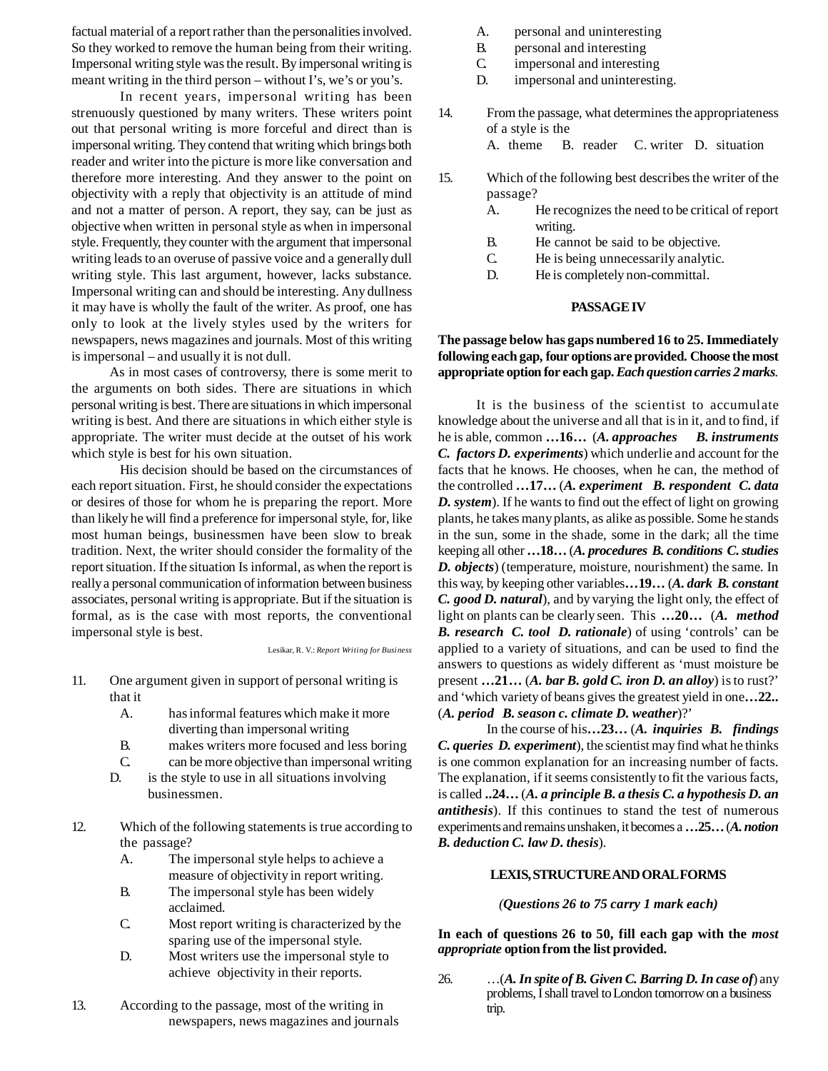factual material of a report rather than the personalities involved. So they worked to remove the human being from their writing. Impersonal writing style was the result. By impersonal writing is meant writing in the third person – without I's, we's or you's.

In recent years, impersonal writing has been strenuously questioned by many writers. These writers point out that personal writing is more forceful and direct than is impersonal writing. They contend that writing which brings both reader and writer into the picture is more like conversation and therefore more interesting. And they answer to the point on objectivity with a reply that objectivity is an attitude of mind and not a matter of person. A report, they say, can be just as objective when written in personal style as when in impersonal style. Frequently, they counter with the argument that impersonal writing leads to an overuse of passive voice and a generally dull writing style. This last argument, however, lacks substance. Impersonal writing can and should be interesting. Any dullness it may have is wholly the fault of the writer. As proof, one has only to look at the lively styles used by the writers for newspapers, news magazines and journals. Most of this writing is impersonal – and usually it is not dull.

As in most cases of controversy, there is some merit to the arguments on both sides. There are situations in which personal writing is best. There are situations in which impersonal writing is best. And there are situations in which either style is appropriate. The writer must decide at the outset of his work which style is best for his own situation.

His decision should be based on the circumstances of each report situation. First, he should consider the expectations or desires of those for whom he is preparing the report. More than likely he will find a preference for impersonal style, for, like most human beings, businessmen have been slow to break tradition. Next, the writer should consider the formality of the report situation. If the situation Is informal, as when the report is really a personal communication of information between business associates, personal writing is appropriate. But if the situation is formal, as is the case with most reports, the conventional impersonal style is best.

Lesikar, R. V.: *Report Writing for Business*

11. One argument given in support of personal writing is that it
    - A. has informal features which make it more diverting than impersonal writing
    - B. makes writers more focused and less boring
    - C. can be more objective than impersonal writing
    - D. is the style to use in all situations involving businessmen.

12. Which of the following statements is true according to the passage?
    - A. The impersonal style helps to achieve a measure of objectivity in report writing.
    - B. The impersonal style has been widely acclaimed.
    - C. Most report writing is characterized by the sparing use of the impersonal style.
    - D. Most writers use the impersonal style to achieve objectivity in their reports.

13. According to the passage, most of the writing in newspapers, news magazines and journals
    - A. personal and uninteresting
    - B. personal and interesting
    - C. impersonal and interesting
    - D. impersonal and uninteresting.

14. From the passage, what determines the appropriateness of a style is the
    A. theme B. reader C. writer D. situation

15. Which of the following best describes the writer of the passage?
    - A. He recognizes the need to be critical of report writing.
    - B. He cannot be said to be objective.
    - C. He is being unnecessarily analytic.
    - D. He is completely non-committal.

## PASSAGE IV

**The passage below has gaps numbered 16 to 25. Immediately following each gap, four options are provided. Choose the most appropriate option for each gap. *Each question carries 2 marks*.**

It is the business of the scientist to accumulate knowledge about the universe and all that is in it, and to find, if he is able, common **…16…** (***A. approaches B. instruments C. factors D. experiments***) which underlie and account for the facts that he knows. He chooses, when he can, the method of the controlled **…17…** (***A. experiment B. respondent C. data D. system***). If he wants to find out the effect of light on growing plants, he takes many plants, as alike as possible. Some he stands in the sun, some in the shade, some in the dark; all the time keeping all other **…18…** (***A. procedures B. conditions C. studies D. objects***) (temperature, moisture, nourishment) the same. In this way, by keeping other variables**…19…** (***A. dark B. constant C. good D. natural***), and by varying the light only, the effect of light on plants can be clearly seen. This **…20…** (***A. method B. research C. tool D. rationale***) of using 'controls' can be applied to a variety of situations, and can be used to find the answers to questions as widely different as 'must moisture be present **…21…** (***A. bar B. gold C. iron D. an alloy***) is to rust?' and 'which variety of beans gives the greatest yield in one**…22..** (***A. period B. season c. climate D. weather***)?'

In the course of his**…23…** (***A. inquiries B. findings C. queries D. experiment***), the scientist may find what he thinks is one common explanation for an increasing number of facts. The explanation, if it seems consistently to fit the various facts, is called **..24…** (***A. a principle B. a thesis C. a hypothesis D. an antithesis***). If this continues to stand the test of numerous experiments and remains unshaken, it becomes a **…25…** (***A. notion B. deduction C. law D. thesis***).

## LEXIS, STRUCTURE AND ORAL FORMS

***(Questions 26 to 75 carry 1 mark each)***

**In each of questions 26 to 50, fill each gap with the *most appropriate* option from the list provided.**

26. …(***A. In spite of B. Given C. Barring D. In case of***) any problems, I shall travel to London tomorrow on a business trip.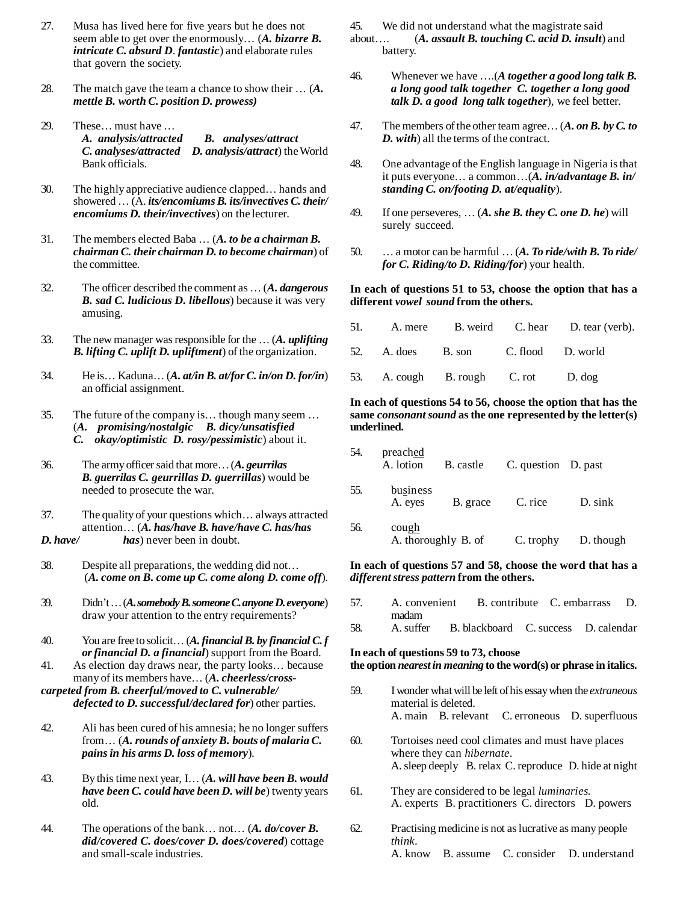27. Musa has lived here for five years but he does not seem able to get over the enormously… (***A. bizarre B. intricate C. absurd D. fantastic***) and elaborate rules that govern the society.

28. The match gave the team a chance to show their … (***A. mettle B. worth C. position D. prowess)***

29. These… must have …
***A. analysis/attracted B. analyses/attract C. analyses/attracted D. analysis/attract***) the World Bank officials.

30. The highly appreciative audience clapped… hands and showered … (A. ***its/encomiums B. its/invectives C. their/ encomiums D. their/invectives***) on the lecturer.

31. The members elected Baba … (***A. to be a chairman B. chairman C. their chairman D. to become chairman***) of the committee.

32. The officer described the comment as … (***A. dangerous B. sad C. ludicious D. libellous***) because it was very amusing.

33. The new manager was responsible for the … (***A. uplifting B. lifting C. uplift D. upliftment***) of the organization.

34. He is… Kaduna… (***A. at/in B. at/for C. in/on D. for/in***) an official assignment.

35. The future of the company is… though many seem … (***A. promising/nostalgic B. dicy/unsatisfied C. okay/optimistic D. rosy/pessimistic***) about it.

36. The army officer said that more… (***A. geurrilas B. guerrilas C. geurrillas D. guerrillas***) would be needed to prosecute the war.

37. The quality of your questions which… always attracted attention… (***A. has/have B. have/have C. has/has D. have/ has***) never been in doubt.

38. Despite all preparations, the wedding did not… (***A. come on B. come up C. come along D. come off***).

39. Didn't… (***A. somebody B. someone C. anyone D. everyone***) draw your attention to the entry requirements?

40. You are free to solicit… (***A. financial B. by financial C. f or financial D. a financial***) support from the Board.

41. As election day draws near, the party looks… because many of its members have… (***A. cheerless/cross-carpeted from B. cheerful/moved to C. vulnerable/ defected to D. successful/declared for***) other parties.

42. Ali has been cured of his amnesia; he no longer suffers from… (***A. rounds of anxiety B. bouts of malaria C. pains in his arms D. loss of memory***).

43. By this time next year, I… (***A. will have been B. would have been C. could have been D. will be***) twenty years old.

44. The operations of the bank… not… (***A. do/cover B. did/covered C. does/cover D. does/covered***) cottage and small-scale industries.

45. We did not understand what the magistrate said about…. (***A. assault B. touching C. acid D. insult***) and battery.

46. Whenever we have ….(***A together a good long talk B. a long good talk together C. together a long good talk D. a good long talk together***), we feel better.

47. The members of the other team agree… (***A. on B. by C. to D. with***) all the terms of the contract.

48. One advantage of the English language in Nigeria is that it puts everyone… a common…(***A. in/advantage B. in/ standing C. on/footing D. at/equality***).

49. If one perseveres, … (***A. she B. they C. one D. he***) will surely succeed.

50. … a motor can be harmful … (***A. To ride/with B. To ride/ for C. Riding/to D. Riding/for***) your health.

**In each of questions 51 to 53, choose the option that has a different *vowel sound* from the others.**

51. A. mere B. weird C. hear D. tear (verb).

52. A. does B. son C. flood D. world

53. A. cough B. rough C. rot D. dog

**In each of questions 54 to 56, choose the option that has the same *consonant sound* as the one represented by the letter(s) underlined.**

54. preach<u>ed</u>
A. lotion B. castle C. question D. past

55. bu<u>s</u>iness
A. eyes B. grace C. rice D. sink

56. cou<u>gh</u>
A. thoroughly B. of C. trophy D. though

**In each of questions 57 and 58, choose the word that has a *different stress pattern* from the others.**

57. A. convenient B. contribute C. embarrass D. madam

58. A. suffer B. blackboard C. success D. calendar

**In each of questions 59 to 73, choose the option *nearest in meaning* to the word(s) or phrase in italics.**

59. I wonder what will be left of his essay when the *extraneous* material is deleted.
A. main B. relevant C. erroneous D. superfluous

60. Tortoises need cool climates and must have places where they can *hibernate*.
A. sleep deeply B. relax C. reproduce D. hide at night

61. They are considered to be legal *luminaries.*
A. experts B. practitioners C. directors D. powers

62. Practising medicine is not as lucrative as many people *think*.
A. know B. assume C. consider D. understand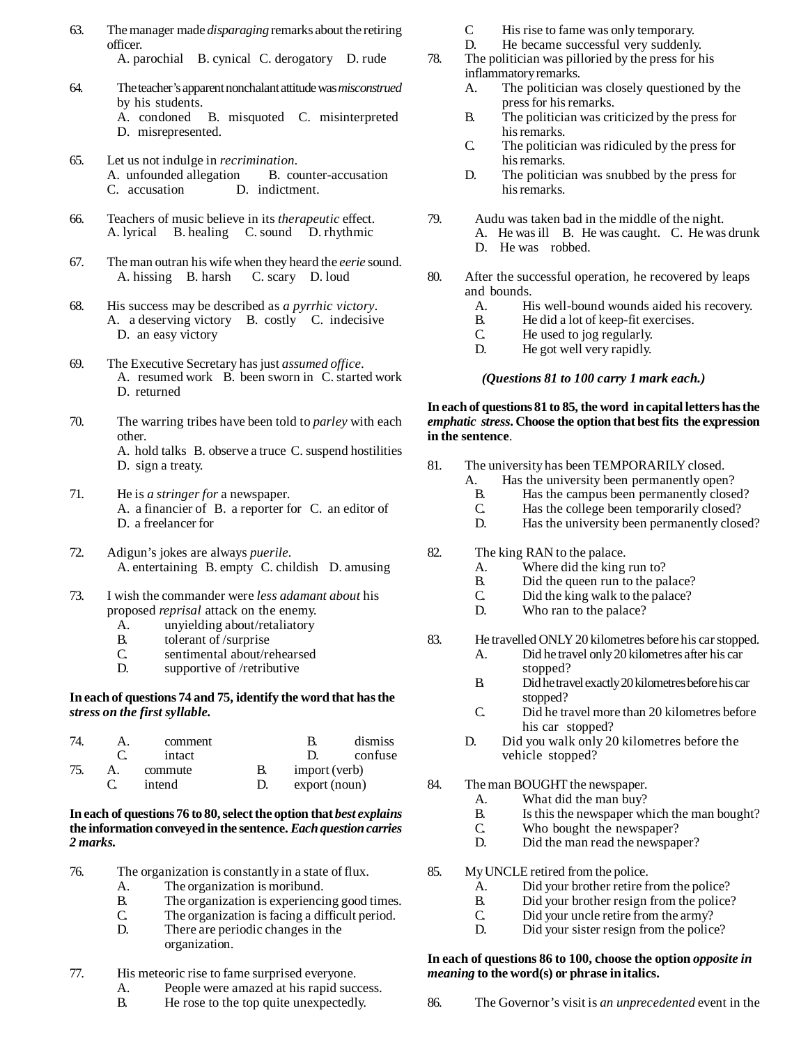63. The manager made *disparaging* remarks about the retiring officer.
A. parochial B. cynical C. derogatory D. rude

64. The teacher's apparent nonchalant attitude was *misconstrued* by his students.
A. condoned B. misquoted C. misinterpreted D. misrepresented.

65. Let us not indulge in *recrimination*.
A. unfounded allegation B. counter-accusation C. accusation D. indictment.

66. Teachers of music believe in its *therapeutic* effect.
A. lyrical B. healing C. sound D. rhythmic

67. The man outran his wife when they heard the *eerie* sound.
A. hissing B. harsh C. scary D. loud

68. His success may be described as *a pyrrhic victory*.
A. a deserving victory B. costly C. indecisive D. an easy victory

69. The Executive Secretary has just *assumed office*.
A. resumed work B. been sworn in C. started work D. returned

70. The warring tribes have been told to *parley* with each other.
A. hold talks B. observe a truce C. suspend hostilities D. sign a treaty.

71. He is *a stringer for* a newspaper.
A. a financier of B. a reporter for C. an editor of D. a freelancer for

72. Adigun's jokes are always *puerile*.
A. entertaining B. empty C. childish D. amusing

73. I wish the commander were *less adamant about* his proposed *reprisal* attack on the enemy.
A. unyielding about/retaliatory
B. tolerant of /surprise
C. sentimental about/rehearsed
D. supportive of /retributive

**In each of questions 74 and 75, identify the word that has the *stress on the first syllable.***

74. A. comment B. dismiss C. intact D. confuse

75. A. commute B. import (verb) C. intend D. export (noun)

**In each of questions 76 to 80, select the option that *best explains* the information conveyed in the sentence. *Each question carries 2 marks.***

76. The organization is constantly in a state of flux.
A. The organization is moribund.
B. The organization is experiencing good times.
C. The organization is facing a difficult period.
D. There are periodic changes in the organization.

77. His meteoric rise to fame surprised everyone.
A. People were amazed at his rapid success.
B. He rose to the top quite unexpectedly.
C His rise to fame was only temporary.
D. He became successful very suddenly.

78. The politician was pilloried by the press for his inflammatory remarks.
A. The politician was closely questioned by the press for his remarks.
B. The politician was criticized by the press for his remarks.
C. The politician was ridiculed by the press for his remarks.
D. The politician was snubbed by the press for his remarks.

79. Audu was taken bad in the middle of the night.
A. He was ill B. He was caught. C. He was drunk D. He was robbed.

80. After the successful operation, he recovered by leaps and bounds.
A. His well-bound wounds aided his recovery.
B. He did a lot of keep-fit exercises.
C. He used to jog regularly.
D. He got well very rapidly.

***(Questions 81 to 100 carry 1 mark each.)***

**In each of questions 81 to 85, the word in capital letters has the *emphatic stress*. Choose the option that best fits the expression in the sentence.**

81. The university has been TEMPORARILY closed.
A. Has the university been permanently open?
B. Has the campus been permanently closed?
C. Has the college been temporarily closed?
D. Has the university been permanently closed?

82. The king RAN to the palace.
A. Where did the king run to?
B. Did the queen run to the palace?
C. Did the king walk to the palace?
D. Who ran to the palace?

83. He travelled ONLY 20 kilometres before his car stopped.
A. Did he travel only 20 kilometres after his car stopped?
B. Did he travel exactly 20 kilometres before his car stopped?
C. Did he travel more than 20 kilometres before his car stopped?
D. Did you walk only 20 kilometres before the vehicle stopped?

84. The man BOUGHT the newspaper.
A. What did the man buy?
B. Is this the newspaper which the man bought?
C. Who bought the newspaper?
D. Did the man read the newspaper?

85. My UNCLE retired from the police.
A. Did your brother retire from the police?
B. Did your brother resign from the police?
C. Did your uncle retire from the army?
D. Did your sister resign from the police?

**In each of questions 86 to 100, choose the option *opposite in meaning* to the word(s) or phrase in italics.**

86. The Governor's visit is *an unprecedented* event in the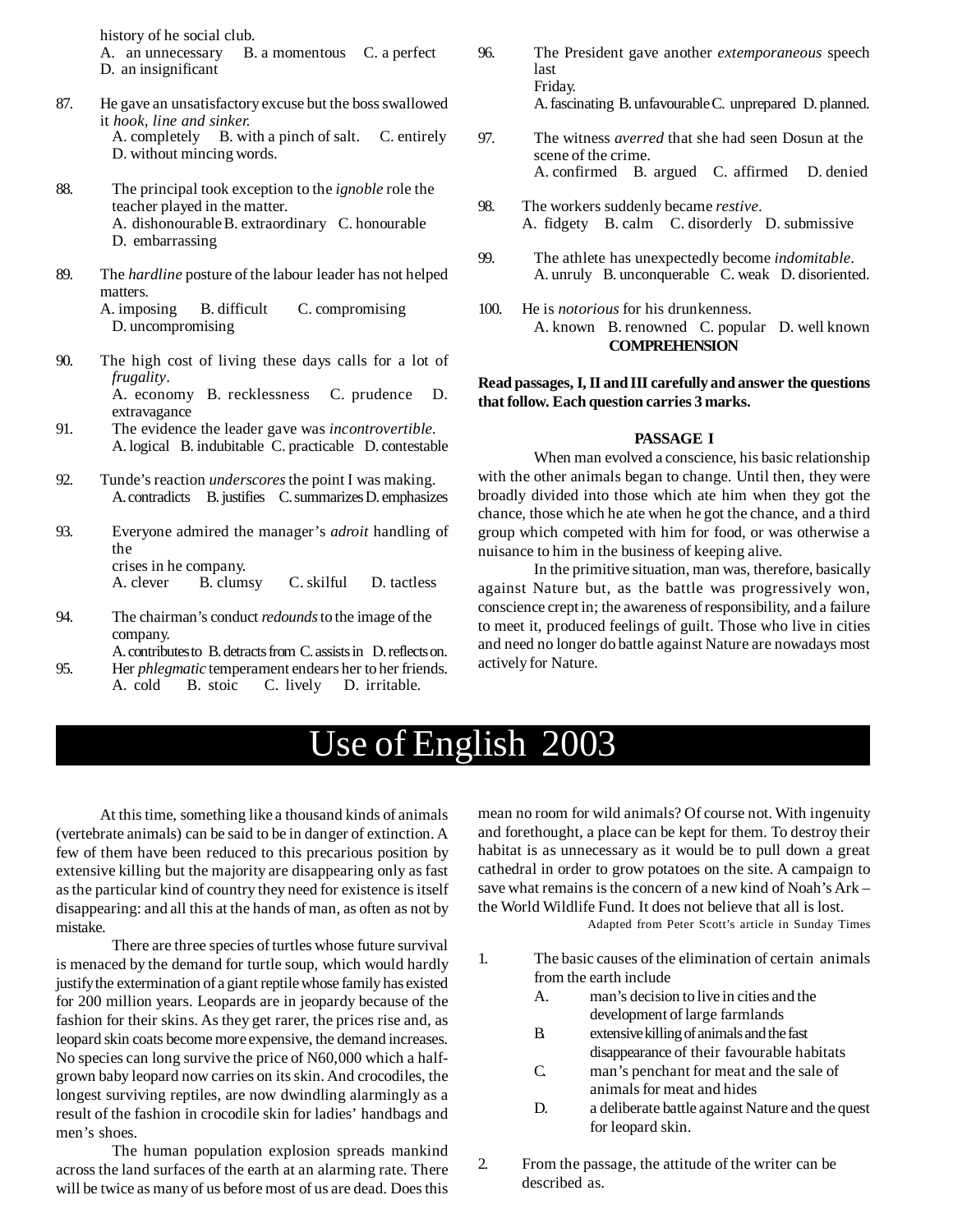history of he social club.
A. an unnecessary B. a momentous C. a perfect D. an insignificant

87. He gave an unsatisfactory excuse but the boss swallowed it *hook, line and sinker.*
A. completely B. with a pinch of salt. C. entirely D. without mincing words.

88. The principal took exception to the *ignoble* role the teacher played in the matter.
A. dishonourable B. extraordinary C. honourable D. embarrassing

89. The *hardline* posture of the labour leader has not helped matters.
A. imposing B. difficult C. compromising D. uncompromising

90. The high cost of living these days calls for a lot of *frugality*.
A. economy B. recklessness C. prudence D. extravagance

91. The evidence the leader gave was *incontrovertible*.
A. logical B. indubitable C. practicable D. contestable

92. Tunde's reaction *underscores* the point I was making.
A. contradicts B. justifies C. summarizes D. emphasizes

93. Everyone admired the manager's *adroit* handling of the crises in he company.
A. clever B. clumsy C. skilful D. tactless

94. The chairman's conduct *redounds* to the image of the company.
A. contributes to B. detracts from C. assists in D. reflects on.

95. Her *phlegmatic* temperament endears her to her friends.
A. cold B. stoic C. lively D. irritable.

96. The President gave another *extemporaneous* speech last Friday.
A. fascinating B. unfavourable C. unprepared D. planned.

97. The witness *averred* that she had seen Dosun at the scene of the crime.
A. confirmed B. argued C. affirmed D. denied

98. The workers suddenly became *restive*.
A. fidgety B. calm C. disorderly D. submissive

99. The athlete has unexpectedly become *indomitable*.
A. unruly B. unconquerable C. weak D. disoriented.

100. He is *notorious* for his drunkenness.
A. known B. renowned C. popular D. well known

## COMPREHENSION

**Read passages, I, II and III carefully and answer the questions that follow. Each question carries 3 marks.**

### PASSAGE I

When man evolved a conscience, his basic relationship with the other animals began to change. Until then, they were broadly divided into those which ate him when they got the chance, those which he ate when he got the chance, and a third group which competed with him for food, or was otherwise a nuisance to him in the business of keeping alive.

In the primitive situation, man was, therefore, basically against Nature but, as the battle was progressively won, conscience crept in; the awareness of responsibility, and a failure to meet it, produced feelings of guilt. Those who live in cities and need no longer do battle against Nature are nowadays most actively for Nature.

# Use of English 2003

At this time, something like a thousand kinds of animals (vertebrate animals) can be said to be in danger of extinction. A few of them have been reduced to this precarious position by extensive killing but the majority are disappearing only as fast as the particular kind of country they need for existence is itself disappearing: and all this at the hands of man, as often as not by mistake.

There are three species of turtles whose future survival is menaced by the demand for turtle soup, which would hardly justify the extermination of a giant reptile whose family has existed for 200 million years. Leopards are in jeopardy because of the fashion for their skins. As they get rarer, the prices rise and, as leopard skin coats become more expensive, the demand increases. No species can long survive the price of N60,000 which a half-grown baby leopard now carries on its skin. And crocodiles, the longest surviving reptiles, are now dwindling alarmingly as a result of the fashion in crocodile skin for ladies' handbags and men's shoes.

The human population explosion spreads mankind across the land surfaces of the earth at an alarming rate. There will be twice as many of us before most of us are dead. Does this mean no room for wild animals? Of course not. With ingenuity and forethought, a place can be kept for them. To destroy their habitat is as unnecessary as it would be to pull down a great cathedral in order to grow potatoes on the site. A campaign to save what remains is the concern of a new kind of Noah's Ark – the World Wildlife Fund. It does not believe that all is lost.

Adapted from Peter Scott's article in Sunday Times

1. The basic causes of the elimination of certain animals from the earth include
   A. man's decision to live in cities and the development of large farmlands
   B. extensive killing of animals and the fast disappearance of their favourable habitats
   C. man's penchant for meat and the sale of animals for meat and hides
   D. a deliberate battle against Nature and the quest for leopard skin.

2. From the passage, the attitude of the writer can be described as.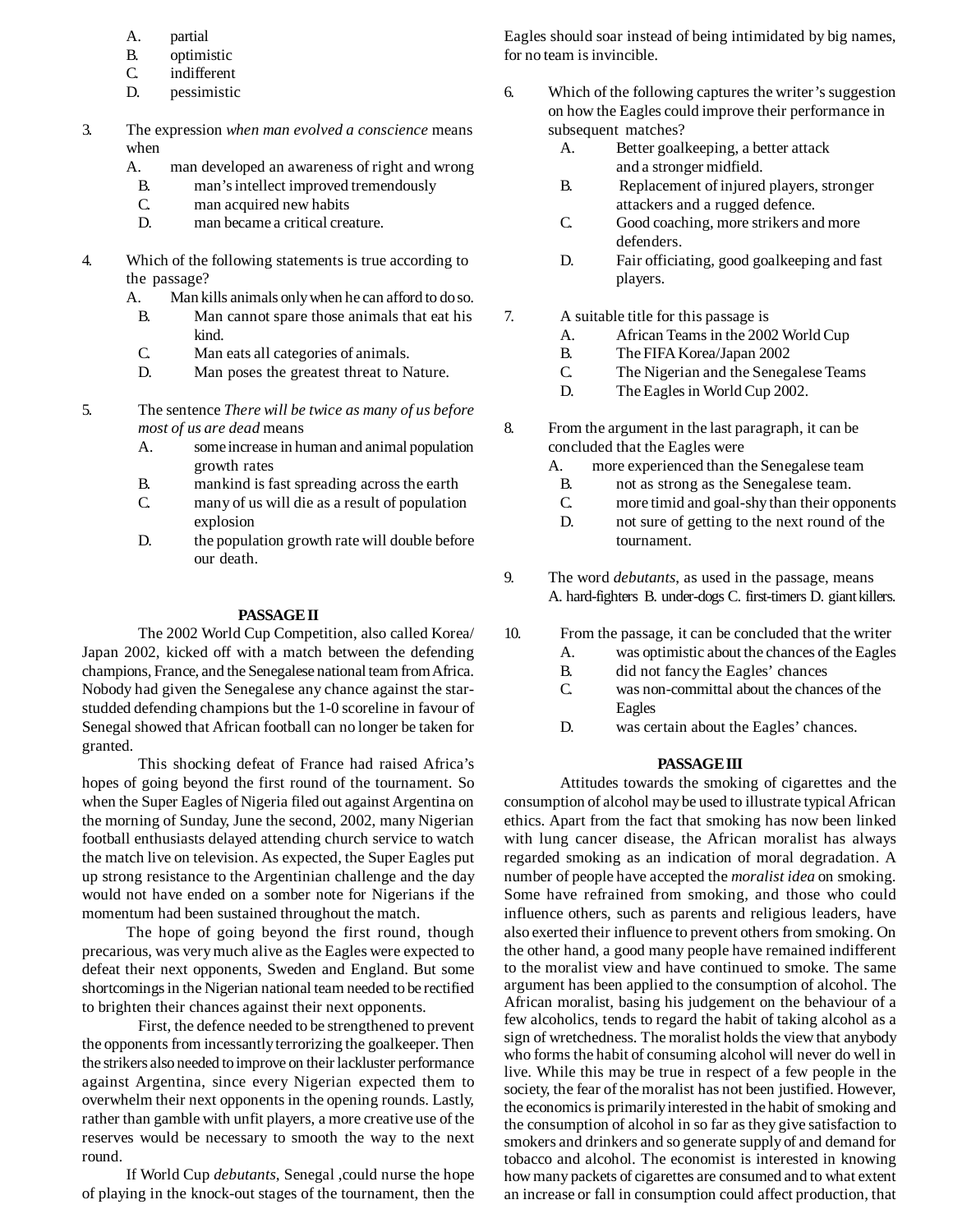A. partial
B. optimistic
C. indifferent
D. pessimistic

3. The expression *when man evolved a conscience* means when
   A. man developed an awareness of right and wrong
   B. man's intellect improved tremendously
   C. man acquired new habits
   D. man became a critical creature.

4. Which of the following statements is true according to the passage?
   A. Man kills animals only when he can afford to do so.
   B. Man cannot spare those animals that eat his kind.
   C. Man eats all categories of animals.
   D. Man poses the greatest threat to Nature.

5. The sentence *There will be twice as many of us before most of us are dead* means
   A. some increase in human and animal population growth rates
   B. mankind is fast spreading across the earth
   C. many of us will die as a result of population explosion
   D. the population growth rate will double before our death.

## PASSAGE II

The 2002 World Cup Competition, also called Korea/ Japan 2002, kicked off with a match between the defending champions, France, and the Senegalese national team from Africa. Nobody had given the Senegalese any chance against the star-studded defending champions but the 1-0 scoreline in favour of Senegal showed that African football can no longer be taken for granted.

This shocking defeat of France had raised Africa's hopes of going beyond the first round of the tournament. So when the Super Eagles of Nigeria filed out against Argentina on the morning of Sunday, June the second, 2002, many Nigerian football enthusiasts delayed attending church service to watch the match live on television. As expected, the Super Eagles put up strong resistance to the Argentinian challenge and the day would not have ended on a somber note for Nigerians if the momentum had been sustained throughout the match.

The hope of going beyond the first round, though precarious, was very much alive as the Eagles were expected to defeat their next opponents, Sweden and England. But some shortcomings in the Nigerian national team needed to be rectified to brighten their chances against their next opponents.

First, the defence needed to be strengthened to prevent the opponents from incessantly terrorizing the goalkeeper. Then the strikers also needed to improve on their lackluster performance against Argentina, since every Nigerian expected them to overwhelm their next opponents in the opening rounds. Lastly, rather than gamble with unfit players, a more creative use of the reserves would be necessary to smooth the way to the next round.

If World Cup *debutants*, Senegal ,could nurse the hope of playing in the knock-out stages of the tournament, then the Eagles should soar instead of being intimidated by big names, for no team is invincible.

6. Which of the following captures the writer's suggestion on how the Eagles could improve their performance in subsequent matches?
   A. Better goalkeeping, a better attack and a stronger midfield.
   B. Replacement of injured players, stronger attackers and a rugged defence.
   C. Good coaching, more strikers and more defenders.
   D. Fair officiating, good goalkeeping and fast players.

7. A suitable title for this passage is
   A. African Teams in the 2002 World Cup
   B. The FIFA Korea/Japan 2002
   C. The Nigerian and the Senegalese Teams
   D. The Eagles in World Cup 2002.

8. From the argument in the last paragraph, it can be concluded that the Eagles were
   A. more experienced than the Senegalese team
   B. not as strong as the Senegalese team.
   C. more timid and goal-shy than their opponents
   D. not sure of getting to the next round of the tournament.

9. The word *debutants*, as used in the passage, means
   A. hard-fighters B. under-dogs C. first-timers D. giant killers.

10. From the passage, it can be concluded that the writer
    A. was optimistic about the chances of the Eagles
    B. did not fancy the Eagles' chances
    C. was non-committal about the chances of the Eagles
    D. was certain about the Eagles' chances.

## PASSAGE III

Attitudes towards the smoking of cigarettes and the consumption of alcohol may be used to illustrate typical African ethics. Apart from the fact that smoking has now been linked with lung cancer disease, the African moralist has always regarded smoking as an indication of moral degradation. A number of people have accepted the *moralist idea* on smoking. Some have refrained from smoking, and those who could influence others, such as parents and religious leaders, have also exerted their influence to prevent others from smoking. On the other hand, a good many people have remained indifferent to the moralist view and have continued to smoke. The same argument has been applied to the consumption of alcohol. The African moralist, basing his judgement on the behaviour of a few alcoholics, tends to regard the habit of taking alcohol as a sign of wretchedness. The moralist holds the view that anybody who forms the habit of consuming alcohol will never do well in live. While this may be true in respect of a few people in the society, the fear of the moralist has not been justified. However, the economics is primarily interested in the habit of smoking and the consumption of alcohol in so far as they give satisfaction to smokers and drinkers and so generate supply of and demand for tobacco and alcohol. The economist is interested in knowing how many packets of cigarettes are consumed and to what extent an increase or fall in consumption could affect production, that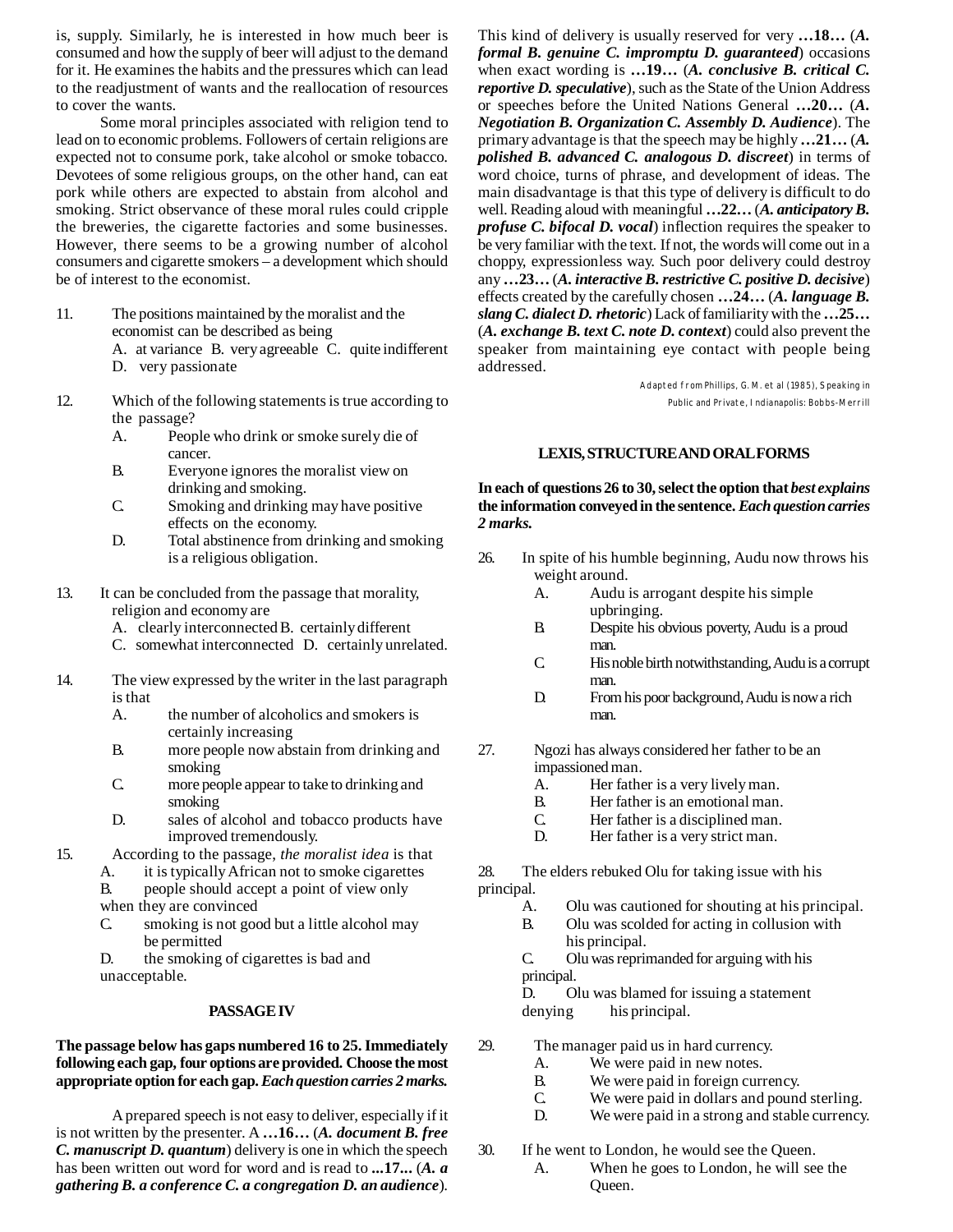is, supply. Similarly, he is interested in how much beer is consumed and how the supply of beer will adjust to the demand for it. He examines the habits and the pressures which can lead to the readjustment of wants and the reallocation of resources to cover the wants.

Some moral principles associated with religion tend to lead on to economic problems. Followers of certain religions are expected not to consume pork, take alcohol or smoke tobacco. Devotees of some religious groups, on the other hand, can eat pork while others are expected to abstain from alcohol and smoking. Strict observance of these moral rules could cripple the breweries, the cigarette factories and some businesses. However, there seems to be a growing number of alcohol consumers and cigarette smokers – a development which should be of interest to the economist.

11. The positions maintained by the moralist and the economist can be described as being
    A. at variance B. very agreeable C. quite indifferent
    D. very passionate

12. Which of the following statements is true according to the passage?
    A. People who drink or smoke surely die of cancer.
    B. Everyone ignores the moralist view on drinking and smoking.
    C. Smoking and drinking may have positive effects on the economy.
    D. Total abstinence from drinking and smoking is a religious obligation.

13. It can be concluded from the passage that morality, religion and economy are
    A. clearly interconnected B. certainly different
    C. somewhat interconnected D. certainly unrelated.

14. The view expressed by the writer in the last paragraph is that
    A. the number of alcoholics and smokers is certainly increasing
    B. more people now abstain from drinking and smoking
    C. more people appear to take to drinking and smoking
    D. sales of alcohol and tobacco products have improved tremendously.

15. According to the passage, *the moralist idea* is that
    A. it is typically African not to smoke cigarettes
    B. people should accept a point of view only when they are convinced
    C. smoking is not good but a little alcohol may be permitted
    D. the smoking of cigarettes is bad and unacceptable.

### PASSAGE IV

**The passage below has gaps numbered 16 to 25. Immediately following each gap, four options are provided. Choose the most appropriate option for each gap. *Each question carries 2 marks.***

A prepared speech is not easy to deliver, especially if it is not written by the presenter. A **…16…** (***A. document B. free C. manuscript D. quantum***) delivery is one in which the speech has been written out word for word and is read to **...17...** (***A. a gathering B. a conference C. a congregation D. an audience***). This kind of delivery is usually reserved for very **…18…** (***A. formal B. genuine C. impromptu D. guaranteed***) occasions when exact wording is **…19…** (***A. conclusive B. critical C. reportive D. speculative***), such as the State of the Union Address or speeches before the United Nations General **…20…** (***A. Negotiation B. Organization C. Assembly D. Audience***). The primary advantage is that the speech may be highly **…21…** (***A. polished B. advanced C. analogous D. discreet***) in terms of word choice, turns of phrase, and development of ideas. The main disadvantage is that this type of delivery is difficult to do well. Reading aloud with meaningful **…22…** (***A. anticipatory B. profuse C. bifocal D. vocal***) inflection requires the speaker to be very familiar with the text. If not, the words will come out in a choppy, expressionless way. Such poor delivery could destroy any **…23…** (***A. interactive B. restrictive C. positive D. decisive***) effects created by the carefully chosen **…24…** (***A. language B. slang C. dialect D. rhetoric***) Lack of familiarity with the **…25…** (***A. exchange B. text C. note D. context***) could also prevent the speaker from maintaining eye contact with people being addressed.

Adapted from Phillips, G. M. et al (1985), Speaking in Public and Private, Indianapolis: Bobbs-Merrill

### LEXIS, STRUCTURE AND ORAL FORMS

**In each of questions 26 to 30, select the option that *best explains* the information conveyed in the sentence. *Each question carries 2 marks.***

26. In spite of his humble beginning, Audu now throws his weight around.
    A. Audu is arrogant despite his simple upbringing.
    B. Despite his obvious poverty, Audu is a proud man.
    C. His noble birth notwithstanding, Audu is a corrupt man.
    D. From his poor background, Audu is now a rich man.

27. Ngozi has always considered her father to be an impassioned man.
    A. Her father is a very lively man.
    B. Her father is an emotional man.
    C. Her father is a disciplined man.
    D. Her father is a very strict man.

28. The elders rebuked Olu for taking issue with his principal.
    A. Olu was cautioned for shouting at his principal.
    B. Olu was scolded for acting in collusion with his principal.
    C. Olu was reprimanded for arguing with his principal.
    D. Olu was blamed for issuing a statement denying his principal.

29. The manager paid us in hard currency.
    A. We were paid in new notes.
    B. We were paid in foreign currency.
    C. We were paid in dollars and pound sterling.
    D. We were paid in a strong and stable currency.

30. If he went to London, he would see the Queen.
    A. When he goes to London, he will see the Queen.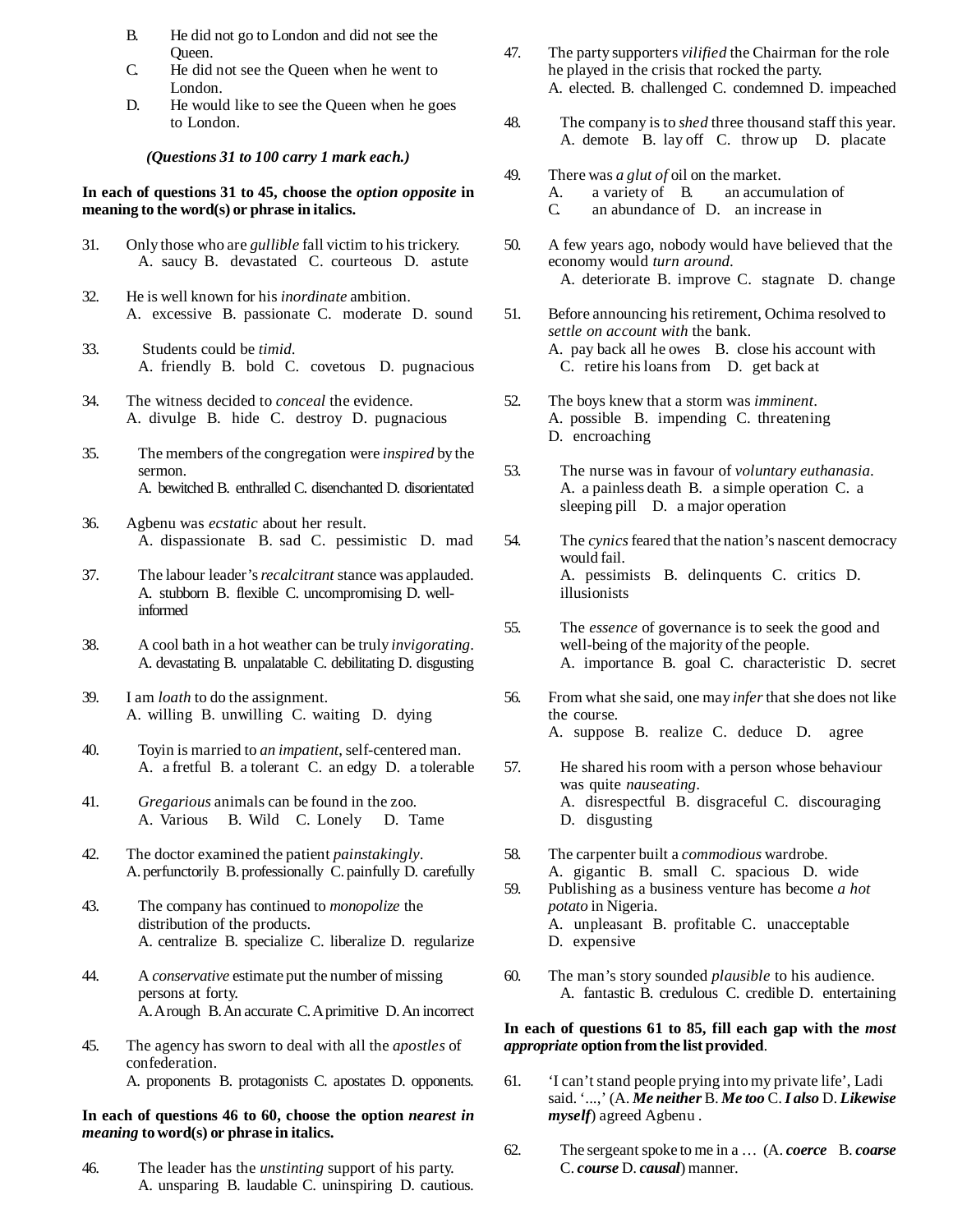B. He did not go to London and did not see the Queen.

C. He did not see the Queen when he went to London.

D. He would like to see the Queen when he goes to London.

***(Questions 31 to 100 carry 1 mark each.)***

**In each of questions 31 to 45, choose the *option opposite* in meaning to the word(s) or phrase in italics.**

31. Only those who are *gullible* fall victim to his trickery.
    A. saucy B. devastated C. courteous D. astute

32. He is well known for his *inordinate* ambition.
    A. excessive B. passionate C. moderate D. sound

33. Students could be *timid*.
    A. friendly B. bold C. covetous D. pugnacious

34. The witness decided to *conceal* the evidence.
    A. divulge B. hide C. destroy D. pugnacious

35. The members of the congregation were *inspired* by the sermon.
    A. bewitched B. enthralled C. disenchanted D. disorientated

36. Agbenu was *ecstatic* about her result.
    A. dispassionate B. sad C. pessimistic D. mad

37. The labour leader's *recalcitrant* stance was applauded.
    A. stubborn B. flexible C. uncompromising D. well-informed

38. A cool bath in a hot weather can be truly *invigorating*.
    A. devastating B. unpalatable C. debilitating D. disgusting

39. I am *loath* to do the assignment.
    A. willing B. unwilling C. waiting D. dying

40. Toyin is married to *an impatient*, self-centered man.
    A. a fretful B. a tolerant C. an edgy D. a tolerable

41. *Gregarious* animals can be found in the zoo.
    A. Various B. Wild C. Lonely D. Tame

42. The doctor examined the patient *painstakingly*.
    A. perfunctorily B. professionally C. painfully D. carefully

43. The company has continued to *monopolize* the distribution of the products.
    A. centralize B. specialize C. liberalize D. regularize

44. A *conservative* estimate put the number of missing persons at forty.
    A. A rough B. An accurate C. A primitive D. An incorrect

45. The agency has sworn to deal with all the *apostles* of confederation.
    A. proponents B. protagonists C. apostates D. opponents.

**In each of questions 46 to 60, choose the option *nearest in meaning* to word(s) or phrase in italics.**

46. The leader has the *unstinting* support of his party.
    A. unsparing B. laudable C. uninspiring D. cautious.

47. The party supporters *vilified* the Chairman for the role he played in the crisis that rocked the party.
    A. elected. B. challenged C. condemned D. impeached

48. The company is to *shed* three thousand staff this year.
    A. demote B. lay off C. throw up D. placate

49. There was *a glut of* oil on the market.
    A. a variety of B. an accumulation of
    C. an abundance of D. an increase in

50. A few years ago, nobody would have believed that the economy would *turn around*.
    A. deteriorate B. improve C. stagnate D. change

51. Before announcing his retirement, Ochima resolved to *settle on account with* the bank.
    A. pay back all he owes B. close his account with
    C. retire his loans from D. get back at

52. The boys knew that a storm was *imminent*.
    A. possible B. impending C. threatening
    D. encroaching

53. The nurse was in favour of *voluntary euthanasia*.
    A. a painless death B. a simple operation C. a sleeping pill D. a major operation

54. The *cynics* feared that the nation's nascent democracy would fail.
    A. pessimists B. delinquents C. critics D. illusionists

55. The *essence* of governance is to seek the good and well-being of the majority of the people.
    A. importance B. goal C. characteristic D. secret

56. From what she said, one may *infer* that she does not like the course.
    A. suppose B. realize C. deduce D. agree

57. He shared his room with a person whose behaviour was quite *nauseating*.
    A. disrespectful B. disgraceful C. discouraging
    D. disgusting

58. The carpenter built a *commodious* wardrobe.
    A. gigantic B. small C. spacious D. wide

59. Publishing as a business venture has become *a hot potato* in Nigeria.
    A. unpleasant B. profitable C. unacceptable
    D. expensive

60. The man's story sounded *plausible* to his audience.
    A. fantastic B. credulous C. credible D. entertaining

**In each of questions 61 to 85, fill each gap with the *most appropriate* option from the list provided**.

61. 'I can't stand people prying into my private life', Ladi said. '...,' (A. ***Me neither*** B. ***Me too*** C. ***I also*** D. ***Likewise myself***) agreed Agbenu .

62. The sergeant spoke to me in a … (A. ***coerce*** B. ***coarse*** C. ***course*** D. ***causal***) manner.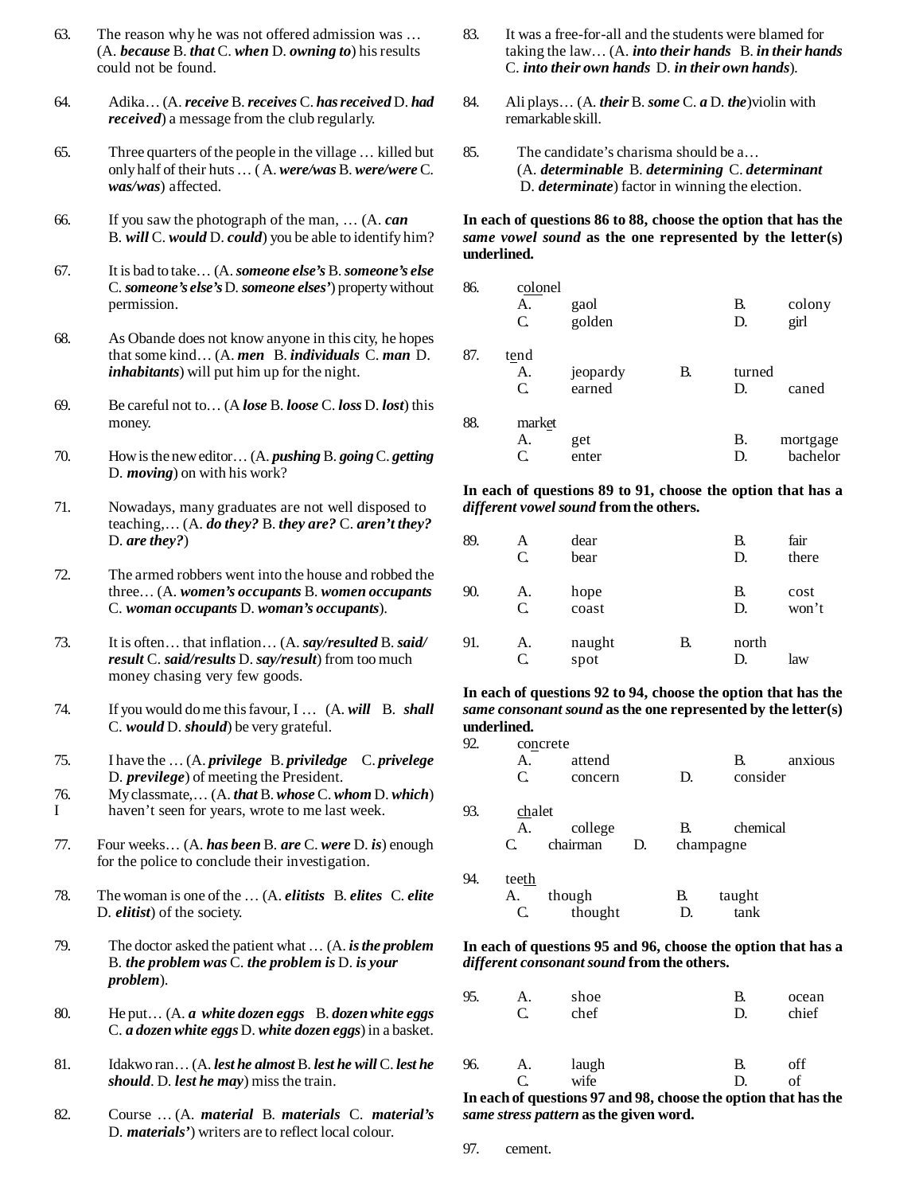63. The reason why he was not offered admission was … (A. ***because*** B. ***that*** C. ***when*** D. ***owning to***) his results could not be found.

64. Adika… (A. ***receive*** B. ***receives*** C. ***has received*** D. ***had received***) a message from the club regularly.

65. Three quarters of the people in the village … killed but only half of their huts … ( A. ***were/was*** B. ***were/were*** C. ***was/was***) affected.

66. If you saw the photograph of the man, … (A. ***can*** B. ***will*** C. ***would*** D. ***could***) you be able to identify him?

67. It is bad to take… (A. ***someone else's*** B. ***someone's else*** C. ***someone's else's*** D. ***someone elses'***) property without permission.

68. As Obande does not know anyone in this city, he hopes that some kind… (A. ***men*** B. ***individuals*** C. ***man*** D. ***inhabitants***) will put him up for the night.

69. Be careful not to… (A ***lose*** B. ***loose*** C. ***loss*** D. ***lost***) this money.

70. How is the new editor… (A. ***pushing*** B. ***going*** C. ***getting*** D. ***moving***) on with his work?

71. Nowadays, many graduates are not well disposed to teaching,… (A. ***do they?*** B. ***they are?*** C. ***aren't they?*** D. ***are they?***)

72. The armed robbers went into the house and robbed the three… (A. ***women's occupants*** B. ***women occupants*** C. ***woman occupants*** D. ***woman's occupants***).

73. It is often… that inflation… (A. ***say/resulted*** B. ***said/ result*** C. ***said/results*** D. ***say/result***) from too much money chasing very few goods.

74. If you would do me this favour, I … (A. ***will*** B. ***shall*** C. ***would*** D. ***should***) be very grateful.

75. I have the … (A. ***privilege*** B. ***priviledge*** C. ***privelege*** D. ***previlege***) of meeting the President.

76. My classmate,… (A. ***that*** B. ***whose*** C. ***whom*** D. ***which***) I haven't seen for years, wrote to me last week.

77. Four weeks… (A. ***has been*** B. ***are*** C. ***were*** D. ***is***) enough for the police to conclude their investigation.

78. The woman is one of the … (A. ***elitists*** B. ***elites*** C. ***elite*** D. ***elitist***) of the society.

79. The doctor asked the patient what … (A. ***is the problem*** B. ***the problem was*** C. ***the problem is*** D. ***is your problem***).

80. He put… (A. ***a white dozen eggs*** B. ***dozen white eggs*** C. ***a dozen white eggs*** D. ***white dozen eggs***) in a basket.

81. Idakwo ran… (A. ***lest he almost*** B. ***lest he will*** C. ***lest he should***. D. ***lest he may***) miss the train.

82. Course … (A. ***material*** B. ***materials*** C. ***material's*** D. ***materials'***) writers are to reflect local colour.

83. It was a free-for-all and the students were blamed for taking the law… (A. ***into their hands*** B. ***in their hands*** C. ***into their own hands*** D. ***in their own hands***).

84. Ali plays… (A. ***their*** B. ***some*** C. ***a*** D. ***the***) violin with remarkable skill.

85. The candidate's charisma should be a… (A. ***determinable*** B. ***determining*** C. ***determinant*** D. ***determinate***) factor in winning the election.

**In each of questions 86 to 88, choose the option that has the *same vowel sound* as the one represented by the letter(s) underlined.**

86. colonel
A. gaol B. colony
C. golden D. girl

87. tend
A. jeopardy B. turned
C. earned D. caned

88. market
A. get B. mortgage
C. enter D. bachelor

**In each of questions 89 to 91, choose the option that has a *different vowel sound* from the others.**

89. A dear B. fair
C. bear D. there

90. A. hope B. cost
C. coast D. won't

91. A. naught B. north
C. spot D. law

**In each of questions 92 to 94, choose the option that has the *same consonant sound* as the one represented by the letter(s) underlined.**

92. concrete
A. attend B. anxious
C. concern D. consider

93. chalet
A. college B. chemical
C. chairman D. champagne

94. teeth
A. though B. taught
C. thought D. tank

**In each of questions 95 and 96, choose the option that has a *different consonant sound* from the others.**

95. A. shoe B. ocean
C. chef D. chief

96. A. laugh B. off
C. wife D. of

**In each of questions 97 and 98, choose the option that has the *same stress pattern* as the given word.**

97. cement.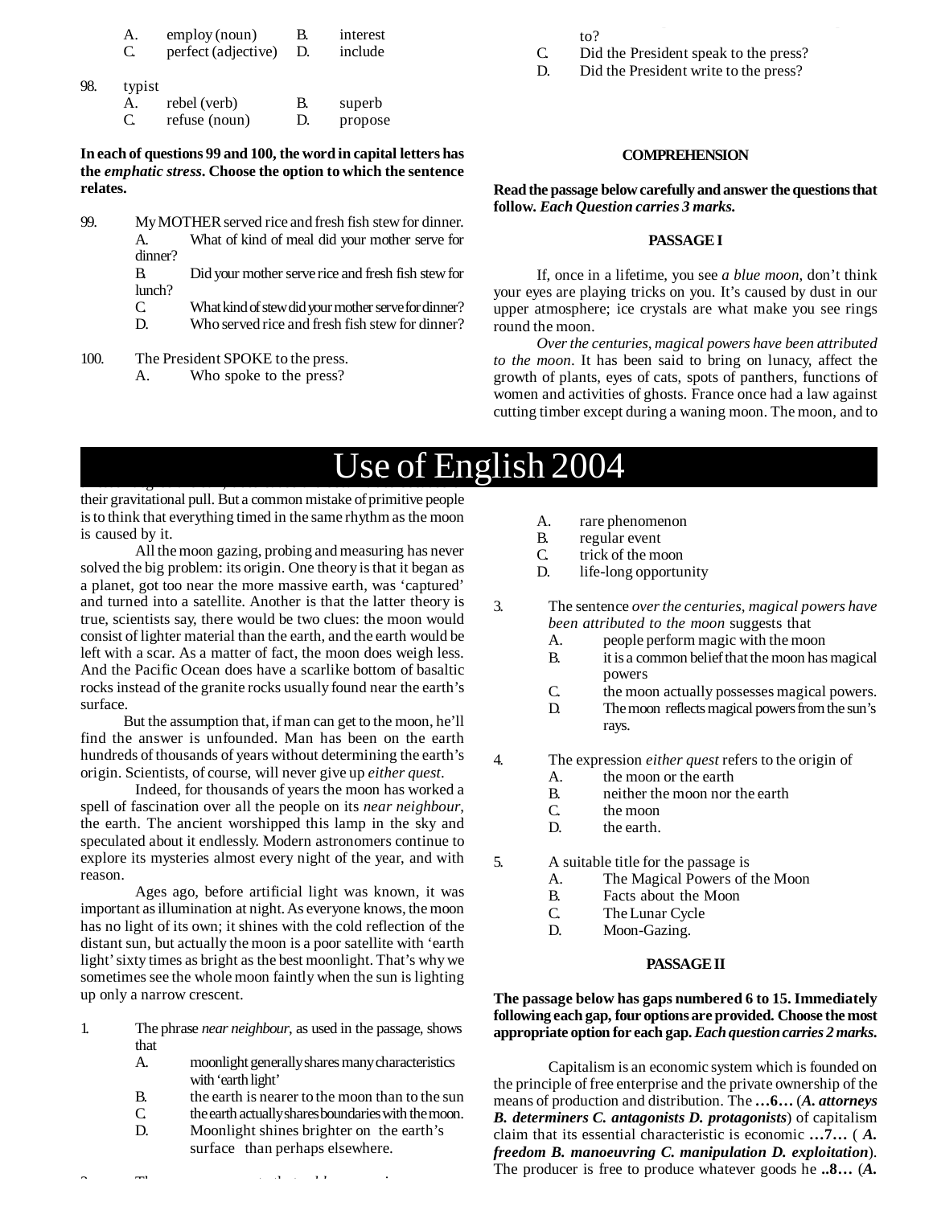A. employ (noun) B. interest
C. perfect (adjective) D. include

98. typist
A. rebel (verb) B. superb
C. refuse (noun) D. propose

**In each of questions 99 and 100, the word in capital letters has the *emphatic stress*. Choose the option to which the sentence relates.**

99. My MOTHER served rice and fresh fish stew for dinner.
A. What of kind of meal did your mother serve for dinner?
B. Did your mother serve rice and fresh fish stew for lunch?
C. What kind of stew did your mother serve for dinner?
D. Who served rice and fresh fish stew for dinner?

100. The President SPOKE to the press.
A. Who spoke to the press?
B. [illegible] to?
C. Did the President speak to the press?
D. Did the President write to the press?

# Use of English 2004

## COMPREHENSION

**Read the passage below carefully and answer the questions that follow. *Each Question carries 3 marks.***

### PASSAGE I

If, once in a lifetime, you see *a blue moon*, don't think your eyes are playing tricks on you. It's caused by dust in our upper atmosphere; ice crystals are what make you see rings round the moon.

*Over the centuries, magical powers have been attributed to the moon*. It has been said to bring on lunacy, affect the growth of plants, eyes of cats, spots of panthers, functions of women and activities of ghosts. France once had a law against cutting timber except during a waning moon. The moon, and to [illegible] their gravitational pull. But a common mistake of primitive people is to think that everything timed in the same rhythm as the moon is caused by it.

All the moon gazing, probing and measuring has never solved the big problem: its origin. One theory is that it began as a planet, got too near the more massive earth, was 'captured' and turned into a satellite. Another is that the latter theory is true, scientists say, there would be two clues: the moon would consist of lighter material than the earth, and the earth would be left with a scar. As a matter of fact, the moon does weigh less. And the Pacific Ocean does have a scarlike bottom of basaltic rocks instead of the granite rocks usually found near the earth's surface.

But the assumption that, if man can get to the moon, he'll find the answer is unfounded. Man has been on the earth hundreds of thousands of years without determining the earth's origin. Scientists, of course, will never give up *either quest*.

Indeed, for thousands of years the moon has worked a spell of fascination over all the people on its *near neighbour*, the earth. The ancient worshipped this lamp in the sky and speculated about it endlessly. Modern astronomers continue to explore its mysteries almost every night of the year, and with reason.

Ages ago, before artificial light was known, it was important as illumination at night. As everyone knows, the moon has no light of its own; it shines with the cold reflection of the distant sun, but actually the moon is a poor satellite with 'earth light' sixty times as bright as the best moonlight. That's why we sometimes see the whole moon faintly when the sun is lighting up only a narrow crescent.

1. The phrase *near neighbour*, as used in the passage, shows that
A. moonlight generally shares many characteristics with 'earth light'
B. the earth is nearer to the moon than to the sun
C. the earth actually shares boundaries with the moon.
D. Moonlight shines brighter on the earth's surface than perhaps elsewhere.

2. [illegible]
A. rare phenomenon
B. regular event
C. trick of the moon
D. life-long opportunity

3. The sentence *over the centuries, magical powers have been attributed to the moon* suggests that
A. people perform magic with the moon
B. it is a common belief that the moon has magical powers
C. the moon actually possesses magical powers.
D. The moon reflects magical powers from the sun's rays.

4. The expression *either quest* refers to the origin of
A. the moon or the earth
B. neither the moon nor the earth
C. the moon
D. the earth.

5. A suitable title for the passage is
A. The Magical Powers of the Moon
B. Facts about the Moon
C. The Lunar Cycle
D. Moon-Gazing.

### PASSAGE II

**The passage below has gaps numbered 6 to 15. Immediately following each gap, four options are provided. Choose the most appropriate option for each gap. *Each question carries 2 marks.***

Capitalism is an economic system which is founded on the principle of free enterprise and the private ownership of the means of production and distribution. The **…6…** (***A. attorneys B. determiners C. antagonists D. protagonists***) of capitalism claim that its essential characteristic is economic **…7…** ( ***A. freedom B. manoeuvring C. manipulation D. exploitation***). The producer is free to produce whatever goods he **..8…** (***A.***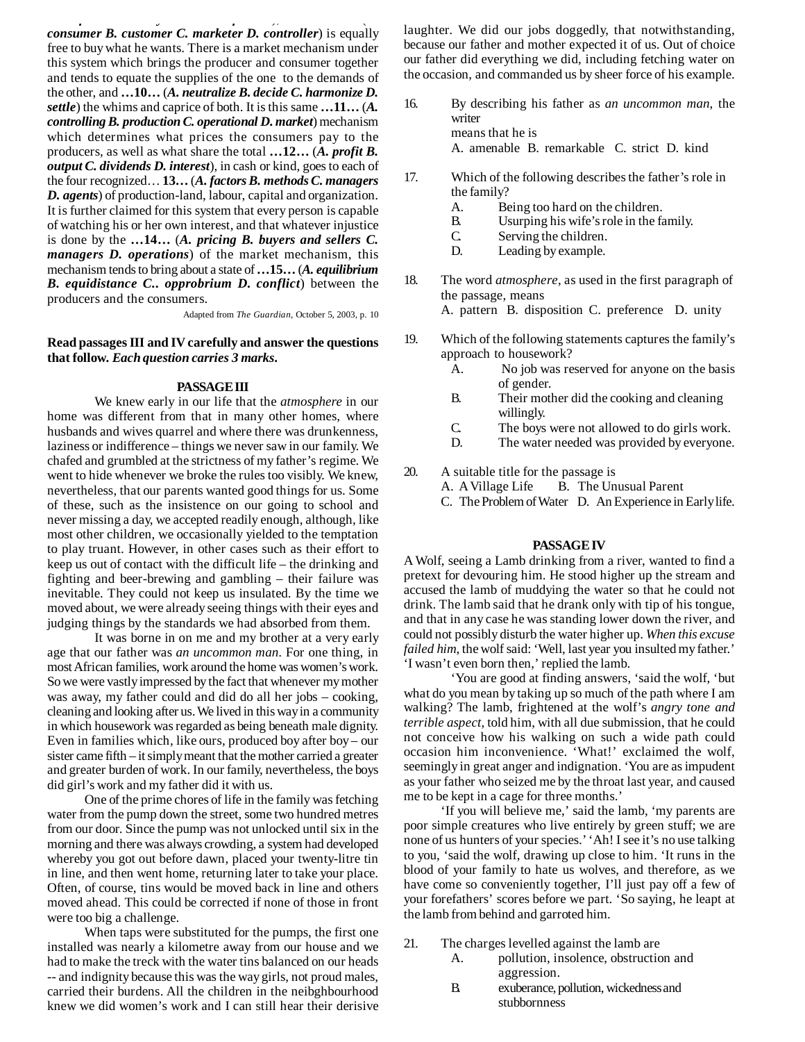*consumer B. customer C. marketer D. controller*) is equally free to buy what he wants. There is a market mechanism under this system which brings the producer and consumer together and tends to equate the supplies of the one to the demands of the other, and **…10…** (***A. neutralize B. decide C. harmonize D. settle***) the whims and caprice of both. It is this same **…11…** (***A. controlling B. production C. operational D. market***) mechanism which determines what prices the consumers pay to the producers, as well as what share the total **…12…** (***A. profit B. output C. dividends D. interest***), in cash or kind, goes to each of the four recognized… **13…** (***A. factors B. methods C. managers D. agents***) of production-land, labour, capital and organization. It is further claimed for this system that every person is capable of watching his or her own interest, and that whatever injustice is done by the **…14…** (***A. pricing B. buyers and sellers C. managers D. operations***) of the market mechanism, this mechanism tends to bring about a state of **…15…** (***A. equilibrium B. equidistance C.. opprobrium D. conflict***) between the producers and the consumers.

Adapted from *The Guardian*, October 5, 2003, p. 10

**Read passages III and IV carefully and answer the questions that follow. *Each question carries 3 marks*.**

### PASSAGE III

We knew early in our life that the *atmosphere* in our home was different from that in many other homes, where husbands and wives quarrel and where there was drunkenness, laziness or indifference – things we never saw in our family. We chafed and grumbled at the strictness of my father's regime. We went to hide whenever we broke the rules too visibly. We knew, nevertheless, that our parents wanted good things for us. Some of these, such as the insistence on our going to school and never missing a day, we accepted readily enough, although, like most other children, we occasionally yielded to the temptation to play truant. However, in other cases such as their effort to keep us out of contact with the difficult life – the drinking and fighting and beer-brewing and gambling – their failure was inevitable. They could not keep us insulated. By the time we moved about, we were already seeing things with their eyes and judging things by the standards we had absorbed from them.

It was borne in on me and my brother at a very early age that our father was *an uncommon man*. For one thing, in most African families, work around the home was women's work. So we were vastly impressed by the fact that whenever my mother was away, my father could and did do all her jobs – cooking, cleaning and looking after us. We lived in this way in a community in which housework was regarded as being beneath male dignity. Even in families which, like ours, produced boy after boy – our sister came fifth – it simply meant that the mother carried a greater and greater burden of work. In our family, nevertheless, the boys did girl's work and my father did it with us.

One of the prime chores of life in the family was fetching water from the pump down the street, some two hundred metres from our door. Since the pump was not unlocked until six in the morning and there was always crowding, a system had developed whereby you got out before dawn, placed your twenty-litre tin in line, and then went home, returning later to take your place. Often, of course, tins would be moved back in line and others moved ahead. This could be corrected if none of those in front were too big a challenge.

When taps were substituted for the pumps, the first one installed was nearly a kilometre away from our house and we had to make the treck with the water tins balanced on our heads -- and indignity because this was the way girls, not proud males, carried their burdens. All the children in the neibghbourhood knew we did women's work and I can still hear their derisive laughter. We did our jobs doggedly, that notwithstanding, because our father and mother expected it of us. Out of choice our father did everything we did, including fetching water on the occasion, and commanded us by sheer force of his example.

16. By describing his father as *an uncommon man*, the writer means that he is
    A. amenable B. remarkable C. strict D. kind

17. Which of the following describes the father's role in the family?
    - A. Being too hard on the children.
    - B. Usurping his wife's role in the family.
    - C. Serving the children.
    - D. Leading by example.

18. The word *atmosphere*, as used in the first paragraph of the passage, means
    A. pattern B. disposition C. preference D. unity

19. Which of the following statements captures the family's approach to housework?
    - A. No job was reserved for anyone on the basis of gender.
    - B. Their mother did the cooking and cleaning willingly.
    - C. The boys were not allowed to do girls work.
    - D. The water needed was provided by everyone.

20. A suitable title for the passage is
    A. A Village Life B. The Unusual Parent
    C. The Problem of Water D. An Experience in Early life.

### PASSAGE IV

A Wolf, seeing a Lamb drinking from a river, wanted to find a pretext for devouring him. He stood higher up the stream and accused the lamb of muddying the water so that he could not drink. The lamb said that he drank only with tip of his tongue, and that in any case he was standing lower down the river, and could not possibly disturb the water higher up. *When this excuse failed him*, the wolf said: 'Well, last year you insulted my father.' 'I wasn't even born then,' replied the lamb.

'You are good at finding answers, 'said the wolf, 'but what do you mean by taking up so much of the path where I am walking? The lamb, frightened at the wolf's *angry tone and terrible aspect*, told him, with all due submission, that he could not conceive how his walking on such a wide path could occasion him inconvenience. 'What!' exclaimed the wolf, seemingly in great anger and indignation. 'You are as impudent as your father who seized me by the throat last year, and caused me to be kept in a cage for three months.'

'If you will believe me,' said the lamb, 'my parents are poor simple creatures who live entirely by green stuff; we are none of us hunters of your species.' 'Ah! I see it's no use talking to you, 'said the wolf, drawing up close to him. 'It runs in the blood of your family to hate us wolves, and therefore, as we have come so conveniently together, I'll just pay off a few of your forefathers' scores before we part. 'So saying, he leapt at the lamb from behind and garroted him.

21. The charges levelled against the lamb are
    - A. pollution, insolence, obstruction and aggression.
    - B. exuberance, pollution, wickedness and stubbornness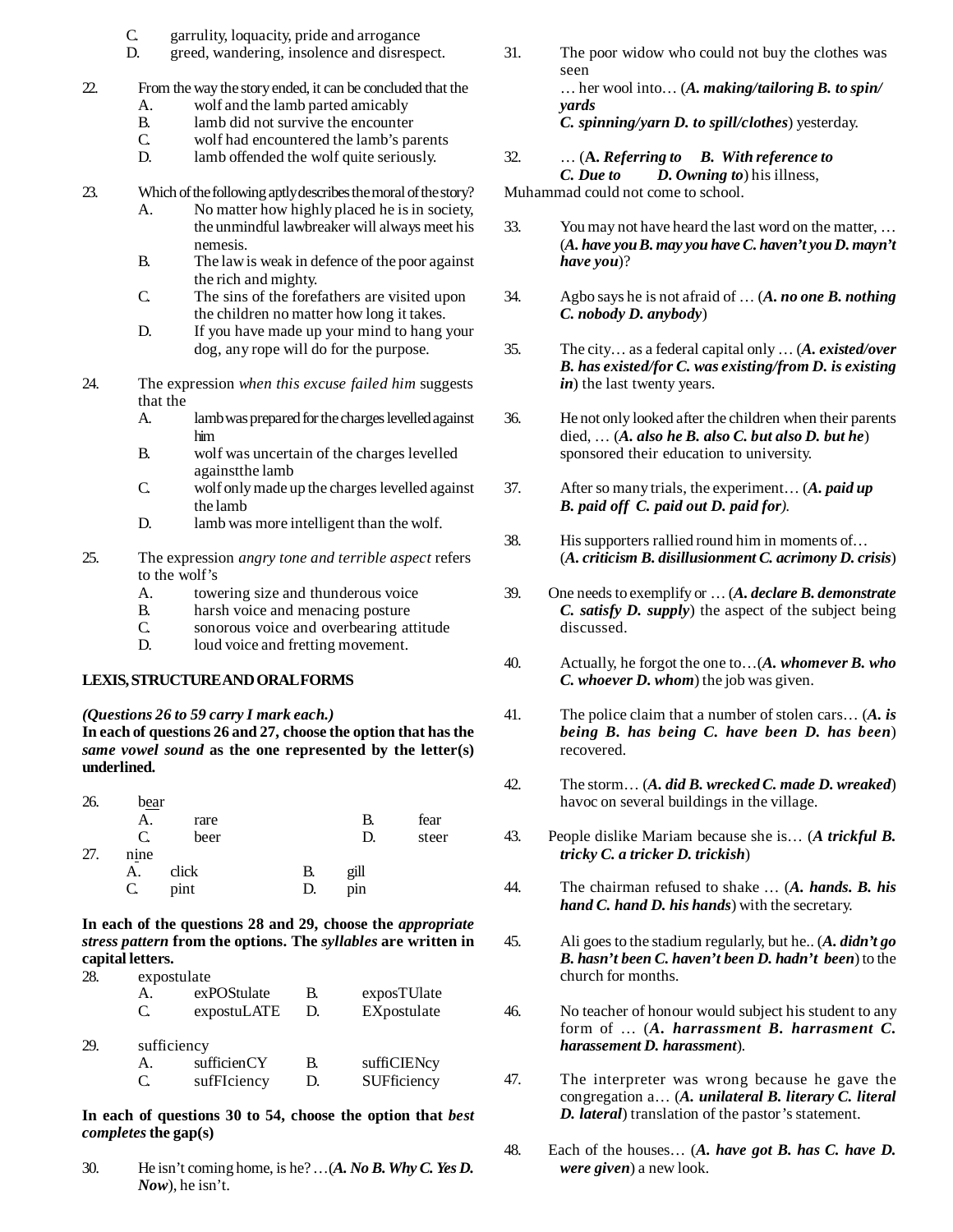C. garrulity, loquacity, pride and arrogance
D. greed, wandering, insolence and disrespect.

22. From the way the story ended, it can be concluded that the
A. wolf and the lamb parted amicably
B. lamb did not survive the encounter
C. wolf had encountered the lamb's parents
D. lamb offended the wolf quite seriously.

23. Which of the following aptly describes the moral of the story?
A. No matter how highly placed he is in society, the unmindful lawbreaker will always meet his nemesis.
B. The law is weak in defence of the poor against the rich and mighty.
C. The sins of the forefathers are visited upon the children no matter how long it takes.
D. If you have made up your mind to hang your dog, any rope will do for the purpose.

24. The expression *when this excuse failed him* suggests that the
A. lamb was prepared for the charges levelled against him
B. wolf was uncertain of the charges levelled againstthe lamb
C. wolf only made up the charges levelled against the lamb
D. lamb was more intelligent than the wolf.

25. The expression *angry tone and terrible aspect* refers to the wolf's
A. towering size and thunderous voice
B. harsh voice and menacing posture
C. sonorous voice and overbearing attitude
D. loud voice and fretting movement.

## LEXIS, STRUCTURE AND ORAL FORMS

***(Questions 26 to 59 carry I mark each.)***

**In each of questions 26 and 27, choose the option that has the *same vowel sound* as the one represented by the letter(s) underlined.**

26. b<u>ea</u>r
A. rare B. fear
C. beer D. steer

27. n<u>i</u>ne
A. click B. gill
C. pint D. pin

**In each of the questions 28 and 29, choose the *appropriate stress pattern* from the options. The *syllables* are written in capital letters.**

28. expostulate
A. exPOStulate B. exposTUlate
C. expostuLATE D. EXpostulate

29. sufficiency
A. sufficienCY B. suffiCIENcy
C. sufFIciency D. SUFficiency

**In each of questions 30 to 54, choose the option that *best completes* the gap(s)**

30. He isn't coming home, is he? …(***A. No B. Why C. Yes D. Now***), he isn't.

31. The poor widow who could not buy the clothes was seen … her wool into… (***A. making/tailoring B. to spin/ yards C. spinning/yarn D. to spill/clothes***) yesterday.

32. … (***A. Referring to B. With reference to C. Due to D. Owning to***) his illness, Muhammad could not come to school.

33. You may not have heard the last word on the matter, … (***A. have you B. may you have C. haven't you D. mayn't have you***)?

34. Agbo says he is not afraid of … (***A. no one B. nothing C. nobody D. anybody***)

35. The city… as a federal capital only … (***A. existed/over B. has existed/for C. was existing/from D. is existing in***) the last twenty years.

36. He not only looked after the children when their parents died, … (***A. also he B. also C. but also D. but he***) sponsored their education to university.

37. After so many trials, the experiment… (***A. paid up B. paid off C. paid out D. paid for***).

38. His supporters rallied round him in moments of… (***A. criticism B. disillusionment C. acrimony D. crisis***)

39. One needs to exemplify or … (***A. declare B. demonstrate C. satisfy D. supply***) the aspect of the subject being discussed.

40. Actually, he forgot the one to…(***A. whomever B. who C. whoever D. whom***) the job was given.

41. The police claim that a number of stolen cars… (***A. is being B. has being C. have been D. has been***) recovered.

42. The storm… (***A. did B. wrecked C. made D. wreaked***) havoc on several buildings in the village.

43. People dislike Mariam because she is… (***A trickful B. tricky C. a tricker D. trickish***)

44. The chairman refused to shake … (***A. hands. B. his hand C. hand D. his hands***) with the secretary.

45. Ali goes to the stadium regularly, but he.. (***A. didn't go B. hasn't been C. haven't been D. hadn't been***) to the church for months.

46. No teacher of honour would subject his student to any form of … (***A. harrassment B. harrasment C. harassement D. harassment***).

47. The interpreter was wrong because he gave the congregation a… (***A. unilateral B. literary C. literal D. lateral***) translation of the pastor's statement.

48. Each of the houses… (***A. have got B. has C. have D. were given***) a new look.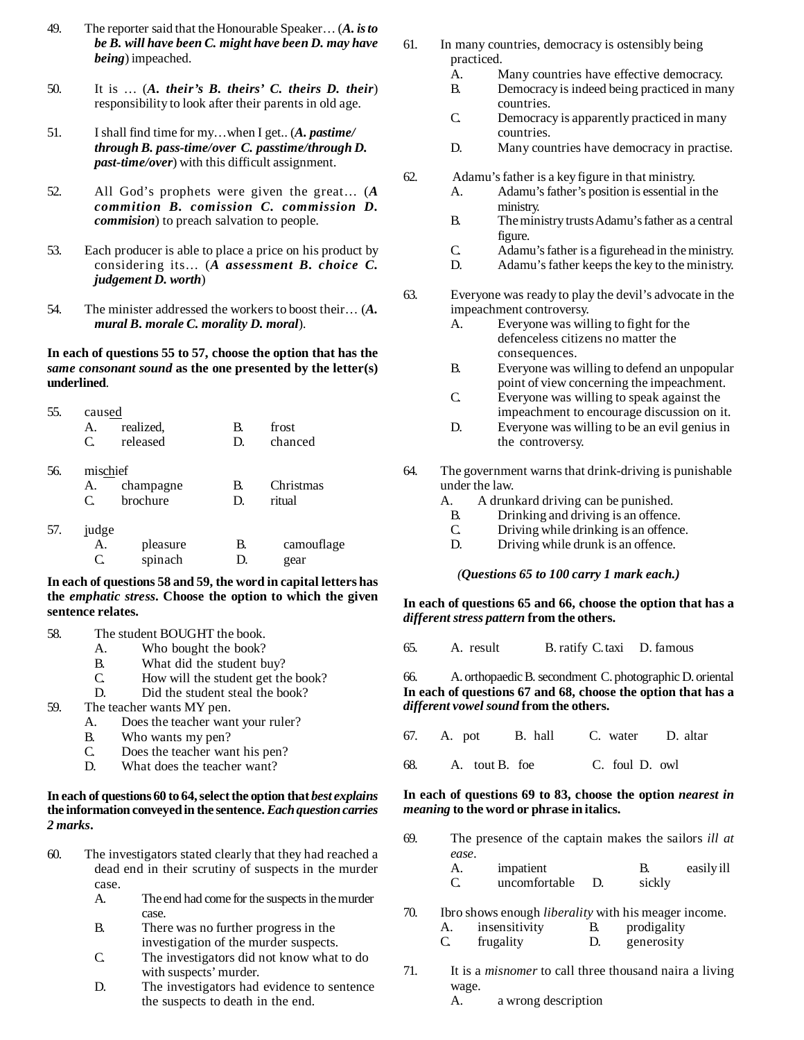49. The reporter said that the Honourable Speaker… (***A. is to be B. will have been C. might have been D. may have being***) impeached.

50. It is … (***A. their's B. theirs' C. theirs D. their***) responsibility to look after their parents in old age.

51. I shall find time for my…when I get.. (***A. pastime/ through B. pass-time/over C. passtime/through D. past-time/over***) with this difficult assignment.

52. All God's prophets were given the great… (***A commition B. comission C. commission D. commision***) to preach salvation to people.

53. Each producer is able to place a price on his product by considering its… (***A assessment B. choice C. judgement D. worth***)

54. The minister addressed the workers to boost their… (***A. mural B. morale C. morality D. moral***).

**In each of questions 55 to 57, choose the option that has the *same consonant sound* as the one presented by the letter(s) underlined.**

55. caus<u>ed</u>
    A. realized,  B. frost
    C. released  D. chanced

56. mis<u>ch</u>ief
    A. champagne  B. Christmas
    C. brochure  D. ritual

57. <u>j</u>udge
    A. pleasure  B. camouflage
    C. spinach  D. gear

**In each of questions 58 and 59, the word in capital letters has the *emphatic stress*. Choose the option to which the given sentence relates.**

58. The student BOUGHT the book.
    A. Who bought the book?
    B. What did the student buy?
    C. How will the student get the book?
    D. Did the student steal the book?

59. The teacher wants MY pen.
    A. Does the teacher want your ruler?
    B. Who wants my pen?
    C. Does the teacher want his pen?
    D. What does the teacher want?

**In each of questions 60 to 64, select the option that *best explains* the information conveyed in the sentence. *Each question carries 2 marks*.**

60. The investigators stated clearly that they had reached a dead end in their scrutiny of suspects in the murder case.
    A. The end had come for the suspects in the murder case.
    B. There was no further progress in the investigation of the murder suspects.
    C. The investigators did not know what to do with suspects' murder.
    D. The investigators had evidence to sentence the suspects to death in the end.

61. In many countries, democracy is ostensibly being practiced.
    A. Many countries have effective democracy.
    B. Democracy is indeed being practiced in many countries.
    C. Democracy is apparently practiced in many countries.
    D. Many countries have democracy in practise.

62. Adamu's father is a key figure in that ministry.
    A. Adamu's father's position is essential in the ministry.
    B. The ministry trusts Adamu's father as a central figure.
    C. Adamu's father is a figurehead in the ministry.
    D. Adamu's father keeps the key to the ministry.

63. Everyone was ready to play the devil's advocate in the impeachment controversy.
    A. Everyone was willing to fight for the defenceless citizens no matter the consequences.
    B. Everyone was willing to defend an unpopular point of view concerning the impeachment.
    C. Everyone was willing to speak against the impeachment to encourage discussion on it.
    D. Everyone was willing to be an evil genius in the controversy.

64. The government warns that drink-driving is punishable under the law.
    A. A drunkard driving can be punished.
    B. Drinking and driving is an offence.
    C. Driving while drinking is an offence.
    D. Driving while drunk is an offence.

***(Questions 65 to 100 carry 1 mark each.)***

**In each of questions 65 and 66, choose the option that has a *different stress pattern* from the others.**

65. A. result  B. ratify  C. taxi  D. famous

66. A. orthopaedic  B. secondment  C. photographic  D. oriental

**In each of questions 67 and 68, choose the option that has a *different vowel sound* from the others.**

67. A. pot  B. hall  C. water  D. altar

68. A. tout  B. foe  C. foul  D. owl

**In each of questions 69 to 83, choose the option *nearest in meaning* to the word or phrase in italics.**

69. The presence of the captain makes the sailors *ill at ease*.
    A. impatient  B. easily ill
    C. uncomfortable  D. sickly

70. Ibro shows enough *liberality* with his meager income.
    A. insensitivity  B. prodigality
    C. frugality  D. generosity

71. It is a *misnomer* to call three thousand naira a living wage.
    A. a wrong description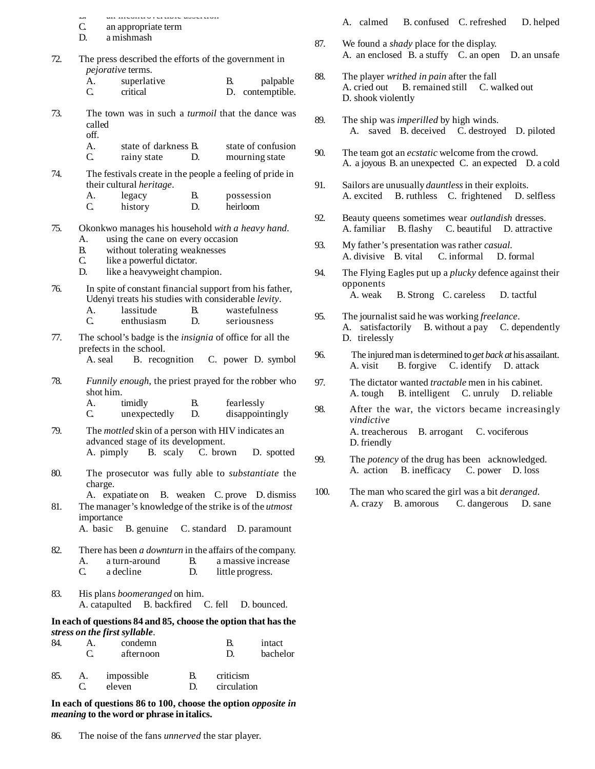B. an incontrovertible assertion
C. an appropriate term
D. a mishmash

72. The press described the efforts of the government in *pejorative* terms.
A. superlative B. palpable
C. critical D. contemptible.

73. The town was in such a *turmoil* that the dance was called off.
A. state of darkness B. state of confusion
C. rainy state D. mourning state

74. The festivals create in the people a feeling of pride in their cultural *heritage*.
A. legacy B. possession
C. history D. heirloom

75. Okonkwo manages his household *with a heavy hand*.
A. using the cane on every occasion
B. without tolerating weaknesses
C. like a powerful dictator.
D. like a heavyweight champion.

76. In spite of constant financial support from his father, Udenyi treats his studies with considerable *levity*.
A. lassitude B. wastefulness
C. enthusiasm D. seriousness

77. The school's badge is the *insignia* of office for all the prefects in the school.
A. seal B. recognition C. power D. symbol

78. *Funnily enough*, the priest prayed for the robber who shot him.
A. timidly B. fearlessly
C. unexpectedly D. disappointingly

79. The *mottled* skin of a person with HIV indicates an advanced stage of its development.
A. pimply B. scaly C. brown D. spotted

80. The prosecutor was fully able to *substantiate* the charge.
A. expatiate on B. weaken C. prove D. dismiss

81. The manager's knowledge of the strike is of the *utmost* importance
A. basic B. genuine C. standard D. paramount

82. There has been *a downturn* in the affairs of the company.
A. a turn-around B. a massive increase
C. a decline D. little progress.

83. His plans *boomeranged* on him.
A. catapulted B. backfired C. fell D. bounced.

**In each of questions 84 and 85, choose the option that has the *stress on the first syllable*.**

84. A. condemn B. intact
C. afternoon D. bachelor

85. A. impossible B. criticism
C. eleven D. circulation

**In each of questions 86 to 100, choose the option *opposite in meaning* to the word or phrase in italics.**

86. The noise of the fans *unnerved* the star player.
A. calmed B. confused C. refreshed D. helped

87. We found a *shady* place for the display.
A. an enclosed B. a stuffy C. an open D. an unsafe

88. The player *writhed in pain* after the fall
A. cried out B. remained still C. walked out
D. shook violently

89. The ship was *imperilled* by high winds.
A. saved B. deceived C. destroyed D. piloted

90. The team got an *ecstatic* welcome from the crowd.
A. a joyous B. an unexpected C. an expected D. a cold

91. Sailors are unusually *dauntless* in their exploits.
A. excited B. ruthless C. frightened D. selfless

92. Beauty queens sometimes wear *outlandish* dresses.
A. familiar B. flashy C. beautiful D. attractive

93. My father's presentation was rather *casual*.
A. divisive B. vital C. informal D. formal

94. The Flying Eagles put up a *plucky* defence against their opponents
A. weak B. Strong C. careless D. tactful

95. The journalist said he was working *freelance*.
A. satisfactorily B. without a pay C. dependently
D. tirelessly

96. The injured man is determined to *get back at* his assailant.
A. visit B. forgive C. identify D. attack

97. The dictator wanted *tractable* men in his cabinet.
A. tough B. intelligent C. unruly D. reliable

98. After the war, the victors became increasingly *vindictive*
A. treacherous B. arrogant C. vociferous
D. friendly

99. The *potency* of the drug has been acknowledged.
A. action B. inefficacy C. power D. loss

100. The man who scared the girl was a bit *deranged*.
A. crazy B. amorous C. dangerous D. sane